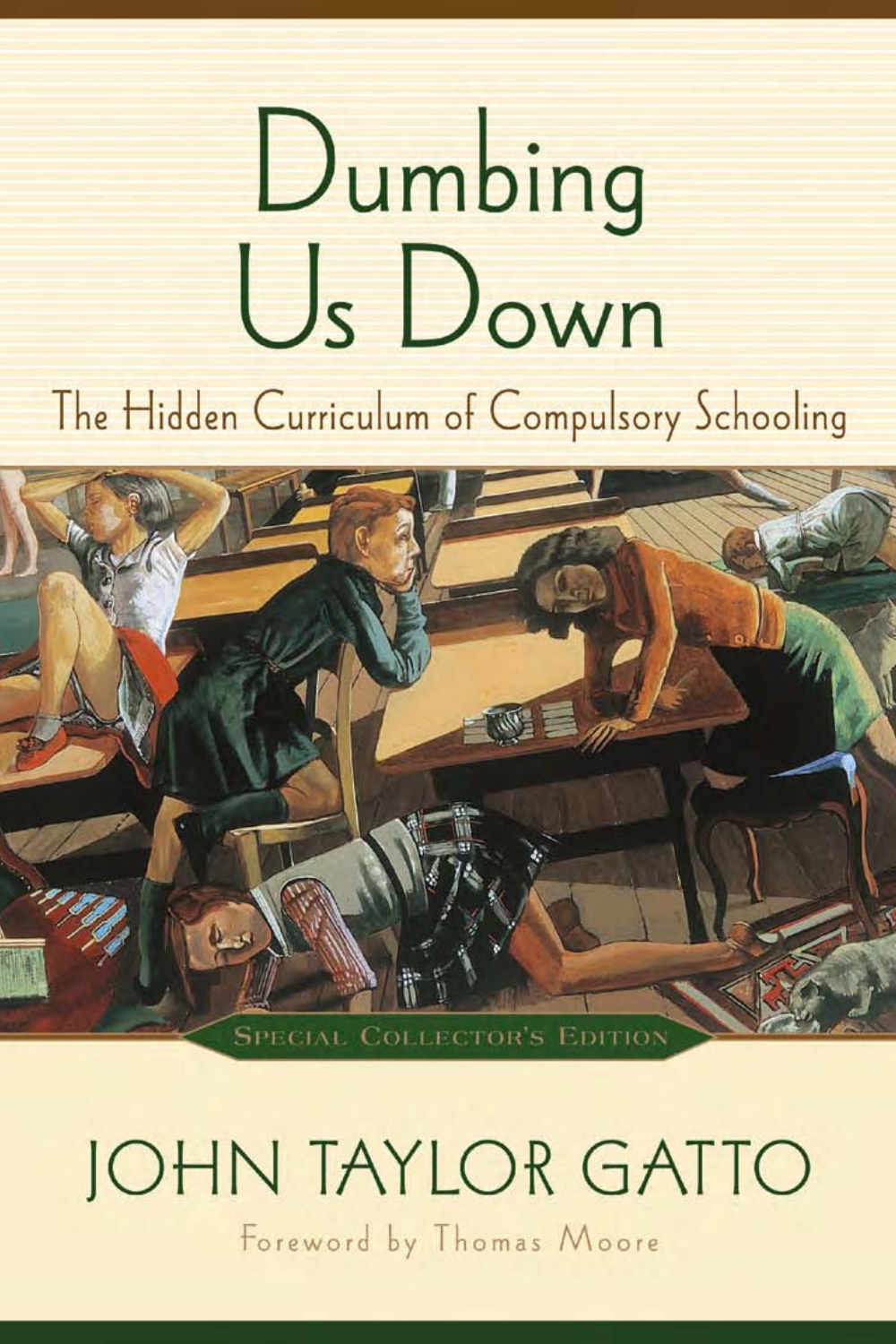# Dumbing Us Down

## The Hidden Curriculum of Compulsory Schooling

SPECIAL COLLECTOR'S EDITION

JOHN TAYLOR GATTO

Foreword by Thomas Moore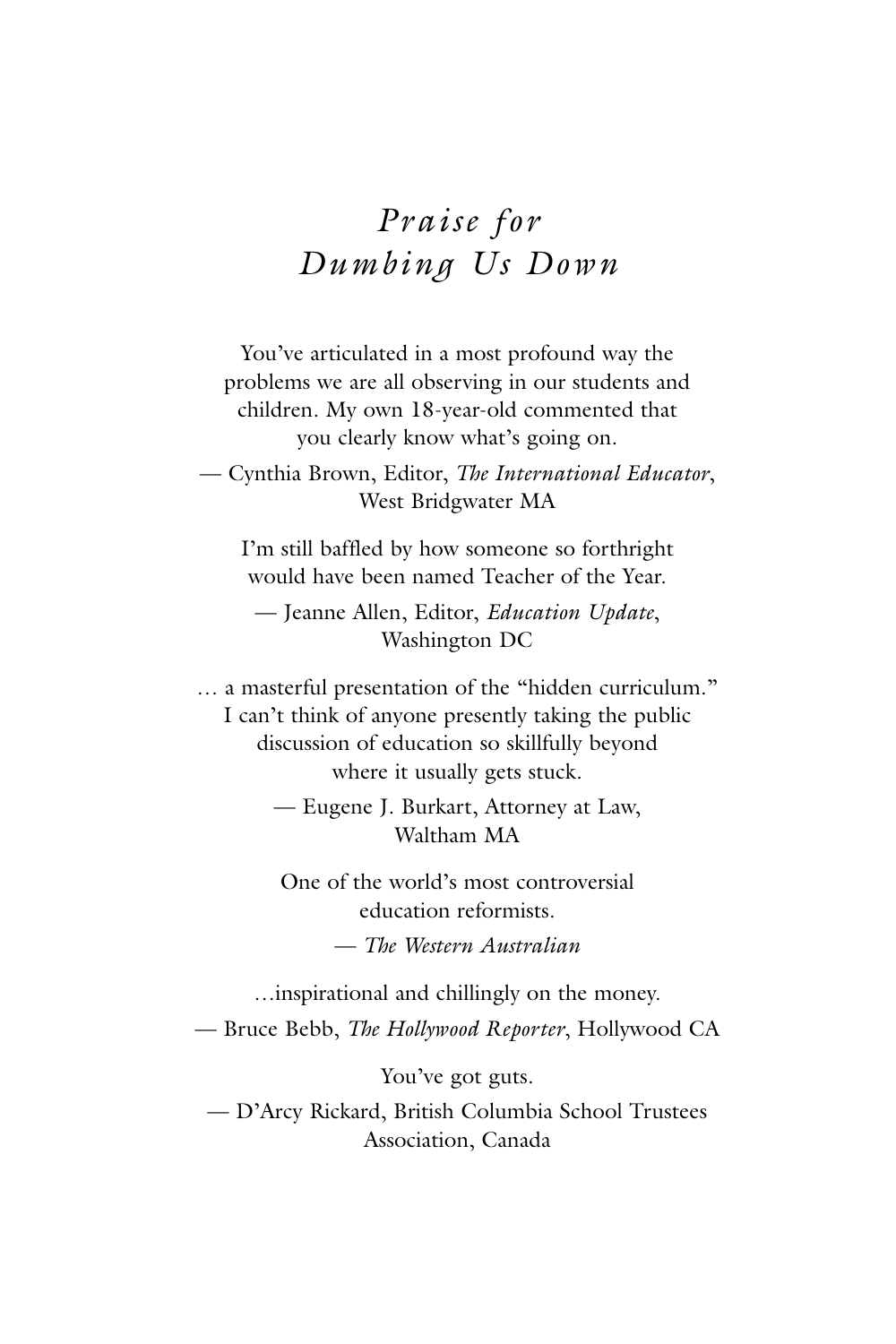# *Praise for Dumbing Us Down*

You've articulated in a most profound way the problems we are all observing in our students and children. My own 18-year-old commented that you clearly know what's going on.

— Cynthia Brown, Editor, *The International Educator*, West Bridgwater MA

I'm still baffled by how someone so forthright would have been named Teacher of the Year.

— Jeanne Allen, Editor, *Education Update*, Washington DC

… a masterful presentation of the "hidden curriculum." I can't think of anyone presently taking the public discussion of education so skillfully beyond where it usually gets stuck.

— Eugene J. Burkart, Attorney at Law, Waltham MA

One of the world's most controversial education reformists.

— *The Western Australian*

…inspirational and chillingly on the money.

— Bruce Bebb, *The Hollywood Reporter*, Hollywood CA

You've got guts.

— D'Arcy Rickard, British Columbia School Trustees Association, Canada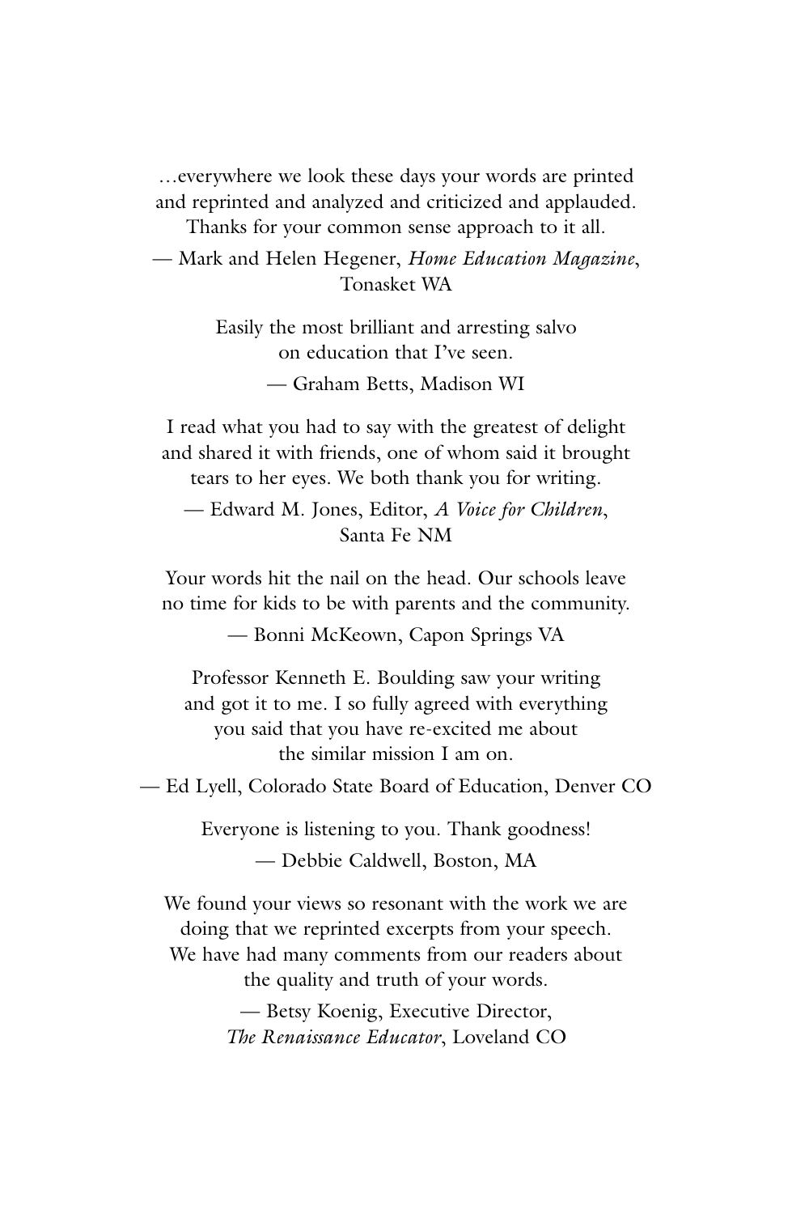…everywhere we look these days your words are printed and reprinted and analyzed and criticized and applauded. Thanks for your common sense approach to it all.

— Mark and Helen Hegener, *Home Education Magazine*, Tonasket WA

Easily the most brilliant and arresting salvo on education that I've seen.

— Graham Betts, Madison WI

I read what you had to say with the greatest of delight and shared it with friends, one of whom said it brought tears to her eyes. We both thank you for writing.

— Edward M. Jones, Editor, *A Voice for Children*, Santa Fe NM

Your words hit the nail on the head. Our schools leave no time for kids to be with parents and the community.

— Bonni McKeown, Capon Springs VA

Professor Kenneth E. Boulding saw your writing and got it to me. I so fully agreed with everything you said that you have re-excited me about the similar mission I am on.

— Ed Lyell, Colorado State Board of Education, Denver CO

Everyone is listening to you. Thank goodness!

— Debbie Caldwell, Boston, MA

We found your views so resonant with the work we are doing that we reprinted excerpts from your speech. We have had many comments from our readers about the quality and truth of your words.

— Betsy Koenig, Executive Director, *The Renaissance Educator*, Loveland CO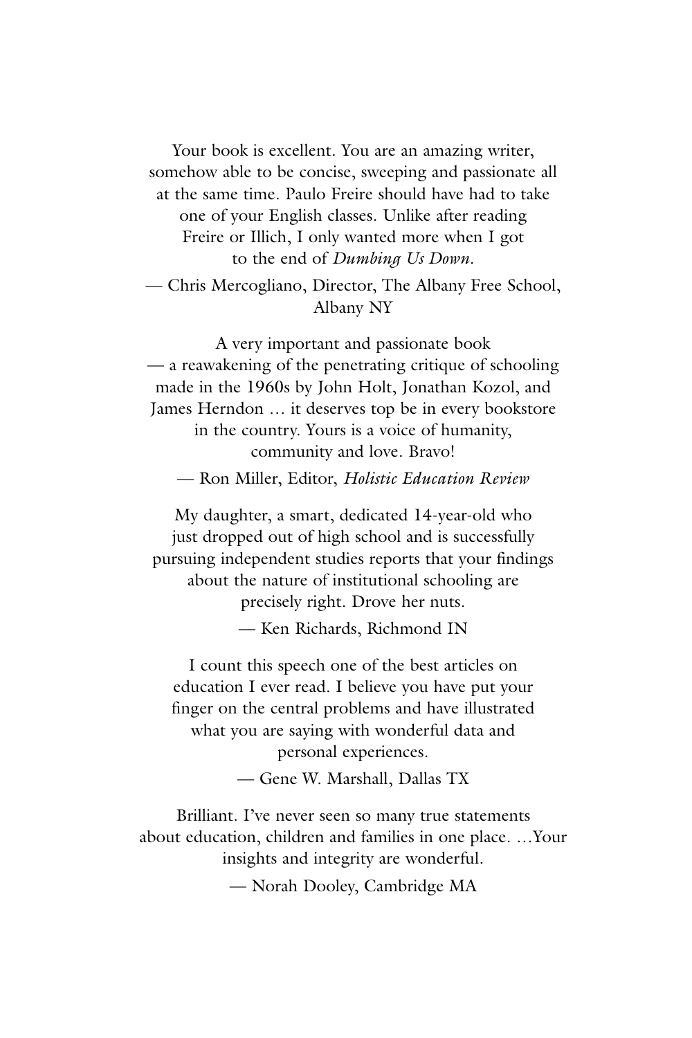Your book is excellent. You are an amazing writer, somehow able to be concise, sweeping and passionate all at the same time. Paulo Freire should have had to take one of your English classes. Unlike after reading Freire or Illich, I only wanted more when I got to the end of *Dumbing Us Down*.

— Chris Mercogliano, Director, The Albany Free School, Albany NY

A very important and passionate book — a reawakening of the penetrating critique of schooling made in the 1960s by John Holt, Jonathan Kozol, and James Herndon … it deserves top be in every bookstore in the country. Yours is a voice of humanity, community and love. Bravo!

— Ron Miller, Editor, *Holistic Education Review*

My daughter, a smart, dedicated 14-year-old who just dropped out of high school and is successfully pursuing independent studies reports that your findings about the nature of institutional schooling are precisely right. Drove her nuts.

— Ken Richards, Richmond IN

I count this speech one of the best articles on education I ever read. I believe you have put your finger on the central problems and have illustrated what you are saying with wonderful data and personal experiences.

— Gene W. Marshall, Dallas TX

Brilliant. I've never seen so many true statements about education, children and families in one place. …Your insights and integrity are wonderful.

— Norah Dooley, Cambridge MA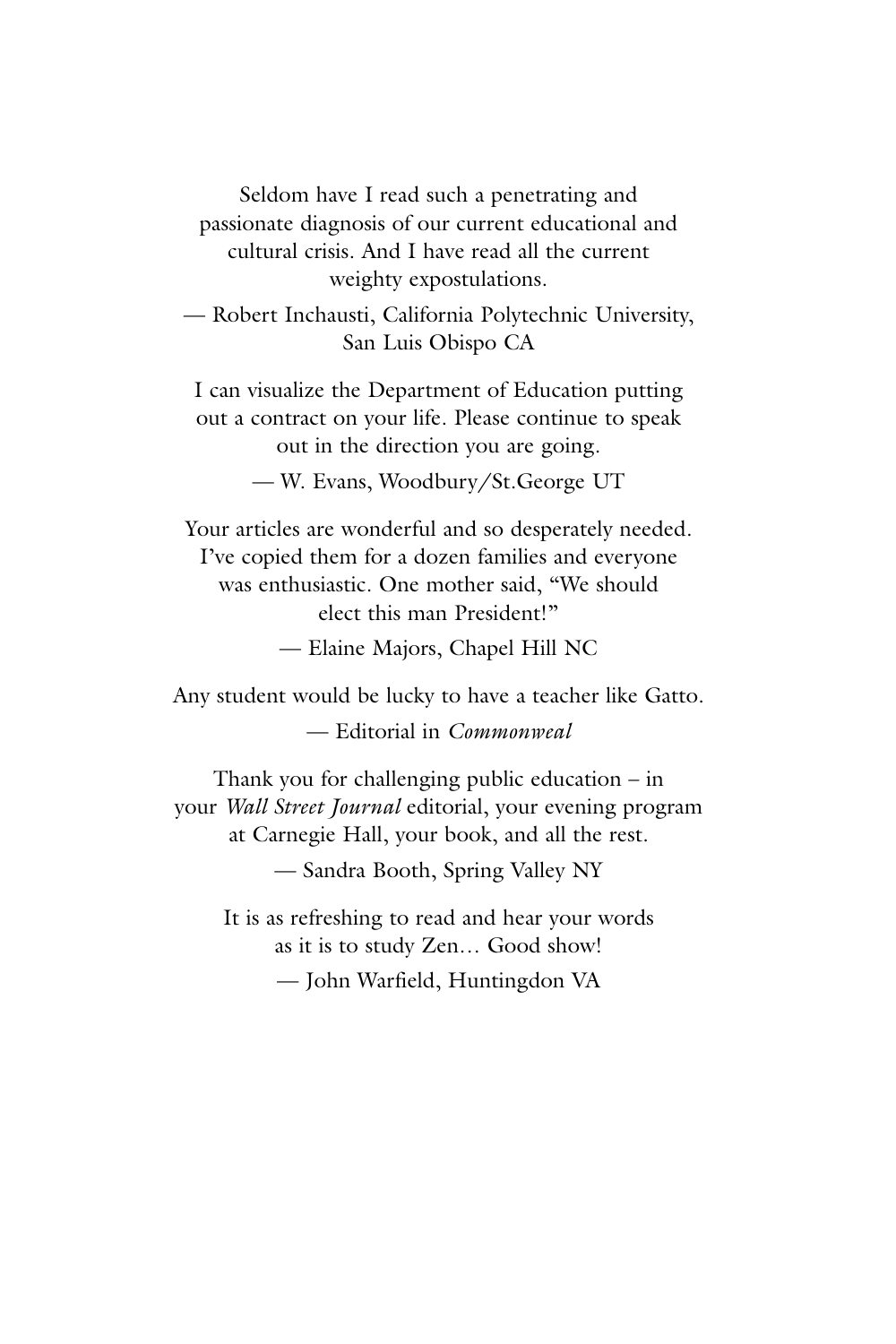Seldom have I read such a penetrating and passionate diagnosis of our current educational and cultural crisis. And I have read all the current weighty expostulations.

— Robert Inchausti, California Polytechnic University, San Luis Obispo CA

I can visualize the Department of Education putting out a contract on your life. Please continue to speak out in the direction you are going.

— W. Evans, Woodbury/St.George UT

Your articles are wonderful and so desperately needed. I've copied them for a dozen families and everyone was enthusiastic. One mother said, "We should elect this man President!"

— Elaine Majors, Chapel Hill NC

Any student would be lucky to have a teacher like Gatto.

— Editorial in *Commonweal*

Thank you for challenging public education – in your *Wall Street Journal* editorial, your evening program at Carnegie Hall, your book, and all the rest.

— Sandra Booth, Spring Valley NY

It is as refreshing to read and hear your words as it is to study Zen… Good show!

— John Warfield, Huntingdon VA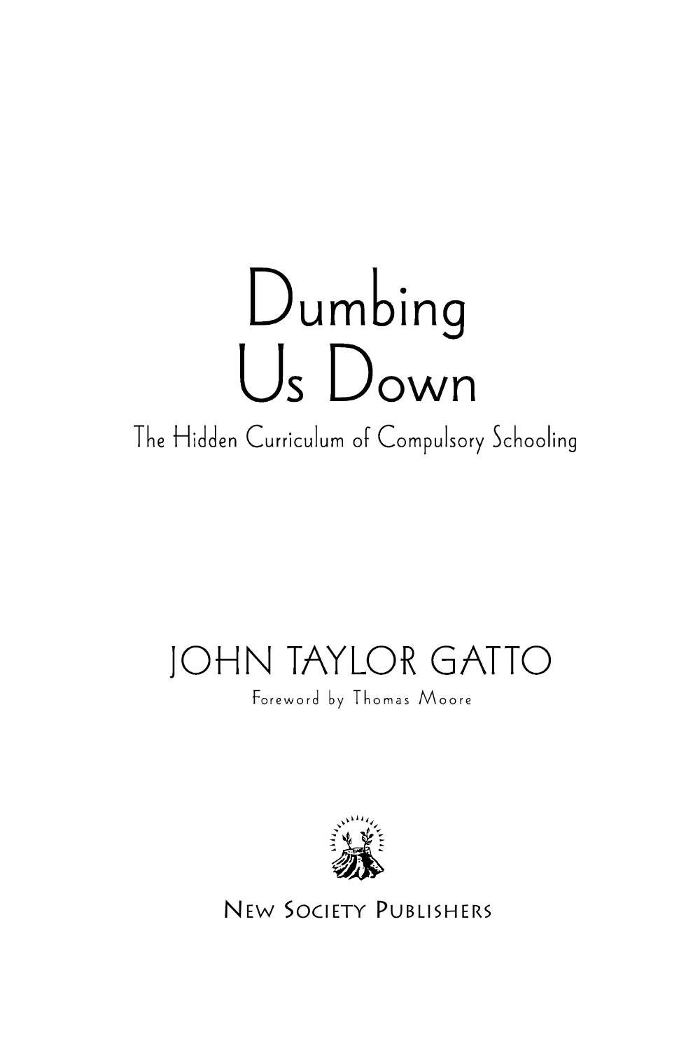# Dumbing Us Down

## The Hidden Curriculum of Compulsory Schooling

JOHN TAYLOR GATTO

Foreword by Thomas Moore

NEW SOCIETY PUBLISHERS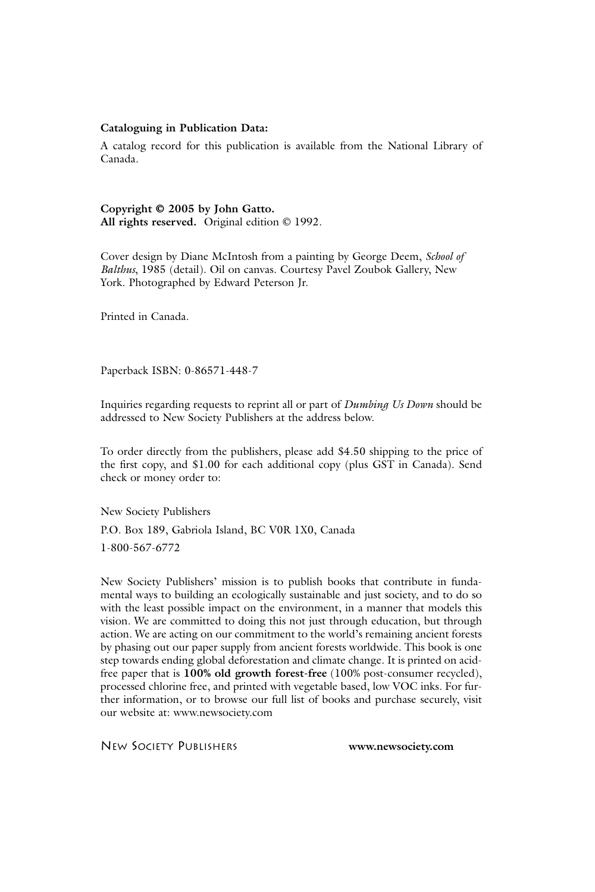**Cataloguing in Publication Data:**

A catalog record for this publication is available from the National Library of Canada.

**Copyright © 2005 by John Gatto.**
**All rights reserved.** Original edition © 1992.

Cover design by Diane McIntosh from a painting by George Deem, *School of Balthus*, 1985 (detail). Oil on canvas. Courtesy Pavel Zoubok Gallery, New York. Photographed by Edward Peterson Jr.

Printed in Canada.

Paperback ISBN: 0-86571-448-7

Inquiries regarding requests to reprint all or part of *Dumbing Us Down* should be addressed to New Society Publishers at the address below.

To order directly from the publishers, please add $4.50 shipping to the price of the first copy, and $1.00 for each additional copy (plus GST in Canada). Send check or money order to:

New Society Publishers

P.O. Box 189, Gabriola Island, BC V0R 1X0, Canada

1-800-567-6772

New Society Publishers' mission is to publish books that contribute in fundamental ways to building an ecologically sustainable and just society, and to do so with the least possible impact on the environment, in a manner that models this vision. We are committed to doing this not just through education, but through action. We are acting on our commitment to the world's remaining ancient forests by phasing out our paper supply from ancient forests worldwide. This book is one step towards ending global deforestation and climate change. It is printed on acid-free paper that is **100% old growth forest-free** (100% post-consumer recycled), processed chlorine free, and printed with vegetable based, low VOC inks. For further information, or to browse our full list of books and purchase securely, visit our website at: www.newsociety.com

NEW SOCIETY PUBLISHERS **www.newsociety.com**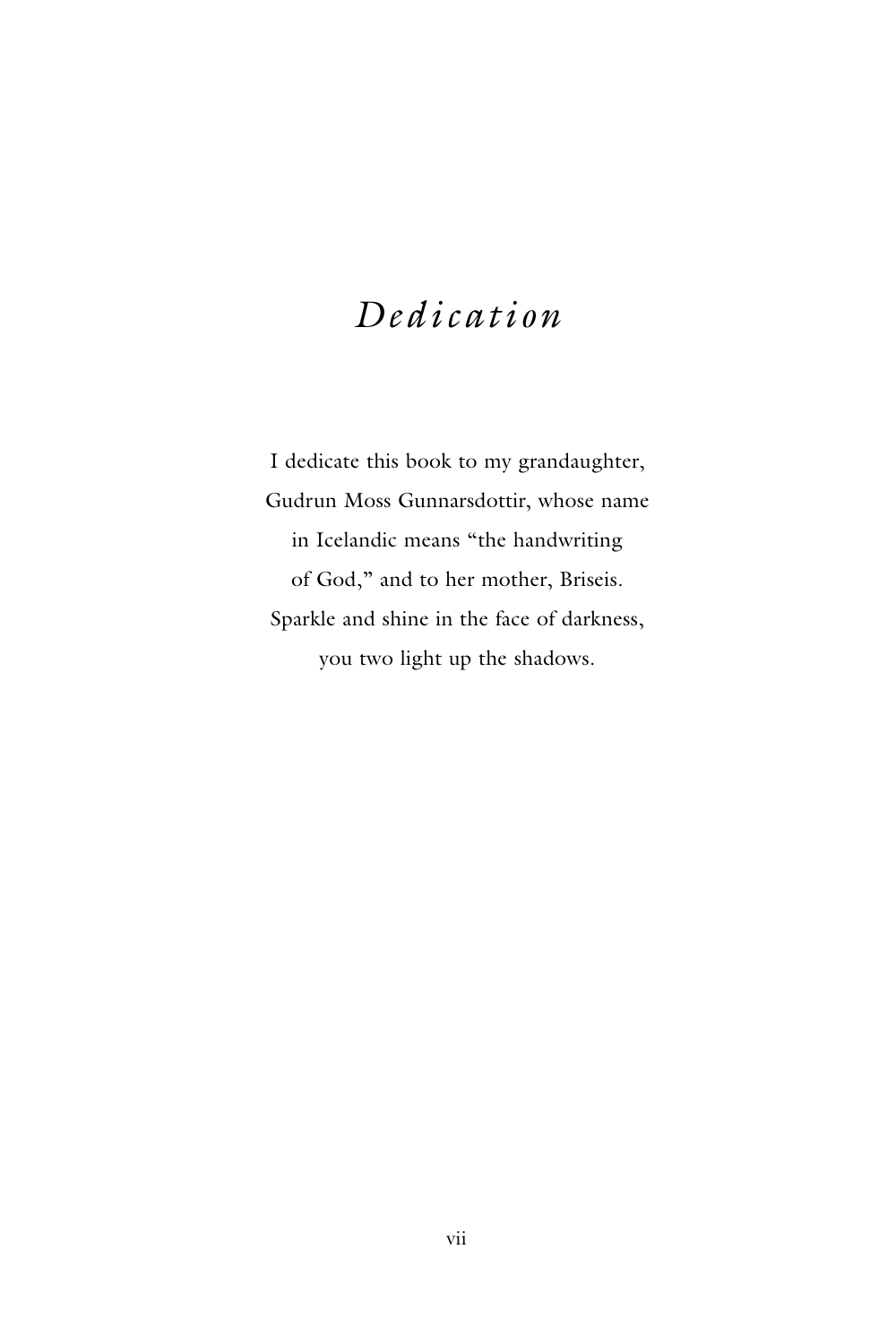# *Dedication*

I dedicate this book to my grandaughter, Gudrun Moss Gunnarsdottir, whose name in Icelandic means "the handwriting of God," and to her mother, Briseis. Sparkle and shine in the face of darkness, you two light up the shadows.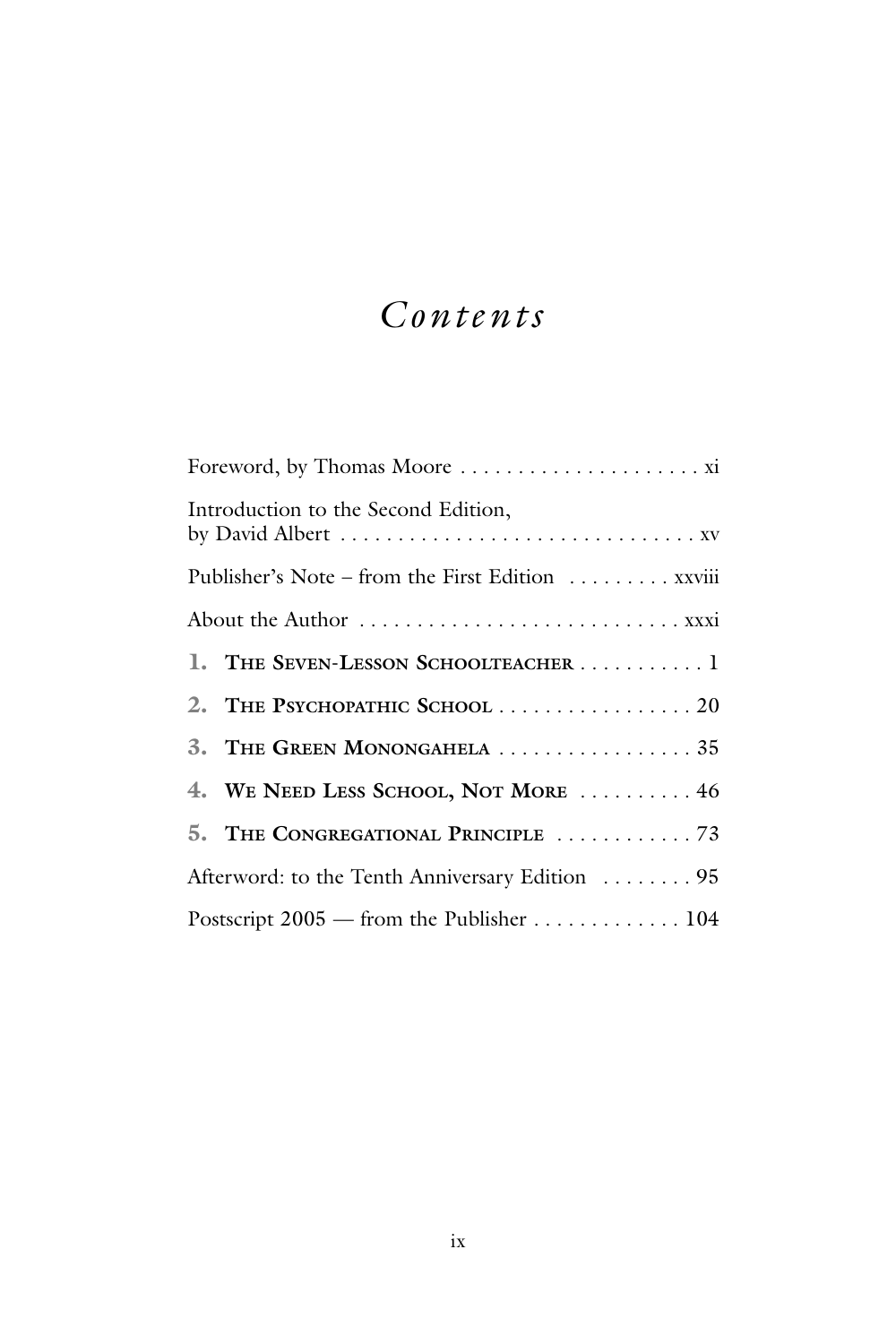# *Contents*

Foreword, by Thomas Moore . . . . . . . . . . . . . . . . . . . . . xi

Introduction to the Second Edition,
by David Albert . . . . . . . . . . . . . . . . . . . . . . . . . . . . . . . xv

Publisher's Note – from the First Edition . . . . . . . . . xxviii

About the Author . . . . . . . . . . . . . . . . . . . . . . . . . . . . xxxi

1. **THE SEVEN-LESSON SCHOOLTEACHER** . . . . . . . . . . . 1
2. **THE PSYCHOPATHIC SCHOOL** . . . . . . . . . . . . . . . . . 20
3. **THE GREEN MONONGAHELA** . . . . . . . . . . . . . . . . . 35
4. **WE NEED LESS SCHOOL, NOT MORE** . . . . . . . . . . 46
5. **THE CONGREGATIONAL PRINCIPLE** . . . . . . . . . . . . 73

Afterword: to the Tenth Anniversary Edition . . . . . . . . 95

Postscript 2005 — from the Publisher . . . . . . . . . . . . . 104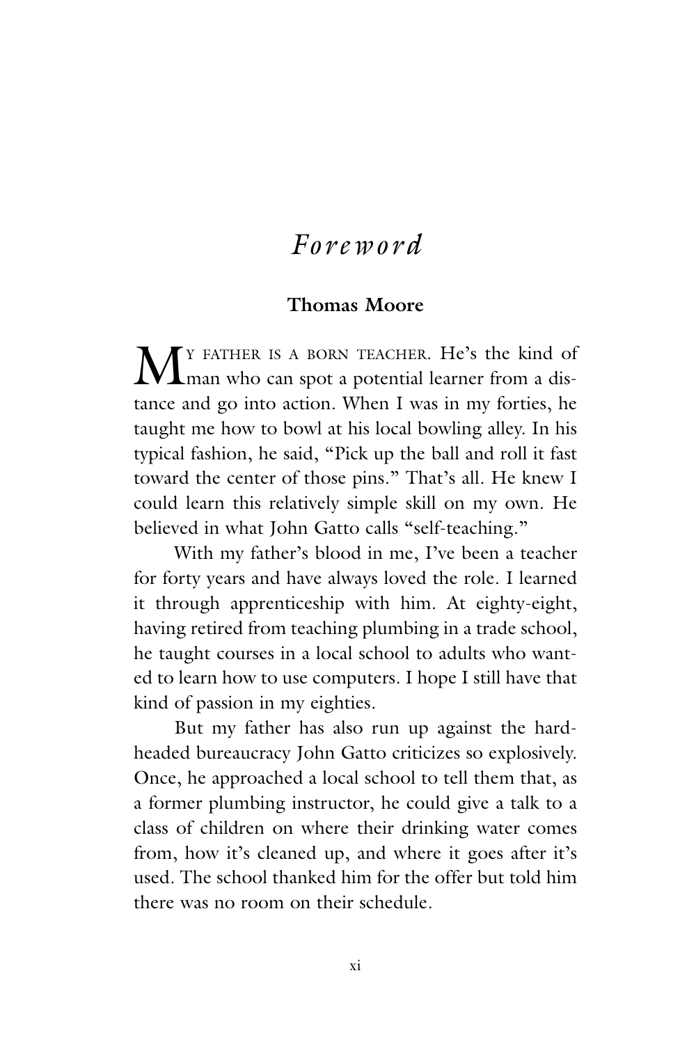# *Foreword*

**Thomas Moore**

My father is a born teacher. He's the kind of man who can spot a potential learner from a distance and go into action. When I was in my forties, he taught me how to bowl at his local bowling alley. In his typical fashion, he said, "Pick up the ball and roll it fast toward the center of those pins." That's all. He knew I could learn this relatively simple skill on my own. He believed in what John Gatto calls "self-teaching."

With my father's blood in me, I've been a teacher for forty years and have always loved the role. I learned it through apprenticeship with him. At eighty-eight, having retired from teaching plumbing in a trade school, he taught courses in a local school to adults who wanted to learn how to use computers. I hope I still have that kind of passion in my eighties.

But my father has also run up against the hard-headed bureaucracy John Gatto criticizes so explosively. Once, he approached a local school to tell them that, as a former plumbing instructor, he could give a talk to a class of children on where their drinking water comes from, how it's cleaned up, and where it goes after it's used. The school thanked him for the offer but told him there was no room on their schedule.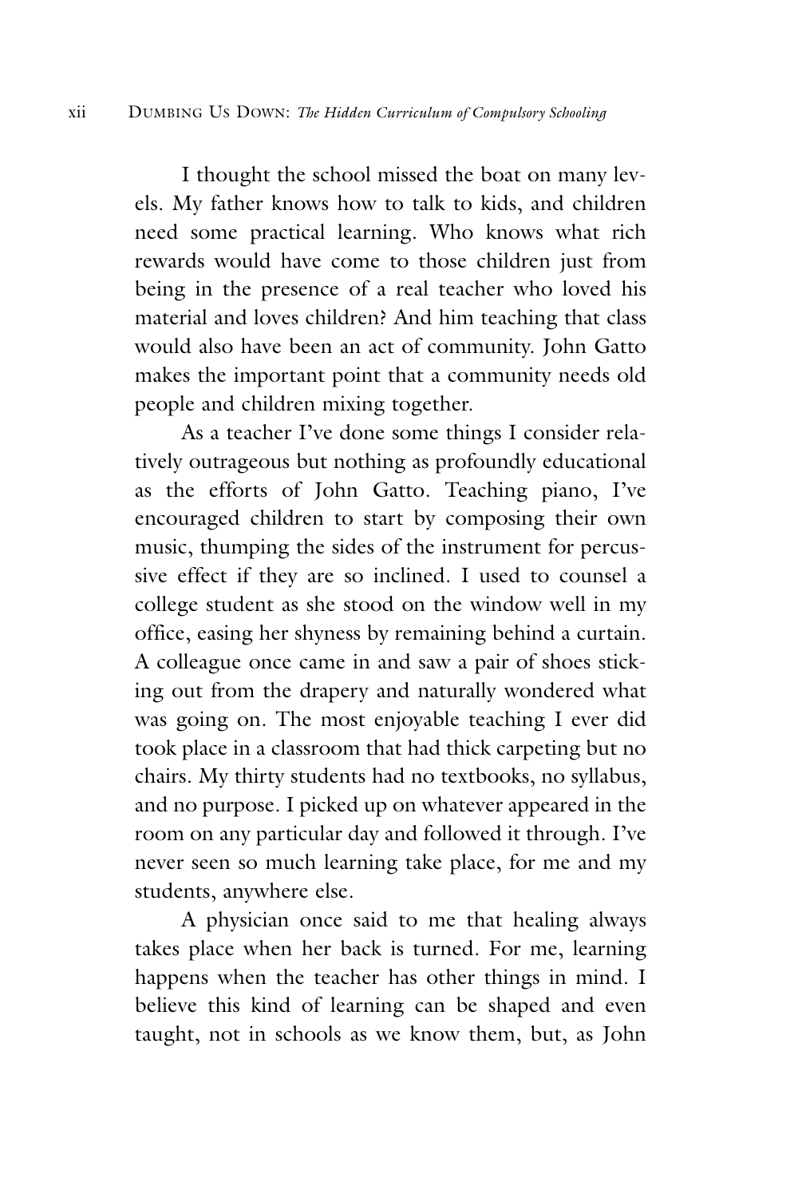I thought the school missed the boat on many levels. My father knows how to talk to kids, and children need some practical learning. Who knows what rich rewards would have come to those children just from being in the presence of a real teacher who loved his material and loves children? And him teaching that class would also have been an act of community. John Gatto makes the important point that a community needs old people and children mixing together.

As a teacher I've done some things I consider relatively outrageous but nothing as profoundly educational as the efforts of John Gatto. Teaching piano, I've encouraged children to start by composing their own music, thumping the sides of the instrument for percussive effect if they are so inclined. I used to counsel a college student as she stood on the window well in my office, easing her shyness by remaining behind a curtain. A colleague once came in and saw a pair of shoes sticking out from the drapery and naturally wondered what was going on. The most enjoyable teaching I ever did took place in a classroom that had thick carpeting but no chairs. My thirty students had no textbooks, no syllabus, and no purpose. I picked up on whatever appeared in the room on any particular day and followed it through. I've never seen so much learning take place, for me and my students, anywhere else.

A physician once said to me that healing always takes place when her back is turned. For me, learning happens when the teacher has other things in mind. I believe this kind of learning can be shaped and even taught, not in schools as we know them, but, as John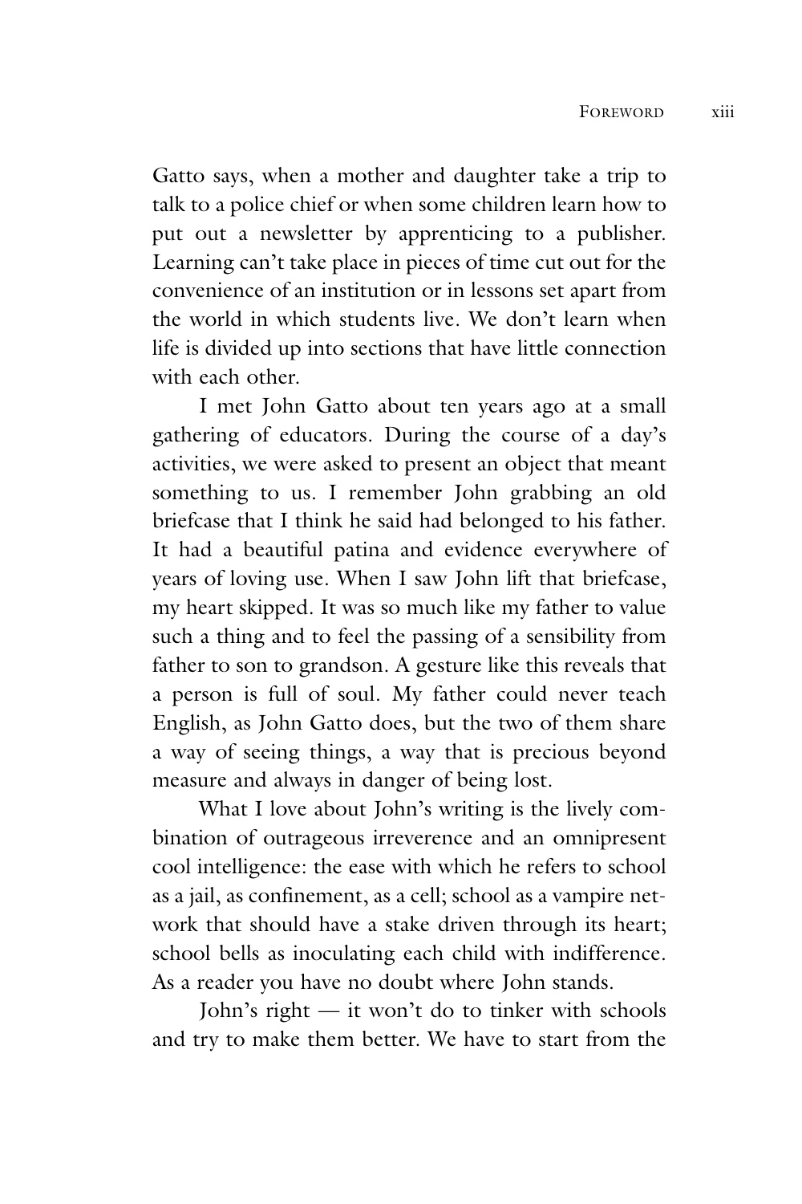Gatto says, when a mother and daughter take a trip to talk to a police chief or when some children learn how to put out a newsletter by apprenticing to a publisher. Learning can't take place in pieces of time cut out for the convenience of an institution or in lessons set apart from the world in which students live. We don't learn when life is divided up into sections that have little connection with each other.

I met John Gatto about ten years ago at a small gathering of educators. During the course of a day's activities, we were asked to present an object that meant something to us. I remember John grabbing an old briefcase that I think he said had belonged to his father. It had a beautiful patina and evidence everywhere of years of loving use. When I saw John lift that briefcase, my heart skipped. It was so much like my father to value such a thing and to feel the passing of a sensibility from father to son to grandson. A gesture like this reveals that a person is full of soul. My father could never teach English, as John Gatto does, but the two of them share a way of seeing things, a way that is precious beyond measure and always in danger of being lost.

What I love about John's writing is the lively combination of outrageous irreverence and an omnipresent cool intelligence: the ease with which he refers to school as a jail, as confinement, as a cell; school as a vampire network that should have a stake driven through its heart; school bells as inoculating each child with indifference. As a reader you have no doubt where John stands.

John's right — it won't do to tinker with schools and try to make them better. We have to start from the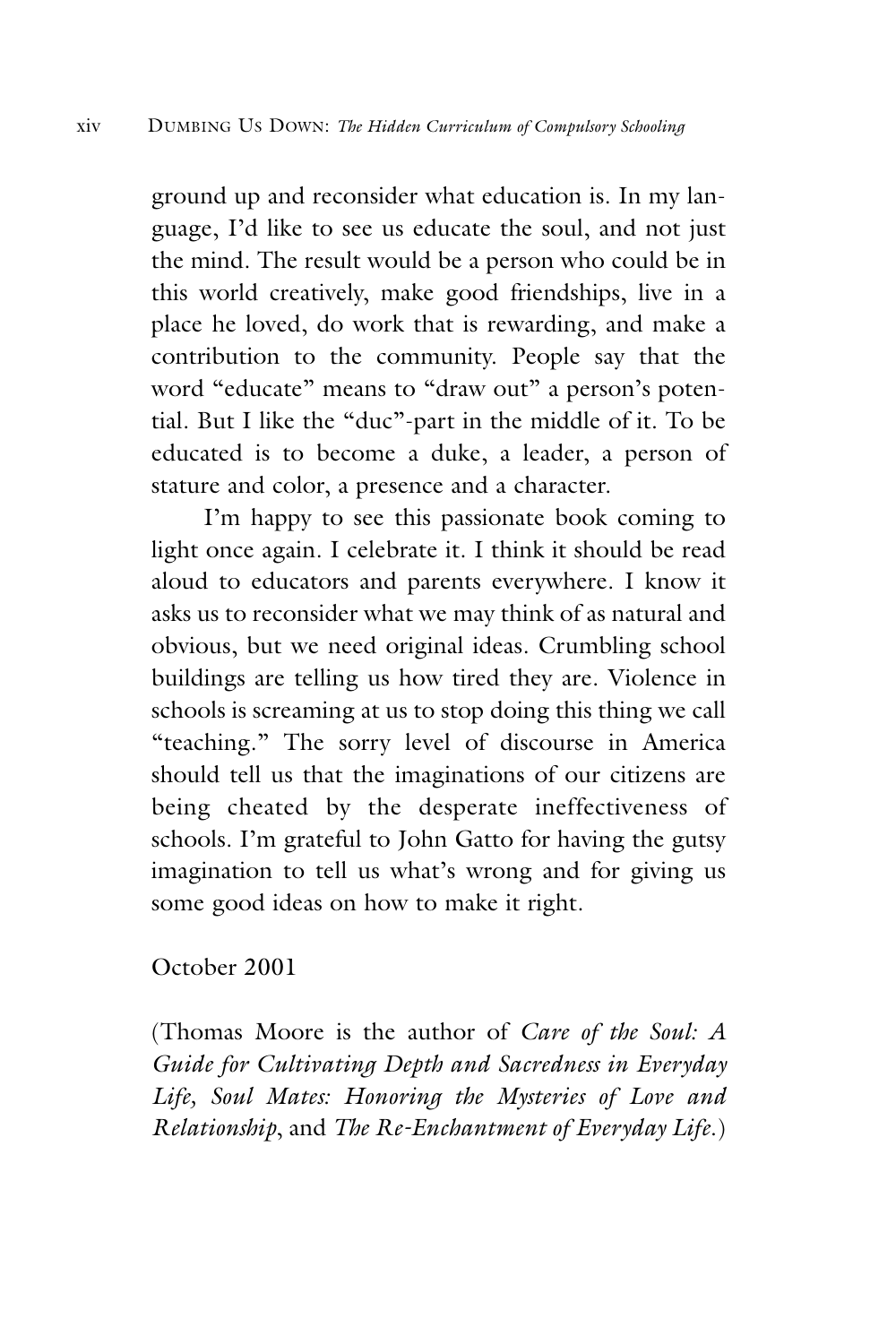ground up and reconsider what education is. In my language, I'd like to see us educate the soul, and not just the mind. The result would be a person who could be in this world creatively, make good friendships, live in a place he loved, do work that is rewarding, and make a contribution to the community. People say that the word "educate" means to "draw out" a person's potential. But I like the "duc"-part in the middle of it. To be educated is to become a duke, a leader, a person of stature and color, a presence and a character.

I'm happy to see this passionate book coming to light once again. I celebrate it. I think it should be read aloud to educators and parents everywhere. I know it asks us to reconsider what we may think of as natural and obvious, but we need original ideas. Crumbling school buildings are telling us how tired they are. Violence in schools is screaming at us to stop doing this thing we call "teaching." The sorry level of discourse in America should tell us that the imaginations of our citizens are being cheated by the desperate ineffectiveness of schools. I'm grateful to John Gatto for having the gutsy imagination to tell us what's wrong and for giving us some good ideas on how to make it right.

October 2001

(Thomas Moore is the author of *Care of the Soul: A Guide for Cultivating Depth and Sacredness in Everyday Life*, *Soul Mates: Honoring the Mysteries of Love and Relationship*, and *The Re-Enchantment of Everyday Life*.)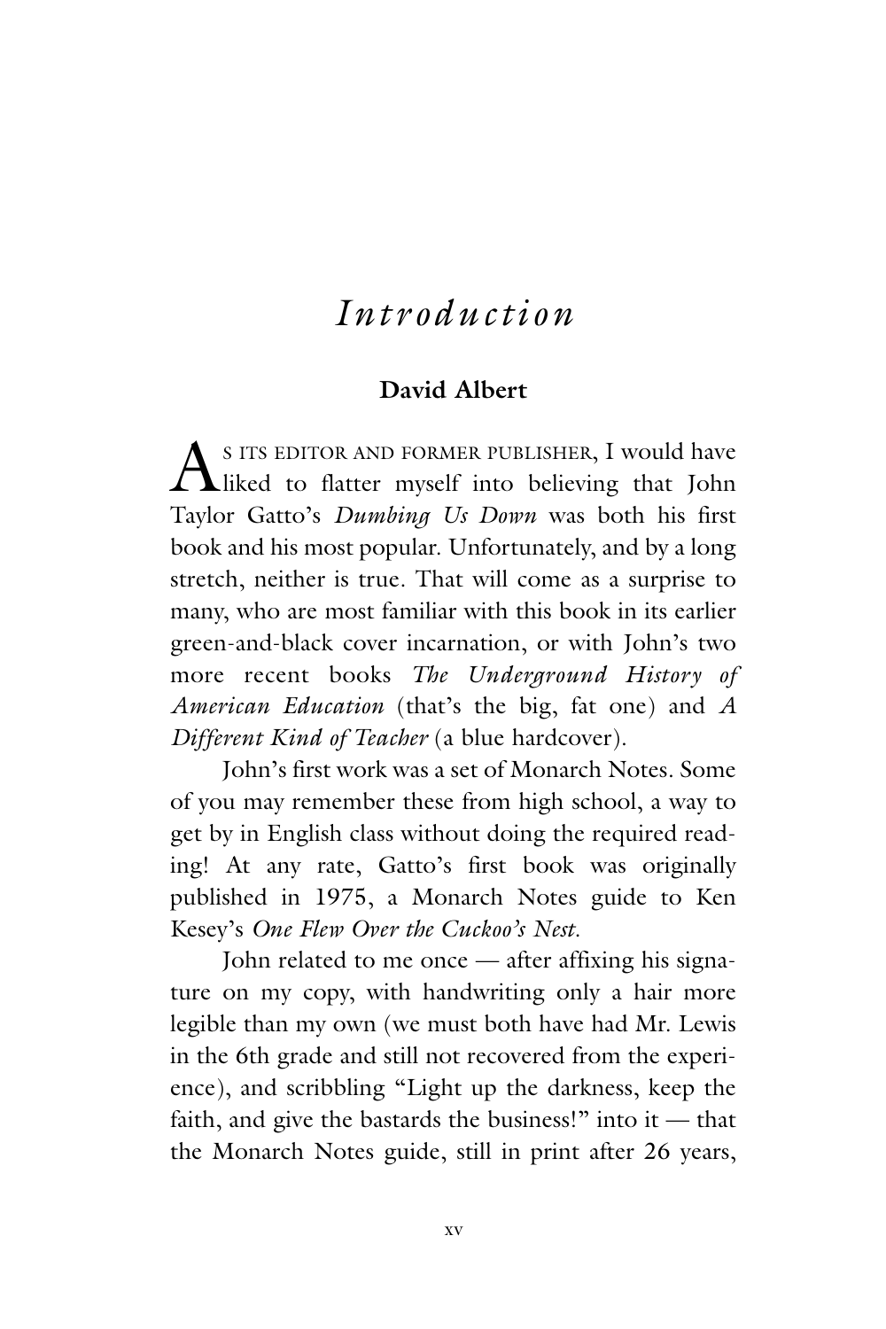# *Introduction*

**David Albert**

AS ITS EDITOR AND FORMER PUBLISHER, I would have liked to flatter myself into believing that John Taylor Gatto's *Dumbing Us Down* was both his first book and his most popular. Unfortunately, and by a long stretch, neither is true. That will come as a surprise to many, who are most familiar with this book in its earlier green-and-black cover incarnation, or with John's two more recent books *The Underground History of American Education* (that's the big, fat one) and *A Different Kind of Teacher* (a blue hardcover).

John's first work was a set of Monarch Notes. Some of you may remember these from high school, a way to get by in English class without doing the required reading! At any rate, Gatto's first book was originally published in 1975, a Monarch Notes guide to Ken Kesey's *One Flew Over the Cuckoo's Nest*.

John related to me once — after affixing his signature on my copy, with handwriting only a hair more legible than my own (we must both have had Mr. Lewis in the 6th grade and still not recovered from the experience), and scribbling "Light up the darkness, keep the faith, and give the bastards the business!" into it — that the Monarch Notes guide, still in print after 26 years,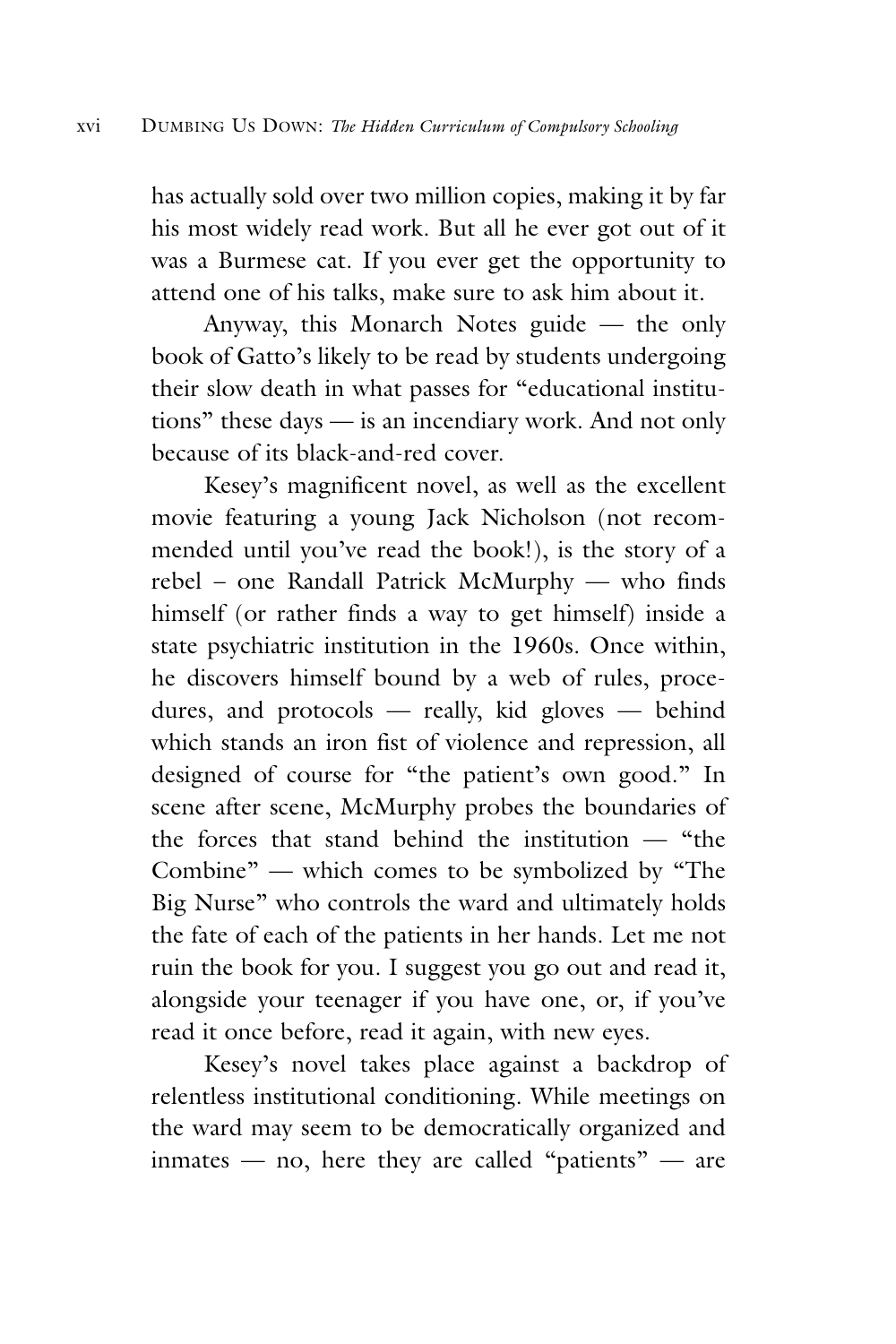has actually sold over two million copies, making it by far his most widely read work. But all he ever got out of it was a Burmese cat. If you ever get the opportunity to attend one of his talks, make sure to ask him about it.

Anyway, this Monarch Notes guide — the only book of Gatto's likely to be read by students undergoing their slow death in what passes for "educational institutions" these days — is an incendiary work. And not only because of its black-and-red cover.

Kesey's magnificent novel, as well as the excellent movie featuring a young Jack Nicholson (not recommended until you've read the book!), is the story of a rebel – one Randall Patrick McMurphy — who finds himself (or rather finds a way to get himself) inside a state psychiatric institution in the 1960s. Once within, he discovers himself bound by a web of rules, procedures, and protocols — really, kid gloves — behind which stands an iron fist of violence and repression, all designed of course for "the patient's own good." In scene after scene, McMurphy probes the boundaries of the forces that stand behind the institution — "the Combine" — which comes to be symbolized by "The Big Nurse" who controls the ward and ultimately holds the fate of each of the patients in her hands. Let me not ruin the book for you. I suggest you go out and read it, alongside your teenager if you have one, or, if you've read it once before, read it again, with new eyes.

Kesey's novel takes place against a backdrop of relentless institutional conditioning. While meetings on the ward may seem to be democratically organized and inmates — no, here they are called "patients" — are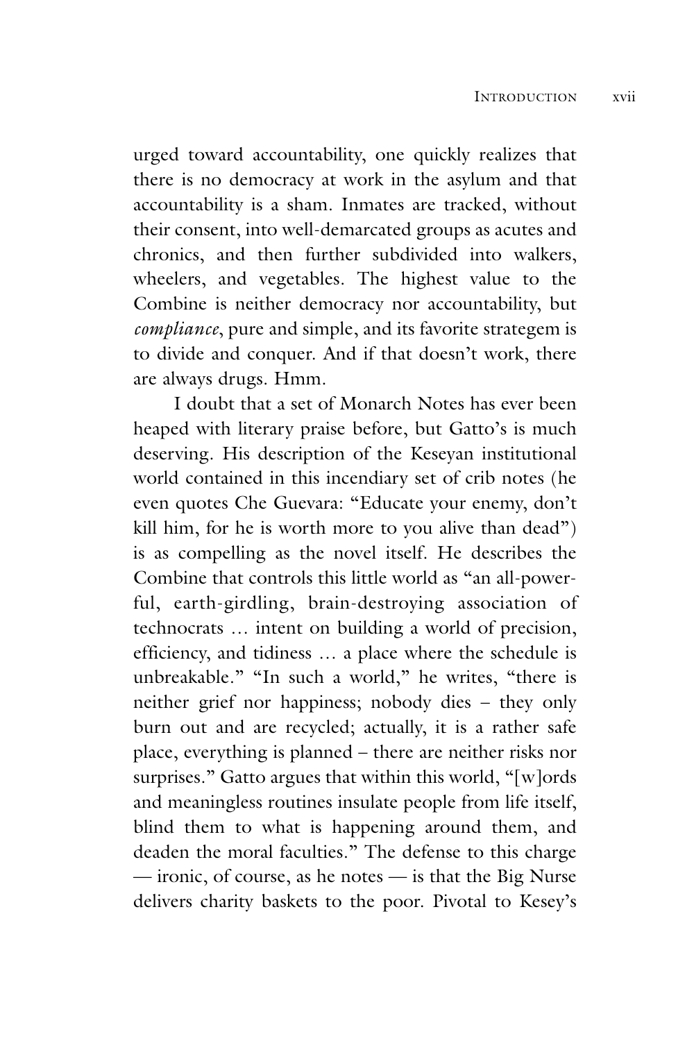urged toward accountability, one quickly realizes that there is no democracy at work in the asylum and that accountability is a sham. Inmates are tracked, without their consent, into well-demarcated groups as acutes and chronics, and then further subdivided into walkers, wheelers, and vegetables. The highest value to the Combine is neither democracy nor accountability, but *compliance*, pure and simple, and its favorite strategem is to divide and conquer. And if that doesn't work, there are always drugs. Hmm.

I doubt that a set of Monarch Notes has ever been heaped with literary praise before, but Gatto's is much deserving. His description of the Keseyan institutional world contained in this incendiary set of crib notes (he even quotes Che Guevara: "Educate your enemy, don't kill him, for he is worth more to you alive than dead") is as compelling as the novel itself. He describes the Combine that controls this little world as "an all-powerful, earth-girdling, brain-destroying association of technocrats … intent on building a world of precision, efficiency, and tidiness … a place where the schedule is unbreakable." "In such a world," he writes, "there is neither grief nor happiness; nobody dies – they only burn out and are recycled; actually, it is a rather safe place, everything is planned – there are neither risks nor surprises." Gatto argues that within this world, "[w]ords and meaningless routines insulate people from life itself, blind them to what is happening around them, and deaden the moral faculties." The defense to this charge — ironic, of course, as he notes — is that the Big Nurse delivers charity baskets to the poor. Pivotal to Kesey's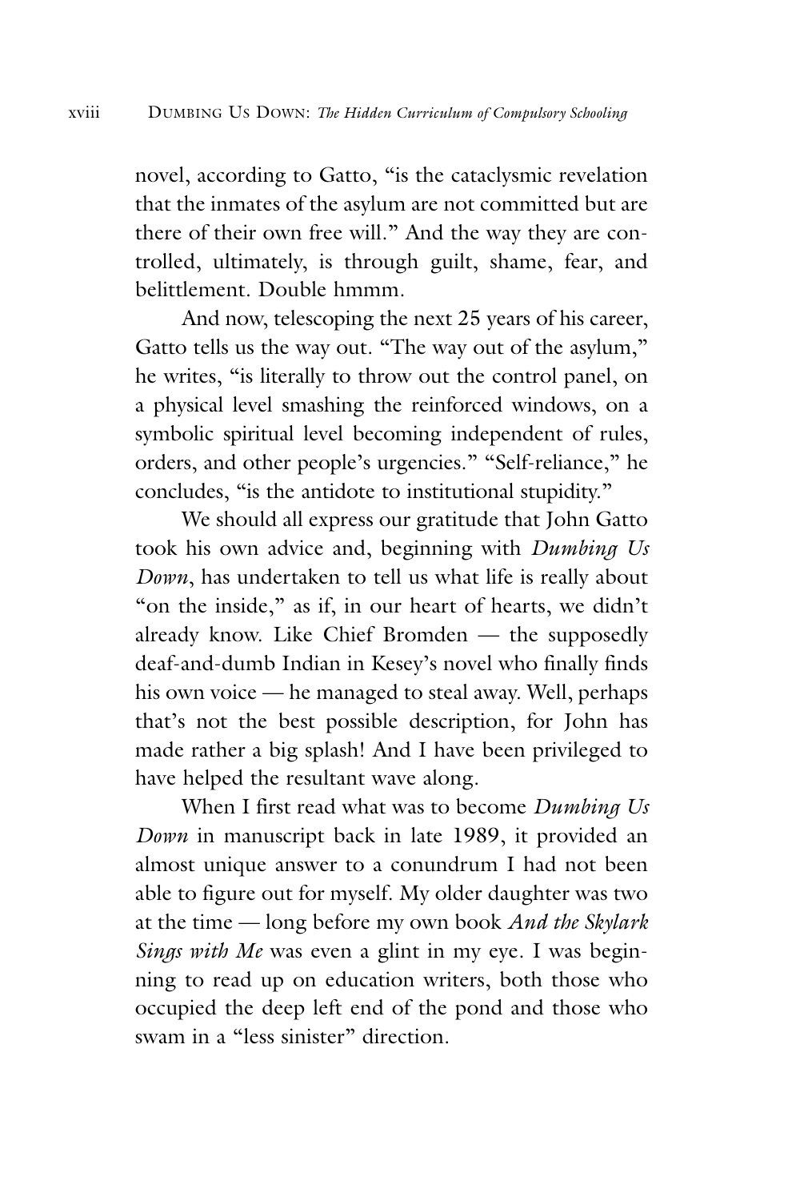novel, according to Gatto, "is the cataclysmic revelation that the inmates of the asylum are not committed but are there of their own free will." And the way they are controlled, ultimately, is through guilt, shame, fear, and belittlement. Double hmmm.

And now, telescoping the next 25 years of his career, Gatto tells us the way out. "The way out of the asylum," he writes, "is literally to throw out the control panel, on a physical level smashing the reinforced windows, on a symbolic spiritual level becoming independent of rules, orders, and other people's urgencies." "Self-reliance," he concludes, "is the antidote to institutional stupidity."

We should all express our gratitude that John Gatto took his own advice and, beginning with *Dumbing Us Down*, has undertaken to tell us what life is really about "on the inside," as if, in our heart of hearts, we didn't already know. Like Chief Bromden — the supposedly deaf-and-dumb Indian in Kesey's novel who finally finds his own voice — he managed to steal away. Well, perhaps that's not the best possible description, for John has made rather a big splash! And I have been privileged to have helped the resultant wave along.

When I first read what was to become *Dumbing Us Down* in manuscript back in late 1989, it provided an almost unique answer to a conundrum I had not been able to figure out for myself. My older daughter was two at the time — long before my own book *And the Skylark Sings with Me* was even a glint in my eye. I was beginning to read up on education writers, both those who occupied the deep left end of the pond and those who swam in a "less sinister" direction.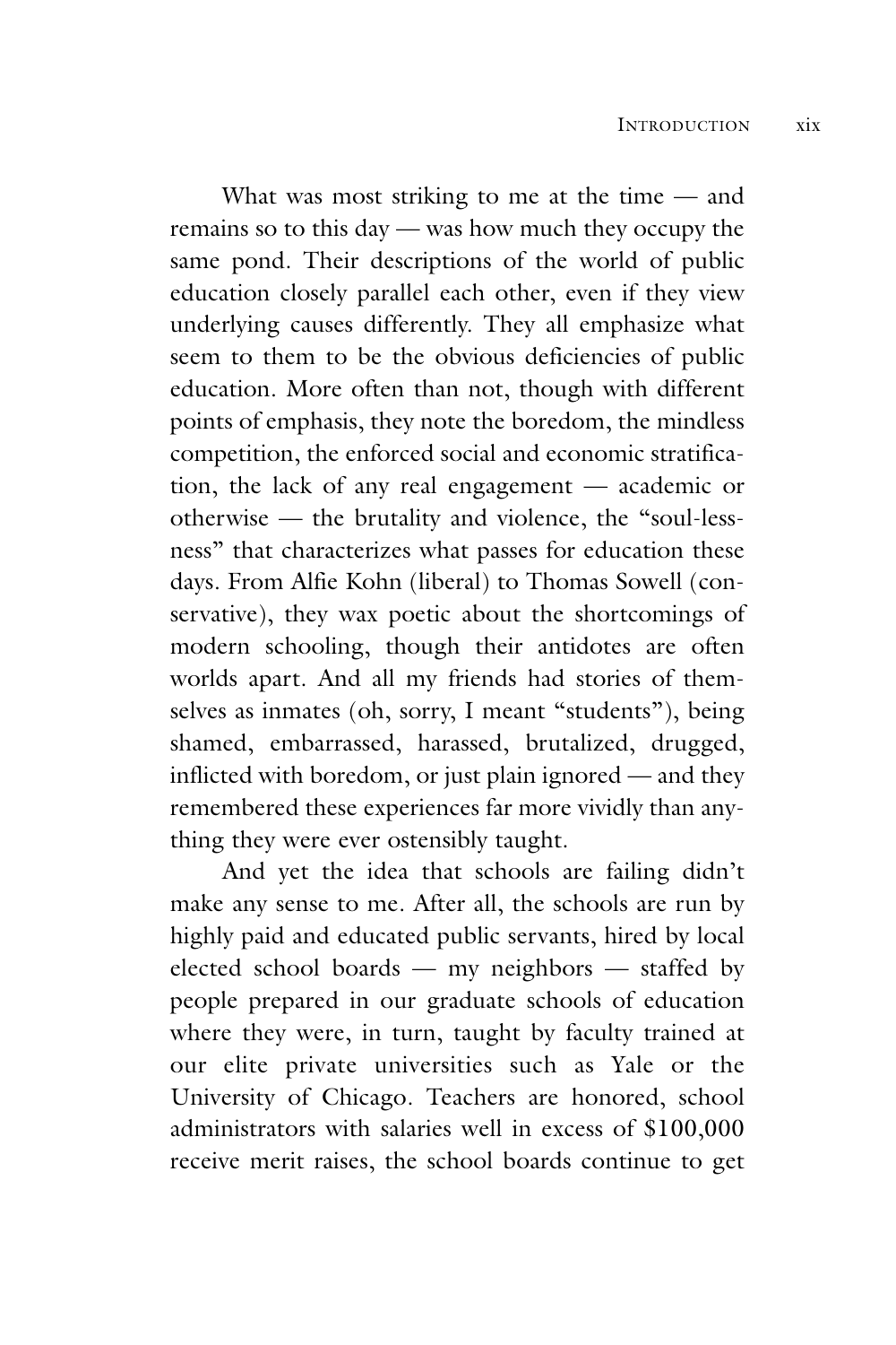What was most striking to me at the time — and remains so to this day — was how much they occupy the same pond. Their descriptions of the world of public education closely parallel each other, even if they view underlying causes differently. They all emphasize what seem to them to be the obvious deficiencies of public education. More often than not, though with different points of emphasis, they note the boredom, the mindless competition, the enforced social and economic stratification, the lack of any real engagement — academic or otherwise — the brutality and violence, the "soul-lessness" that characterizes what passes for education these days. From Alfie Kohn (liberal) to Thomas Sowell (conservative), they wax poetic about the shortcomings of modern schooling, though their antidotes are often worlds apart. And all my friends had stories of themselves as inmates (oh, sorry, I meant "students"), being shamed, embarrassed, harassed, brutalized, drugged, inflicted with boredom, or just plain ignored — and they remembered these experiences far more vividly than anything they were ever ostensibly taught.

And yet the idea that schools are failing didn't make any sense to me. After all, the schools are run by highly paid and educated public servants, hired by local elected school boards — my neighbors — staffed by people prepared in our graduate schools of education where they were, in turn, taught by faculty trained at our elite private universities such as Yale or the University of Chicago. Teachers are honored, school administrators with salaries well in excess of $100,000 receive merit raises, the school boards continue to get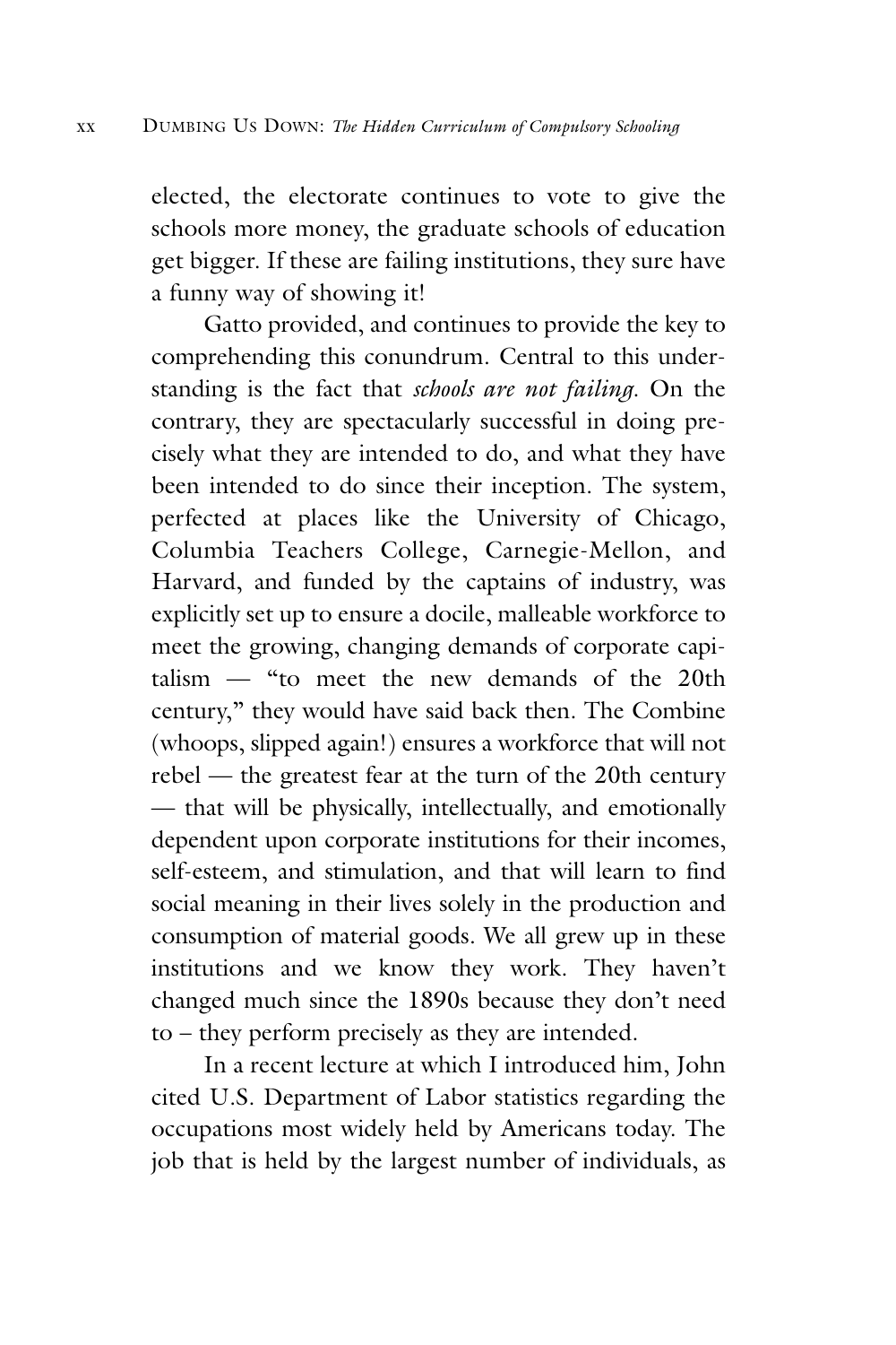elected, the electorate continues to vote to give the schools more money, the graduate schools of education get bigger. If these are failing institutions, they sure have a funny way of showing it!

Gatto provided, and continues to provide the key to comprehending this conundrum. Central to this understanding is the fact that *schools are not failing*. On the contrary, they are spectacularly successful in doing precisely what they are intended to do, and what they have been intended to do since their inception. The system, perfected at places like the University of Chicago, Columbia Teachers College, Carnegie-Mellon, and Harvard, and funded by the captains of industry, was explicitly set up to ensure a docile, malleable workforce to meet the growing, changing demands of corporate capitalism — "to meet the new demands of the 20th century," they would have said back then. The Combine (whoops, slipped again!) ensures a workforce that will not rebel — the greatest fear at the turn of the 20th century — that will be physically, intellectually, and emotionally dependent upon corporate institutions for their incomes, self-esteem, and stimulation, and that will learn to find social meaning in their lives solely in the production and consumption of material goods. We all grew up in these institutions and we know they work. They haven't changed much since the 1890s because they don't need to – they perform precisely as they are intended.

In a recent lecture at which I introduced him, John cited U.S. Department of Labor statistics regarding the occupations most widely held by Americans today. The job that is held by the largest number of individuals, as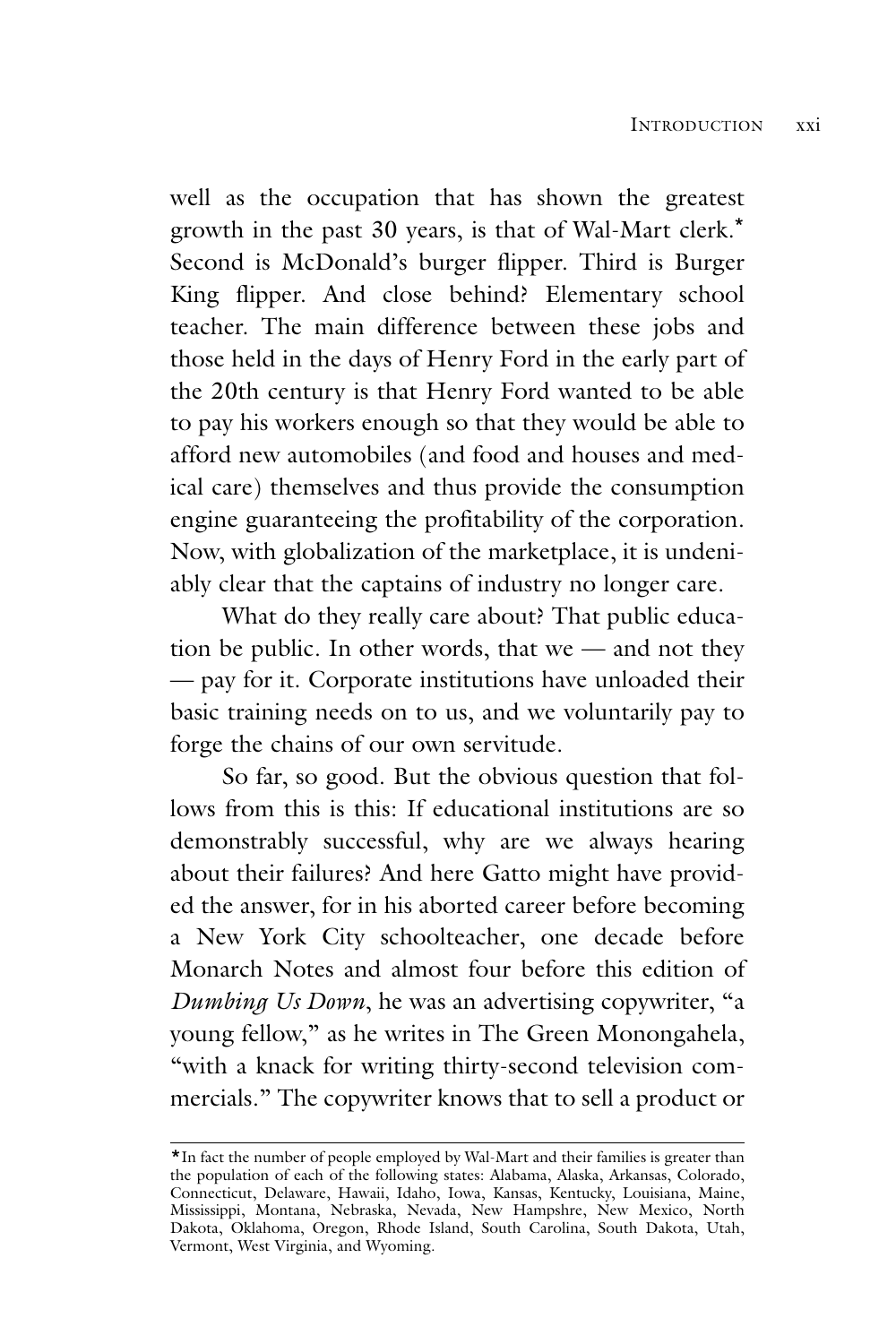well as the occupation that has shown the greatest growth in the past 30 years, is that of Wal-Mart clerk.* Second is McDonald's burger flipper. Third is Burger King flipper. And close behind? Elementary school teacher. The main difference between these jobs and those held in the days of Henry Ford in the early part of the 20th century is that Henry Ford wanted to be able to pay his workers enough so that they would be able to afford new automobiles (and food and houses and medical care) themselves and thus provide the consumption engine guaranteeing the profitability of the corporation. Now, with globalization of the marketplace, it is undeniably clear that the captains of industry no longer care.

What do they really care about? That public education be public. In other words, that we — and not they — pay for it. Corporate institutions have unloaded their basic training needs on to us, and we voluntarily pay to forge the chains of our own servitude.

So far, so good. But the obvious question that follows from this is this: If educational institutions are so demonstrably successful, why are we always hearing about their failures? And here Gatto might have provided the answer, for in his aborted career before becoming a New York City schoolteacher, one decade before Monarch Notes and almost four before this edition of *Dumbing Us Down*, he was an advertising copywriter, "a young fellow," as he writes in The Green Monongahela, "with a knack for writing thirty-second television commercials." The copywriter knows that to sell a product or

---

*In fact the number of people employed by Wal-Mart and their families is greater than the population of each of the following states: Alabama, Alaska, Arkansas, Colorado, Connecticut, Delaware, Hawaii, Idaho, Iowa, Kansas, Kentucky, Louisiana, Maine, Mississippi, Montana, Nebraska, Nevada, New Hampshre, New Mexico, North Dakota, Oklahoma, Oregon, Rhode Island, South Carolina, South Dakota, Utah, Vermont, West Virginia, and Wyoming.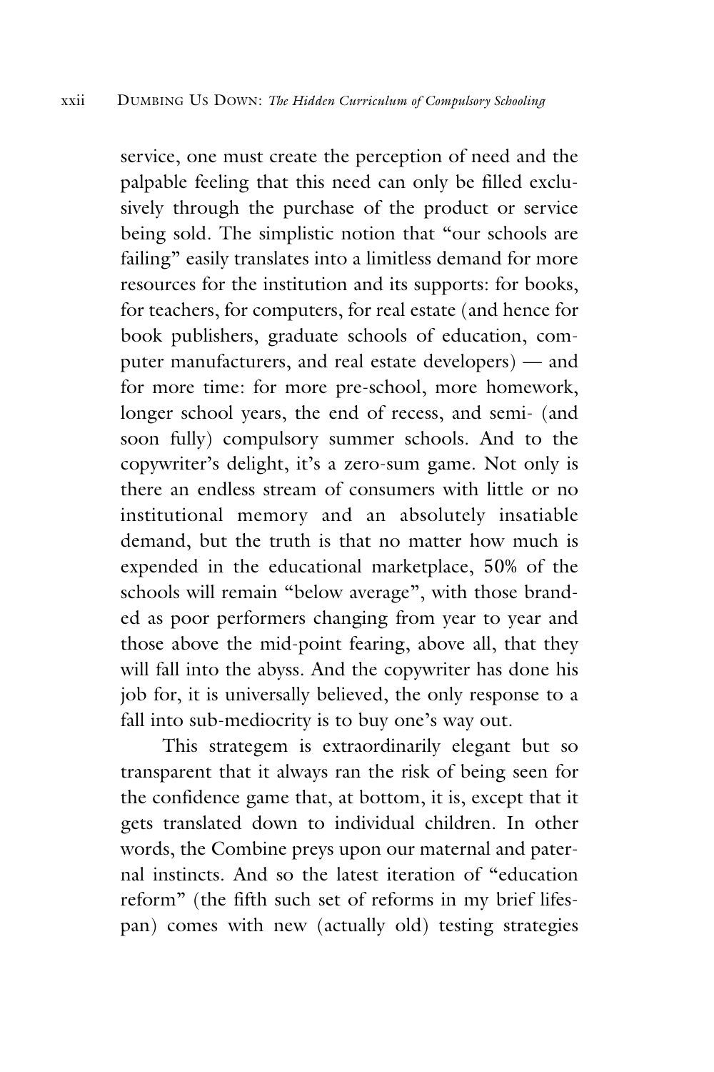service, one must create the perception of need and the palpable feeling that this need can only be filled exclusively through the purchase of the product or service being sold. The simplistic notion that "our schools are failing" easily translates into a limitless demand for more resources for the institution and its supports: for books, for teachers, for computers, for real estate (and hence for book publishers, graduate schools of education, computer manufacturers, and real estate developers) — and for more time: for more pre-school, more homework, longer school years, the end of recess, and semi- (and soon fully) compulsory summer schools. And to the copywriter's delight, it's a zero-sum game. Not only is there an endless stream of consumers with little or no institutional memory and an absolutely insatiable demand, but the truth is that no matter how much is expended in the educational marketplace, 50% of the schools will remain "below average", with those branded as poor performers changing from year to year and those above the mid-point fearing, above all, that they will fall into the abyss. And the copywriter has done his job for, it is universally believed, the only response to a fall into sub-mediocrity is to buy one's way out.

This strategem is extraordinarily elegant but so transparent that it always ran the risk of being seen for the confidence game that, at bottom, it is, except that it gets translated down to individual children. In other words, the Combine preys upon our maternal and paternal instincts. And so the latest iteration of "education reform" (the fifth such set of reforms in my brief lifespan) comes with new (actually old) testing strategies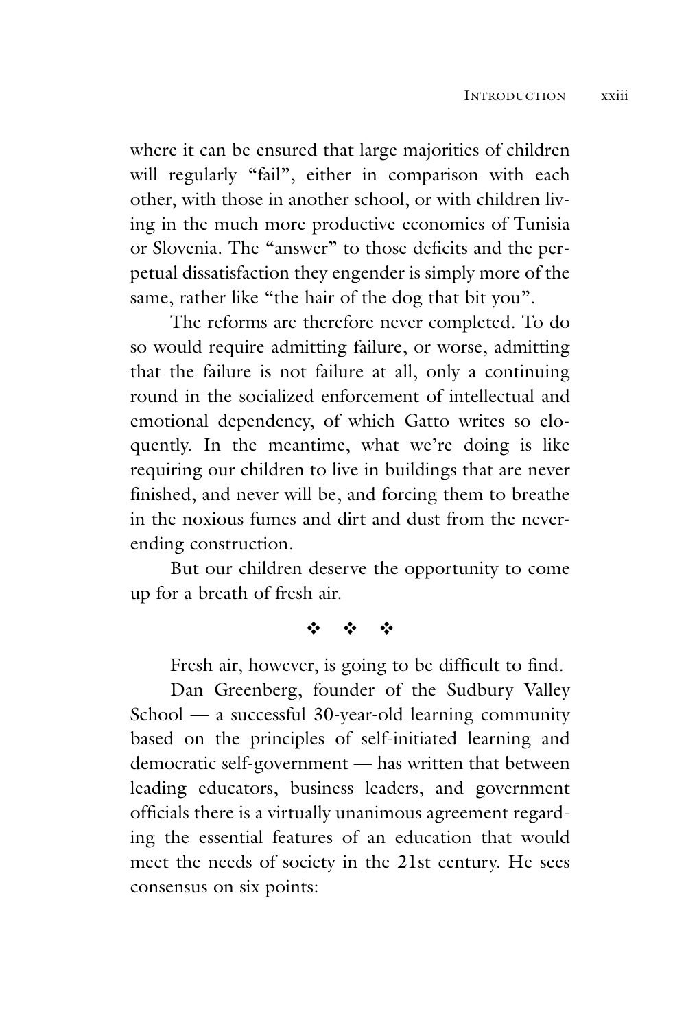where it can be ensured that large majorities of children will regularly "fail", either in comparison with each other, with those in another school, or with children living in the much more productive economies of Tunisia or Slovenia. The "answer" to those deficits and the perpetual dissatisfaction they engender is simply more of the same, rather like "the hair of the dog that bit you".

The reforms are therefore never completed. To do so would require admitting failure, or worse, admitting that the failure is not failure at all, only a continuing round in the socialized enforcement of intellectual and emotional dependency, of which Gatto writes so eloquently. In the meantime, what we're doing is like requiring our children to live in buildings that are never finished, and never will be, and forcing them to breathe in the noxious fumes and dirt and dust from the never-ending construction.

But our children deserve the opportunity to come up for a breath of fresh air.

❖ ❖ ❖

Fresh air, however, is going to be difficult to find.

Dan Greenberg, founder of the Sudbury Valley School — a successful 30-year-old learning community based on the principles of self-initiated learning and democratic self-government — has written that between leading educators, business leaders, and government officials there is a virtually unanimous agreement regarding the essential features of an education that would meet the needs of society in the 21st century. He sees consensus on six points: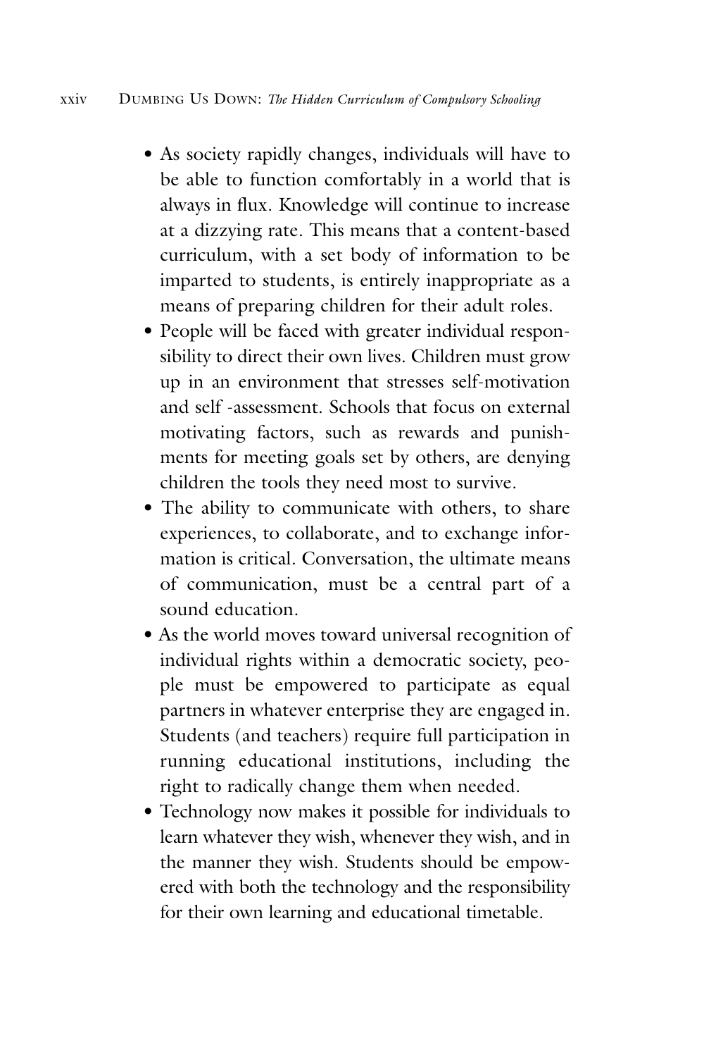- As society rapidly changes, individuals will have to be able to function comfortably in a world that is always in flux. Knowledge will continue to increase at a dizzying rate. This means that a content-based curriculum, with a set body of information to be imparted to students, is entirely inappropriate as a means of preparing children for their adult roles.
- People will be faced with greater individual responsibility to direct their own lives. Children must grow up in an environment that stresses self-motivation and self -assessment. Schools that focus on external motivating factors, such as rewards and punishments for meeting goals set by others, are denying children the tools they need most to survive.
- The ability to communicate with others, to share experiences, to collaborate, and to exchange information is critical. Conversation, the ultimate means of communication, must be a central part of a sound education.
- As the world moves toward universal recognition of individual rights within a democratic society, people must be empowered to participate as equal partners in whatever enterprise they are engaged in. Students (and teachers) require full participation in running educational institutions, including the right to radically change them when needed.
- Technology now makes it possible for individuals to learn whatever they wish, whenever they wish, and in the manner they wish. Students should be empowered with both the technology and the responsibility for their own learning and educational timetable.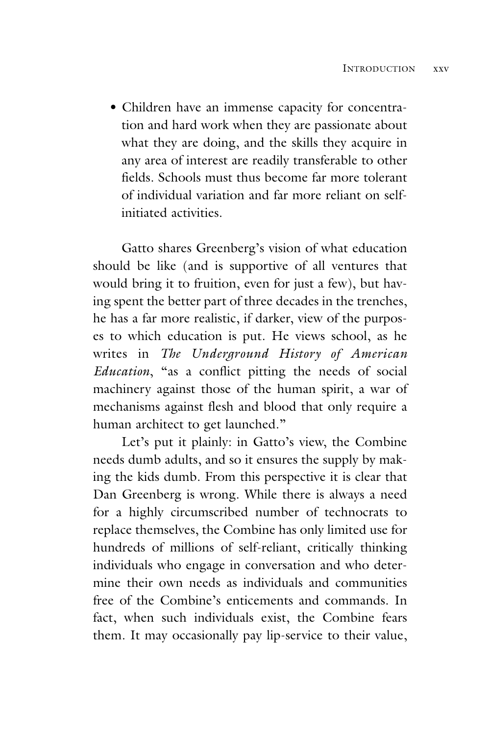- Children have an immense capacity for concentration and hard work when they are passionate about what they are doing, and the skills they acquire in any area of interest are readily transferable to other fields. Schools must thus become far more tolerant of individual variation and far more reliant on self-initiated activities.

Gatto shares Greenberg's vision of what education should be like (and is supportive of all ventures that would bring it to fruition, even for just a few), but having spent the better part of three decades in the trenches, he has a far more realistic, if darker, view of the purposes to which education is put. He views school, as he writes in *The Underground History of American Education*, "as a conflict pitting the needs of social machinery against those of the human spirit, a war of mechanisms against flesh and blood that only require a human architect to get launched."

Let's put it plainly: in Gatto's view, the Combine needs dumb adults, and so it ensures the supply by making the kids dumb. From this perspective it is clear that Dan Greenberg is wrong. While there is always a need for a highly circumscribed number of technocrats to replace themselves, the Combine has only limited use for hundreds of millions of self-reliant, critically thinking individuals who engage in conversation and who determine their own needs as individuals and communities free of the Combine's enticements and commands. In fact, when such individuals exist, the Combine fears them. It may occasionally pay lip-service to their value,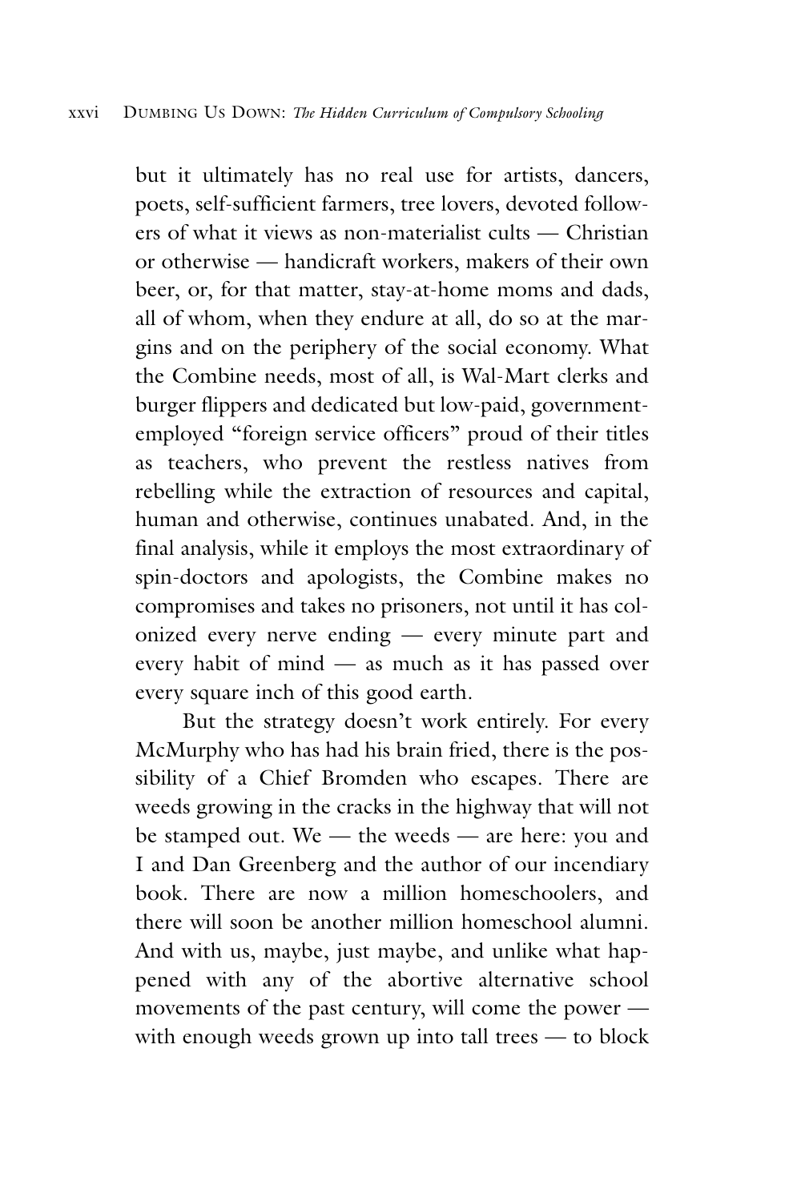but it ultimately has no real use for artists, dancers, poets, self-sufficient farmers, tree lovers, devoted followers of what it views as non-materialist cults — Christian or otherwise — handicraft workers, makers of their own beer, or, for that matter, stay-at-home moms and dads, all of whom, when they endure at all, do so at the margins and on the periphery of the social economy. What the Combine needs, most of all, is Wal-Mart clerks and burger flippers and dedicated but low-paid, government-employed "foreign service officers" proud of their titles as teachers, who prevent the restless natives from rebelling while the extraction of resources and capital, human and otherwise, continues unabated. And, in the final analysis, while it employs the most extraordinary of spin-doctors and apologists, the Combine makes no compromises and takes no prisoners, not until it has colonized every nerve ending — every minute part and every habit of mind — as much as it has passed over every square inch of this good earth.

But the strategy doesn't work entirely. For every McMurphy who has had his brain fried, there is the possibility of a Chief Bromden who escapes. There are weeds growing in the cracks in the highway that will not be stamped out. We — the weeds — are here: you and I and Dan Greenberg and the author of our incendiary book. There are now a million homeschoolers, and there will soon be another million homeschool alumni. And with us, maybe, just maybe, and unlike what happened with any of the abortive alternative school movements of the past century, will come the power — with enough weeds grown up into tall trees — to block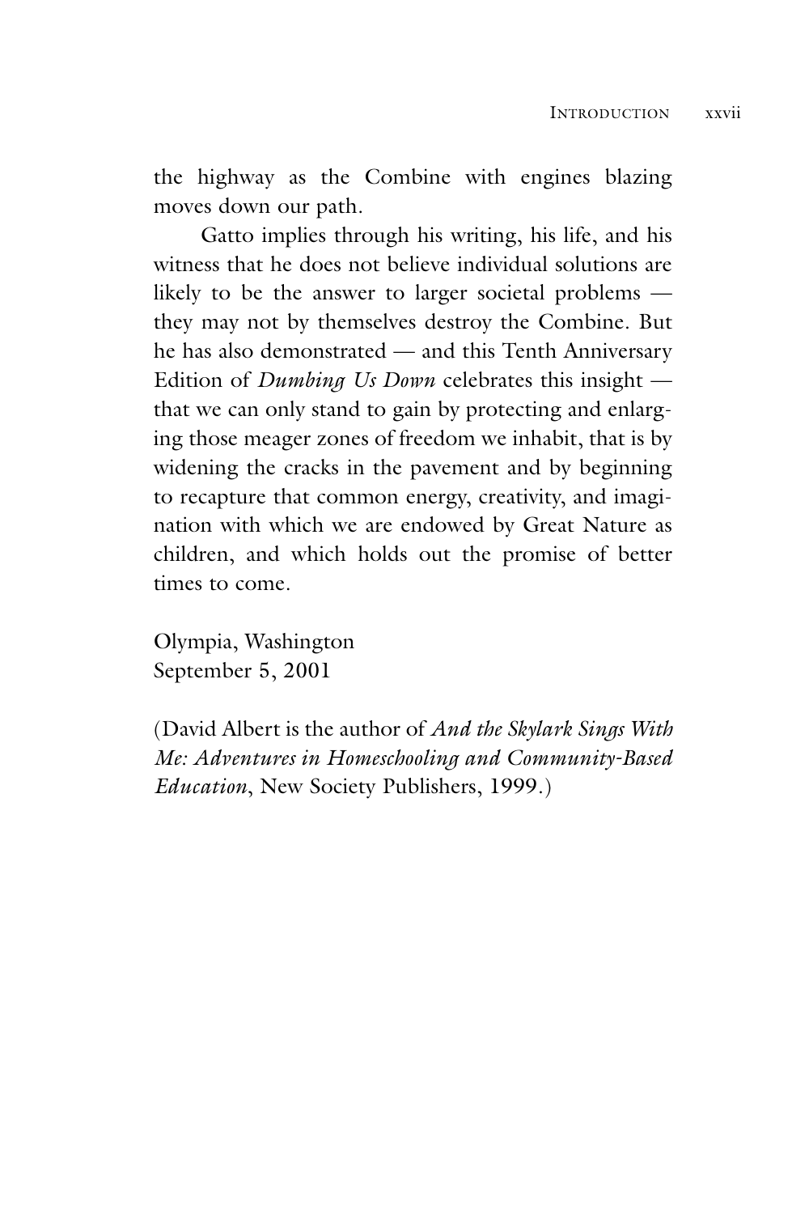the highway as the Combine with engines blazing moves down our path.

Gatto implies through his writing, his life, and his witness that he does not believe individual solutions are likely to be the answer to larger societal problems — they may not by themselves destroy the Combine. But he has also demonstrated — and this Tenth Anniversary Edition of *Dumbing Us Down* celebrates this insight — that we can only stand to gain by protecting and enlarging those meager zones of freedom we inhabit, that is by widening the cracks in the pavement and by beginning to recapture that common energy, creativity, and imagination with which we are endowed by Great Nature as children, and which holds out the promise of better times to come.

Olympia, Washington
September 5, 2001

(David Albert is the author of *And the Skylark Sings With Me: Adventures in Homeschooling and Community-Based Education*, New Society Publishers, 1999.)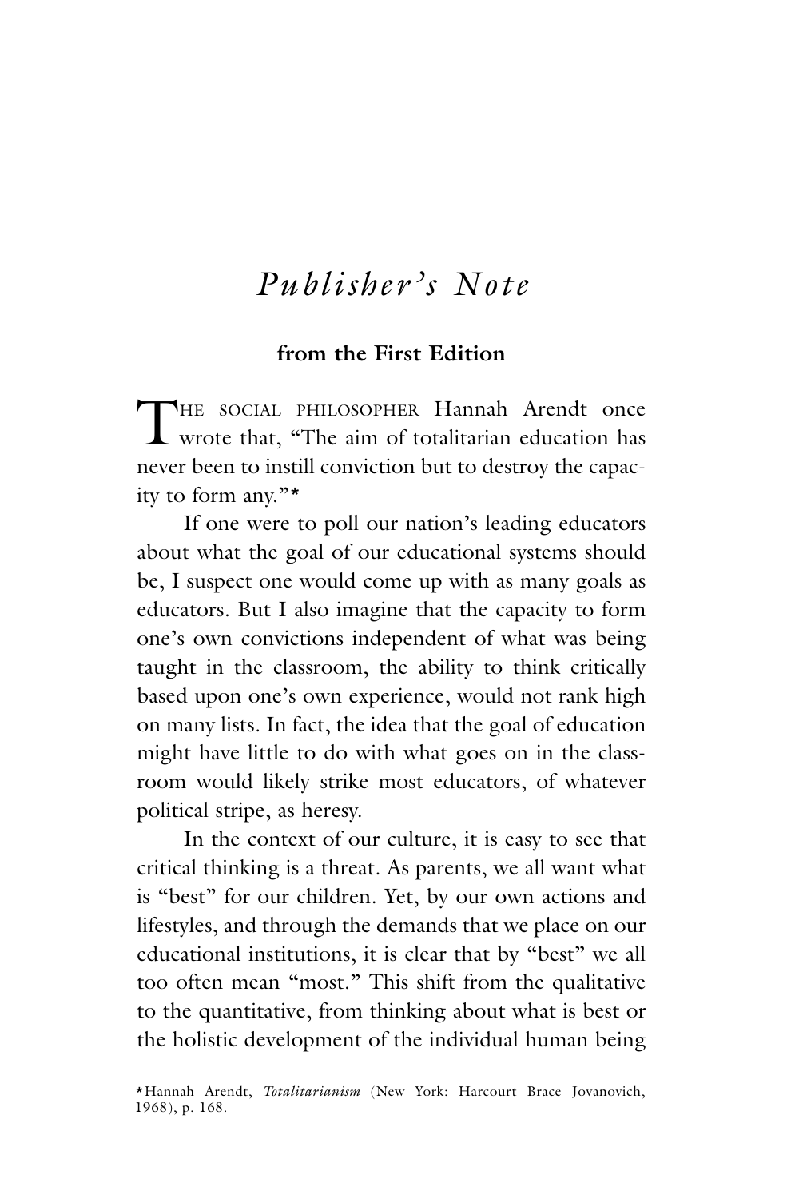# *Publisher's Note*

**from the First Edition**

THE SOCIAL PHILOSOPHER Hannah Arendt once wrote that, "The aim of totalitarian education has never been to instill conviction but to destroy the capacity to form any."*

If one were to poll our nation's leading educators about what the goal of our educational systems should be, I suspect one would come up with as many goals as educators. But I also imagine that the capacity to form one's own convictions independent of what was being taught in the classroom, the ability to think critically based upon one's own experience, would not rank high on many lists. In fact, the idea that the goal of education might have little to do with what goes on in the classroom would likely strike most educators, of whatever political stripe, as heresy.

In the context of our culture, it is easy to see that critical thinking is a threat. As parents, we all want what is "best" for our children. Yet, by our own actions and lifestyles, and through the demands that we place on our educational institutions, it is clear that by "best" we all too often mean "most." This shift from the qualitative to the quantitative, from thinking about what is best or the holistic development of the individual human being

*Hannah Arendt, *Totalitarianism* (New York: Harcourt Brace Jovanovich, 1968), p. 168.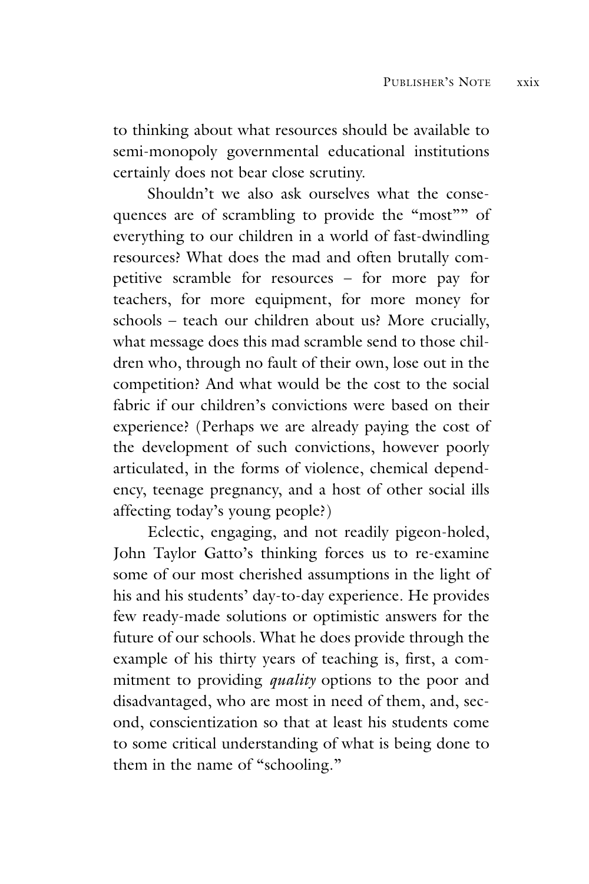to thinking about what resources should be available to semi-monopoly governmental educational institutions certainly does not bear close scrutiny.

Shouldn't we also ask ourselves what the consequences are of scrambling to provide the "most"" of everything to our children in a world of fast-dwindling resources? What does the mad and often brutally competitive scramble for resources – for more pay for teachers, for more equipment, for more money for schools – teach our children about us? More crucially, what message does this mad scramble send to those children who, through no fault of their own, lose out in the competition? And what would be the cost to the social fabric if our children's convictions were based on their experience? (Perhaps we are already paying the cost of the development of such convictions, however poorly articulated, in the forms of violence, chemical dependency, teenage pregnancy, and a host of other social ills affecting today's young people?)

Eclectic, engaging, and not readily pigeon-holed, John Taylor Gatto's thinking forces us to re-examine some of our most cherished assumptions in the light of his and his students' day-to-day experience. He provides few ready-made solutions or optimistic answers for the future of our schools. What he does provide through the example of his thirty years of teaching is, first, a commitment to providing *quality* options to the poor and disadvantaged, who are most in need of them, and, second, conscientization so that at least his students come to some critical understanding of what is being done to them in the name of "schooling."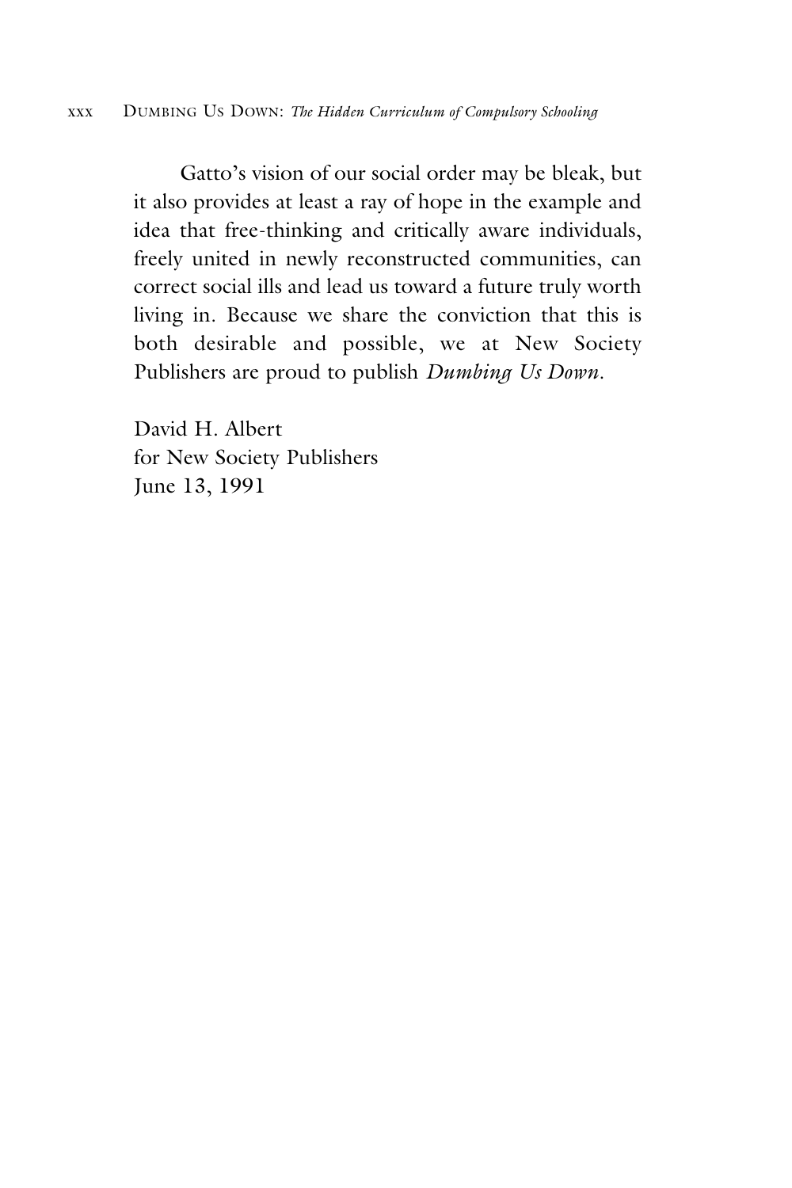Gatto's vision of our social order may be bleak, but it also provides at least a ray of hope in the example and idea that free-thinking and critically aware individuals, freely united in newly reconstructed communities, can correct social ills and lead us toward a future truly worth living in. Because we share the conviction that this is both desirable and possible, we at New Society Publishers are proud to publish *Dumbing Us Down*.

David H. Albert
for New Society Publishers
June 13, 1991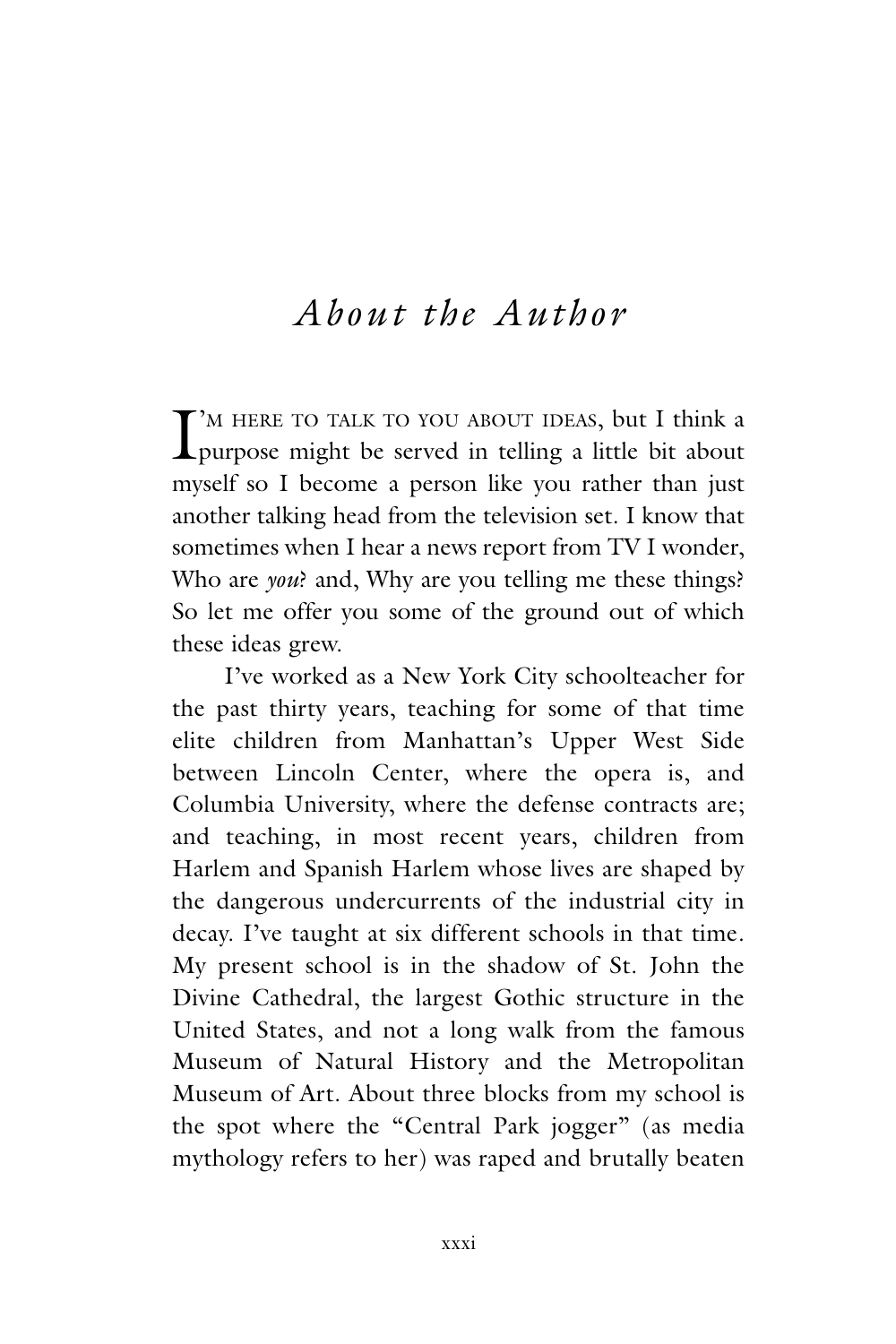# *About the Author*

I'M HERE TO TALK TO YOU ABOUT IDEAS, but I think a purpose might be served in telling a little bit about myself so I become a person like you rather than just another talking head from the television set. I know that sometimes when I hear a news report from TV I wonder, Who are *you*? and, Why are you telling me these things? So let me offer you some of the ground out of which these ideas grew.

I've worked as a New York City schoolteacher for the past thirty years, teaching for some of that time elite children from Manhattan's Upper West Side between Lincoln Center, where the opera is, and Columbia University, where the defense contracts are; and teaching, in most recent years, children from Harlem and Spanish Harlem whose lives are shaped by the dangerous undercurrents of the industrial city in decay. I've taught at six different schools in that time. My present school is in the shadow of St. John the Divine Cathedral, the largest Gothic structure in the United States, and not a long walk from the famous Museum of Natural History and the Metropolitan Museum of Art. About three blocks from my school is the spot where the "Central Park jogger" (as media mythology refers to her) was raped and brutally beaten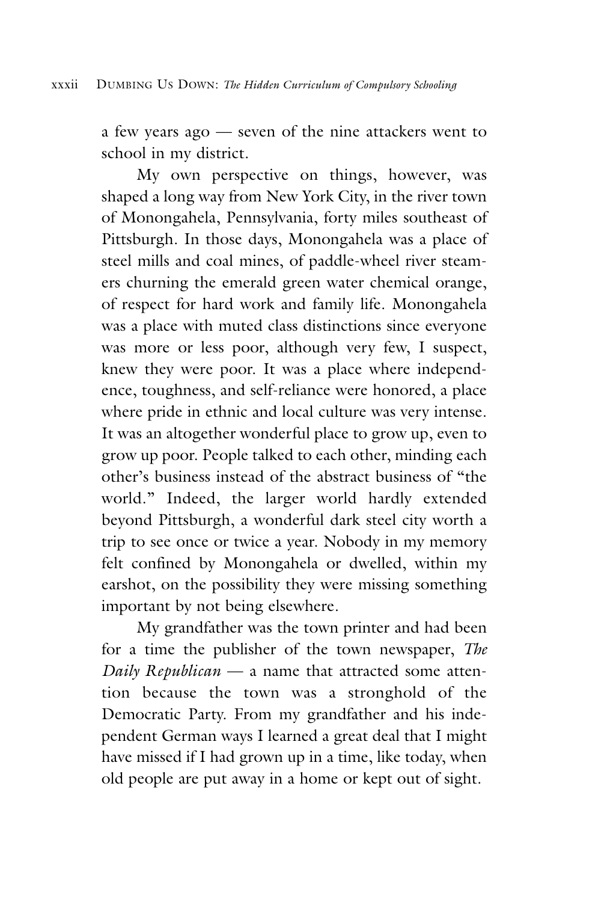a few years ago — seven of the nine attackers went to school in my district.

My own perspective on things, however, was shaped a long way from New York City, in the river town of Monongahela, Pennsylvania, forty miles southeast of Pittsburgh. In those days, Monongahela was a place of steel mills and coal mines, of paddle-wheel river steamers churning the emerald green water chemical orange, of respect for hard work and family life. Monongahela was a place with muted class distinctions since everyone was more or less poor, although very few, I suspect, knew they were poor. It was a place where independence, toughness, and self-reliance were honored, a place where pride in ethnic and local culture was very intense. It was an altogether wonderful place to grow up, even to grow up poor. People talked to each other, minding each other's business instead of the abstract business of "the world." Indeed, the larger world hardly extended beyond Pittsburgh, a wonderful dark steel city worth a trip to see once or twice a year. Nobody in my memory felt confined by Monongahela or dwelled, within my earshot, on the possibility they were missing something important by not being elsewhere.

My grandfather was the town printer and had been for a time the publisher of the town newspaper, *The Daily Republican* — a name that attracted some attention because the town was a stronghold of the Democratic Party. From my grandfather and his independent German ways I learned a great deal that I might have missed if I had grown up in a time, like today, when old people are put away in a home or kept out of sight.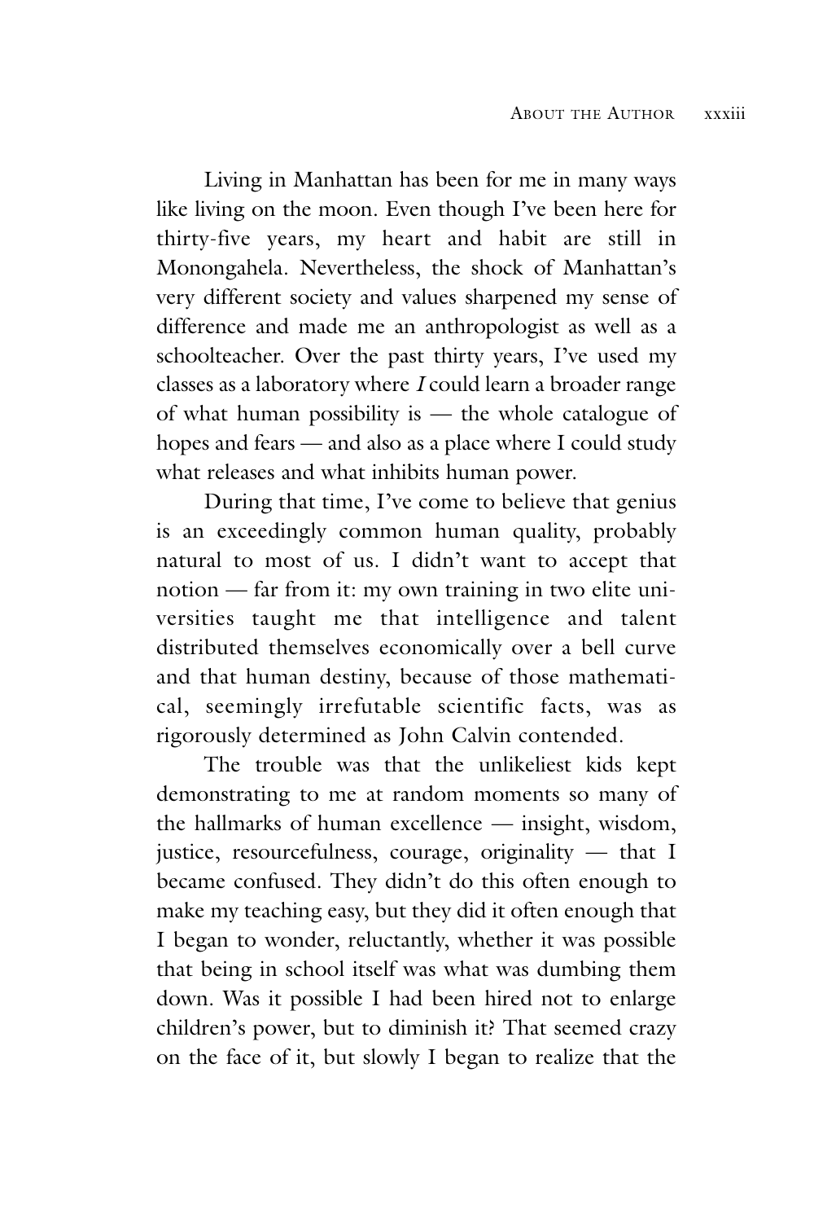Living in Manhattan has been for me in many ways like living on the moon. Even though I've been here for thirty-five years, my heart and habit are still in Monongahela. Nevertheless, the shock of Manhattan's very different society and values sharpened my sense of difference and made me an anthropologist as well as a schoolteacher. Over the past thirty years, I've used my classes as a laboratory where *I* could learn a broader range of what human possibility is — the whole catalogue of hopes and fears — and also as a place where I could study what releases and what inhibits human power.

During that time, I've come to believe that genius is an exceedingly common human quality, probably natural to most of us. I didn't want to accept that notion — far from it: my own training in two elite universities taught me that intelligence and talent distributed themselves economically over a bell curve and that human destiny, because of those mathematical, seemingly irrefutable scientific facts, was as rigorously determined as John Calvin contended.

The trouble was that the unlikeliest kids kept demonstrating to me at random moments so many of the hallmarks of human excellence — insight, wisdom, justice, resourcefulness, courage, originality — that I became confused. They didn't do this often enough to make my teaching easy, but they did it often enough that I began to wonder, reluctantly, whether it was possible that being in school itself was what was dumbing them down. Was it possible I had been hired not to enlarge children's power, but to diminish it? That seemed crazy on the face of it, but slowly I began to realize that the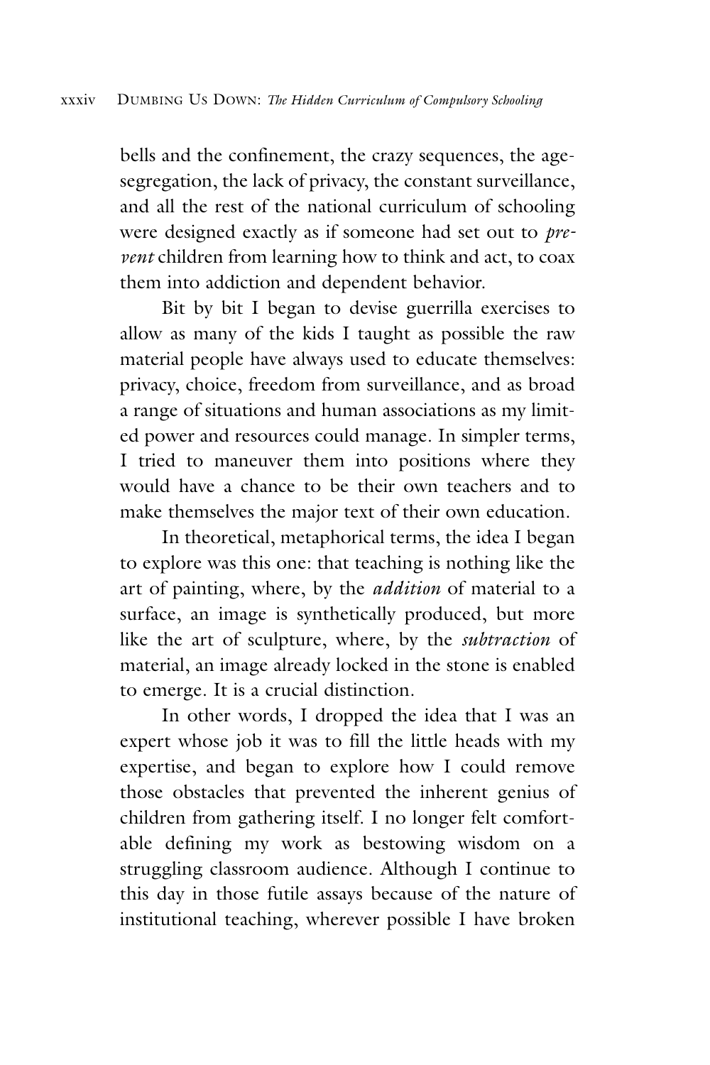bells and the confinement, the crazy sequences, the age-segregation, the lack of privacy, the constant surveillance, and all the rest of the national curriculum of schooling were designed exactly as if someone had set out to *prevent* children from learning how to think and act, to coax them into addiction and dependent behavior.

Bit by bit I began to devise guerrilla exercises to allow as many of the kids I taught as possible the raw material people have always used to educate themselves: privacy, choice, freedom from surveillance, and as broad a range of situations and human associations as my limited power and resources could manage. In simpler terms, I tried to maneuver them into positions where they would have a chance to be their own teachers and to make themselves the major text of their own education.

In theoretical, metaphorical terms, the idea I began to explore was this one: that teaching is nothing like the art of painting, where, by the *addition* of material to a surface, an image is synthetically produced, but more like the art of sculpture, where, by the *subtraction* of material, an image already locked in the stone is enabled to emerge. It is a crucial distinction.

In other words, I dropped the idea that I was an expert whose job it was to fill the little heads with my expertise, and began to explore how I could remove those obstacles that prevented the inherent genius of children from gathering itself. I no longer felt comfortable defining my work as bestowing wisdom on a struggling classroom audience. Although I continue to this day in those futile assays because of the nature of institutional teaching, wherever possible I have broken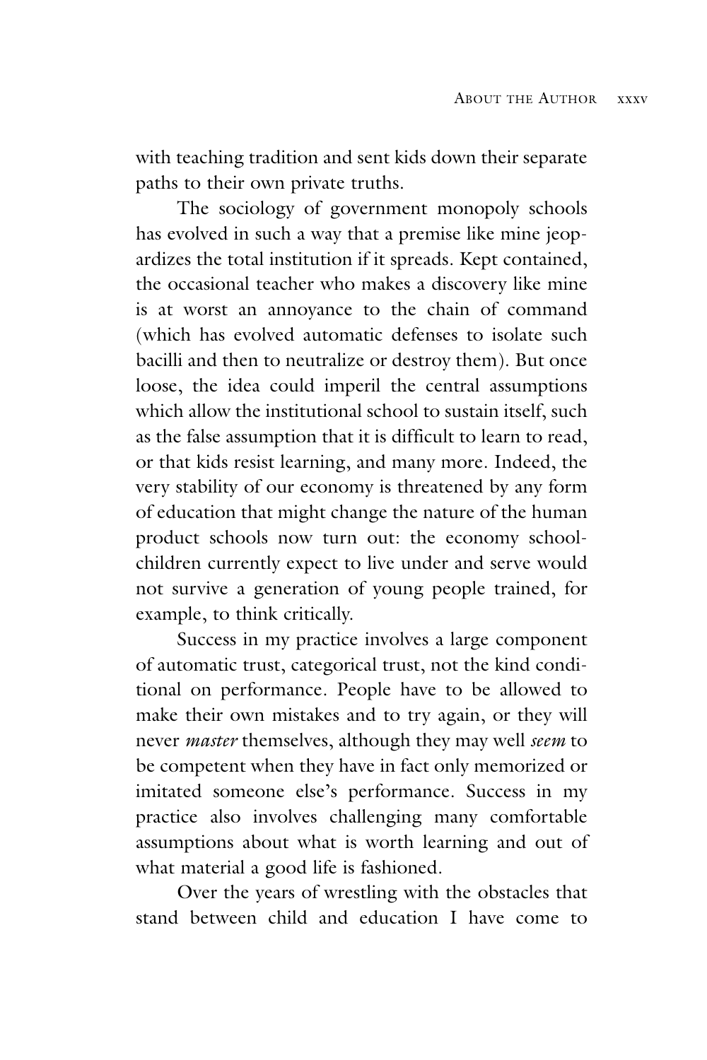with teaching tradition and sent kids down their separate paths to their own private truths.

The sociology of government monopoly schools has evolved in such a way that a premise like mine jeopardizes the total institution if it spreads. Kept contained, the occasional teacher who makes a discovery like mine is at worst an annoyance to the chain of command (which has evolved automatic defenses to isolate such bacilli and then to neutralize or destroy them). But once loose, the idea could imperil the central assumptions which allow the institutional school to sustain itself, such as the false assumption that it is difficult to learn to read, or that kids resist learning, and many more. Indeed, the very stability of our economy is threatened by any form of education that might change the nature of the human product schools now turn out: the economy schoolchildren currently expect to live under and serve would not survive a generation of young people trained, for example, to think critically.

Success in my practice involves a large component of automatic trust, categorical trust, not the kind conditional on performance. People have to be allowed to make their own mistakes and to try again, or they will never *master* themselves, although they may well *seem* to be competent when they have in fact only memorized or imitated someone else's performance. Success in my practice also involves challenging many comfortable assumptions about what is worth learning and out of what material a good life is fashioned.

Over the years of wrestling with the obstacles that stand between child and education I have come to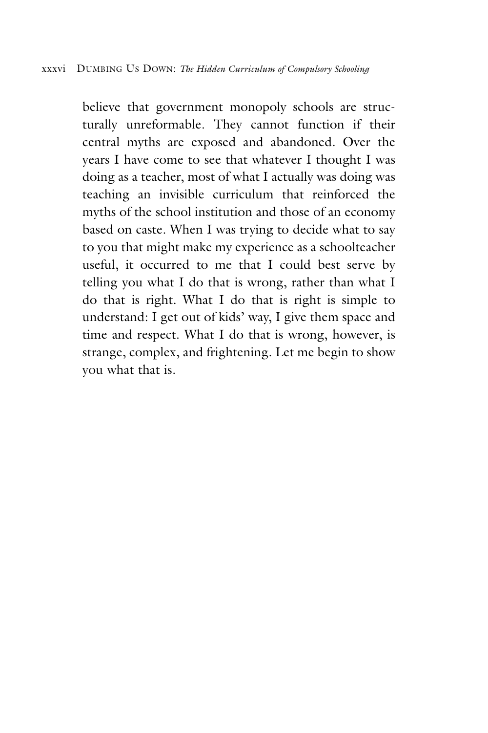believe that government monopoly schools are structurally unreformable. They cannot function if their central myths are exposed and abandoned. Over the years I have come to see that whatever I thought I was doing as a teacher, most of what I actually was doing was teaching an invisible curriculum that reinforced the myths of the school institution and those of an economy based on caste. When I was trying to decide what to say to you that might make my experience as a schoolteacher useful, it occurred to me that I could best serve by telling you what I do that is wrong, rather than what I do that is right. What I do that is right is simple to understand: I get out of kids' way, I give them space and time and respect. What I do that is wrong, however, is strange, complex, and frightening. Let me begin to show you what that is.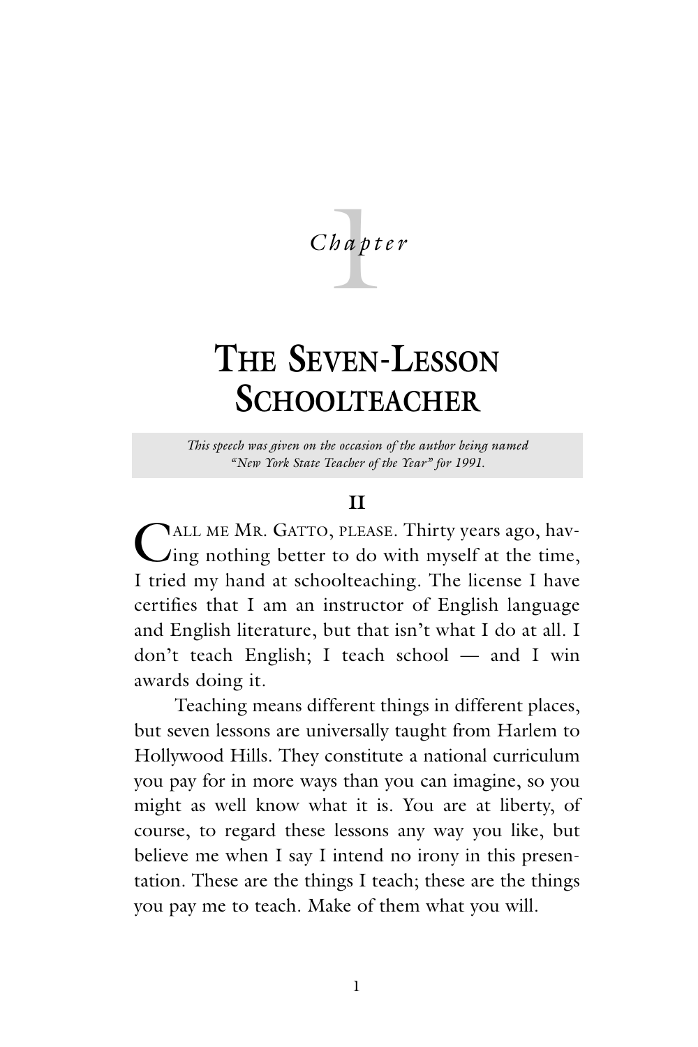# Chapter 1

# THE SEVEN-LESSON SCHOOLTEACHER

*This speech was given on the occasion of the author being named "New York State Teacher of the Year" for 1991.*

**II**

CALL ME MR. GATTO, PLEASE. Thirty years ago, having nothing better to do with myself at the time, I tried my hand at schoolteaching. The license I have certifies that I am an instructor of English language and English literature, but that isn't what I do at all. I don't teach English; I teach school — and I win awards doing it.

Teaching means different things in different places, but seven lessons are universally taught from Harlem to Hollywood Hills. They constitute a national curriculum you pay for in more ways than you can imagine, so you might as well know what it is. You are at liberty, of course, to regard these lessons any way you like, but believe me when I say I intend no irony in this presentation. These are the things I teach; these are the things you pay me to teach. Make of them what you will.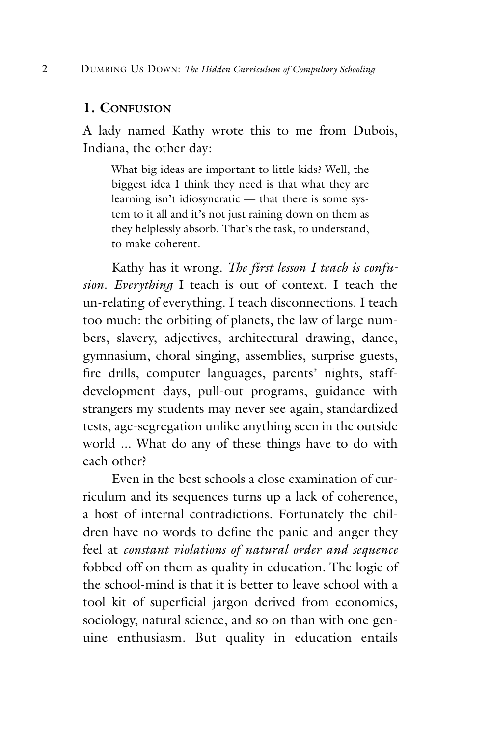## 1. Confusion

A lady named Kathy wrote this to me from Dubois, Indiana, the other day:

> What big ideas are important to little kids? Well, the biggest idea I think they need is that what they are learning isn't idiosyncratic — that there is some system to it all and it's not just raining down on them as they helplessly absorb. That's the task, to understand, to make coherent.

Kathy has it wrong. *The first lesson I teach is confusion. Everything* I teach is out of context. I teach the un-relating of everything. I teach disconnections. I teach too much: the orbiting of planets, the law of large numbers, slavery, adjectives, architectural drawing, dance, gymnasium, choral singing, assemblies, surprise guests, fire drills, computer languages, parents' nights, staff-development days, pull-out programs, guidance with strangers my students may never see again, standardized tests, age-segregation unlike anything seen in the outside world ... What do any of these things have to do with each other?

Even in the best schools a close examination of curriculum and its sequences turns up a lack of coherence, a host of internal contradictions. Fortunately the children have no words to define the panic and anger they feel at *constant violations of natural order and sequence* fobbed off on them as quality in education. The logic of the school-mind is that it is better to leave school with a tool kit of superficial jargon derived from economics, sociology, natural science, and so on than with one genuine enthusiasm. But quality in education entails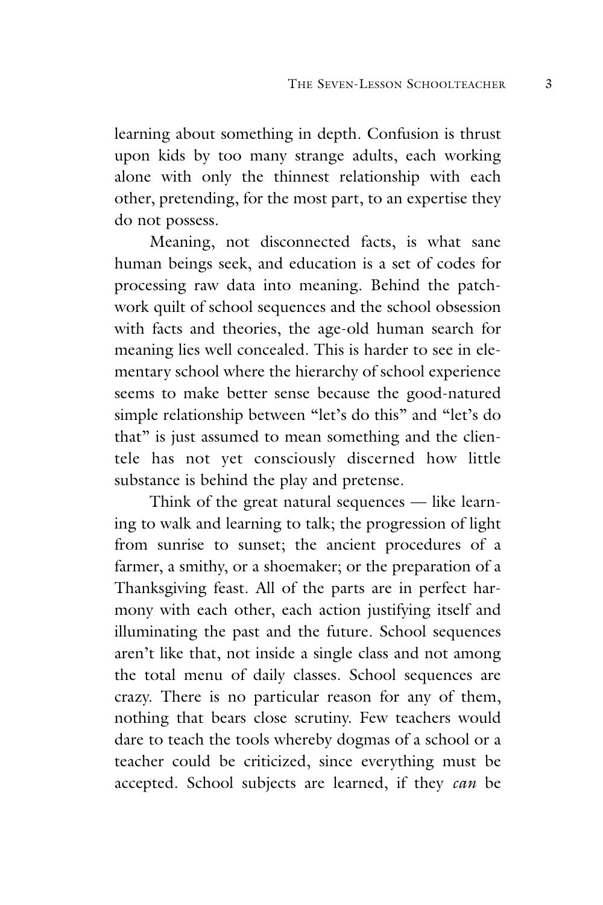learning about something in depth. Confusion is thrust upon kids by too many strange adults, each working alone with only the thinnest relationship with each other, pretending, for the most part, to an expertise they do not possess.

Meaning, not disconnected facts, is what sane human beings seek, and education is a set of codes for processing raw data into meaning. Behind the patchwork quilt of school sequences and the school obsession with facts and theories, the age-old human search for meaning lies well concealed. This is harder to see in elementary school where the hierarchy of school experience seems to make better sense because the good-natured simple relationship between "let's do this" and "let's do that" is just assumed to mean something and the clientele has not yet consciously discerned how little substance is behind the play and pretense.

Think of the great natural sequences — like learning to walk and learning to talk; the progression of light from sunrise to sunset; the ancient procedures of a farmer, a smithy, or a shoemaker; or the preparation of a Thanksgiving feast. All of the parts are in perfect harmony with each other, each action justifying itself and illuminating the past and the future. School sequences aren't like that, not inside a single class and not among the total menu of daily classes. School sequences are crazy. There is no particular reason for any of them, nothing that bears close scrutiny. Few teachers would dare to teach the tools whereby dogmas of a school or a teacher could be criticized, since everything must be accepted. School subjects are learned, if they *can* be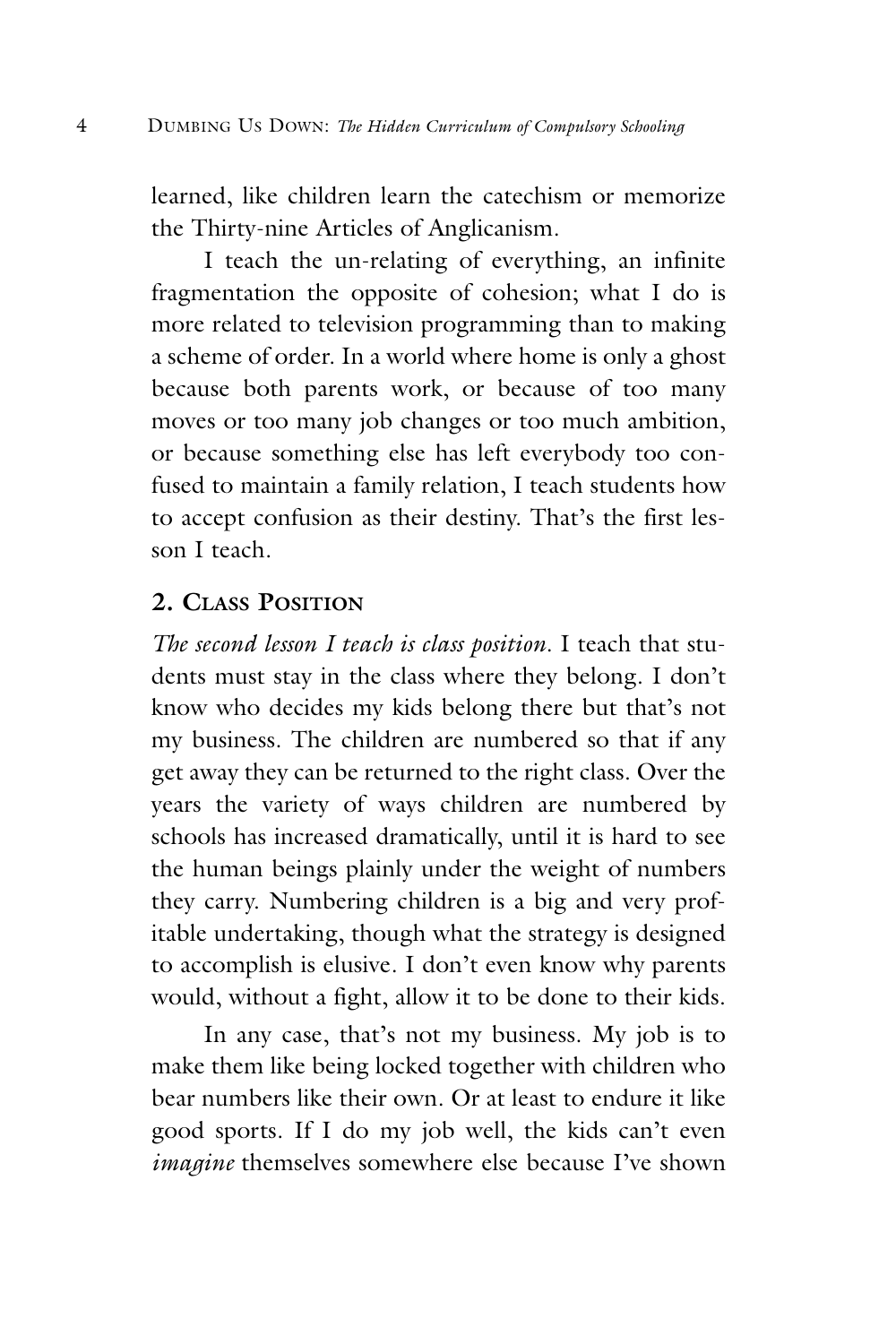learned, like children learn the catechism or memorize the Thirty-nine Articles of Anglicanism.

I teach the un-relating of everything, an infinite fragmentation the opposite of cohesion; what I do is more related to television programming than to making a scheme of order. In a world where home is only a ghost because both parents work, or because of too many moves or too many job changes or too much ambition, or because something else has left everybody too confused to maintain a family relation, I teach students how to accept confusion as their destiny. That's the first lesson I teach.

## 2. Class Position

*The second lesson I teach is class position.* I teach that students must stay in the class where they belong. I don't know who decides my kids belong there but that's not my business. The children are numbered so that if any get away they can be returned to the right class. Over the years the variety of ways children are numbered by schools has increased dramatically, until it is hard to see the human beings plainly under the weight of numbers they carry. Numbering children is a big and very profitable undertaking, though what the strategy is designed to accomplish is elusive. I don't even know why parents would, without a fight, allow it to be done to their kids.

In any case, that's not my business. My job is to make them like being locked together with children who bear numbers like their own. Or at least to endure it like good sports. If I do my job well, the kids can't even *imagine* themselves somewhere else because I've shown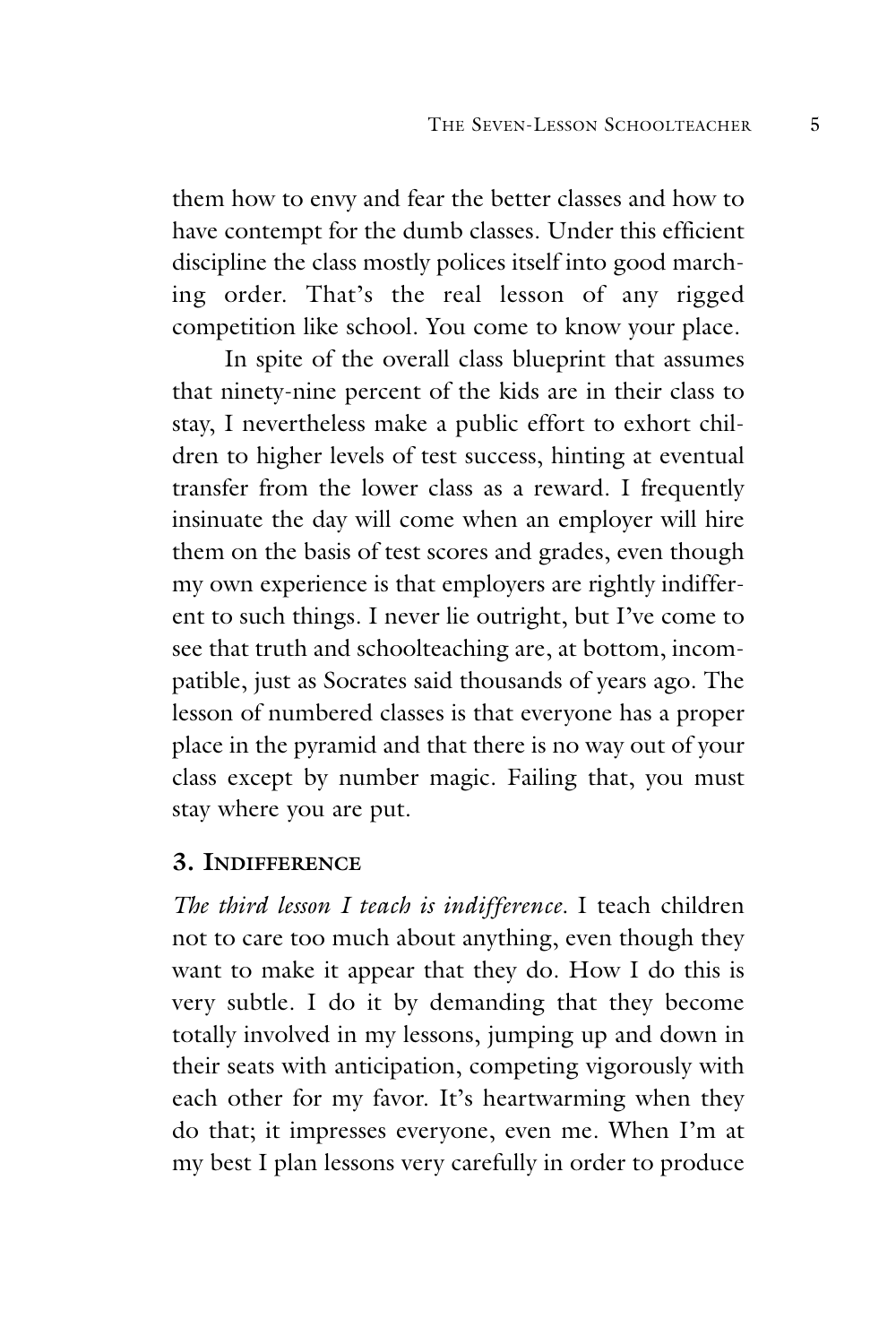them how to envy and fear the better classes and how to have contempt for the dumb classes. Under this efficient discipline the class mostly polices itself into good marching order. That's the real lesson of any rigged competition like school. You come to know your place.

In spite of the overall class blueprint that assumes that ninety-nine percent of the kids are in their class to stay, I nevertheless make a public effort to exhort children to higher levels of test success, hinting at eventual transfer from the lower class as a reward. I frequently insinuate the day will come when an employer will hire them on the basis of test scores and grades, even though my own experience is that employers are rightly indifferent to such things. I never lie outright, but I've come to see that truth and schoolteaching are, at bottom, incompatible, just as Socrates said thousands of years ago. The lesson of numbered classes is that everyone has a proper place in the pyramid and that there is no way out of your class except by number magic. Failing that, you must stay where you are put.

### 3. Indifference

*The third lesson I teach is indifference.* I teach children not to care too much about anything, even though they want to make it appear that they do. How I do this is very subtle. I do it by demanding that they become totally involved in my lessons, jumping up and down in their seats with anticipation, competing vigorously with each other for my favor. It's heartwarming when they do that; it impresses everyone, even me. When I'm at my best I plan lessons very carefully in order to produce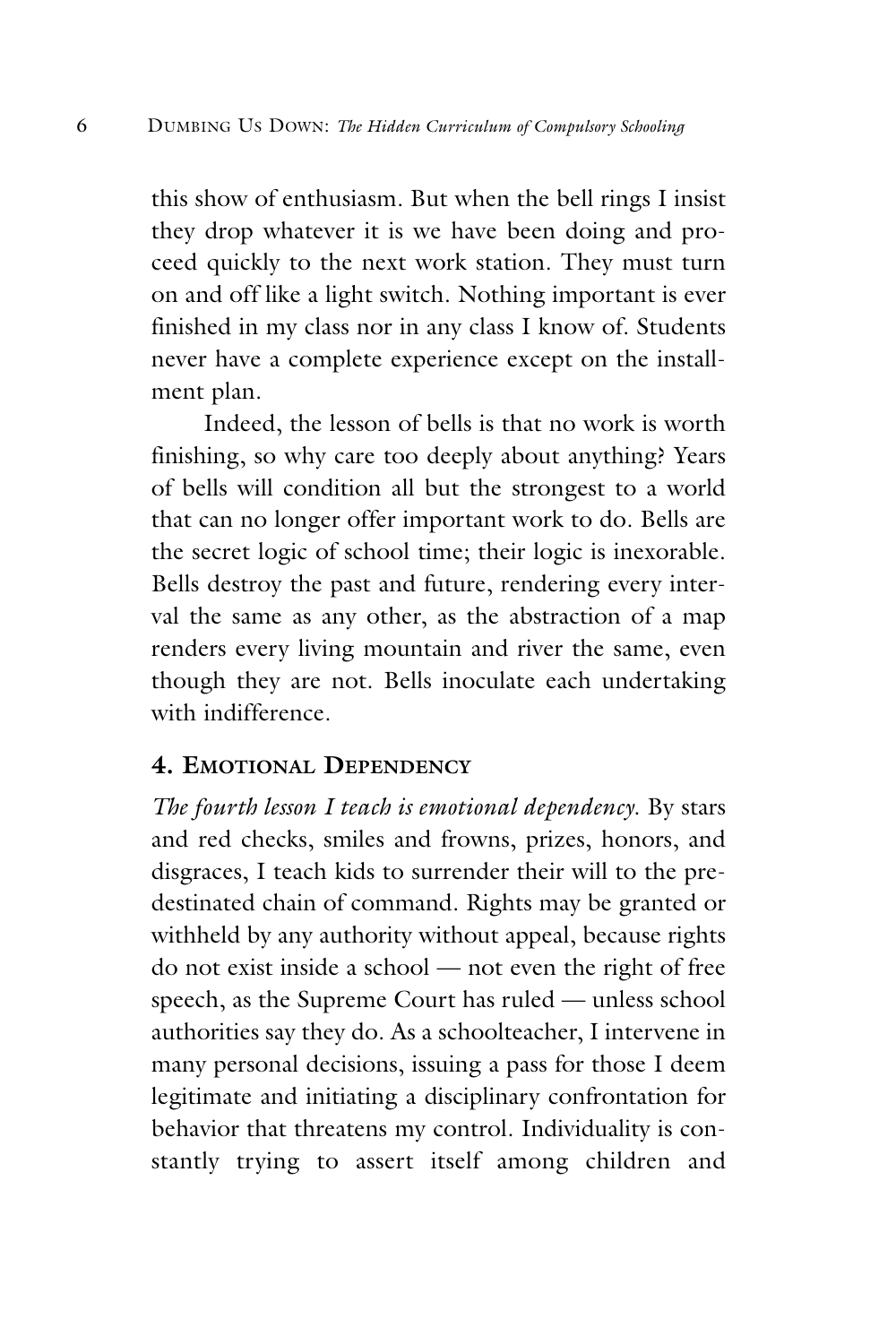this show of enthusiasm. But when the bell rings I insist they drop whatever it is we have been doing and proceed quickly to the next work station. They must turn on and off like a light switch. Nothing important is ever finished in my class nor in any class I know of. Students never have a complete experience except on the installment plan.

Indeed, the lesson of bells is that no work is worth finishing, so why care too deeply about anything? Years of bells will condition all but the strongest to a world that can no longer offer important work to do. Bells are the secret logic of school time; their logic is inexorable. Bells destroy the past and future, rendering every interval the same as any other, as the abstraction of a map renders every living mountain and river the same, even though they are not. Bells inoculate each undertaking with indifference.

## 4. Emotional Dependency

*The fourth lesson I teach is emotional dependency.* By stars and red checks, smiles and frowns, prizes, honors, and disgraces, I teach kids to surrender their will to the predestinated chain of command. Rights may be granted or withheld by any authority without appeal, because rights do not exist inside a school — not even the right of free speech, as the Supreme Court has ruled — unless school authorities say they do. As a schoolteacher, I intervene in many personal decisions, issuing a pass for those I deem legitimate and initiating a disciplinary confrontation for behavior that threatens my control. Individuality is constantly trying to assert itself among children and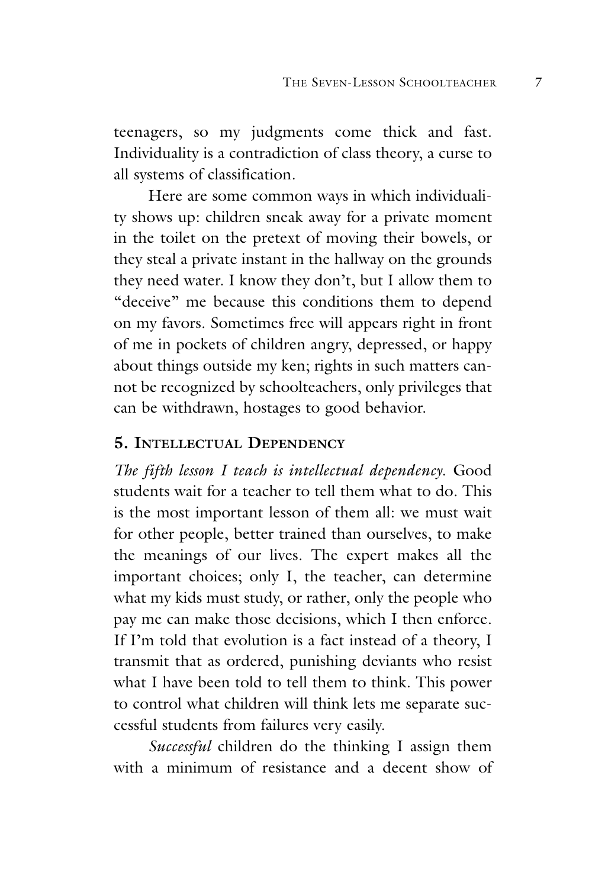teenagers, so my judgments come thick and fast. Individuality is a contradiction of class theory, a curse to all systems of classification.

Here are some common ways in which individuality shows up: children sneak away for a private moment in the toilet on the pretext of moving their bowels, or they steal a private instant in the hallway on the grounds they need water. I know they don't, but I allow them to "deceive" me because this conditions them to depend on my favors. Sometimes free will appears right in front of me in pockets of children angry, depressed, or happy about things outside my ken; rights in such matters cannot be recognized by schoolteachers, only privileges that can be withdrawn, hostages to good behavior.

### 5. Intellectual Dependency

*The fifth lesson I teach is intellectual dependency.* Good students wait for a teacher to tell them what to do. This is the most important lesson of them all: we must wait for other people, better trained than ourselves, to make the meanings of our lives. The expert makes all the important choices; only I, the teacher, can determine what my kids must study, or rather, only the people who pay me can make those decisions, which I then enforce. If I'm told that evolution is a fact instead of a theory, I transmit that as ordered, punishing deviants who resist what I have been told to tell them to think. This power to control what children will think lets me separate successful students from failures very easily.

*Successful* children do the thinking I assign them with a minimum of resistance and a decent show of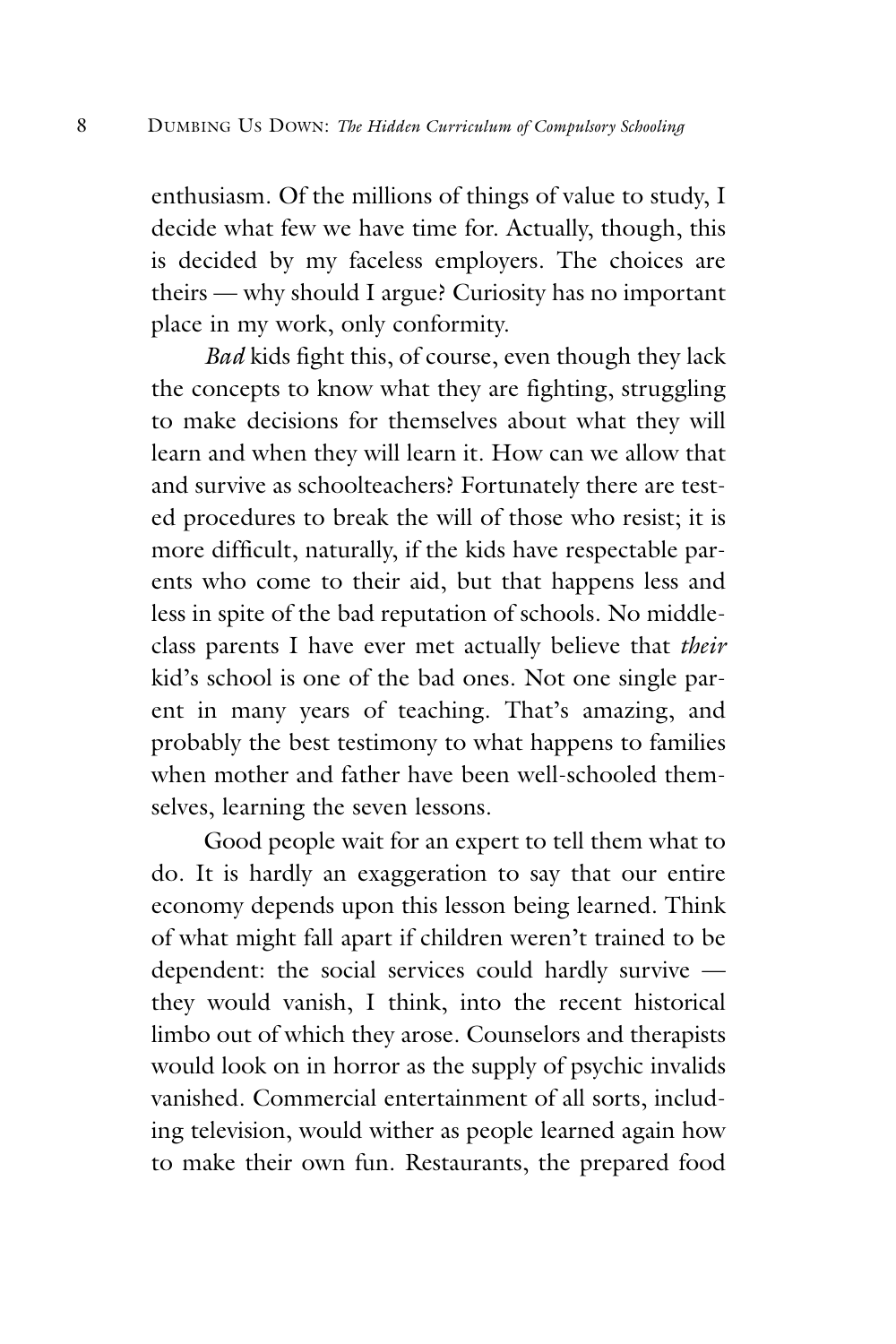enthusiasm. Of the millions of things of value to study, I decide what few we have time for. Actually, though, this is decided by my faceless employers. The choices are theirs — why should I argue? Curiosity has no important place in my work, only conformity.

*Bad* kids fight this, of course, even though they lack the concepts to know what they are fighting, struggling to make decisions for themselves about what they will learn and when they will learn it. How can we allow that and survive as schoolteachers? Fortunately there are tested procedures to break the will of those who resist; it is more difficult, naturally, if the kids have respectable parents who come to their aid, but that happens less and less in spite of the bad reputation of schools. No middle-class parents I have ever met actually believe that *their* kid's school is one of the bad ones. Not one single parent in many years of teaching. That's amazing, and probably the best testimony to what happens to families when mother and father have been well-schooled themselves, learning the seven lessons.

Good people wait for an expert to tell them what to do. It is hardly an exaggeration to say that our entire economy depends upon this lesson being learned. Think of what might fall apart if children weren't trained to be dependent: the social services could hardly survive — they would vanish, I think, into the recent historical limbo out of which they arose. Counselors and therapists would look on in horror as the supply of psychic invalids vanished. Commercial entertainment of all sorts, including television, would wither as people learned again how to make their own fun. Restaurants, the prepared food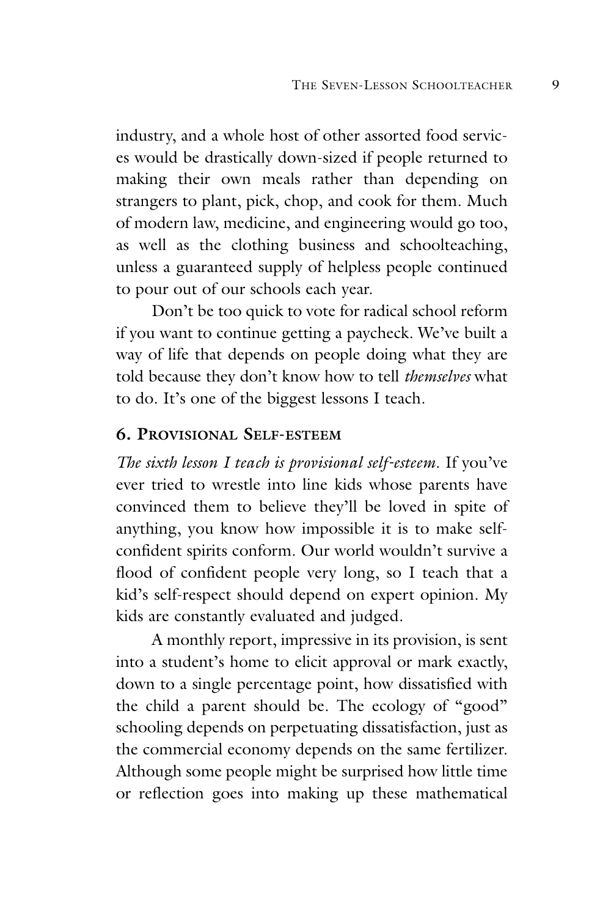industry, and a whole host of other assorted food services would be drastically down-sized if people returned to making their own meals rather than depending on strangers to plant, pick, chop, and cook for them. Much of modern law, medicine, and engineering would go too, as well as the clothing business and schoolteaching, unless a guaranteed supply of helpless people continued to pour out of our schools each year.

Don't be too quick to vote for radical school reform if you want to continue getting a paycheck. We've built a way of life that depends on people doing what they are told because they don't know how to tell *themselves* what to do. It's one of the biggest lessons I teach.

### 6. Provisional Self-esteem

*The sixth lesson I teach is provisional self-esteem.* If you've ever tried to wrestle into line kids whose parents have convinced them to believe they'll be loved in spite of anything, you know how impossible it is to make self-confident spirits conform. Our world wouldn't survive a flood of confident people very long, so I teach that a kid's self-respect should depend on expert opinion. My kids are constantly evaluated and judged.

A monthly report, impressive in its provision, is sent into a student's home to elicit approval or mark exactly, down to a single percentage point, how dissatisfied with the child a parent should be. The ecology of "good" schooling depends on perpetuating dissatisfaction, just as the commercial economy depends on the same fertilizer. Although some people might be surprised how little time or reflection goes into making up these mathematical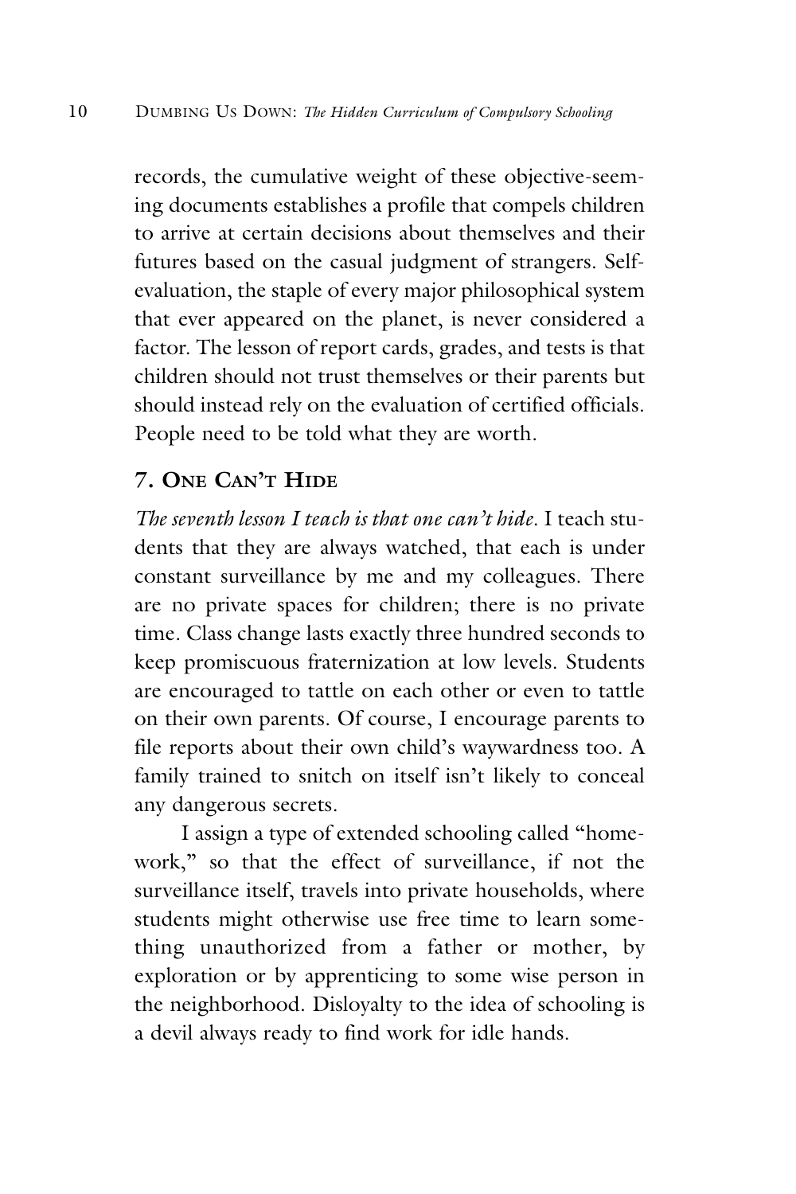records, the cumulative weight of these objective-seeming documents establishes a profile that compels children to arrive at certain decisions about themselves and their futures based on the casual judgment of strangers. Self-evaluation, the staple of every major philosophical system that ever appeared on the planet, is never considered a factor. The lesson of report cards, grades, and tests is that children should not trust themselves or their parents but should instead rely on the evaluation of certified officials. People need to be told what they are worth.

## 7. One Can't Hide

*The seventh lesson I teach is that one can't hide.* I teach students that they are always watched, that each is under constant surveillance by me and my colleagues. There are no private spaces for children; there is no private time. Class change lasts exactly three hundred seconds to keep promiscuous fraternization at low levels. Students are encouraged to tattle on each other or even to tattle on their own parents. Of course, I encourage parents to file reports about their own child's waywardness too. A family trained to snitch on itself isn't likely to conceal any dangerous secrets.

I assign a type of extended schooling called "homework," so that the effect of surveillance, if not the surveillance itself, travels into private households, where students might otherwise use free time to learn something unauthorized from a father or mother, by exploration or by apprenticing to some wise person in the neighborhood. Disloyalty to the idea of schooling is a devil always ready to find work for idle hands.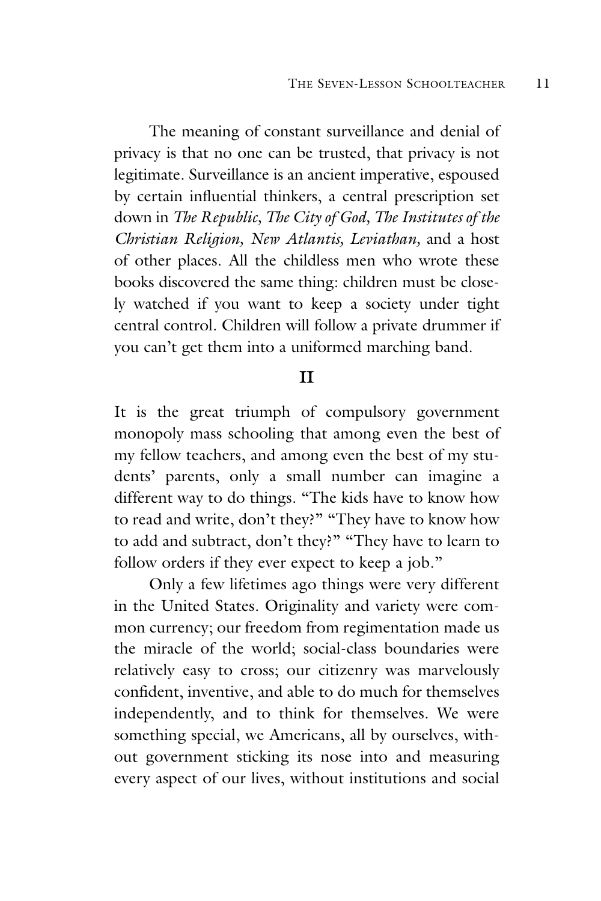The meaning of constant surveillance and denial of privacy is that no one can be trusted, that privacy is not legitimate. Surveillance is an ancient imperative, espoused by certain influential thinkers, a central prescription set down in *The Republic, The City of God, The Institutes of the Christian Religion, New Atlantis, Leviathan,* and a host of other places. All the childless men who wrote these books discovered the same thing: children must be closely watched if you want to keep a society under tight central control. Children will follow a private drummer if you can't get them into a uniformed marching band.

## II

It is the great triumph of compulsory government monopoly mass schooling that among even the best of my fellow teachers, and among even the best of my students' parents, only a small number can imagine a different way to do things. "The kids have to know how to read and write, don't they?" "They have to know how to add and subtract, don't they?" "They have to learn to follow orders if they ever expect to keep a job."

Only a few lifetimes ago things were very different in the United States. Originality and variety were common currency; our freedom from regimentation made us the miracle of the world; social-class boundaries were relatively easy to cross; our citizenry was marvelously confident, inventive, and able to do much for themselves independently, and to think for themselves. We were something special, we Americans, all by ourselves, without government sticking its nose into and measuring every aspect of our lives, without institutions and social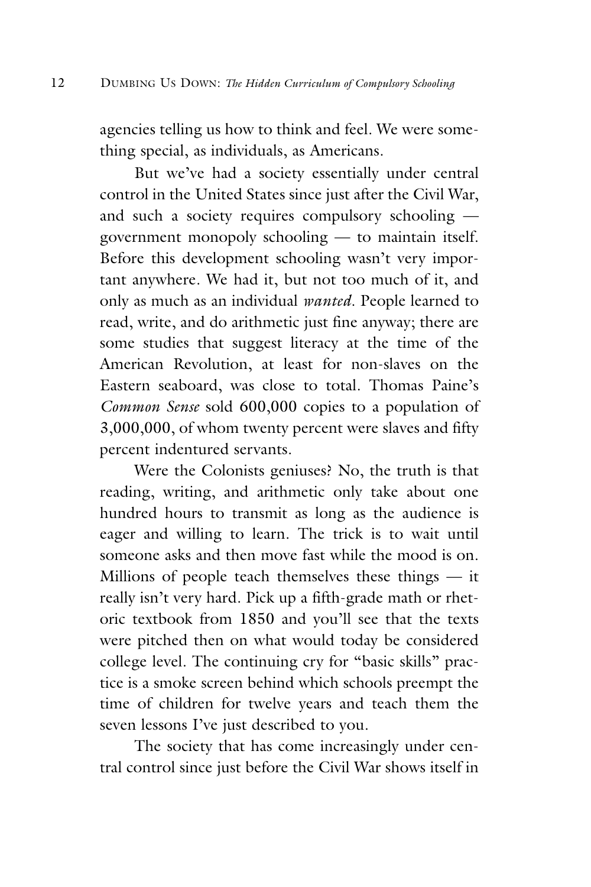agencies telling us how to think and feel. We were something special, as individuals, as Americans.

But we've had a society essentially under central control in the United States since just after the Civil War, and such a society requires compulsory schooling — government monopoly schooling — to maintain itself. Before this development schooling wasn't very important anywhere. We had it, but not too much of it, and only as much as an individual *wanted*. People learned to read, write, and do arithmetic just fine anyway; there are some studies that suggest literacy at the time of the American Revolution, at least for non-slaves on the Eastern seaboard, was close to total. Thomas Paine's *Common Sense* sold 600,000 copies to a population of 3,000,000, of whom twenty percent were slaves and fifty percent indentured servants.

Were the Colonists geniuses? No, the truth is that reading, writing, and arithmetic only take about one hundred hours to transmit as long as the audience is eager and willing to learn. The trick is to wait until someone asks and then move fast while the mood is on. Millions of people teach themselves these things — it really isn't very hard. Pick up a fifth-grade math or rhetoric textbook from 1850 and you'll see that the texts were pitched then on what would today be considered college level. The continuing cry for "basic skills" practice is a smoke screen behind which schools preempt the time of children for twelve years and teach them the seven lessons I've just described to you.

The society that has come increasingly under central control since just before the Civil War shows itself in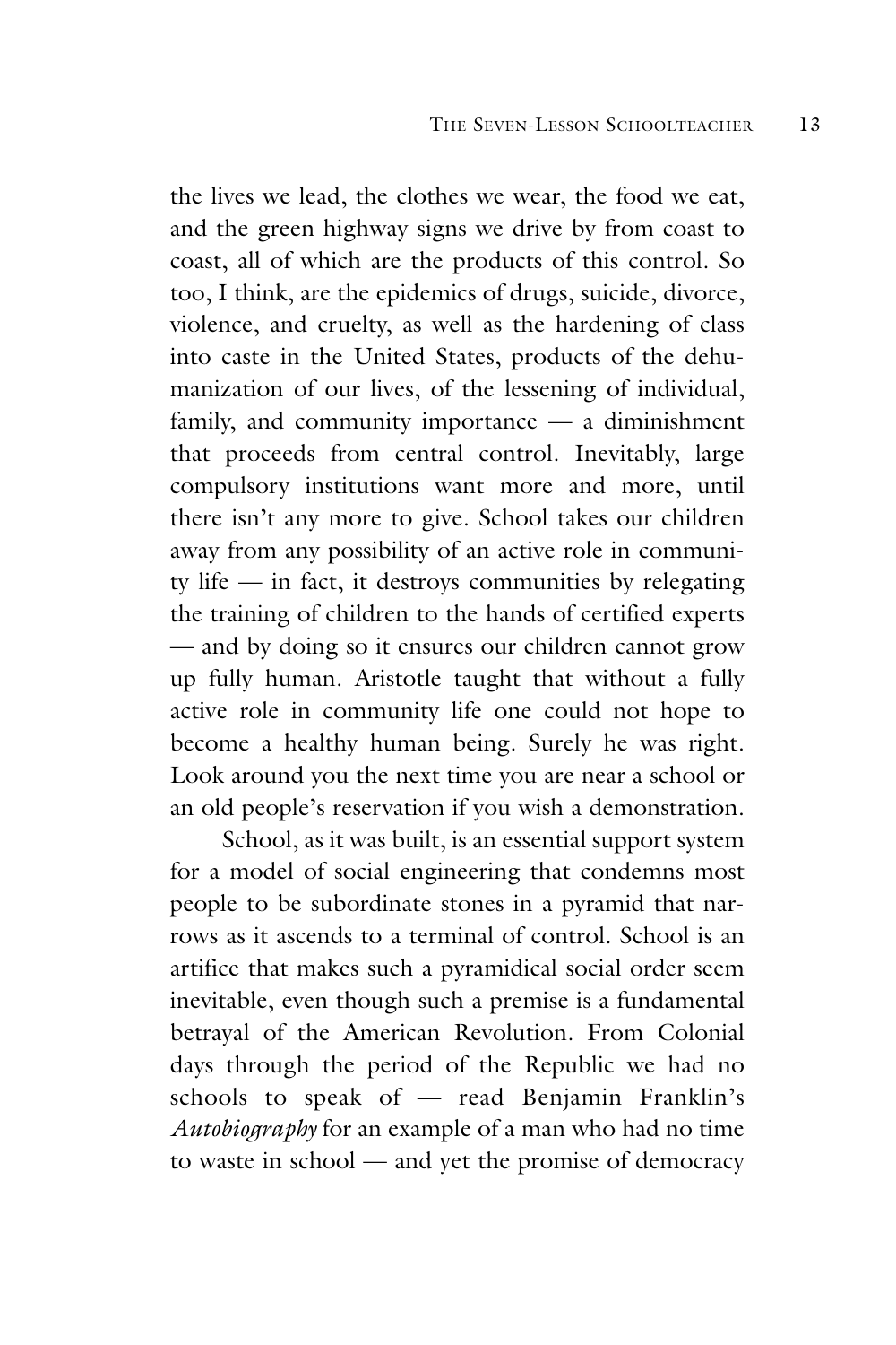the lives we lead, the clothes we wear, the food we eat, and the green highway signs we drive by from coast to coast, all of which are the products of this control. So too, I think, are the epidemics of drugs, suicide, divorce, violence, and cruelty, as well as the hardening of class into caste in the United States, products of the dehumanization of our lives, of the lessening of individual, family, and community importance — a diminishment that proceeds from central control. Inevitably, large compulsory institutions want more and more, until there isn't any more to give. School takes our children away from any possibility of an active role in community life — in fact, it destroys communities by relegating the training of children to the hands of certified experts — and by doing so it ensures our children cannot grow up fully human. Aristotle taught that without a fully active role in community life one could not hope to become a healthy human being. Surely he was right. Look around you the next time you are near a school or an old people's reservation if you wish a demonstration.

School, as it was built, is an essential support system for a model of social engineering that condemns most people to be subordinate stones in a pyramid that narrows as it ascends to a terminal of control. School is an artifice that makes such a pyramidical social order seem inevitable, even though such a premise is a fundamental betrayal of the American Revolution. From Colonial days through the period of the Republic we had no schools to speak of — read Benjamin Franklin's *Autobiography* for an example of a man who had no time to waste in school — and yet the promise of democracy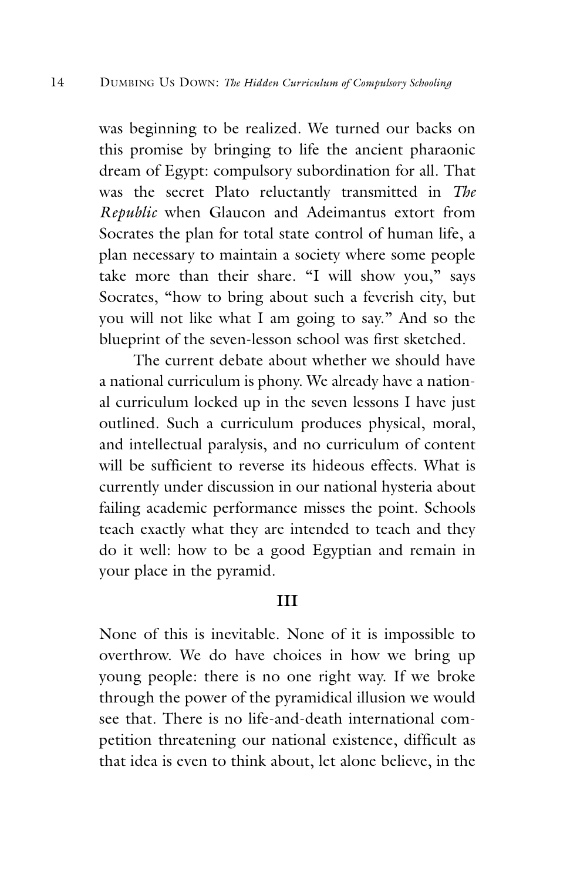was beginning to be realized. We turned our backs on this promise by bringing to life the ancient pharaonic dream of Egypt: compulsory subordination for all. That was the secret Plato reluctantly transmitted in *The Republic* when Glaucon and Adeimantus extort from Socrates the plan for total state control of human life, a plan necessary to maintain a society where some people take more than their share. "I will show you," says Socrates, "how to bring about such a feverish city, but you will not like what I am going to say." And so the blueprint of the seven-lesson school was first sketched.

The current debate about whether we should have a national curriculum is phony. We already have a national curriculum locked up in the seven lessons I have just outlined. Such a curriculum produces physical, moral, and intellectual paralysis, and no curriculum of content will be sufficient to reverse its hideous effects. What is currently under discussion in our national hysteria about failing academic performance misses the point. Schools teach exactly what they are intended to teach and they do it well: how to be a good Egyptian and remain in your place in the pyramid.

## III

None of this is inevitable. None of it is impossible to overthrow. We do have choices in how we bring up young people: there is no one right way. If we broke through the power of the pyramidical illusion we would see that. There is no life-and-death international competition threatening our national existence, difficult as that idea is even to think about, let alone believe, in the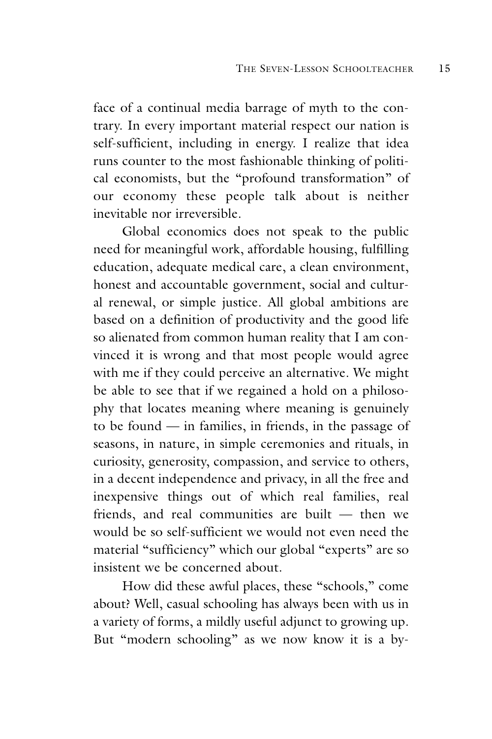face of a continual media barrage of myth to the contrary. In every important material respect our nation is self-sufficient, including in energy. I realize that idea runs counter to the most fashionable thinking of political economists, but the "profound transformation" of our economy these people talk about is neither inevitable nor irreversible.

Global economics does not speak to the public need for meaningful work, affordable housing, fulfilling education, adequate medical care, a clean environment, honest and accountable government, social and cultural renewal, or simple justice. All global ambitions are based on a definition of productivity and the good life so alienated from common human reality that I am convinced it is wrong and that most people would agree with me if they could perceive an alternative. We might be able to see that if we regained a hold on a philosophy that locates meaning where meaning is genuinely to be found — in families, in friends, in the passage of seasons, in nature, in simple ceremonies and rituals, in curiosity, generosity, compassion, and service to others, in a decent independence and privacy, in all the free and inexpensive things out of which real families, real friends, and real communities are built — then we would be so self-sufficient we would not even need the material "sufficiency" which our global "experts" are so insistent we be concerned about.

How did these awful places, these "schools," come about? Well, casual schooling has always been with us in a variety of forms, a mildly useful adjunct to growing up. But "modern schooling" as we now know it is a by-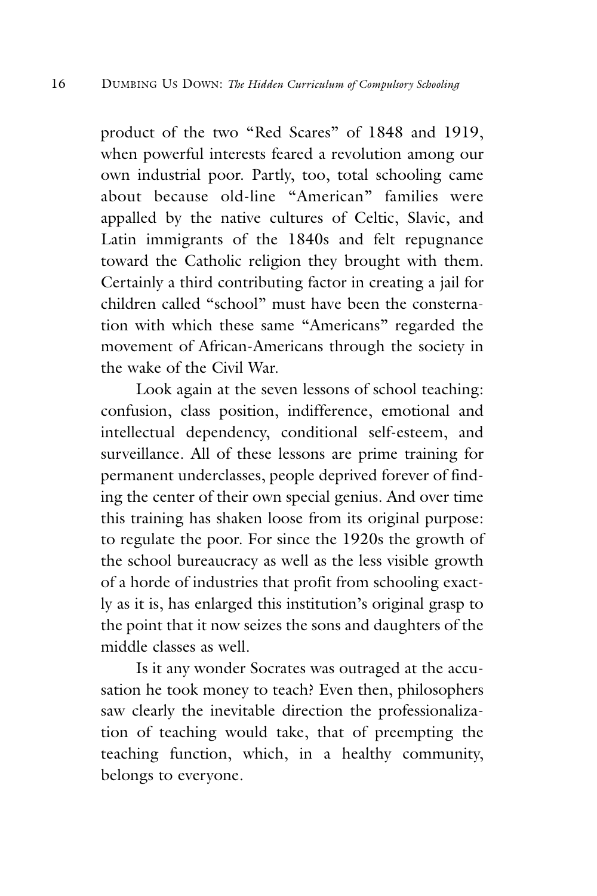product of the two "Red Scares" of 1848 and 1919, when powerful interests feared a revolution among our own industrial poor. Partly, too, total schooling came about because old-line "American" families were appalled by the native cultures of Celtic, Slavic, and Latin immigrants of the 1840s and felt repugnance toward the Catholic religion they brought with them. Certainly a third contributing factor in creating a jail for children called "school" must have been the consternation with which these same "Americans" regarded the movement of African-Americans through the society in the wake of the Civil War.

Look again at the seven lessons of school teaching: confusion, class position, indifference, emotional and intellectual dependency, conditional self-esteem, and surveillance. All of these lessons are prime training for permanent underclasses, people deprived forever of finding the center of their own special genius. And over time this training has shaken loose from its original purpose: to regulate the poor. For since the 1920s the growth of the school bureaucracy as well as the less visible growth of a horde of industries that profit from schooling exactly as it is, has enlarged this institution's original grasp to the point that it now seizes the sons and daughters of the middle classes as well.

Is it any wonder Socrates was outraged at the accusation he took money to teach? Even then, philosophers saw clearly the inevitable direction the professionalization of teaching would take, that of preempting the teaching function, which, in a healthy community, belongs to everyone.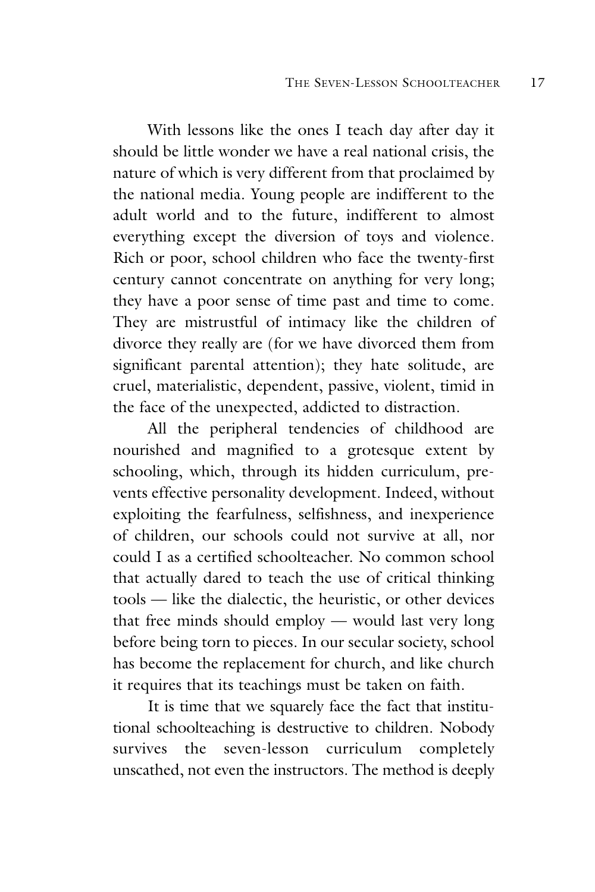With lessons like the ones I teach day after day it should be little wonder we have a real national crisis, the nature of which is very different from that proclaimed by the national media. Young people are indifferent to the adult world and to the future, indifferent to almost everything except the diversion of toys and violence. Rich or poor, school children who face the twenty-first century cannot concentrate on anything for very long; they have a poor sense of time past and time to come. They are mistrustful of intimacy like the children of divorce they really are (for we have divorced them from significant parental attention); they hate solitude, are cruel, materialistic, dependent, passive, violent, timid in the face of the unexpected, addicted to distraction.

All the peripheral tendencies of childhood are nourished and magnified to a grotesque extent by schooling, which, through its hidden curriculum, prevents effective personality development. Indeed, without exploiting the fearfulness, selfishness, and inexperience of children, our schools could not survive at all, nor could I as a certified schoolteacher. No common school that actually dared to teach the use of critical thinking tools — like the dialectic, the heuristic, or other devices that free minds should employ — would last very long before being torn to pieces. In our secular society, school has become the replacement for church, and like church it requires that its teachings must be taken on faith.

It is time that we squarely face the fact that institutional schoolteaching is destructive to children. Nobody survives the seven-lesson curriculum completely unscathed, not even the instructors. The method is deeply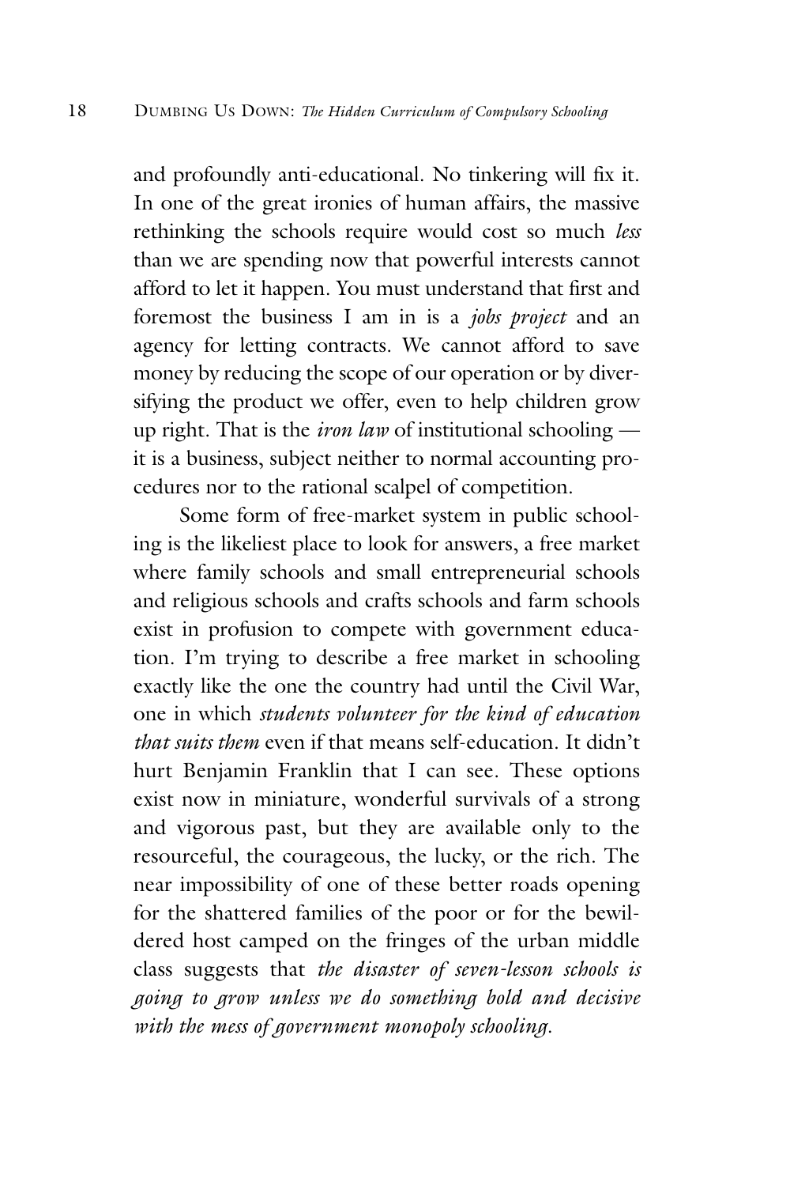and profoundly anti-educational. No tinkering will fix it. In one of the great ironies of human affairs, the massive rethinking the schools require would cost so much *less* than we are spending now that powerful interests cannot afford to let it happen. You must understand that first and foremost the business I am in is a *jobs project* and an agency for letting contracts. We cannot afford to save money by reducing the scope of our operation or by diversifying the product we offer, even to help children grow up right. That is the *iron law* of institutional schooling — it is a business, subject neither to normal accounting procedures nor to the rational scalpel of competition.

Some form of free-market system in public schooling is the likeliest place to look for answers, a free market where family schools and small entrepreneurial schools and religious schools and crafts schools and farm schools exist in profusion to compete with government education. I'm trying to describe a free market in schooling exactly like the one the country had until the Civil War, one in which *students volunteer for the kind of education that suits them* even if that means self-education. It didn't hurt Benjamin Franklin that I can see. These options exist now in miniature, wonderful survivals of a strong and vigorous past, but they are available only to the resourceful, the courageous, the lucky, or the rich. The near impossibility of one of these better roads opening for the shattered families of the poor or for the bewildered host camped on the fringes of the urban middle class suggests that *the disaster of seven-lesson schools is going to grow unless we do something bold and decisive with the mess of government monopoly schooling.*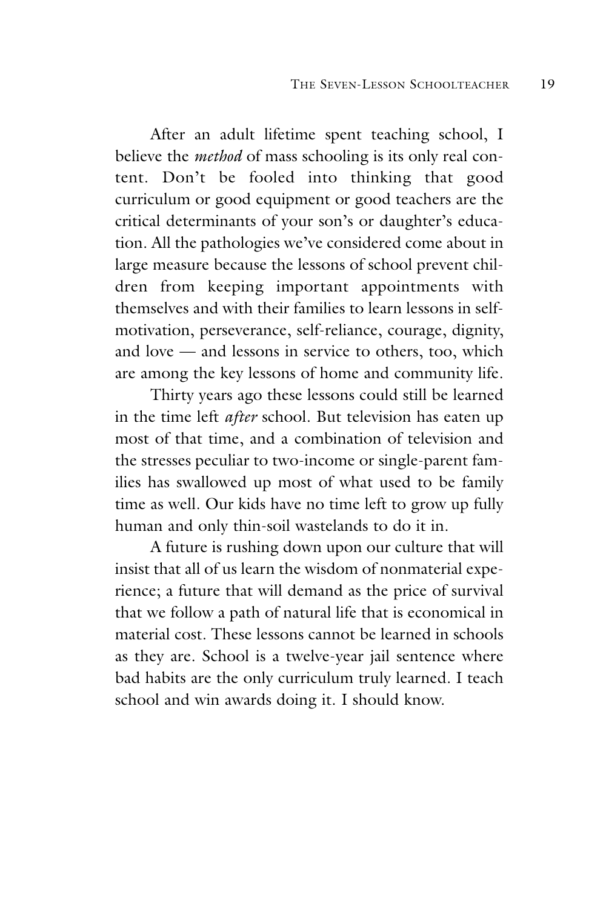After an adult lifetime spent teaching school, I believe the *method* of mass schooling is its only real content. Don't be fooled into thinking that good curriculum or good equipment or good teachers are the critical determinants of your son's or daughter's education. All the pathologies we've considered come about in large measure because the lessons of school prevent children from keeping important appointments with themselves and with their families to learn lessons in self-motivation, perseverance, self-reliance, courage, dignity, and love — and lessons in service to others, too, which are among the key lessons of home and community life.

Thirty years ago these lessons could still be learned in the time left *after* school. But television has eaten up most of that time, and a combination of television and the stresses peculiar to two-income or single-parent families has swallowed up most of what used to be family time as well. Our kids have no time left to grow up fully human and only thin-soil wastelands to do it in.

A future is rushing down upon our culture that will insist that all of us learn the wisdom of nonmaterial experience; a future that will demand as the price of survival that we follow a path of natural life that is economical in material cost. These lessons cannot be learned in schools as they are. School is a twelve-year jail sentence where bad habits are the only curriculum truly learned. I teach school and win awards doing it. I should know.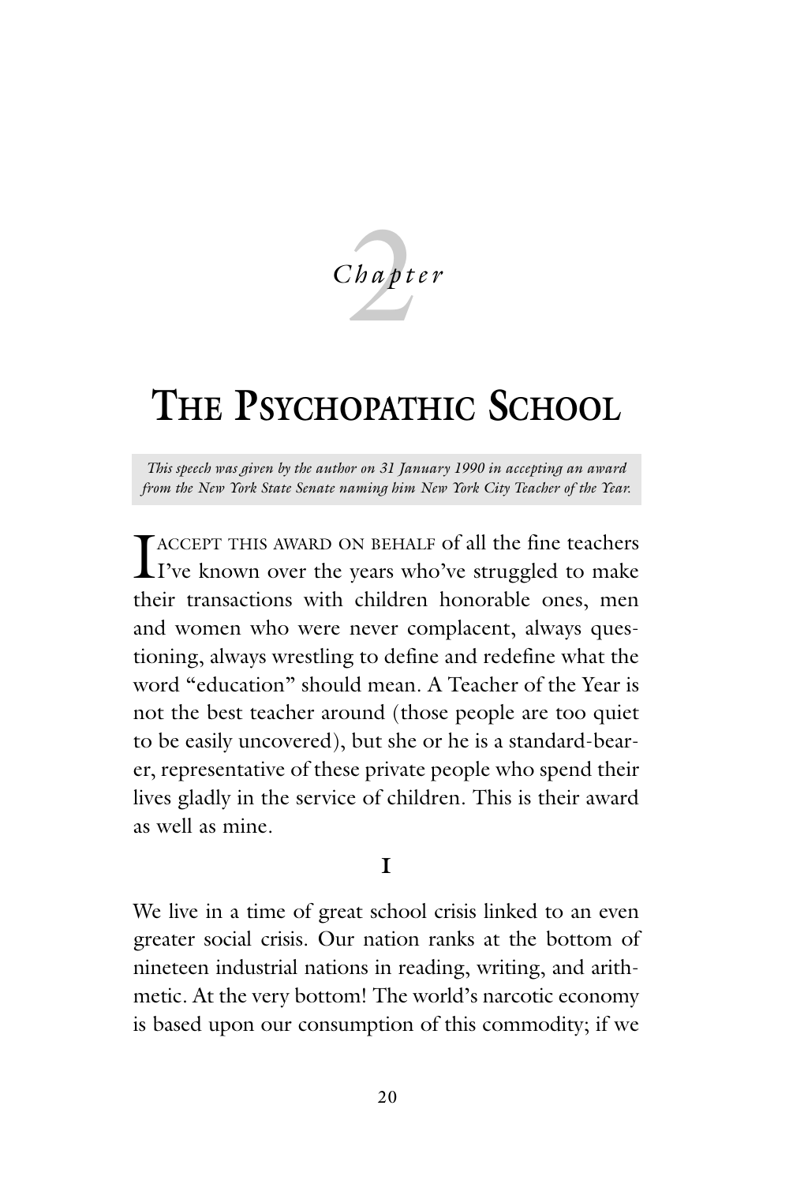# Chapter 2

# THE PSYCHOPATHIC SCHOOL

*This speech was given by the author on 31 January 1990 in accepting an award from the New York State Senate naming him New York City Teacher of the Year.*

I ACCEPT THIS AWARD ON BEHALF of all the fine teachers I've known over the years who've struggled to make their transactions with children honorable ones, men and women who were never complacent, always questioning, always wrestling to define and redefine what the word "education" should mean. A Teacher of the Year is not the best teacher around (those people are too quiet to be easily uncovered), but she or he is a standard-bearer, representative of these private people who spend their lives gladly in the service of children. This is their award as well as mine.

## I

We live in a time of great school crisis linked to an even greater social crisis. Our nation ranks at the bottom of nineteen industrial nations in reading, writing, and arithmetic. At the very bottom! The world's narcotic economy is based upon our consumption of this commodity; if we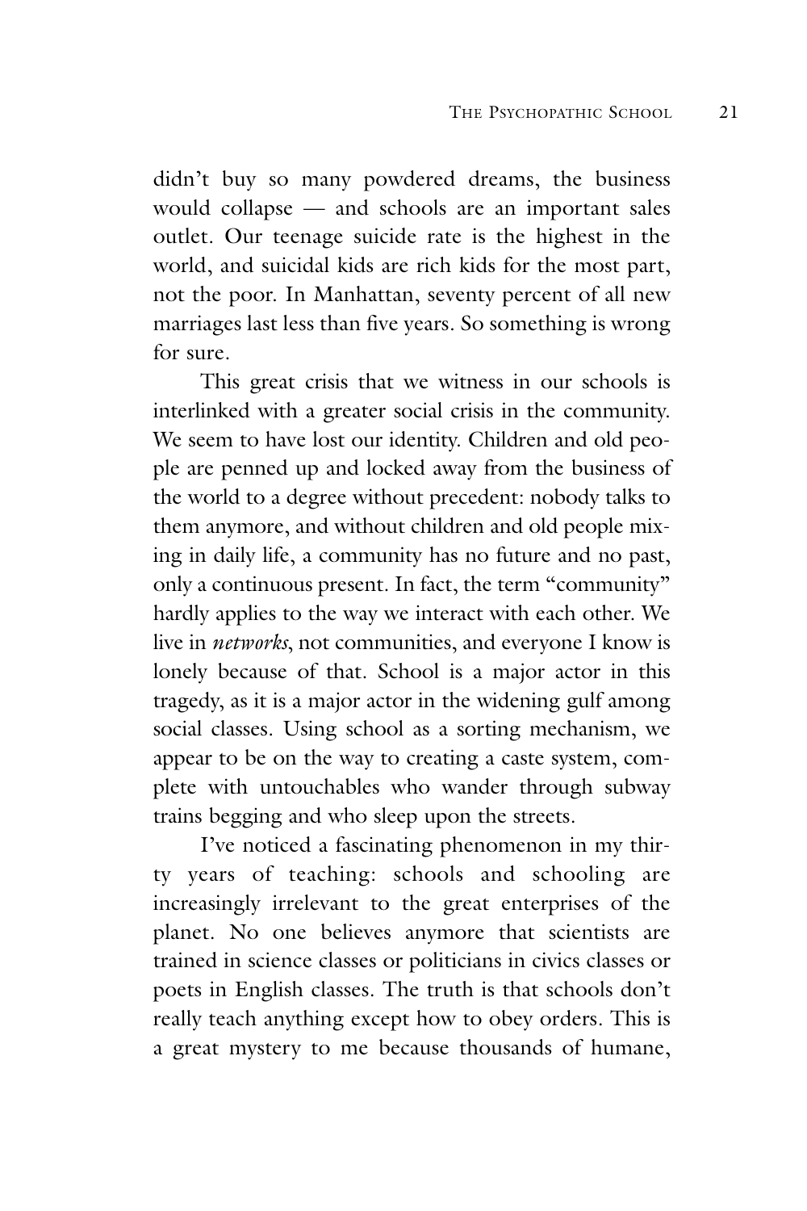didn't buy so many powdered dreams, the business would collapse — and schools are an important sales outlet. Our teenage suicide rate is the highest in the world, and suicidal kids are rich kids for the most part, not the poor. In Manhattan, seventy percent of all new marriages last less than five years. So something is wrong for sure.

This great crisis that we witness in our schools is interlinked with a greater social crisis in the community. We seem to have lost our identity. Children and old people are penned up and locked away from the business of the world to a degree without precedent: nobody talks to them anymore, and without children and old people mixing in daily life, a community has no future and no past, only a continuous present. In fact, the term "community" hardly applies to the way we interact with each other. We live in *networks*, not communities, and everyone I know is lonely because of that. School is a major actor in this tragedy, as it is a major actor in the widening gulf among social classes. Using school as a sorting mechanism, we appear to be on the way to creating a caste system, complete with untouchables who wander through subway trains begging and who sleep upon the streets.

I've noticed a fascinating phenomenon in my thirty years of teaching: schools and schooling are increasingly irrelevant to the great enterprises of the planet. No one believes anymore that scientists are trained in science classes or politicians in civics classes or poets in English classes. The truth is that schools don't really teach anything except how to obey orders. This is a great mystery to me because thousands of humane,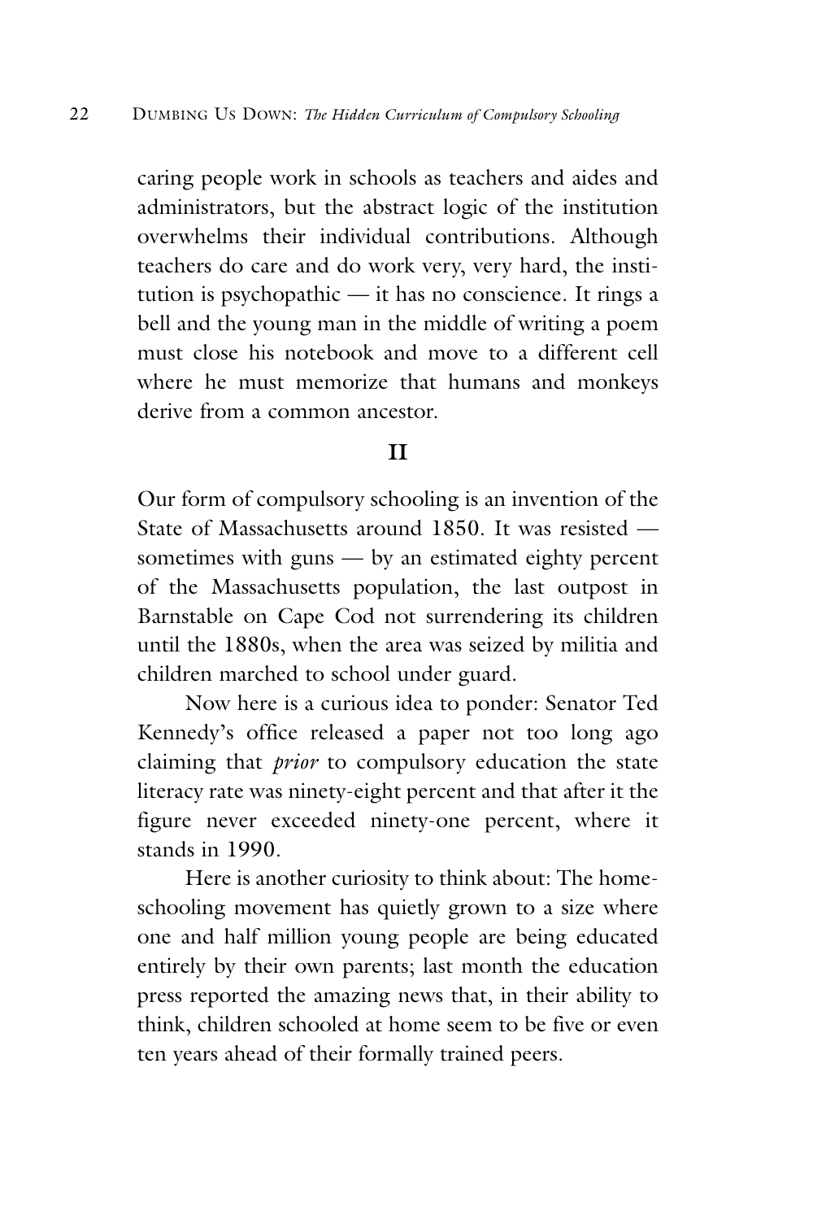caring people work in schools as teachers and aides and administrators, but the abstract logic of the institution overwhelms their individual contributions. Although teachers do care and do work very, very hard, the institution is psychopathic — it has no conscience. It rings a bell and the young man in the middle of writing a poem must close his notebook and move to a different cell where he must memorize that humans and monkeys derive from a common ancestor.

## II

Our form of compulsory schooling is an invention of the State of Massachusetts around 1850. It was resisted — sometimes with guns — by an estimated eighty percent of the Massachusetts population, the last outpost in Barnstable on Cape Cod not surrendering its children until the 1880s, when the area was seized by militia and children marched to school under guard.

Now here is a curious idea to ponder: Senator Ted Kennedy's office released a paper not too long ago claiming that *prior* to compulsory education the state literacy rate was ninety-eight percent and that after it the figure never exceeded ninety-one percent, where it stands in 1990.

Here is another curiosity to think about: The homeschooling movement has quietly grown to a size where one and half million young people are being educated entirely by their own parents; last month the education press reported the amazing news that, in their ability to think, children schooled at home seem to be five or even ten years ahead of their formally trained peers.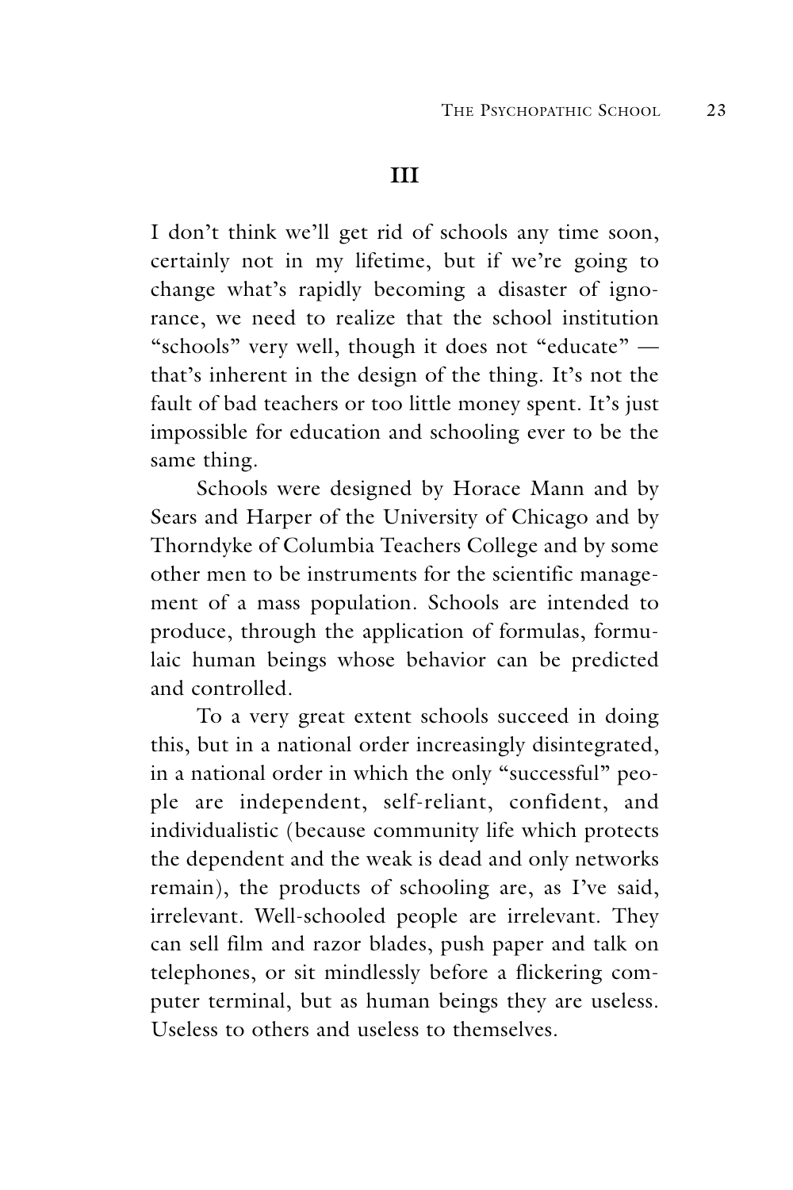## III

I don't think we'll get rid of schools any time soon, certainly not in my lifetime, but if we're going to change what's rapidly becoming a disaster of ignorance, we need to realize that the school institution "schools" very well, though it does not "educate" — that's inherent in the design of the thing. It's not the fault of bad teachers or too little money spent. It's just impossible for education and schooling ever to be the same thing.

Schools were designed by Horace Mann and by Sears and Harper of the University of Chicago and by Thorndyke of Columbia Teachers College and by some other men to be instruments for the scientific management of a mass population. Schools are intended to produce, through the application of formulas, formulaic human beings whose behavior can be predicted and controlled.

To a very great extent schools succeed in doing this, but in a national order increasingly disintegrated, in a national order in which the only "successful" people are independent, self-reliant, confident, and individualistic (because community life which protects the dependent and the weak is dead and only networks remain), the products of schooling are, as I've said, irrelevant. Well-schooled people are irrelevant. They can sell film and razor blades, push paper and talk on telephones, or sit mindlessly before a flickering computer terminal, but as human beings they are useless. Useless to others and useless to themselves.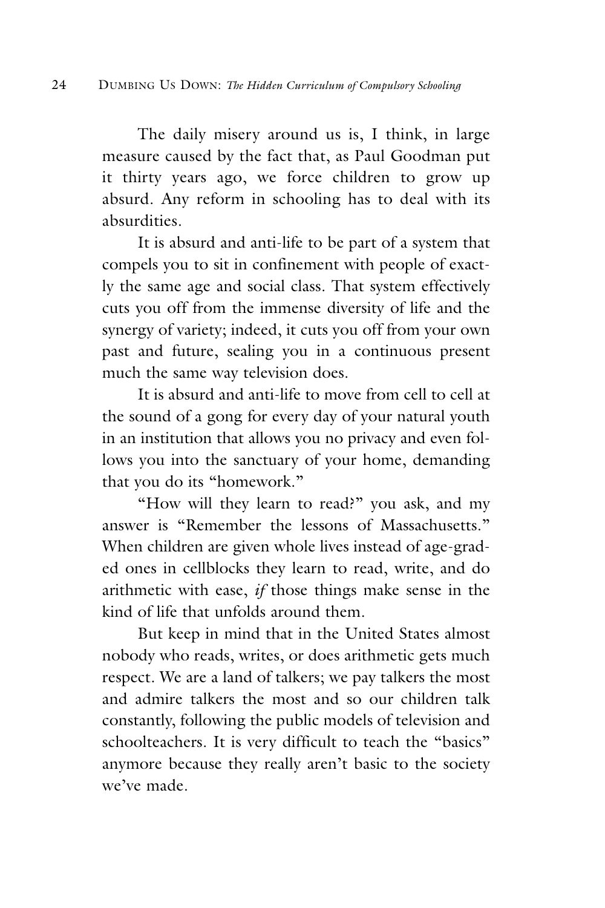The daily misery around us is, I think, in large measure caused by the fact that, as Paul Goodman put it thirty years ago, we force children to grow up absurd. Any reform in schooling has to deal with its absurdities.

It is absurd and anti-life to be part of a system that compels you to sit in confinement with people of exactly the same age and social class. That system effectively cuts you off from the immense diversity of life and the synergy of variety; indeed, it cuts you off from your own past and future, sealing you in a continuous present much the same way television does.

It is absurd and anti-life to move from cell to cell at the sound of a gong for every day of your natural youth in an institution that allows you no privacy and even follows you into the sanctuary of your home, demanding that you do its "homework."

"How will they learn to read?" you ask, and my answer is "Remember the lessons of Massachusetts." When children are given whole lives instead of age-graded ones in cellblocks they learn to read, write, and do arithmetic with ease, *if* those things make sense in the kind of life that unfolds around them.

But keep in mind that in the United States almost nobody who reads, writes, or does arithmetic gets much respect. We are a land of talkers; we pay talkers the most and admire talkers the most and so our children talk constantly, following the public models of television and schoolteachers. It is very difficult to teach the "basics" anymore because they really aren't basic to the society we've made.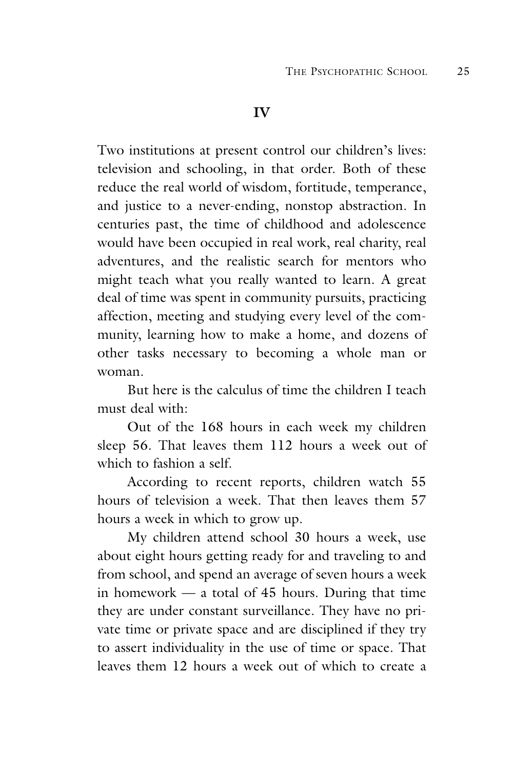## IV

Two institutions at present control our children's lives: television and schooling, in that order. Both of these reduce the real world of wisdom, fortitude, temperance, and justice to a never-ending, nonstop abstraction. In centuries past, the time of childhood and adolescence would have been occupied in real work, real charity, real adventures, and the realistic search for mentors who might teach what you really wanted to learn. A great deal of time was spent in community pursuits, practicing affection, meeting and studying every level of the community, learning how to make a home, and dozens of other tasks necessary to becoming a whole man or woman.

But here is the calculus of time the children I teach must deal with:

Out of the 168 hours in each week my children sleep 56. That leaves them 112 hours a week out of which to fashion a self.

According to recent reports, children watch 55 hours of television a week. That then leaves them 57 hours a week in which to grow up.

My children attend school 30 hours a week, use about eight hours getting ready for and traveling to and from school, and spend an average of seven hours a week in homework — a total of 45 hours. During that time they are under constant surveillance. They have no private time or private space and are disciplined if they try to assert individuality in the use of time or space. That leaves them 12 hours a week out of which to create a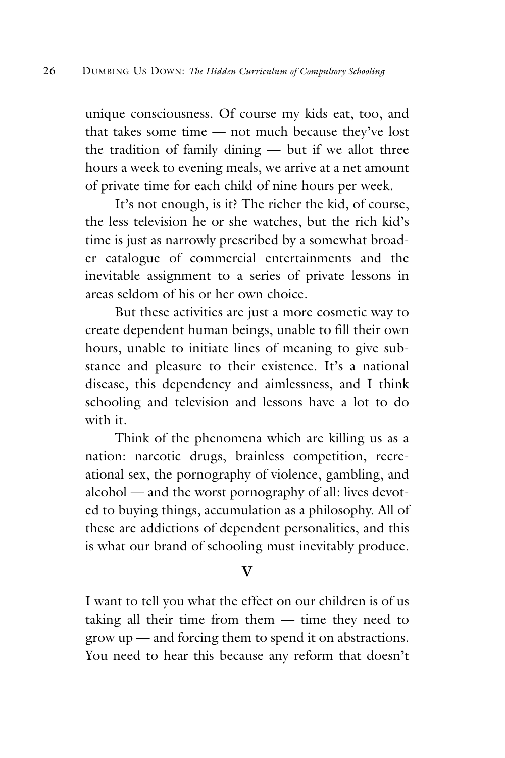unique consciousness. Of course my kids eat, too, and that takes some time — not much because they've lost the tradition of family dining — but if we allot three hours a week to evening meals, we arrive at a net amount of private time for each child of nine hours per week.

It's not enough, is it? The richer the kid, of course, the less television he or she watches, but the rich kid's time is just as narrowly prescribed by a somewhat broader catalogue of commercial entertainments and the inevitable assignment to a series of private lessons in areas seldom of his or her own choice.

But these activities are just a more cosmetic way to create dependent human beings, unable to fill their own hours, unable to initiate lines of meaning to give substance and pleasure to their existence. It's a national disease, this dependency and aimlessness, and I think schooling and television and lessons have a lot to do with it.

Think of the phenomena which are killing us as a nation: narcotic drugs, brainless competition, recreational sex, the pornography of violence, gambling, and alcohol — and the worst pornography of all: lives devoted to buying things, accumulation as a philosophy. All of these are addictions of dependent personalities, and this is what our brand of schooling must inevitably produce.

## V

I want to tell you what the effect on our children is of us taking all their time from them — time they need to grow up — and forcing them to spend it on abstractions. You need to hear this because any reform that doesn't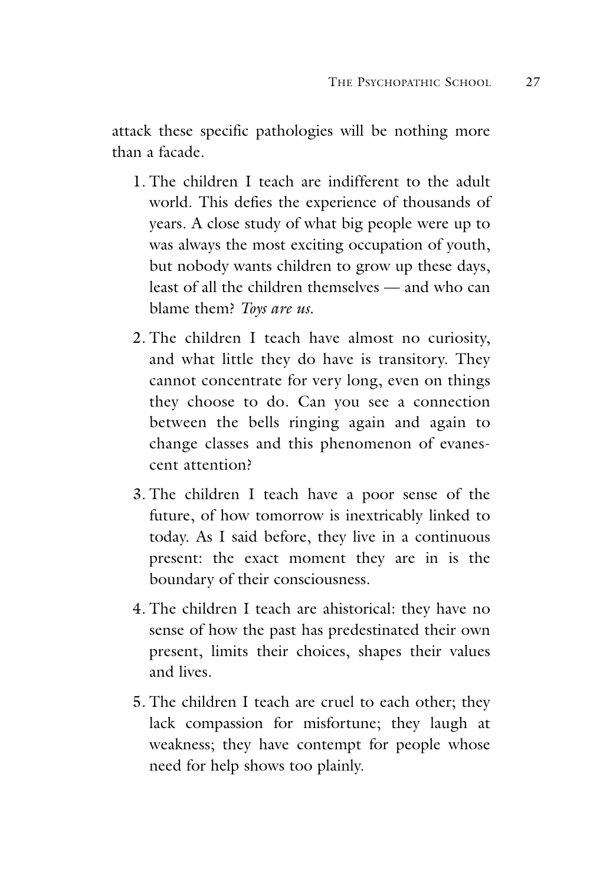attack these specific pathologies will be nothing more than a facade.

1. The children I teach are indifferent to the adult world. This defies the experience of thousands of years. A close study of what big people were up to was always the most exciting occupation of youth, but nobody wants children to grow up these days, least of all the children themselves — and who can blame them? *Toys are us.*

2. The children I teach have almost no curiosity, and what little they do have is transitory. They cannot concentrate for very long, even on things they choose to do. Can you see a connection between the bells ringing again and again to change classes and this phenomenon of evanescent attention?

3. The children I teach have a poor sense of the future, of how tomorrow is inextricably linked to today. As I said before, they live in a continuous present: the exact moment they are in is the boundary of their consciousness.

4. The children I teach are ahistorical: they have no sense of how the past has predestinated their own present, limits their choices, shapes their values and lives.

5. The children I teach are cruel to each other; they lack compassion for misfortune; they laugh at weakness; they have contempt for people whose need for help shows too plainly.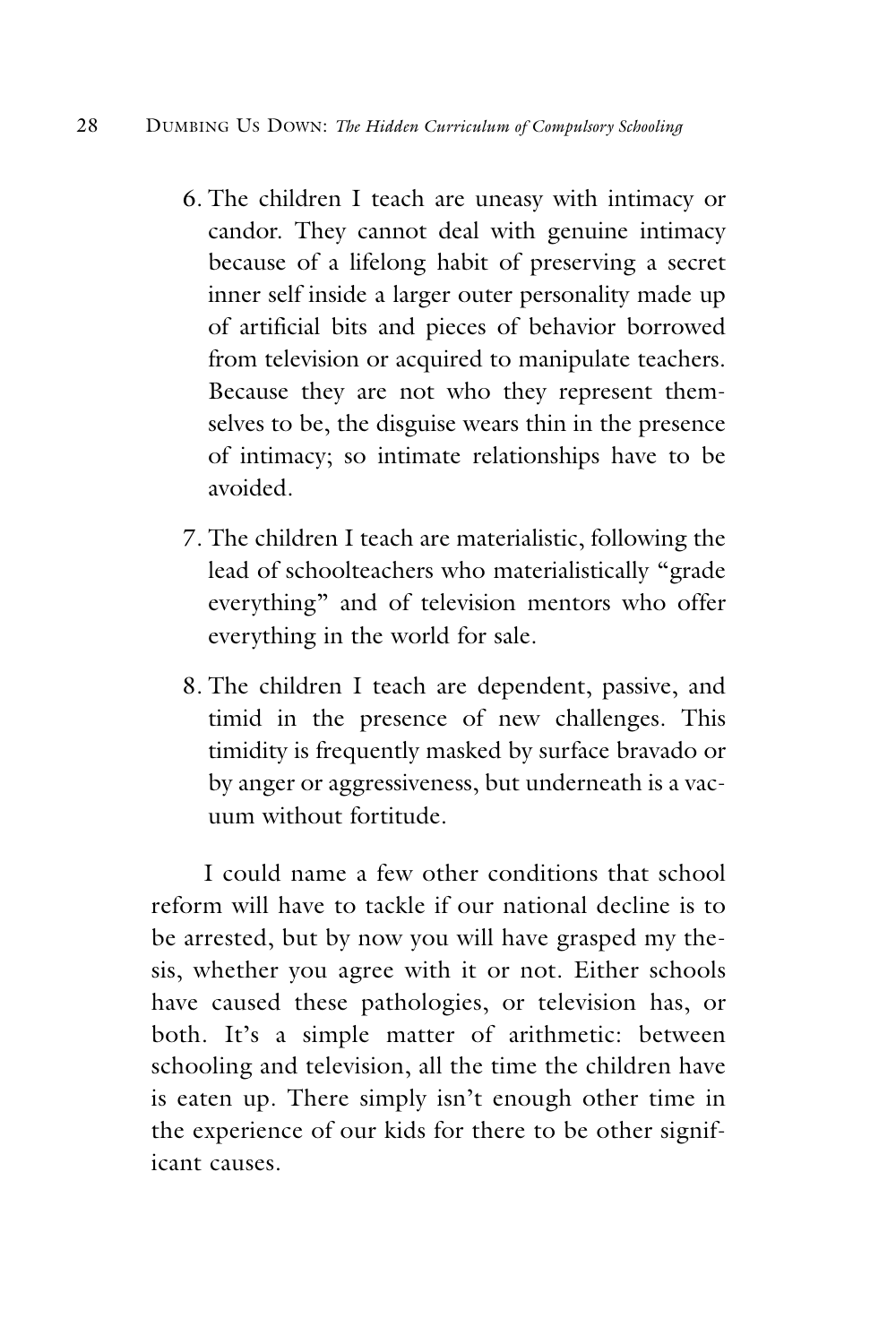6. The children I teach are uneasy with intimacy or candor. They cannot deal with genuine intimacy because of a lifelong habit of preserving a secret inner self inside a larger outer personality made up of artificial bits and pieces of behavior borrowed from television or acquired to manipulate teachers. Because they are not who they represent themselves to be, the disguise wears thin in the presence of intimacy; so intimate relationships have to be avoided.

7. The children I teach are materialistic, following the lead of schoolteachers who materialistically "grade everything" and of television mentors who offer everything in the world for sale.

8. The children I teach are dependent, passive, and timid in the presence of new challenges. This timidity is frequently masked by surface bravado or by anger or aggressiveness, but underneath is a vacuum without fortitude.

I could name a few other conditions that school reform will have to tackle if our national decline is to be arrested, but by now you will have grasped my thesis, whether you agree with it or not. Either schools have caused these pathologies, or television has, or both. It's a simple matter of arithmetic: between schooling and television, all the time the children have is eaten up. There simply isn't enough other time in the experience of our kids for there to be other significant causes.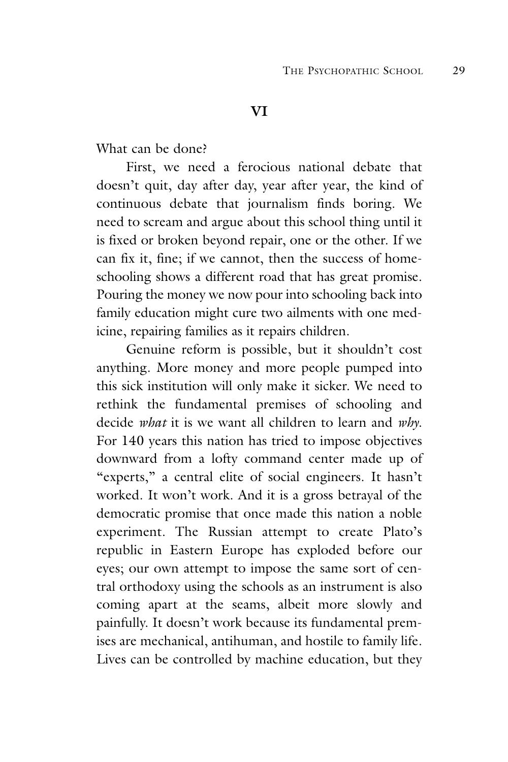## VI

What can be done?

First, we need a ferocious national debate that doesn't quit, day after day, year after year, the kind of continuous debate that journalism finds boring. We need to scream and argue about this school thing until it is fixed or broken beyond repair, one or the other. If we can fix it, fine; if we cannot, then the success of homeschooling shows a different road that has great promise. Pouring the money we now pour into schooling back into family education might cure two ailments with one medicine, repairing families as it repairs children.

Genuine reform is possible, but it shouldn't cost anything. More money and more people pumped into this sick institution will only make it sicker. We need to rethink the fundamental premises of schooling and decide *what* it is we want all children to learn and *why*. For 140 years this nation has tried to impose objectives downward from a lofty command center made up of "experts," a central elite of social engineers. It hasn't worked. It won't work. And it is a gross betrayal of the democratic promise that once made this nation a noble experiment. The Russian attempt to create Plato's republic in Eastern Europe has exploded before our eyes; our own attempt to impose the same sort of central orthodoxy using the schools as an instrument is also coming apart at the seams, albeit more slowly and painfully. It doesn't work because its fundamental premises are mechanical, antihuman, and hostile to family life. Lives can be controlled by machine education, but they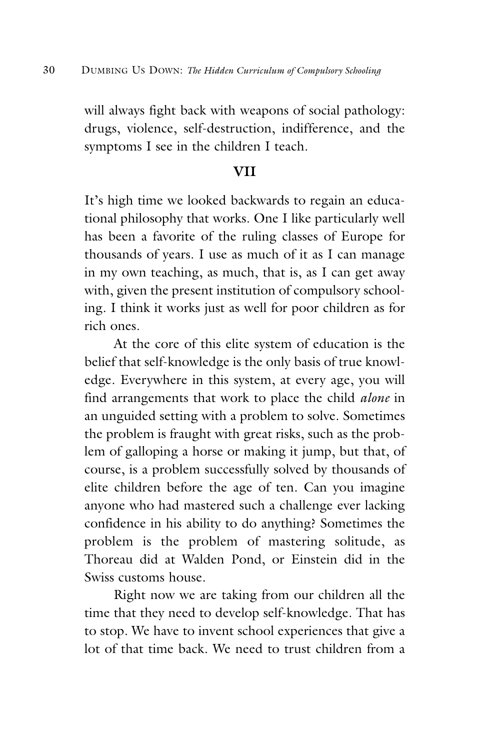will always fight back with weapons of social pathology: drugs, violence, self-destruction, indifference, and the symptoms I see in the children I teach.

## VII

It's high time we looked backwards to regain an educational philosophy that works. One I like particularly well has been a favorite of the ruling classes of Europe for thousands of years. I use as much of it as I can manage in my own teaching, as much, that is, as I can get away with, given the present institution of compulsory schooling. I think it works just as well for poor children as for rich ones.

At the core of this elite system of education is the belief that self-knowledge is the only basis of true knowledge. Everywhere in this system, at every age, you will find arrangements that work to place the child *alone* in an unguided setting with a problem to solve. Sometimes the problem is fraught with great risks, such as the problem of galloping a horse or making it jump, but that, of course, is a problem successfully solved by thousands of elite children before the age of ten. Can you imagine anyone who had mastered such a challenge ever lacking confidence in his ability to do anything? Sometimes the problem is the problem of mastering solitude, as Thoreau did at Walden Pond, or Einstein did in the Swiss customs house.

Right now we are taking from our children all the time that they need to develop self-knowledge. That has to stop. We have to invent school experiences that give a lot of that time back. We need to trust children from a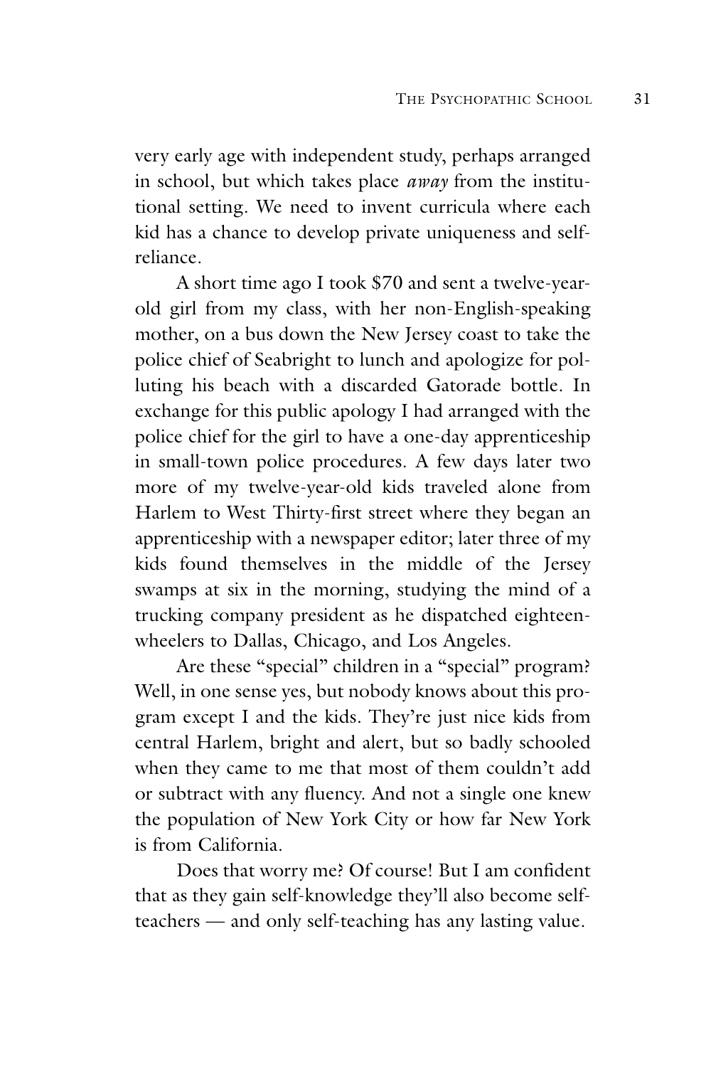very early age with independent study, perhaps arranged in school, but which takes place *away* from the institutional setting. We need to invent curricula where each kid has a chance to develop private uniqueness and self-reliance.

A short time ago I took $70 and sent a twelve-year-old girl from my class, with her non-English-speaking mother, on a bus down the New Jersey coast to take the police chief of Seabright to lunch and apologize for polluting his beach with a discarded Gatorade bottle. In exchange for this public apology I had arranged with the police chief for the girl to have a one-day apprenticeship in small-town police procedures. A few days later two more of my twelve-year-old kids traveled alone from Harlem to West Thirty-first street where they began an apprenticeship with a newspaper editor; later three of my kids found themselves in the middle of the Jersey swamps at six in the morning, studying the mind of a trucking company president as he dispatched eighteen-wheelers to Dallas, Chicago, and Los Angeles.

Are these "special" children in a "special" program? Well, in one sense yes, but nobody knows about this program except I and the kids. They're just nice kids from central Harlem, bright and alert, but so badly schooled when they came to me that most of them couldn't add or subtract with any fluency. And not a single one knew the population of New York City or how far New York is from California.

Does that worry me? Of course! But I am confident that as they gain self-knowledge they'll also become self-teachers — and only self-teaching has any lasting value.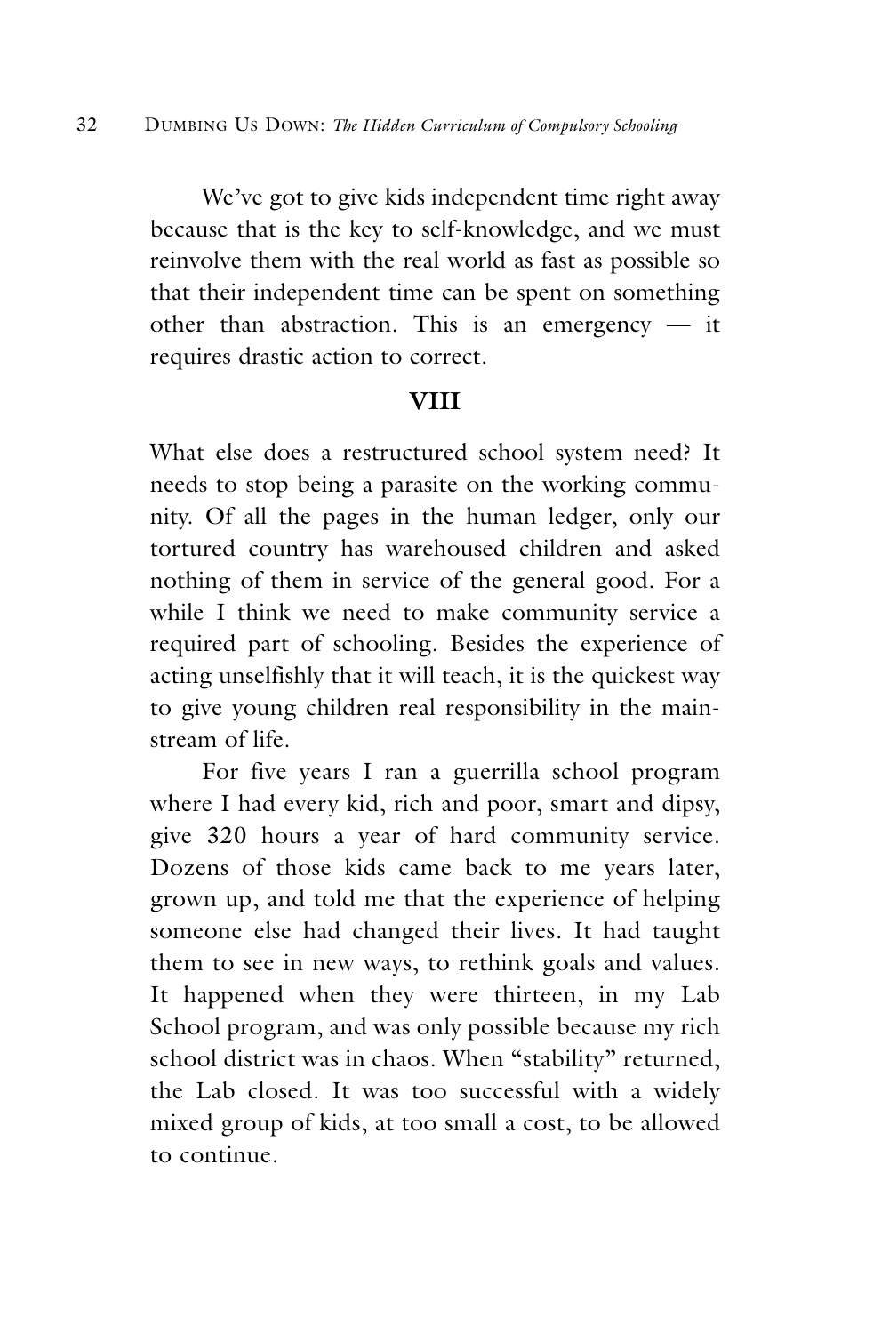We've got to give kids independent time right away because that is the key to self-knowledge, and we must reinvolve them with the real world as fast as possible so that their independent time can be spent on something other than abstraction. This is an emergency — it requires drastic action to correct.

## VIII

What else does a restructured school system need? It needs to stop being a parasite on the working community. Of all the pages in the human ledger, only our tortured country has warehoused children and asked nothing of them in service of the general good. For a while I think we need to make community service a required part of schooling. Besides the experience of acting unselfishly that it will teach, it is the quickest way to give young children real responsibility in the mainstream of life.

For five years I ran a guerrilla school program where I had every kid, rich and poor, smart and dipsy, give 320 hours a year of hard community service. Dozens of those kids came back to me years later, grown up, and told me that the experience of helping someone else had changed their lives. It had taught them to see in new ways, to rethink goals and values. It happened when they were thirteen, in my Lab School program, and was only possible because my rich school district was in chaos. When "stability" returned, the Lab closed. It was too successful with a widely mixed group of kids, at too small a cost, to be allowed to continue.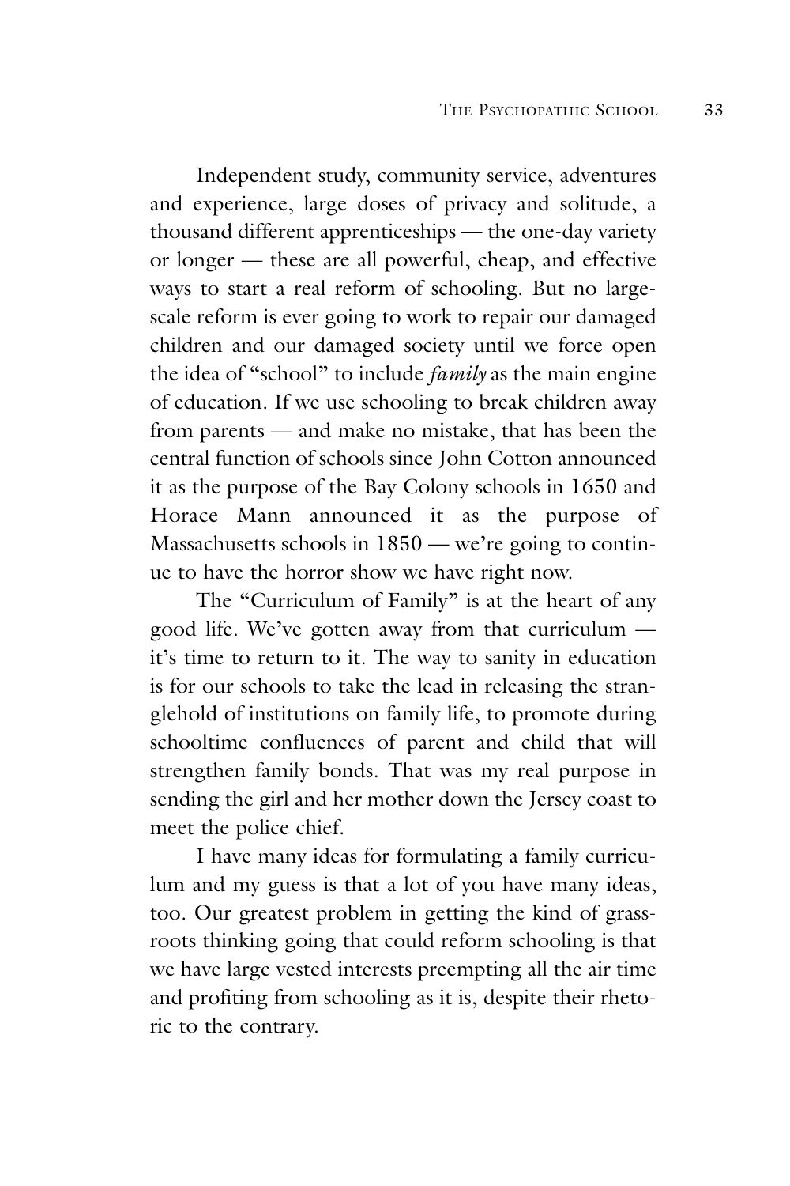Independent study, community service, adventures and experience, large doses of privacy and solitude, a thousand different apprenticeships — the one-day variety or longer — these are all powerful, cheap, and effective ways to start a real reform of schooling. But no large-scale reform is ever going to work to repair our damaged children and our damaged society until we force open the idea of "school" to include *family* as the main engine of education. If we use schooling to break children away from parents — and make no mistake, that has been the central function of schools since John Cotton announced it as the purpose of the Bay Colony schools in 1650 and Horace Mann announced it as the purpose of Massachusetts schools in 1850 — we're going to continue to have the horror show we have right now.

The "Curriculum of Family" is at the heart of any good life. We've gotten away from that curriculum — it's time to return to it. The way to sanity in education is for our schools to take the lead in releasing the stranglehold of institutions on family life, to promote during schooltime confluences of parent and child that will strengthen family bonds. That was my real purpose in sending the girl and her mother down the Jersey coast to meet the police chief.

I have many ideas for formulating a family curriculum and my guess is that a lot of you have many ideas, too. Our greatest problem in getting the kind of grassroots thinking going that could reform schooling is that we have large vested interests preempting all the air time and profiting from schooling as it is, despite their rhetoric to the contrary.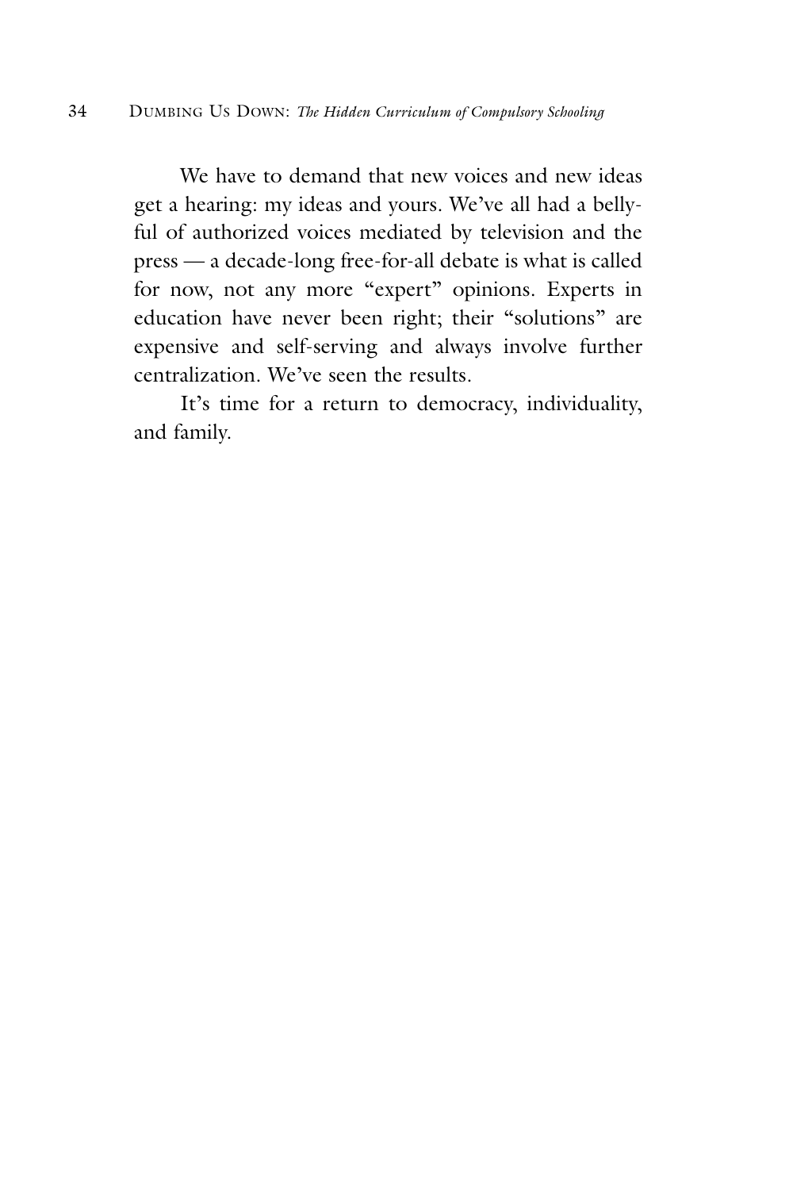We have to demand that new voices and new ideas get a hearing: my ideas and yours. We've all had a bellyful of authorized voices mediated by television and the press — a decade-long free-for-all debate is what is called for now, not any more "expert" opinions. Experts in education have never been right; their "solutions" are expensive and self-serving and always involve further centralization. We've seen the results.

It's time for a return to democracy, individuality, and family.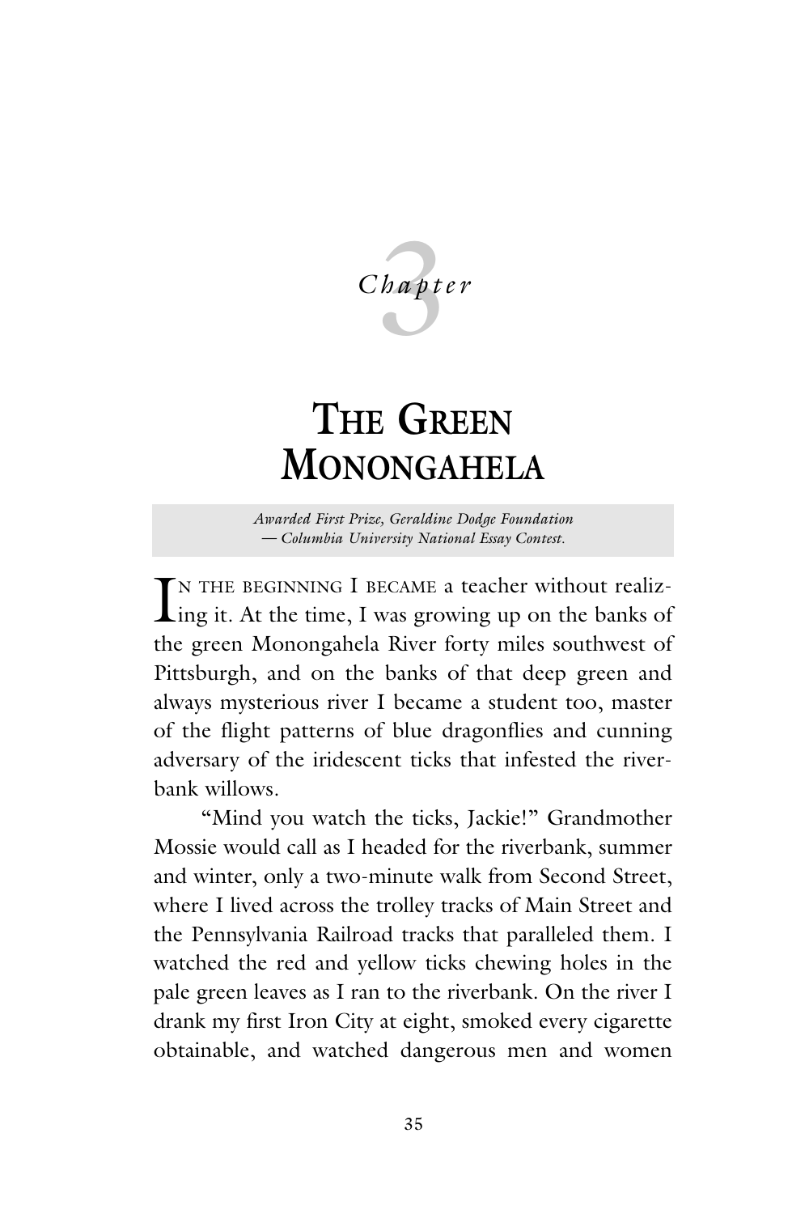# Chapter 3

# The Green Monongahela

*Awarded First Prize, Geraldine Dodge Foundation — Columbia University National Essay Contest.*

In the beginning I became a teacher without realizing it. At the time, I was growing up on the banks of the green Monongahela River forty miles southwest of Pittsburgh, and on the banks of that deep green and always mysterious river I became a student too, master of the flight patterns of blue dragonflies and cunning adversary of the iridescent ticks that infested the riverbank willows.

"Mind you watch the ticks, Jackie!" Grandmother Mossie would call as I headed for the riverbank, summer and winter, only a two-minute walk from Second Street, where I lived across the trolley tracks of Main Street and the Pennsylvania Railroad tracks that paralleled them. I watched the red and yellow ticks chewing holes in the pale green leaves as I ran to the riverbank. On the river I drank my first Iron City at eight, smoked every cigarette obtainable, and watched dangerous men and women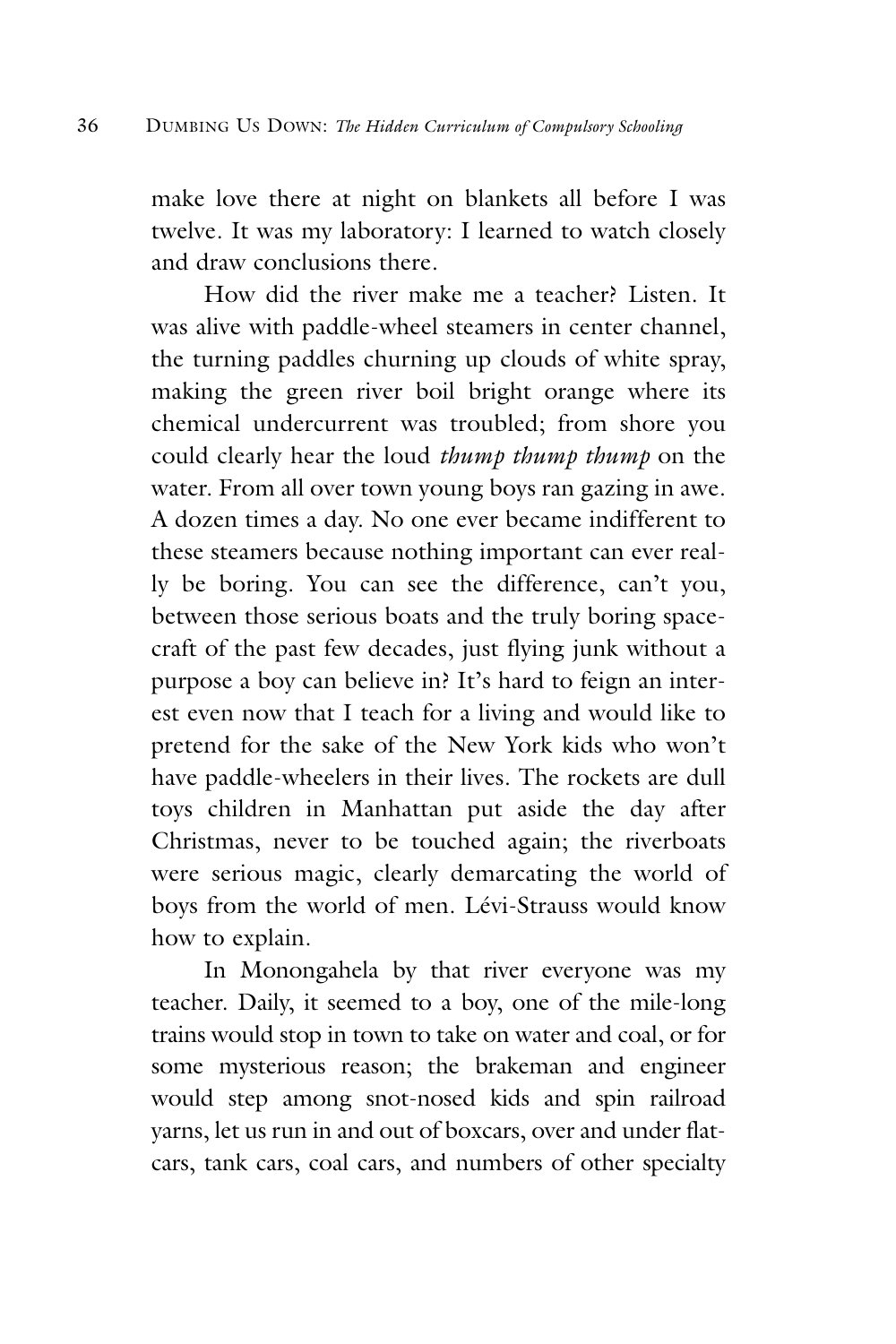make love there at night on blankets all before I was twelve. It was my laboratory: I learned to watch closely and draw conclusions there.

How did the river make me a teacher? Listen. It was alive with paddle-wheel steamers in center channel, the turning paddles churning up clouds of white spray, making the green river boil bright orange where its chemical undercurrent was troubled; from shore you could clearly hear the loud *thump thump thump* on the water. From all over town young boys ran gazing in awe. A dozen times a day. No one ever became indifferent to these steamers because nothing important can ever really be boring. You can see the difference, can't you, between those serious boats and the truly boring spacecraft of the past few decades, just flying junk without a purpose a boy can believe in? It's hard to feign an interest even now that I teach for a living and would like to pretend for the sake of the New York kids who won't have paddle-wheelers in their lives. The rockets are dull toys children in Manhattan put aside the day after Christmas, never to be touched again; the riverboats were serious magic, clearly demarcating the world of boys from the world of men. Lévi-Strauss would know how to explain.

In Monongahela by that river everyone was my teacher. Daily, it seemed to a boy, one of the mile-long trains would stop in town to take on water and coal, or for some mysterious reason; the brakeman and engineer would step among snot-nosed kids and spin railroad yarns, let us run in and out of boxcars, over and under flatcars, tank cars, coal cars, and numbers of other specialty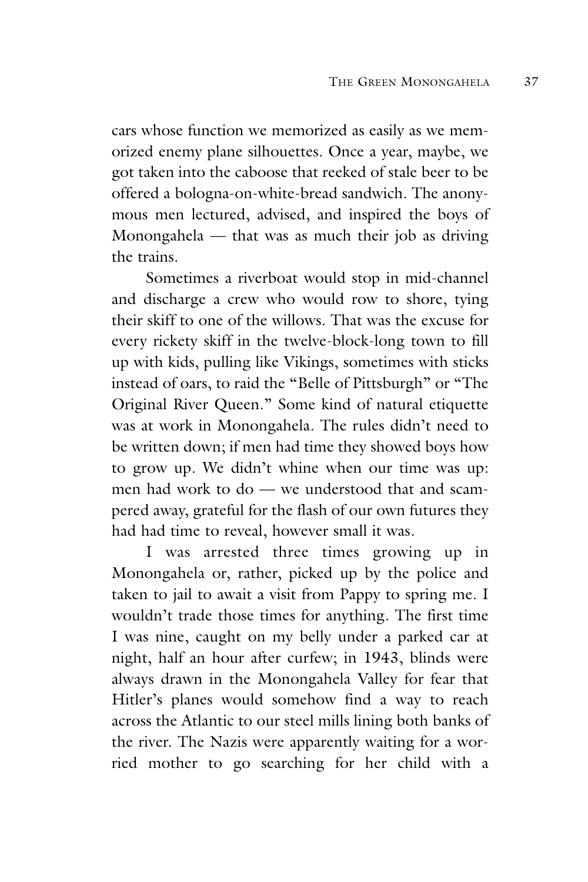cars whose function we memorized as easily as we memorized enemy plane silhouettes. Once a year, maybe, we got taken into the caboose that reeked of stale beer to be offered a bologna-on-white-bread sandwich. The anonymous men lectured, advised, and inspired the boys of Monongahela — that was as much their job as driving the trains.

Sometimes a riverboat would stop in mid-channel and discharge a crew who would row to shore, tying their skiff to one of the willows. That was the excuse for every rickety skiff in the twelve-block-long town to fill up with kids, pulling like Vikings, sometimes with sticks instead of oars, to raid the "Belle of Pittsburgh" or "The Original River Queen." Some kind of natural etiquette was at work in Monongahela. The rules didn't need to be written down; if men had time they showed boys how to grow up. We didn't whine when our time was up: men had work to do — we understood that and scampered away, grateful for the flash of our own futures they had had time to reveal, however small it was.

I was arrested three times growing up in Monongahela or, rather, picked up by the police and taken to jail to await a visit from Pappy to spring me. I wouldn't trade those times for anything. The first time I was nine, caught on my belly under a parked car at night, half an hour after curfew; in 1943, blinds were always drawn in the Monongahela Valley for fear that Hitler's planes would somehow find a way to reach across the Atlantic to our steel mills lining both banks of the river. The Nazis were apparently waiting for a worried mother to go searching for her child with a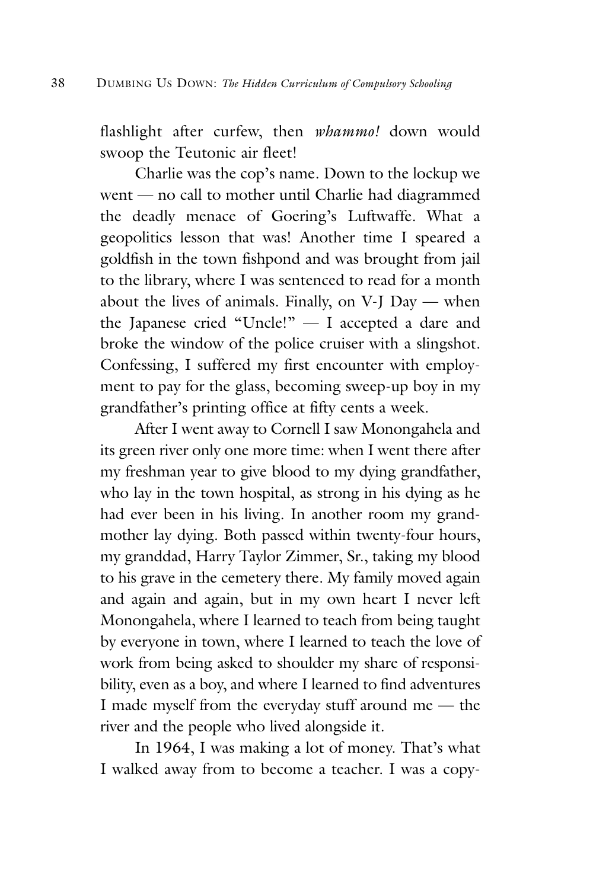flashlight after curfew, then *whammo!* down would swoop the Teutonic air fleet!

Charlie was the cop's name. Down to the lockup we went — no call to mother until Charlie had diagrammed the deadly menace of Goering's Luftwaffe. What a geopolitics lesson that was! Another time I speared a goldfish in the town fishpond and was brought from jail to the library, where I was sentenced to read for a month about the lives of animals. Finally, on V-J Day — when the Japanese cried "Uncle!" — I accepted a dare and broke the window of the police cruiser with a slingshot. Confessing, I suffered my first encounter with employment to pay for the glass, becoming sweep-up boy in my grandfather's printing office at fifty cents a week.

After I went away to Cornell I saw Monongahela and its green river only one more time: when I went there after my freshman year to give blood to my dying grandfather, who lay in the town hospital, as strong in his dying as he had ever been in his living. In another room my grandmother lay dying. Both passed within twenty-four hours, my granddad, Harry Taylor Zimmer, Sr., taking my blood to his grave in the cemetery there. My family moved again and again and again, but in my own heart I never left Monongahela, where I learned to teach from being taught by everyone in town, where I learned to teach the love of work from being asked to shoulder my share of responsibility, even as a boy, and where I learned to find adventures I made myself from the everyday stuff around me — the river and the people who lived alongside it.

In 1964, I was making a lot of money. That's what I walked away from to become a teacher. I was a copy-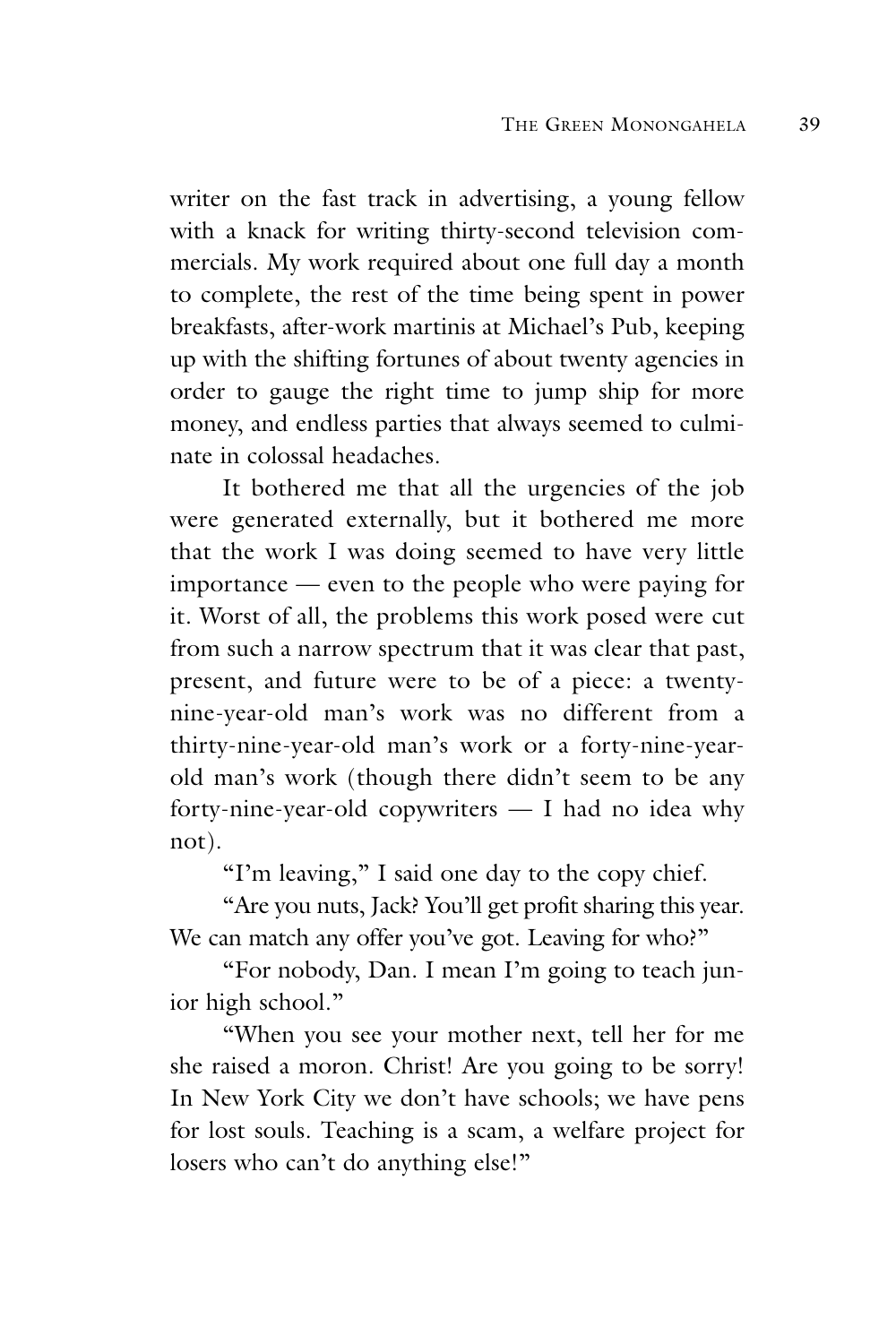writer on the fast track in advertising, a young fellow with a knack for writing thirty-second television commercials. My work required about one full day a month to complete, the rest of the time being spent in power breakfasts, after-work martinis at Michael's Pub, keeping up with the shifting fortunes of about twenty agencies in order to gauge the right time to jump ship for more money, and endless parties that always seemed to culminate in colossal headaches.

It bothered me that all the urgencies of the job were generated externally, but it bothered me more that the work I was doing seemed to have very little importance — even to the people who were paying for it. Worst of all, the problems this work posed were cut from such a narrow spectrum that it was clear that past, present, and future were to be of a piece: a twenty-nine-year-old man's work was no different from a thirty-nine-year-old man's work or a forty-nine-year-old man's work (though there didn't seem to be any forty-nine-year-old copywriters — I had no idea why not).

"I'm leaving," I said one day to the copy chief.

"Are you nuts, Jack? You'll get profit sharing this year. We can match any offer you've got. Leaving for who?"

"For nobody, Dan. I mean I'm going to teach junior high school."

"When you see your mother next, tell her for me she raised a moron. Christ! Are you going to be sorry! In New York City we don't have schools; we have pens for lost souls. Teaching is a scam, a welfare project for losers who can't do anything else!"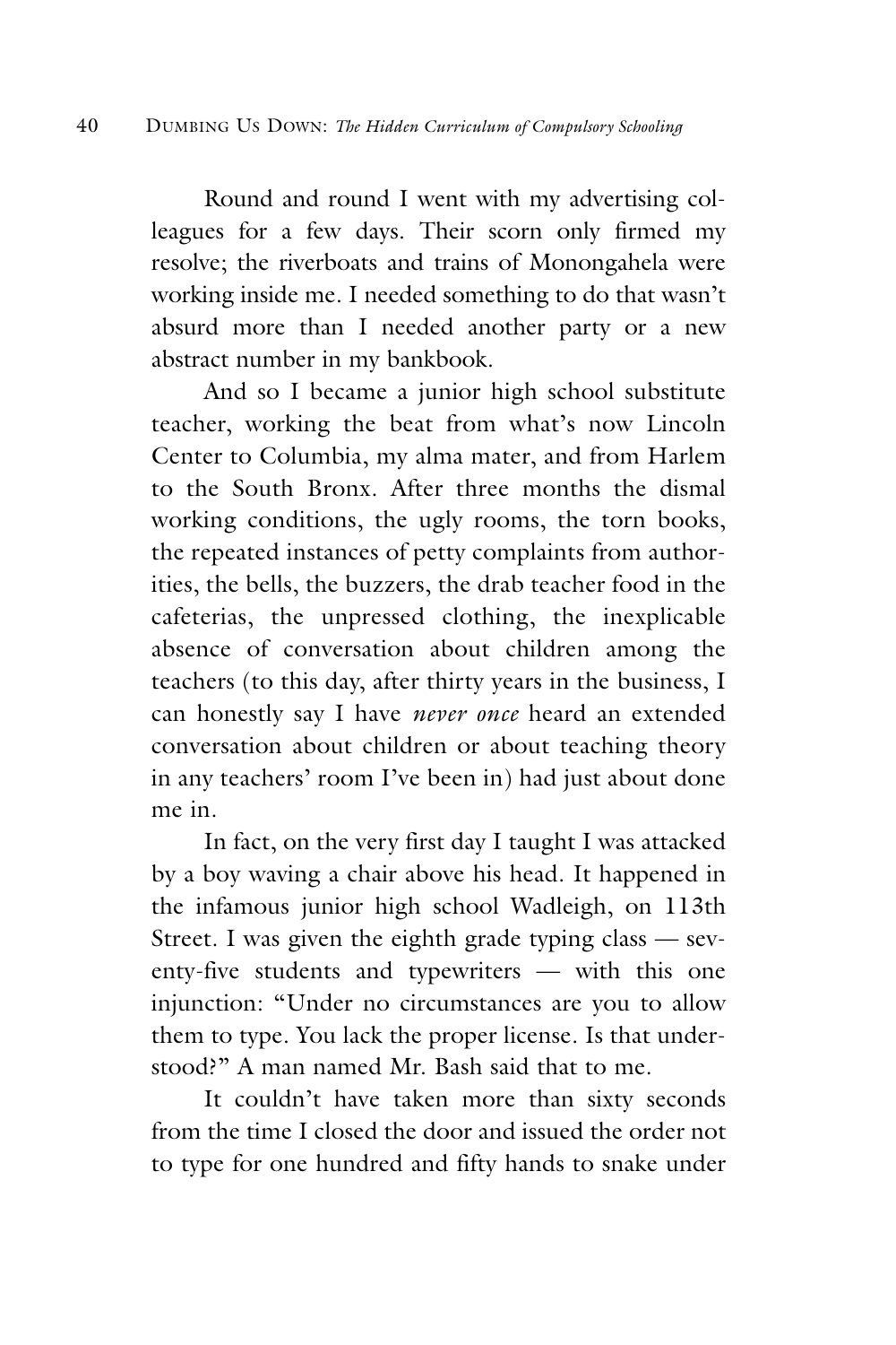Round and round I went with my advertising colleagues for a few days. Their scorn only firmed my resolve; the riverboats and trains of Monongahela were working inside me. I needed something to do that wasn't absurd more than I needed another party or a new abstract number in my bankbook.

And so I became a junior high school substitute teacher, working the beat from what's now Lincoln Center to Columbia, my alma mater, and from Harlem to the South Bronx. After three months the dismal working conditions, the ugly rooms, the torn books, the repeated instances of petty complaints from authorities, the bells, the buzzers, the drab teacher food in the cafeterias, the unpressed clothing, the inexplicable absence of conversation about children among the teachers (to this day, after thirty years in the business, I can honestly say I have *never once* heard an extended conversation about children or about teaching theory in any teachers' room I've been in) had just about done me in.

In fact, on the very first day I taught I was attacked by a boy waving a chair above his head. It happened in the infamous junior high school Wadleigh, on 113th Street. I was given the eighth grade typing class — seventy-five students and typewriters — with this one injunction: "Under no circumstances are you to allow them to type. You lack the proper license. Is that understood?" A man named Mr. Bash said that to me.

It couldn't have taken more than sixty seconds from the time I closed the door and issued the order not to type for one hundred and fifty hands to snake under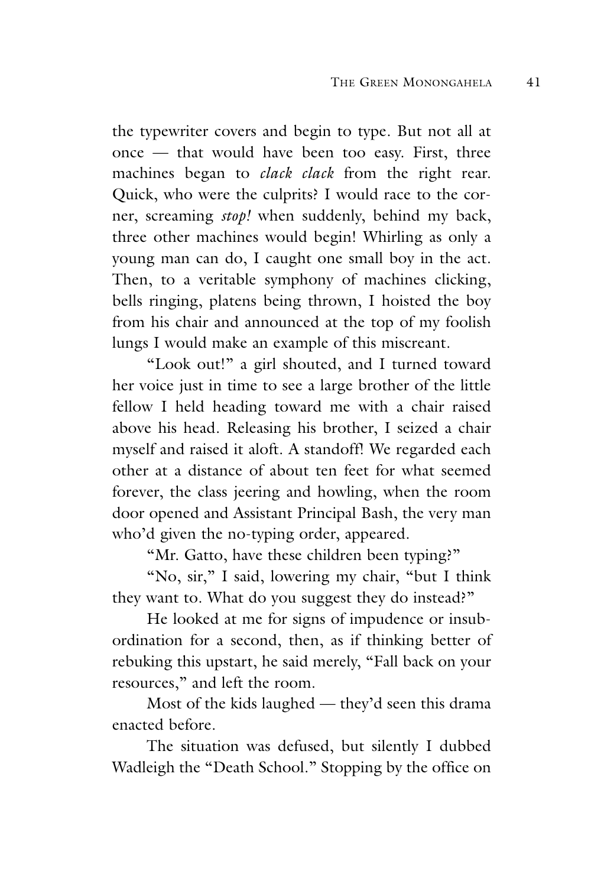the typewriter covers and begin to type. But not all at once — that would have been too easy. First, three machines began to *clack clack* from the right rear. Quick, who were the culprits? I would race to the corner, screaming *stop!* when suddenly, behind my back, three other machines would begin! Whirling as only a young man can do, I caught one small boy in the act. Then, to a veritable symphony of machines clicking, bells ringing, platens being thrown, I hoisted the boy from his chair and announced at the top of my foolish lungs I would make an example of this miscreant.

"Look out!" a girl shouted, and I turned toward her voice just in time to see a large brother of the little fellow I held heading toward me with a chair raised above his head. Releasing his brother, I seized a chair myself and raised it aloft. A standoff! We regarded each other at a distance of about ten feet for what seemed forever, the class jeering and howling, when the room door opened and Assistant Principal Bash, the very man who'd given the no-typing order, appeared.

"Mr. Gatto, have these children been typing?"

"No, sir," I said, lowering my chair, "but I think they want to. What do you suggest they do instead?"

He looked at me for signs of impudence or insubordination for a second, then, as if thinking better of rebuking this upstart, he said merely, "Fall back on your resources," and left the room.

Most of the kids laughed — they'd seen this drama enacted before.

The situation was defused, but silently I dubbed Wadleigh the "Death School." Stopping by the office on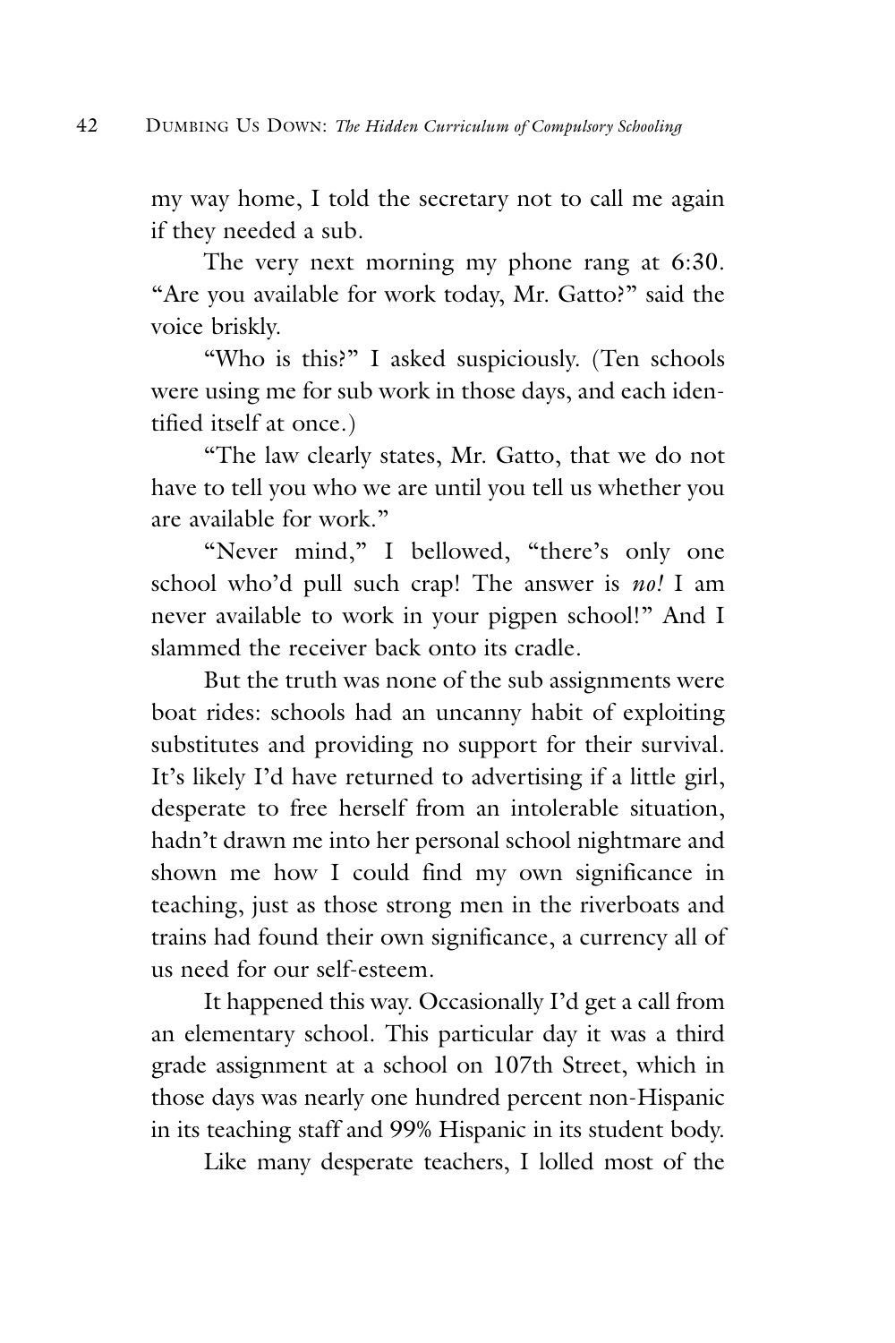my way home, I told the secretary not to call me again if they needed a sub.

The very next morning my phone rang at 6:30. "Are you available for work today, Mr. Gatto?" said the voice briskly.

"Who is this?" I asked suspiciously. (Ten schools were using me for sub work in those days, and each identified itself at once.)

"The law clearly states, Mr. Gatto, that we do not have to tell you who we are until you tell us whether you are available for work."

"Never mind," I bellowed, "there's only one school who'd pull such crap! The answer is *no!* I am never available to work in your pigpen school!" And I slammed the receiver back onto its cradle.

But the truth was none of the sub assignments were boat rides: schools had an uncanny habit of exploiting substitutes and providing no support for their survival. It's likely I'd have returned to advertising if a little girl, desperate to free herself from an intolerable situation, hadn't drawn me into her personal school nightmare and shown me how I could find my own significance in teaching, just as those strong men in the riverboats and trains had found their own significance, a currency all of us need for our self-esteem.

It happened this way. Occasionally I'd get a call from an elementary school. This particular day it was a third grade assignment at a school on 107th Street, which in those days was nearly one hundred percent non-Hispanic in its teaching staff and 99% Hispanic in its student body.

Like many desperate teachers, I lolled most of the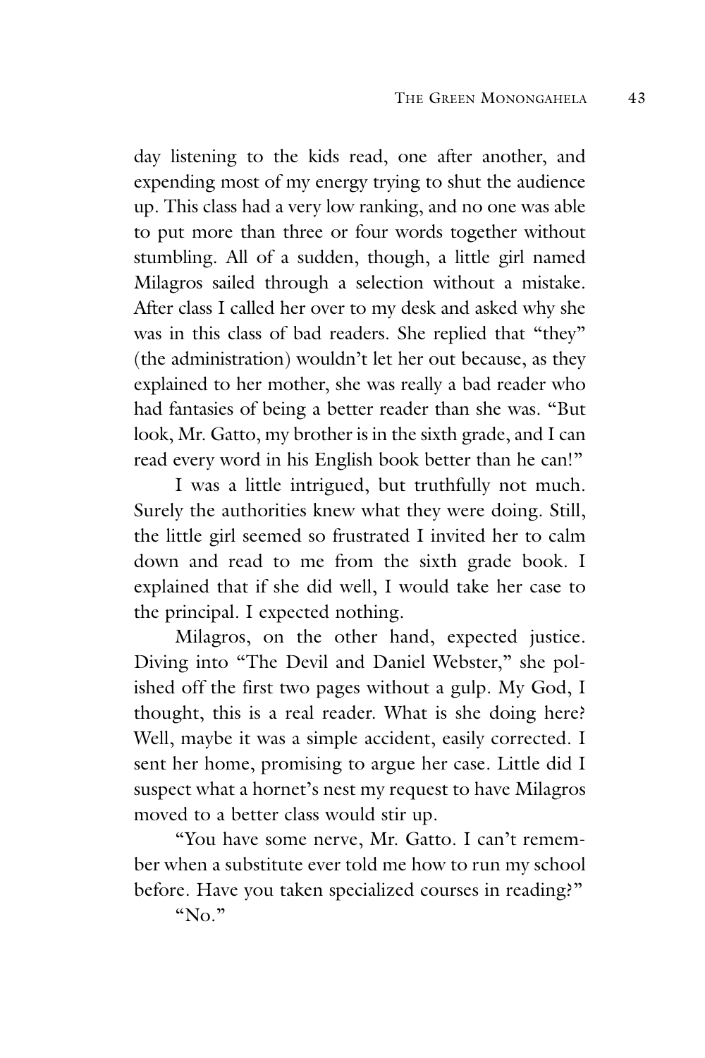day listening to the kids read, one after another, and expending most of my energy trying to shut the audience up. This class had a very low ranking, and no one was able to put more than three or four words together without stumbling. All of a sudden, though, a little girl named Milagros sailed through a selection without a mistake. After class I called her over to my desk and asked why she was in this class of bad readers. She replied that "they" (the administration) wouldn't let her out because, as they explained to her mother, she was really a bad reader who had fantasies of being a better reader than she was. "But look, Mr. Gatto, my brother is in the sixth grade, and I can read every word in his English book better than he can!"

I was a little intrigued, but truthfully not much. Surely the authorities knew what they were doing. Still, the little girl seemed so frustrated I invited her to calm down and read to me from the sixth grade book. I explained that if she did well, I would take her case to the principal. I expected nothing.

Milagros, on the other hand, expected justice. Diving into "The Devil and Daniel Webster," she polished off the first two pages without a gulp. My God, I thought, this is a real reader. What is she doing here? Well, maybe it was a simple accident, easily corrected. I sent her home, promising to argue her case. Little did I suspect what a hornet's nest my request to have Milagros moved to a better class would stir up.

"You have some nerve, Mr. Gatto. I can't remember when a substitute ever told me how to run my school before. Have you taken specialized courses in reading?"

"No."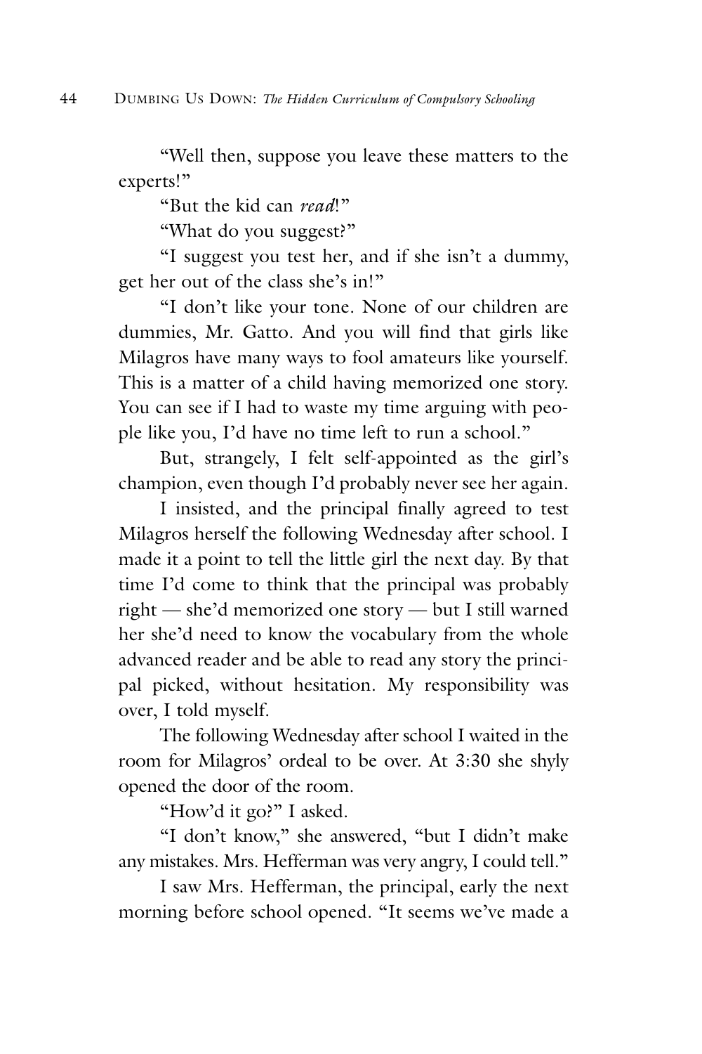"Well then, suppose you leave these matters to the experts!"

"But the kid can *read*!"

"What do you suggest?"

"I suggest you test her, and if she isn't a dummy, get her out of the class she's in!"

"I don't like your tone. None of our children are dummies, Mr. Gatto. And you will find that girls like Milagros have many ways to fool amateurs like yourself. This is a matter of a child having memorized one story. You can see if I had to waste my time arguing with people like you, I'd have no time left to run a school."

But, strangely, I felt self-appointed as the girl's champion, even though I'd probably never see her again.

I insisted, and the principal finally agreed to test Milagros herself the following Wednesday after school. I made it a point to tell the little girl the next day. By that time I'd come to think that the principal was probably right — she'd memorized one story — but I still warned her she'd need to know the vocabulary from the whole advanced reader and be able to read any story the principal picked, without hesitation. My responsibility was over, I told myself.

The following Wednesday after school I waited in the room for Milagros' ordeal to be over. At 3:30 she shyly opened the door of the room.

"How'd it go?" I asked.

"I don't know," she answered, "but I didn't make any mistakes. Mrs. Hefferman was very angry, I could tell."

I saw Mrs. Hefferman, the principal, early the next morning before school opened. "It seems we've made a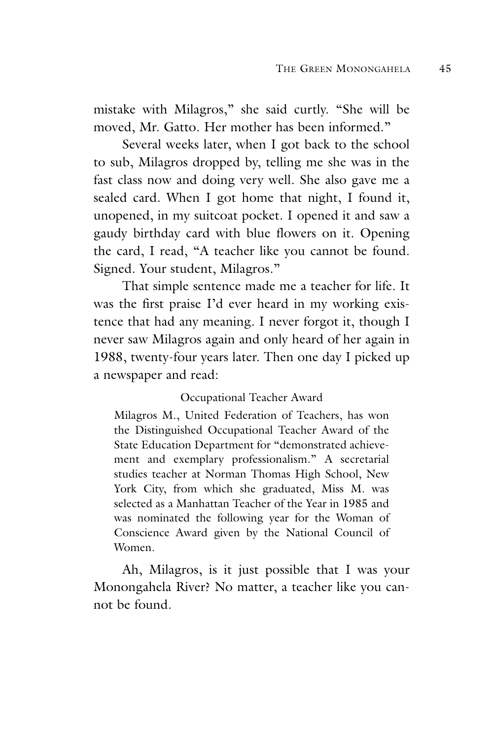mistake with Milagros," she said curtly. "She will be moved, Mr. Gatto. Her mother has been informed."

Several weeks later, when I got back to the school to sub, Milagros dropped by, telling me she was in the fast class now and doing very well. She also gave me a sealed card. When I got home that night, I found it, unopened, in my suitcoat pocket. I opened it and saw a gaudy birthday card with blue flowers on it. Opening the card, I read, "A teacher like you cannot be found. Signed. Your student, Milagros."

That simple sentence made me a teacher for life. It was the first praise I'd ever heard in my working existence that had any meaning. I never forgot it, though I never saw Milagros again and only heard of her again in 1988, twenty-four years later. Then one day I picked up a newspaper and read:

> Occupational Teacher Award
>
> Milagros M., United Federation of Teachers, has won the Distinguished Occupational Teacher Award of the State Education Department for "demonstrated achievement and exemplary professionalism." A secretarial studies teacher at Norman Thomas High School, New York City, from which she graduated, Miss M. was selected as a Manhattan Teacher of the Year in 1985 and was nominated the following year for the Woman of Conscience Award given by the National Council of Women.

Ah, Milagros, is it just possible that I was your Monongahela River? No matter, a teacher like you cannot be found.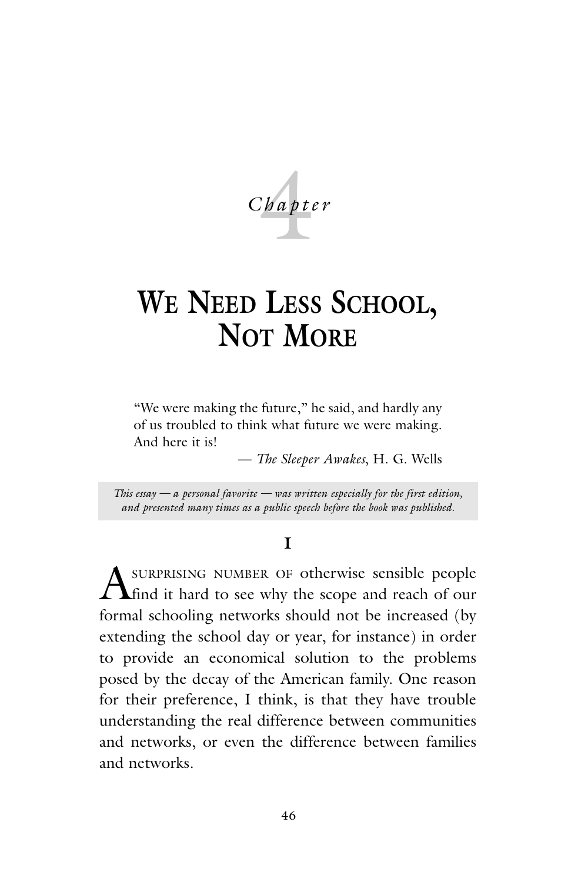*Chapter* 4

# We Need Less School, Not More

> "We were making the future," he said, and hardly any of us troubled to think what future we were making. And here it is!
>
> — *The Sleeper Awakes*, H. G. Wells

*This essay — a personal favorite — was written especially for the first edition, and presented many times as a public speech before the book was published.*

## I

A surprising number of otherwise sensible people find it hard to see why the scope and reach of our formal schooling networks should not be increased (by extending the school day or year, for instance) in order to provide an economical solution to the problems posed by the decay of the American family. One reason for their preference, I think, is that they have trouble understanding the real difference between communities and networks, or even the difference between families and networks.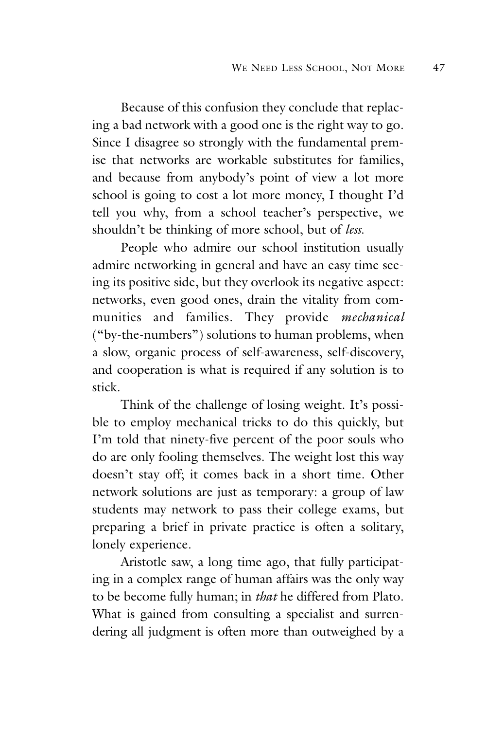Because of this confusion they conclude that replacing a bad network with a good one is the right way to go. Since I disagree so strongly with the fundamental premise that networks are workable substitutes for families, and because from anybody's point of view a lot more school is going to cost a lot more money, I thought I'd tell you why, from a school teacher's perspective, we shouldn't be thinking of more school, but of *less*.

People who admire our school institution usually admire networking in general and have an easy time seeing its positive side, but they overlook its negative aspect: networks, even good ones, drain the vitality from communities and families. They provide *mechanical* ("by-the-numbers") solutions to human problems, when a slow, organic process of self-awareness, self-discovery, and cooperation is what is required if any solution is to stick.

Think of the challenge of losing weight. It's possible to employ mechanical tricks to do this quickly, but I'm told that ninety-five percent of the poor souls who do are only fooling themselves. The weight lost this way doesn't stay off; it comes back in a short time. Other network solutions are just as temporary: a group of law students may network to pass their college exams, but preparing a brief in private practice is often a solitary, lonely experience.

Aristotle saw, a long time ago, that fully participating in a complex range of human affairs was the only way to be become fully human; in *that* he differed from Plato. What is gained from consulting a specialist and surrendering all judgment is often more than outweighed by a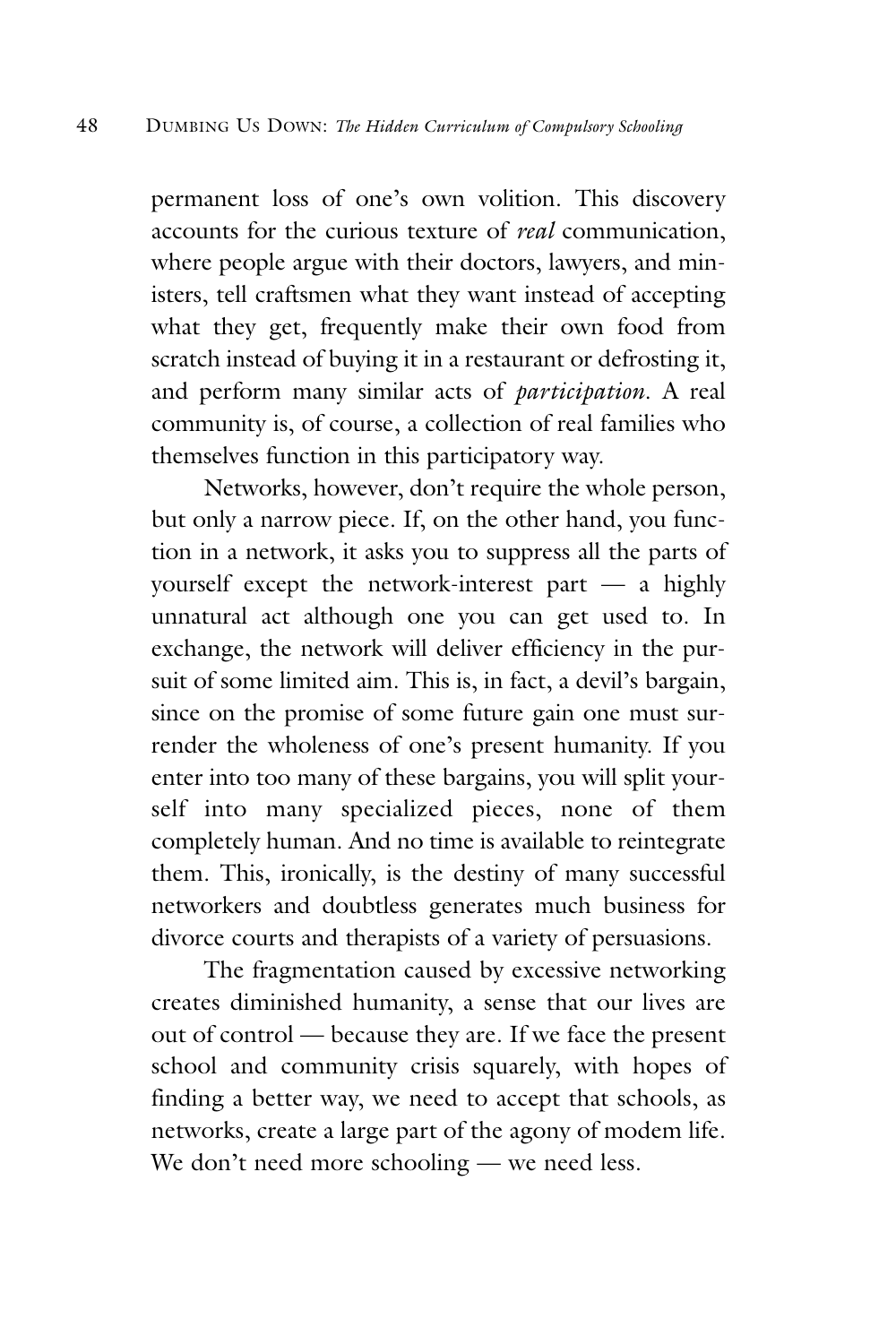permanent loss of one's own volition. This discovery accounts for the curious texture of *real* communication, where people argue with their doctors, lawyers, and ministers, tell craftsmen what they want instead of accepting what they get, frequently make their own food from scratch instead of buying it in a restaurant or defrosting it, and perform many similar acts of *participation*. A real community is, of course, a collection of real families who themselves function in this participatory way.

Networks, however, don't require the whole person, but only a narrow piece. If, on the other hand, you function in a network, it asks you to suppress all the parts of yourself except the network-interest part — a highly unnatural act although one you can get used to. In exchange, the network will deliver efficiency in the pursuit of some limited aim. This is, in fact, a devil's bargain, since on the promise of some future gain one must surrender the wholeness of one's present humanity. If you enter into too many of these bargains, you will split yourself into many specialized pieces, none of them completely human. And no time is available to reintegrate them. This, ironically, is the destiny of many successful networkers and doubtless generates much business for divorce courts and therapists of a variety of persuasions.

The fragmentation caused by excessive networking creates diminished humanity, a sense that our lives are out of control — because they are. If we face the present school and community crisis squarely, with hopes of finding a better way, we need to accept that schools, as networks, create a large part of the agony of modem life. We don't need more schooling — we need less.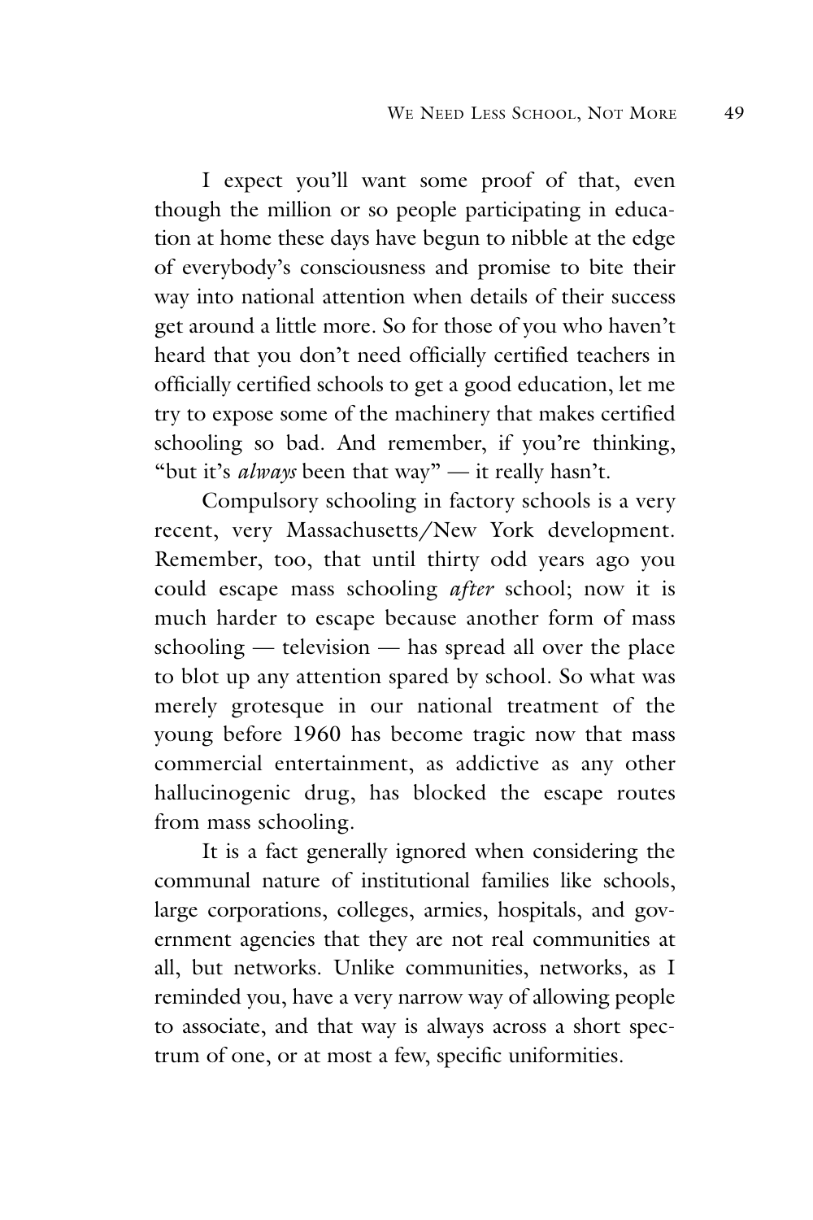I expect you'll want some proof of that, even though the million or so people participating in education at home these days have begun to nibble at the edge of everybody's consciousness and promise to bite their way into national attention when details of their success get around a little more. So for those of you who haven't heard that you don't need officially certified teachers in officially certified schools to get a good education, let me try to expose some of the machinery that makes certified schooling so bad. And remember, if you're thinking, "but it's *always* been that way" — it really hasn't.

Compulsory schooling in factory schools is a very recent, very Massachusetts/New York development. Remember, too, that until thirty odd years ago you could escape mass schooling *after* school; now it is much harder to escape because another form of mass schooling — television — has spread all over the place to blot up any attention spared by school. So what was merely grotesque in our national treatment of the young before 1960 has become tragic now that mass commercial entertainment, as addictive as any other hallucinogenic drug, has blocked the escape routes from mass schooling.

It is a fact generally ignored when considering the communal nature of institutional families like schools, large corporations, colleges, armies, hospitals, and government agencies that they are not real communities at all, but networks. Unlike communities, networks, as I reminded you, have a very narrow way of allowing people to associate, and that way is always across a short spectrum of one, or at most a few, specific uniformities.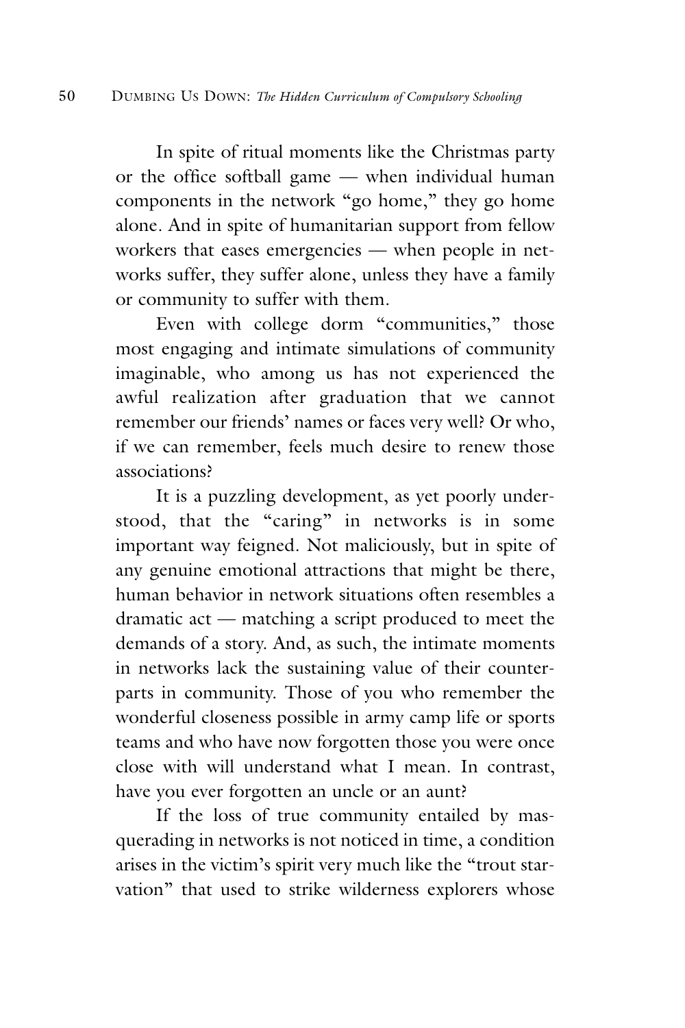In spite of ritual moments like the Christmas party or the office softball game — when individual human components in the network "go home," they go home alone. And in spite of humanitarian support from fellow workers that eases emergencies — when people in networks suffer, they suffer alone, unless they have a family or community to suffer with them.

Even with college dorm "communities," those most engaging and intimate simulations of community imaginable, who among us has not experienced the awful realization after graduation that we cannot remember our friends' names or faces very well? Or who, if we can remember, feels much desire to renew those associations?

It is a puzzling development, as yet poorly understood, that the "caring" in networks is in some important way feigned. Not maliciously, but in spite of any genuine emotional attractions that might be there, human behavior in network situations often resembles a dramatic act — matching a script produced to meet the demands of a story. And, as such, the intimate moments in networks lack the sustaining value of their counterparts in community. Those of you who remember the wonderful closeness possible in army camp life or sports teams and who have now forgotten those you were once close with will understand what I mean. In contrast, have you ever forgotten an uncle or an aunt?

If the loss of true community entailed by masquerading in networks is not noticed in time, a condition arises in the victim's spirit very much like the "trout starvation" that used to strike wilderness explorers whose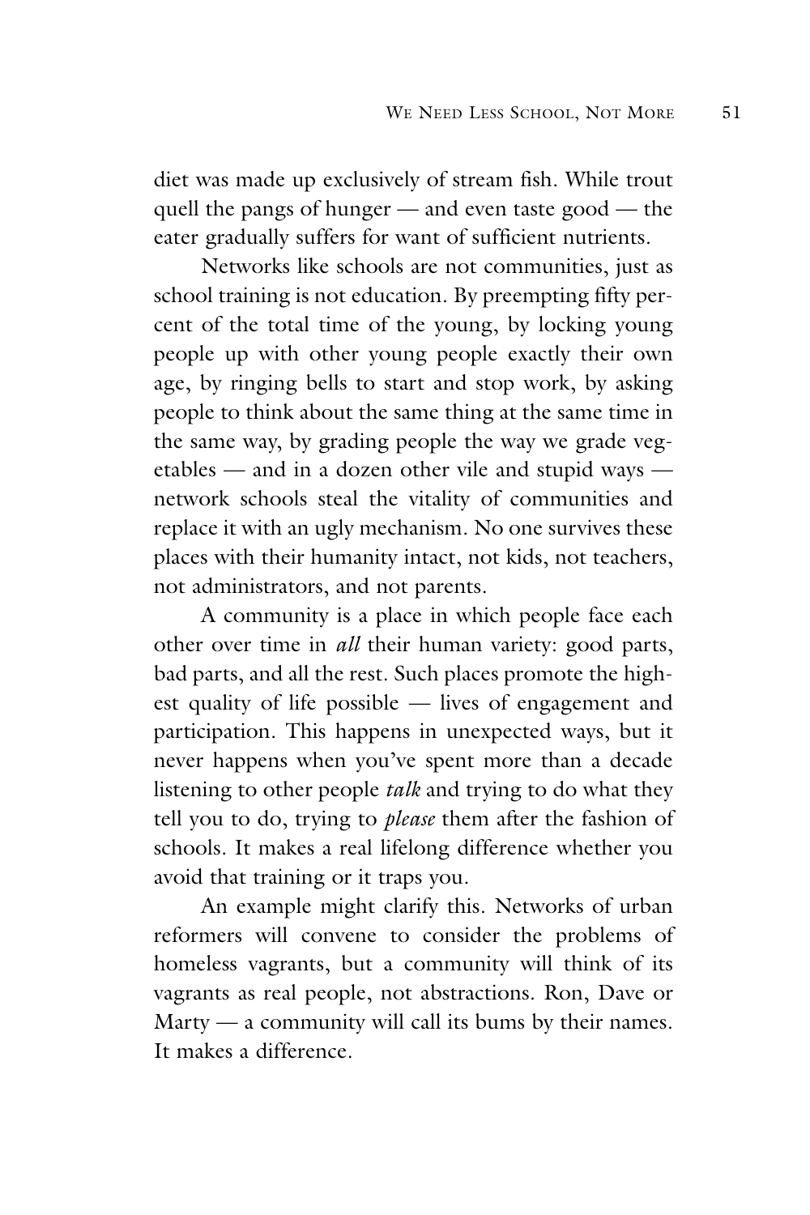diet was made up exclusively of stream fish. While trout quell the pangs of hunger — and even taste good — the eater gradually suffers for want of sufficient nutrients.

Networks like schools are not communities, just as school training is not education. By preempting fifty percent of the total time of the young, by locking young people up with other young people exactly their own age, by ringing bells to start and stop work, by asking people to think about the same thing at the same time in the same way, by grading people the way we grade vegetables — and in a dozen other vile and stupid ways — network schools steal the vitality of communities and replace it with an ugly mechanism. No one survives these places with their humanity intact, not kids, not teachers, not administrators, and not parents.

A community is a place in which people face each other over time in *all* their human variety: good parts, bad parts, and all the rest. Such places promote the highest quality of life possible — lives of engagement and participation. This happens in unexpected ways, but it never happens when you've spent more than a decade listening to other people *talk* and trying to do what they tell you to do, trying to *please* them after the fashion of schools. It makes a real lifelong difference whether you avoid that training or it traps you.

An example might clarify this. Networks of urban reformers will convene to consider the problems of homeless vagrants, but a community will think of its vagrants as real people, not abstractions. Ron, Dave or Marty — a community will call its bums by their names. It makes a difference.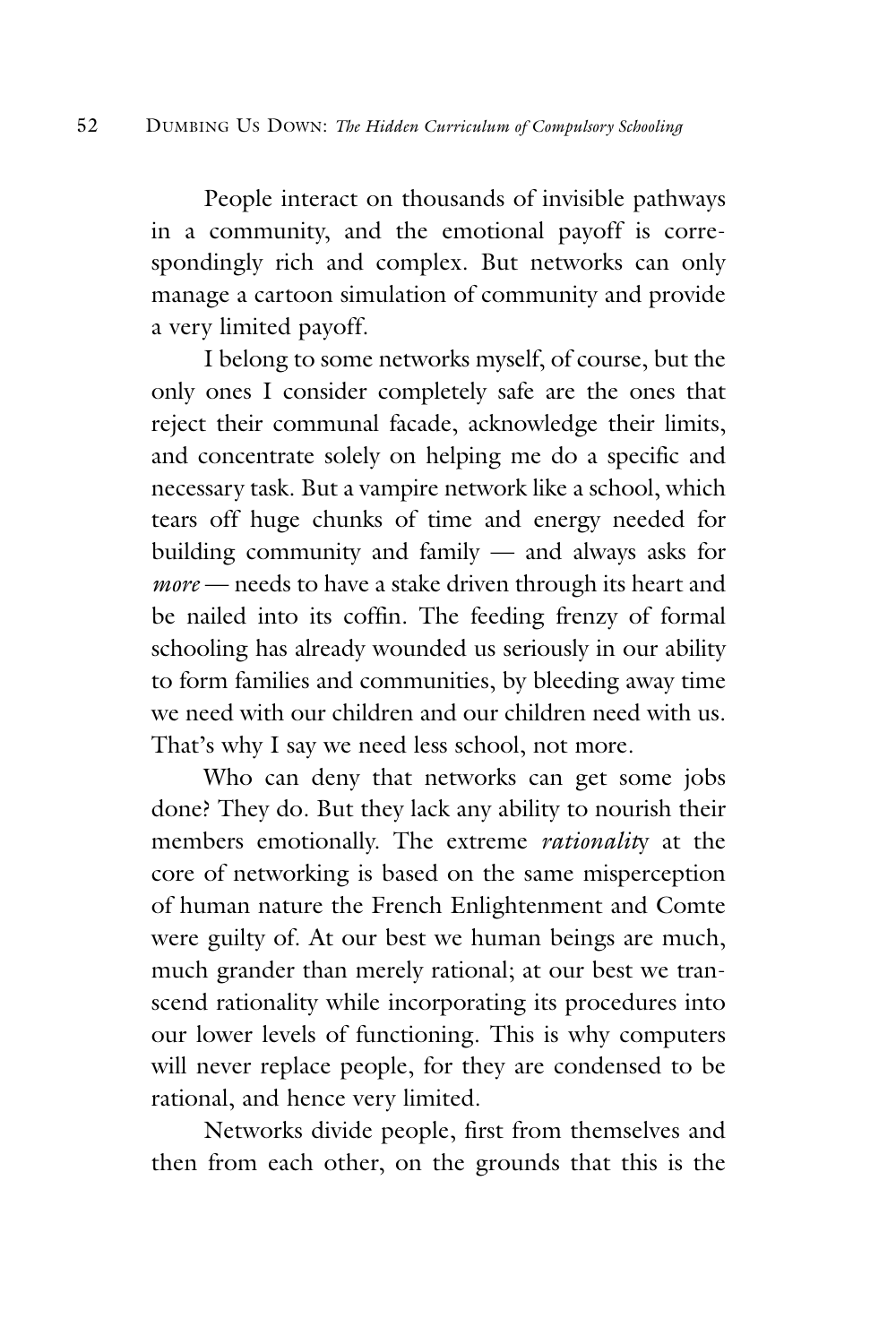People interact on thousands of invisible pathways in a community, and the emotional payoff is correspondingly rich and complex. But networks can only manage a cartoon simulation of community and provide a very limited payoff.

I belong to some networks myself, of course, but the only ones I consider completely safe are the ones that reject their communal facade, acknowledge their limits, and concentrate solely on helping me do a specific and necessary task. But a vampire network like a school, which tears off huge chunks of time and energy needed for building community and family — and always asks for *more* — needs to have a stake driven through its heart and be nailed into its coffin. The feeding frenzy of formal schooling has already wounded us seriously in our ability to form families and communities, by bleeding away time we need with our children and our children need with us. That's why I say we need less school, not more.

Who can deny that networks can get some jobs done? They do. But they lack any ability to nourish their members emotionally. The extreme *rationality* at the core of networking is based on the same misperception of human nature the French Enlightenment and Comte were guilty of. At our best we human beings are much, much grander than merely rational; at our best we transcend rationality while incorporating its procedures into our lower levels of functioning. This is why computers will never replace people, for they are condensed to be rational, and hence very limited.

Networks divide people, first from themselves and then from each other, on the grounds that this is the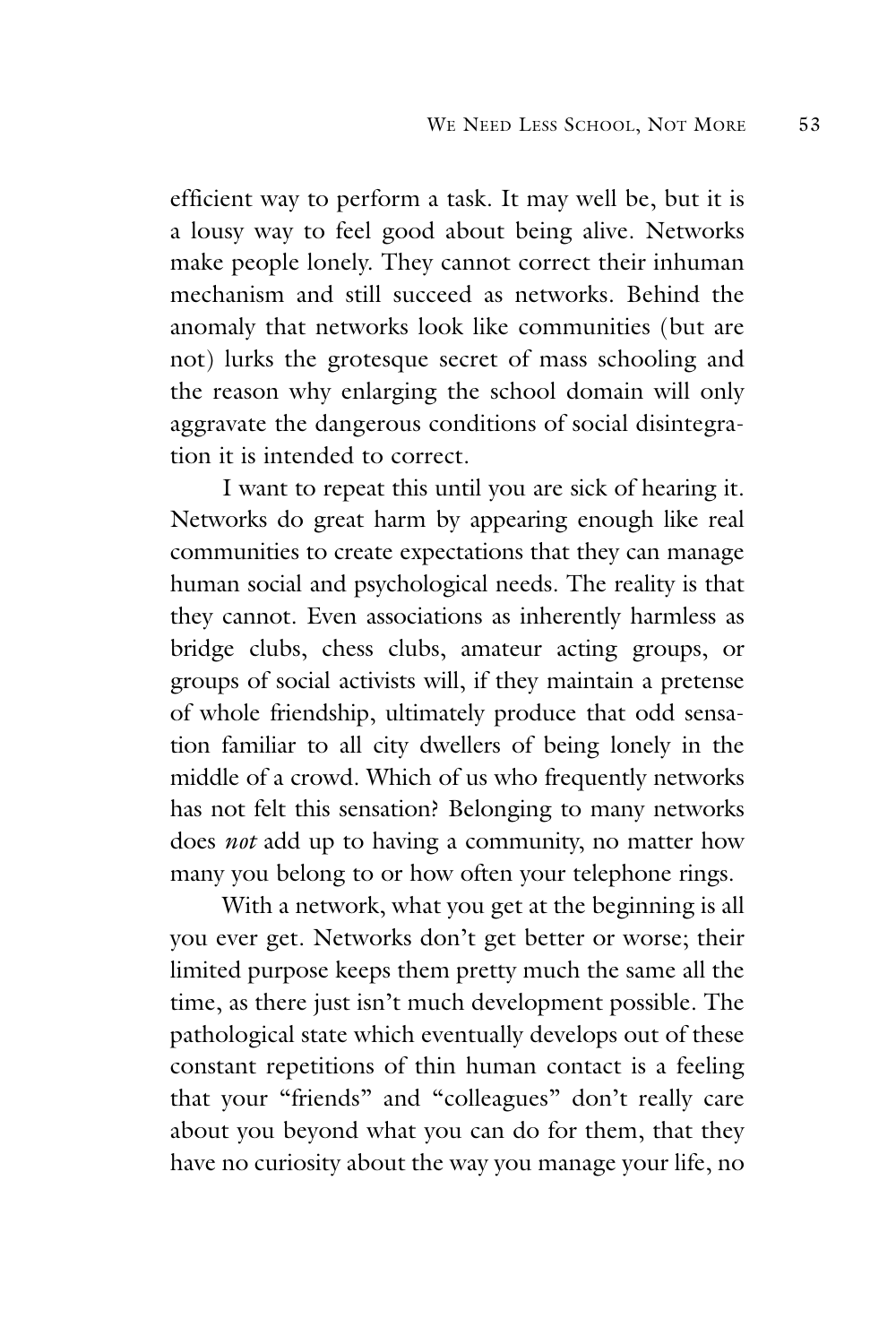efficient way to perform a task. It may well be, but it is a lousy way to feel good about being alive. Networks make people lonely. They cannot correct their inhuman mechanism and still succeed as networks. Behind the anomaly that networks look like communities (but are not) lurks the grotesque secret of mass schooling and the reason why enlarging the school domain will only aggravate the dangerous conditions of social disintegration it is intended to correct.

I want to repeat this until you are sick of hearing it. Networks do great harm by appearing enough like real communities to create expectations that they can manage human social and psychological needs. The reality is that they cannot. Even associations as inherently harmless as bridge clubs, chess clubs, amateur acting groups, or groups of social activists will, if they maintain a pretense of whole friendship, ultimately produce that odd sensation familiar to all city dwellers of being lonely in the middle of a crowd. Which of us who frequently networks has not felt this sensation? Belonging to many networks does *not* add up to having a community, no matter how many you belong to or how often your telephone rings.

With a network, what you get at the beginning is all you ever get. Networks don't get better or worse; their limited purpose keeps them pretty much the same all the time, as there just isn't much development possible. The pathological state which eventually develops out of these constant repetitions of thin human contact is a feeling that your "friends" and "colleagues" don't really care about you beyond what you can do for them, that they have no curiosity about the way you manage your life, no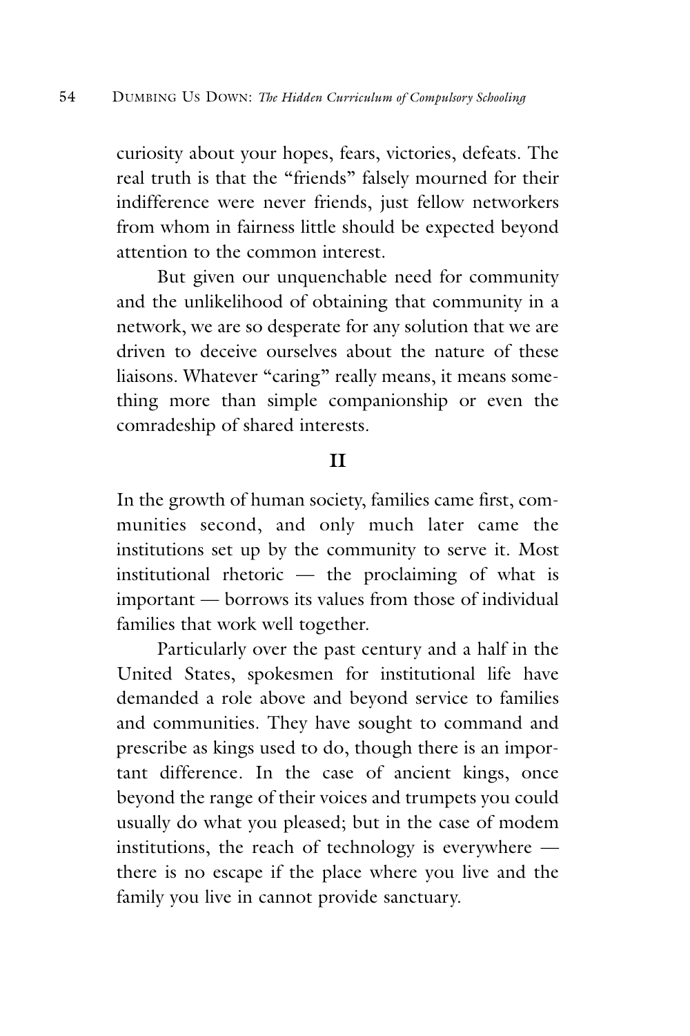curiosity about your hopes, fears, victories, defeats. The real truth is that the "friends" falsely mourned for their indifference were never friends, just fellow networkers from whom in fairness little should be expected beyond attention to the common interest.

But given our unquenchable need for community and the unlikelihood of obtaining that community in a network, we are so desperate for any solution that we are driven to deceive ourselves about the nature of these liaisons. Whatever "caring" really means, it means something more than simple companionship or even the comradeship of shared interests.

## II

In the growth of human society, families came first, communities second, and only much later came the institutions set up by the community to serve it. Most institutional rhetoric — the proclaiming of what is important — borrows its values from those of individual families that work well together.

Particularly over the past century and a half in the United States, spokesmen for institutional life have demanded a role above and beyond service to families and communities. They have sought to command and prescribe as kings used to do, though there is an important difference. In the case of ancient kings, once beyond the range of their voices and trumpets you could usually do what you pleased; but in the case of modem institutions, the reach of technology is everywhere — there is no escape if the place where you live and the family you live in cannot provide sanctuary.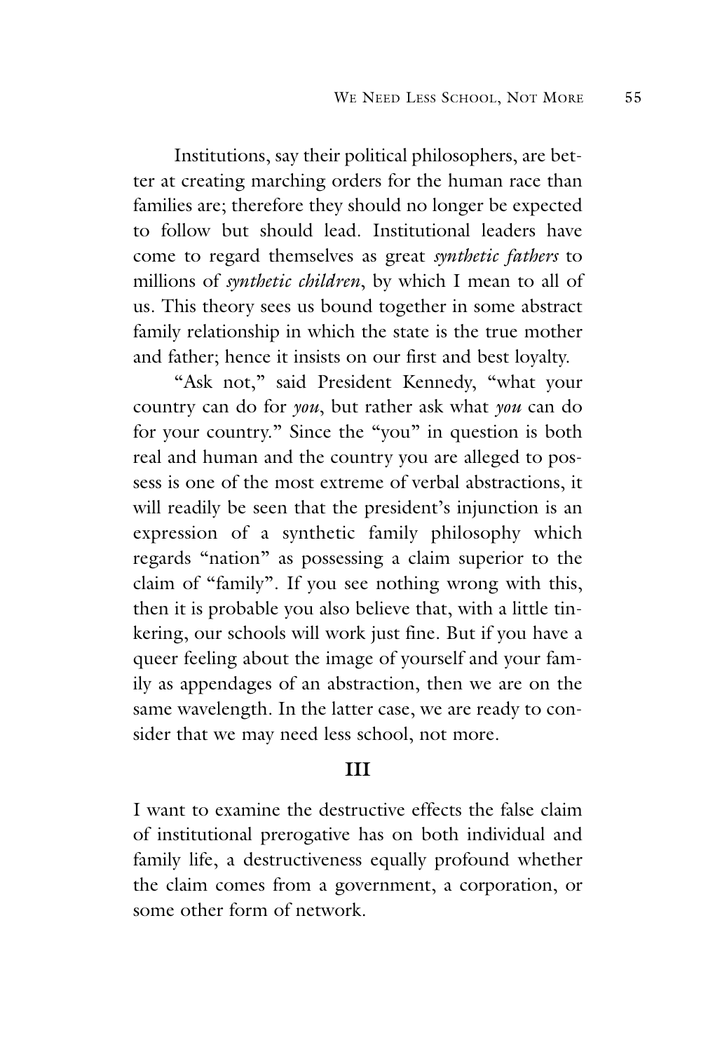Institutions, say their political philosophers, are better at creating marching orders for the human race than families are; therefore they should no longer be expected to follow but should lead. Institutional leaders have come to regard themselves as great *synthetic fathers* to millions of *synthetic children*, by which I mean to all of us. This theory sees us bound together in some abstract family relationship in which the state is the true mother and father; hence it insists on our first and best loyalty.

"Ask not," said President Kennedy, "what your country can do for *you*, but rather ask what *you* can do for your country." Since the "you" in question is both real and human and the country you are alleged to possess is one of the most extreme of verbal abstractions, it will readily be seen that the president's injunction is an expression of a synthetic family philosophy which regards "nation" as possessing a claim superior to the claim of "family". If you see nothing wrong with this, then it is probable you also believe that, with a little tinkering, our schools will work just fine. But if you have a queer feeling about the image of yourself and your family as appendages of an abstraction, then we are on the same wavelength. In the latter case, we are ready to consider that we may need less school, not more.

## III

I want to examine the destructive effects the false claim of institutional prerogative has on both individual and family life, a destructiveness equally profound whether the claim comes from a government, a corporation, or some other form of network.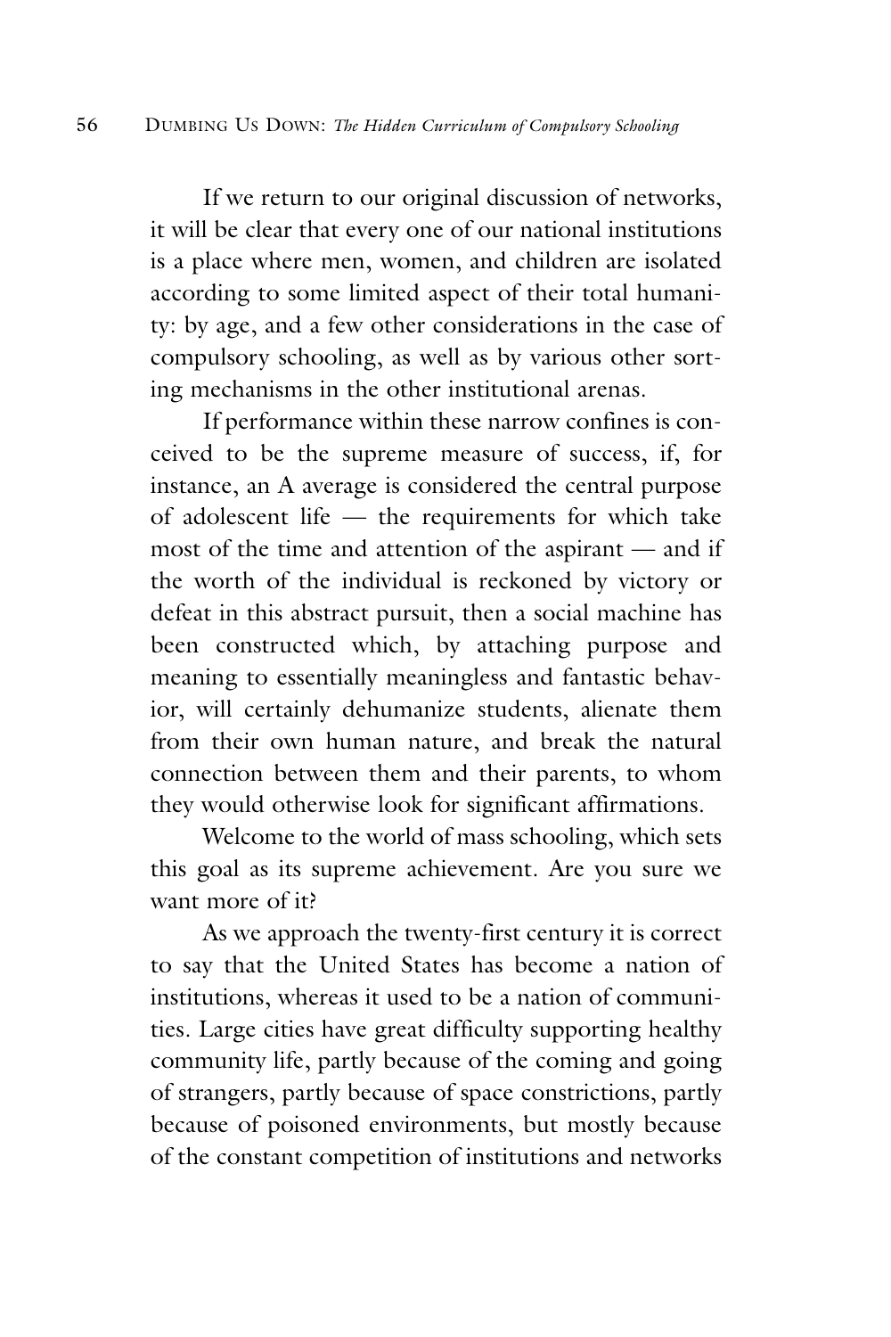If we return to our original discussion of networks, it will be clear that every one of our national institutions is a place where men, women, and children are isolated according to some limited aspect of their total humanity: by age, and a few other considerations in the case of compulsory schooling, as well as by various other sorting mechanisms in the other institutional arenas.

If performance within these narrow confines is conceived to be the supreme measure of success, if, for instance, an A average is considered the central purpose of adolescent life — the requirements for which take most of the time and attention of the aspirant — and if the worth of the individual is reckoned by victory or defeat in this abstract pursuit, then a social machine has been constructed which, by attaching purpose and meaning to essentially meaningless and fantastic behavior, will certainly dehumanize students, alienate them from their own human nature, and break the natural connection between them and their parents, to whom they would otherwise look for significant affirmations.

Welcome to the world of mass schooling, which sets this goal as its supreme achievement. Are you sure we want more of it?

As we approach the twenty-first century it is correct to say that the United States has become a nation of institutions, whereas it used to be a nation of communities. Large cities have great difficulty supporting healthy community life, partly because of the coming and going of strangers, partly because of space constrictions, partly because of poisoned environments, but mostly because of the constant competition of institutions and networks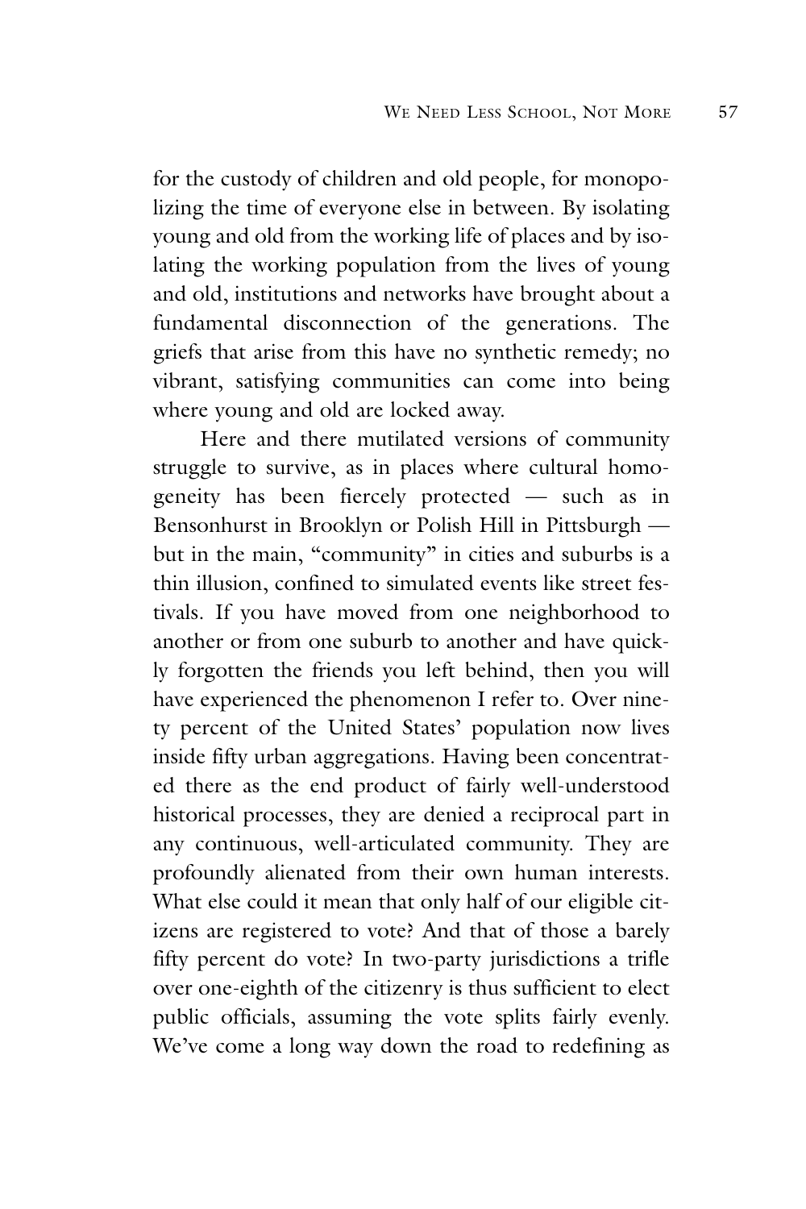for the custody of children and old people, for monopolizing the time of everyone else in between. By isolating young and old from the working life of places and by isolating the working population from the lives of young and old, institutions and networks have brought about a fundamental disconnection of the generations. The griefs that arise from this have no synthetic remedy; no vibrant, satisfying communities can come into being where young and old are locked away.

Here and there mutilated versions of community struggle to survive, as in places where cultural homogeneity has been fiercely protected — such as in Bensonhurst in Brooklyn or Polish Hill in Pittsburgh — but in the main, "community" in cities and suburbs is a thin illusion, confined to simulated events like street festivals. If you have moved from one neighborhood to another or from one suburb to another and have quickly forgotten the friends you left behind, then you will have experienced the phenomenon I refer to. Over ninety percent of the United States' population now lives inside fifty urban aggregations. Having been concentrated there as the end product of fairly well-understood historical processes, they are denied a reciprocal part in any continuous, well-articulated community. They are profoundly alienated from their own human interests. What else could it mean that only half of our eligible citizens are registered to vote? And that of those a barely fifty percent do vote? In two-party jurisdictions a trifle over one-eighth of the citizenry is thus sufficient to elect public officials, assuming the vote splits fairly evenly. We've come a long way down the road to redefining as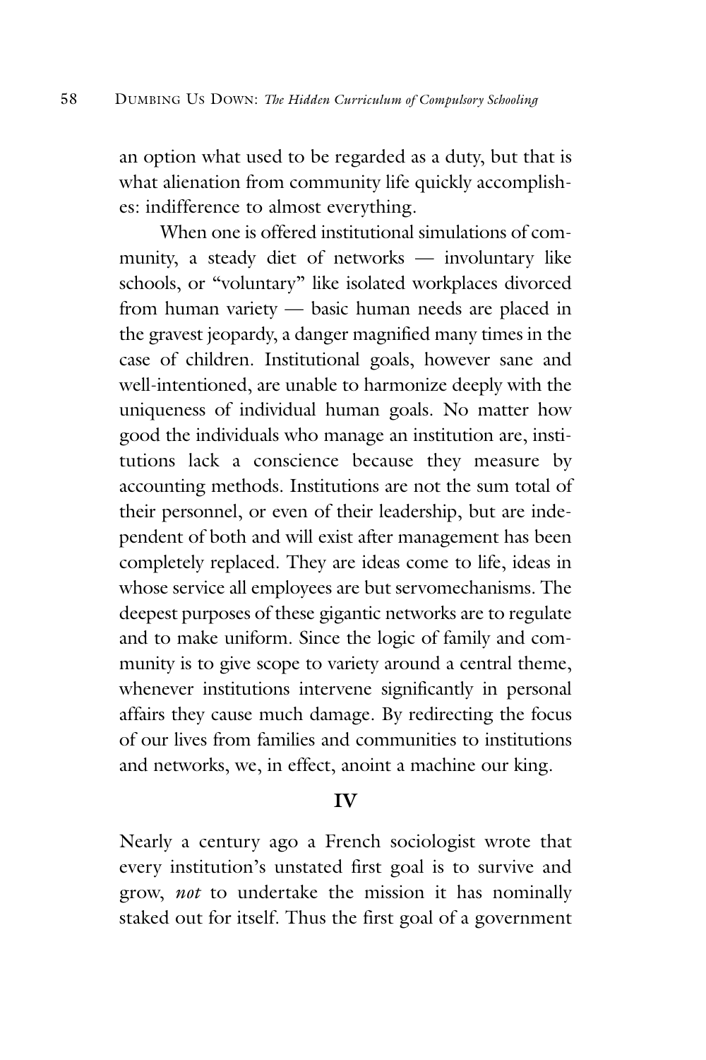an option what used to be regarded as a duty, but that is what alienation from community life quickly accomplishes: indifference to almost everything.

When one is offered institutional simulations of community, a steady diet of networks — involuntary like schools, or "voluntary" like isolated workplaces divorced from human variety — basic human needs are placed in the gravest jeopardy, a danger magnified many times in the case of children. Institutional goals, however sane and well-intentioned, are unable to harmonize deeply with the uniqueness of individual human goals. No matter how good the individuals who manage an institution are, institutions lack a conscience because they measure by accounting methods. Institutions are not the sum total of their personnel, or even of their leadership, but are independent of both and will exist after management has been completely replaced. They are ideas come to life, ideas in whose service all employees are but servomechanisms. The deepest purposes of these gigantic networks are to regulate and to make uniform. Since the logic of family and community is to give scope to variety around a central theme, whenever institutions intervene significantly in personal affairs they cause much damage. By redirecting the focus of our lives from families and communities to institutions and networks, we, in effect, anoint a machine our king.

## IV

Nearly a century ago a French sociologist wrote that every institution's unstated first goal is to survive and grow, *not* to undertake the mission it has nominally staked out for itself. Thus the first goal of a government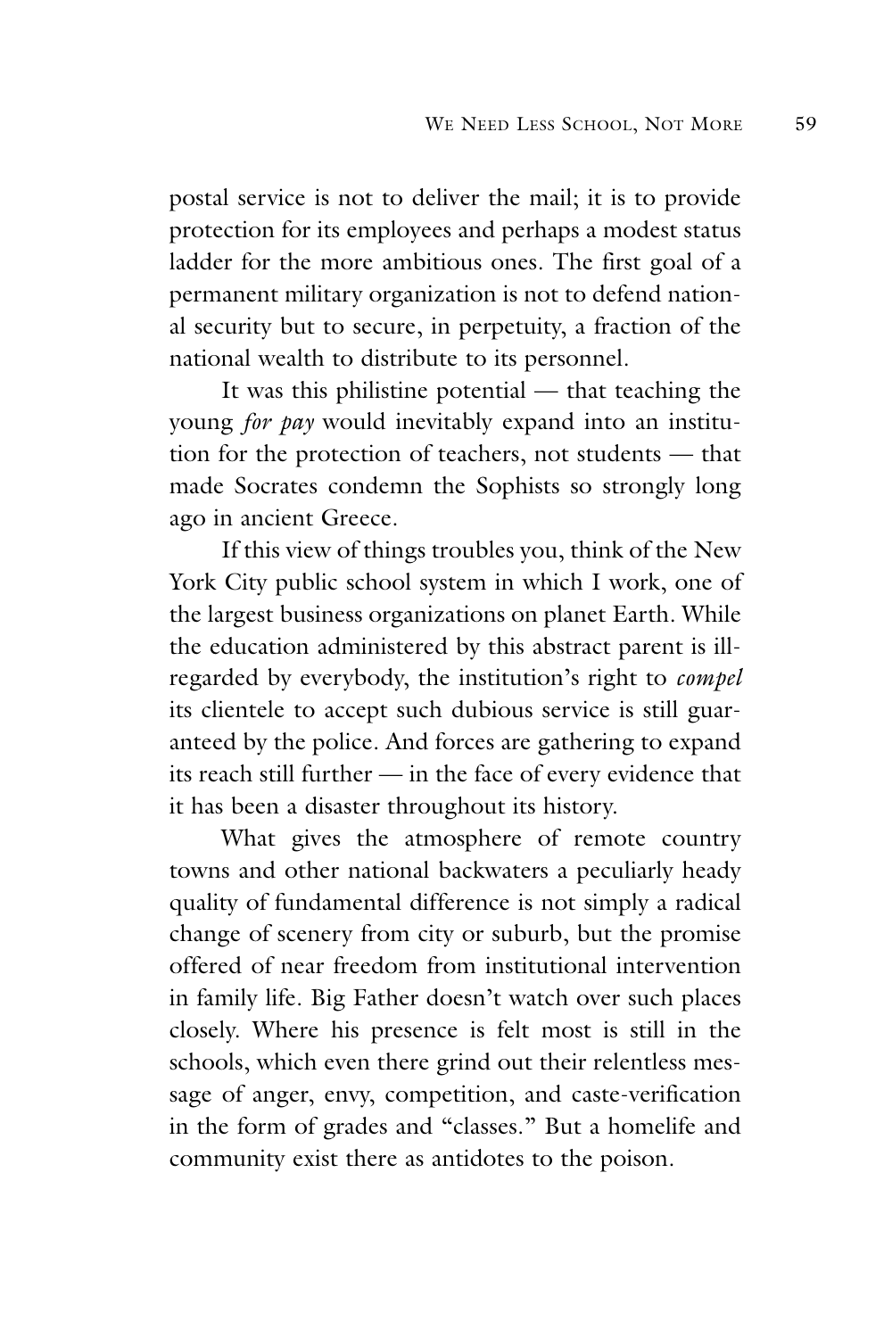postal service is not to deliver the mail; it is to provide protection for its employees and perhaps a modest status ladder for the more ambitious ones. The first goal of a permanent military organization is not to defend national security but to secure, in perpetuity, a fraction of the national wealth to distribute to its personnel.

It was this philistine potential — that teaching the young *for pay* would inevitably expand into an institution for the protection of teachers, not students — that made Socrates condemn the Sophists so strongly long ago in ancient Greece.

If this view of things troubles you, think of the New York City public school system in which I work, one of the largest business organizations on planet Earth. While the education administered by this abstract parent is ill-regarded by everybody, the institution's right to *compel* its clientele to accept such dubious service is still guaranteed by the police. And forces are gathering to expand its reach still further — in the face of every evidence that it has been a disaster throughout its history.

What gives the atmosphere of remote country towns and other national backwaters a peculiarly heady quality of fundamental difference is not simply a radical change of scenery from city or suburb, but the promise offered of near freedom from institutional intervention in family life. Big Father doesn't watch over such places closely. Where his presence is felt most is still in the schools, which even there grind out their relentless message of anger, envy, competition, and caste-verification in the form of grades and "classes." But a homelife and community exist there as antidotes to the poison.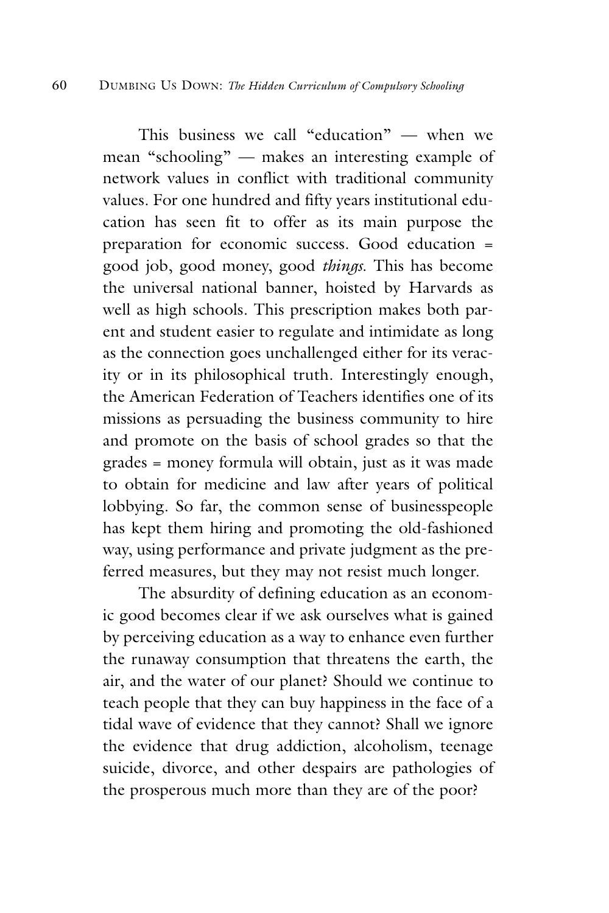This business we call "education" — when we mean "schooling" — makes an interesting example of network values in conflict with traditional community values. For one hundred and fifty years institutional education has seen fit to offer as its main purpose the preparation for economic success. Good education = good job, good money, good *things*. This has become the universal national banner, hoisted by Harvards as well as high schools. This prescription makes both parent and student easier to regulate and intimidate as long as the connection goes unchallenged either for its veracity or in its philosophical truth. Interestingly enough, the American Federation of Teachers identifies one of its missions as persuading the business community to hire and promote on the basis of school grades so that the grades = money formula will obtain, just as it was made to obtain for medicine and law after years of political lobbying. So far, the common sense of businesspeople has kept them hiring and promoting the old-fashioned way, using performance and private judgment as the preferred measures, but they may not resist much longer.

The absurdity of defining education as an economic good becomes clear if we ask ourselves what is gained by perceiving education as a way to enhance even further the runaway consumption that threatens the earth, the air, and the water of our planet? Should we continue to teach people that they can buy happiness in the face of a tidal wave of evidence that they cannot? Shall we ignore the evidence that drug addiction, alcoholism, teenage suicide, divorce, and other despairs are pathologies of the prosperous much more than they are of the poor?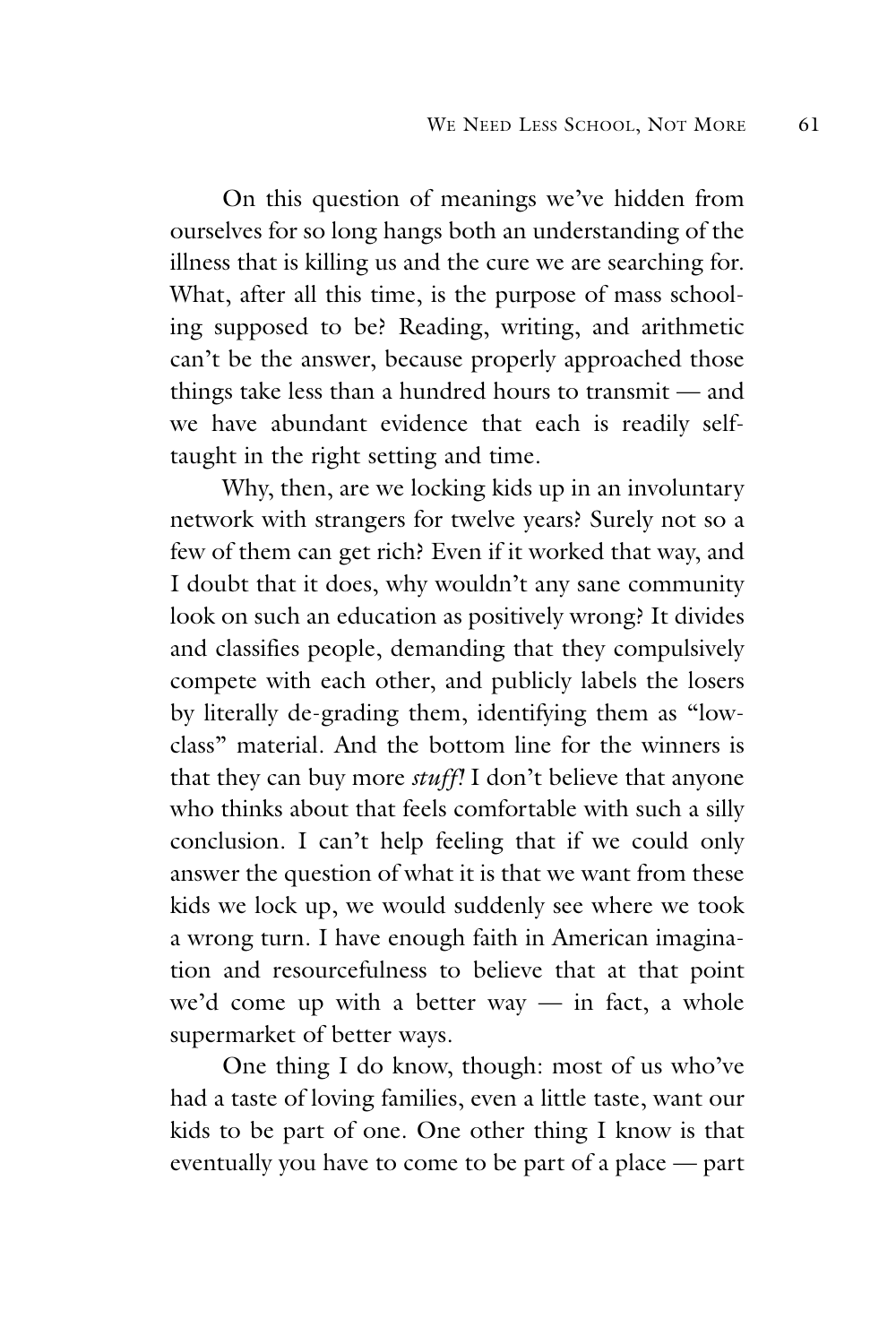On this question of meanings we've hidden from ourselves for so long hangs both an understanding of the illness that is killing us and the cure we are searching for. What, after all this time, is the purpose of mass schooling supposed to be? Reading, writing, and arithmetic can't be the answer, because properly approached those things take less than a hundred hours to transmit — and we have abundant evidence that each is readily self-taught in the right setting and time.

Why, then, are we locking kids up in an involuntary network with strangers for twelve years? Surely not so a few of them can get rich? Even if it worked that way, and I doubt that it does, why wouldn't any sane community look on such an education as positively wrong? It divides and classifies people, demanding that they compulsively compete with each other, and publicly labels the losers by literally de-grading them, identifying them as "low-class" material. And the bottom line for the winners is that they can buy more *stuff*! I don't believe that anyone who thinks about that feels comfortable with such a silly conclusion. I can't help feeling that if we could only answer the question of what it is that we want from these kids we lock up, we would suddenly see where we took a wrong turn. I have enough faith in American imagination and resourcefulness to believe that at that point we'd come up with a better way — in fact, a whole supermarket of better ways.

One thing I do know, though: most of us who've had a taste of loving families, even a little taste, want our kids to be part of one. One other thing I know is that eventually you have to come to be part of a place — part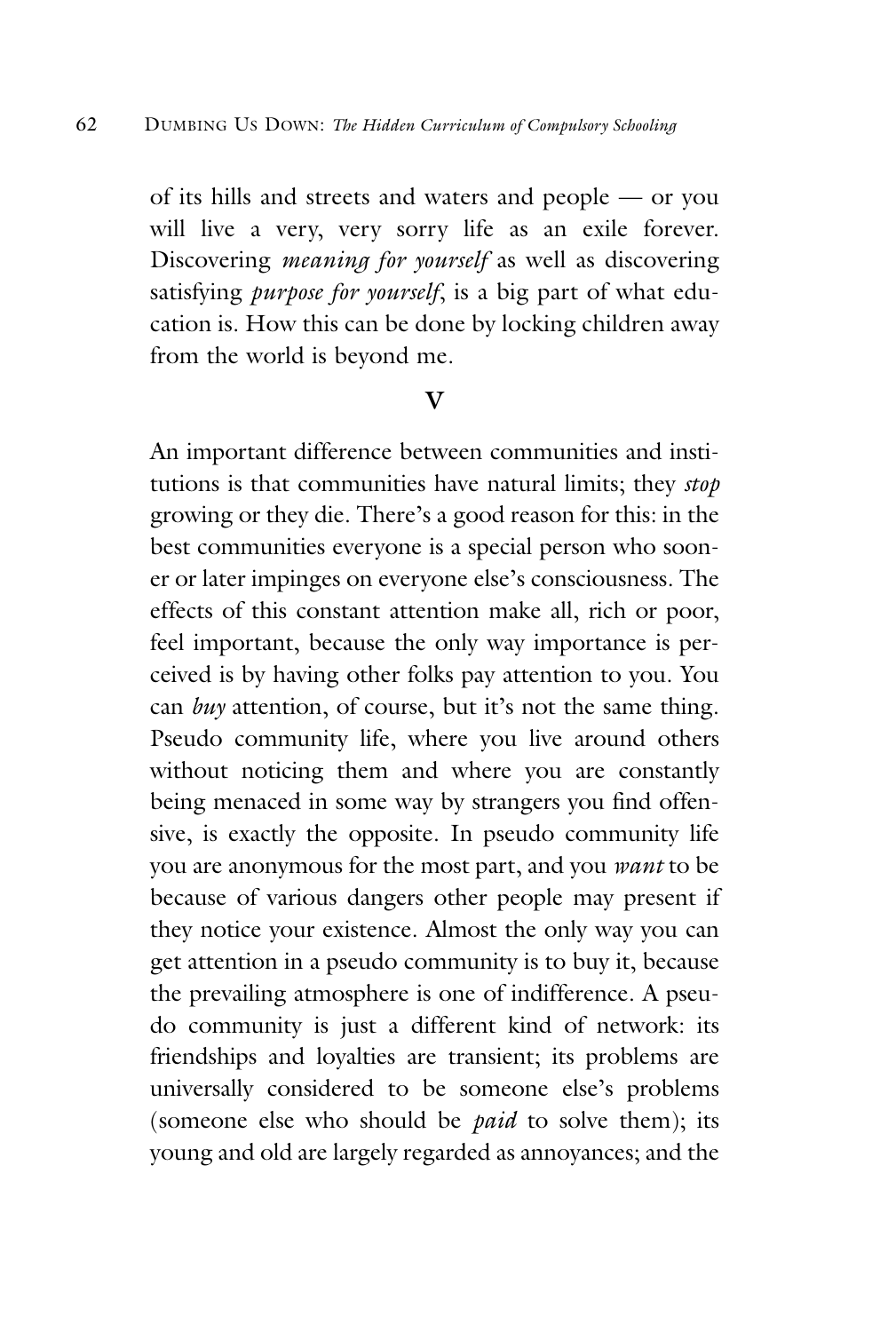of its hills and streets and waters and people — or you will live a very, very sorry life as an exile forever. Discovering *meaning for yourself* as well as discovering satisfying *purpose for yourself*, is a big part of what education is. How this can be done by locking children away from the world is beyond me.

## V

An important difference between communities and institutions is that communities have natural limits; they *stop* growing or they die. There's a good reason for this: in the best communities everyone is a special person who sooner or later impinges on everyone else's consciousness. The effects of this constant attention make all, rich or poor, feel important, because the only way importance is perceived is by having other folks pay attention to you. You can *buy* attention, of course, but it's not the same thing. Pseudo community life, where you live around others without noticing them and where you are constantly being menaced in some way by strangers you find offensive, is exactly the opposite. In pseudo community life you are anonymous for the most part, and you *want* to be because of various dangers other people may present if they notice your existence. Almost the only way you can get attention in a pseudo community is to buy it, because the prevailing atmosphere is one of indifference. A pseudo community is just a different kind of network: its friendships and loyalties are transient; its problems are universally considered to be someone else's problems (someone else who should be *paid* to solve them); its young and old are largely regarded as annoyances; and the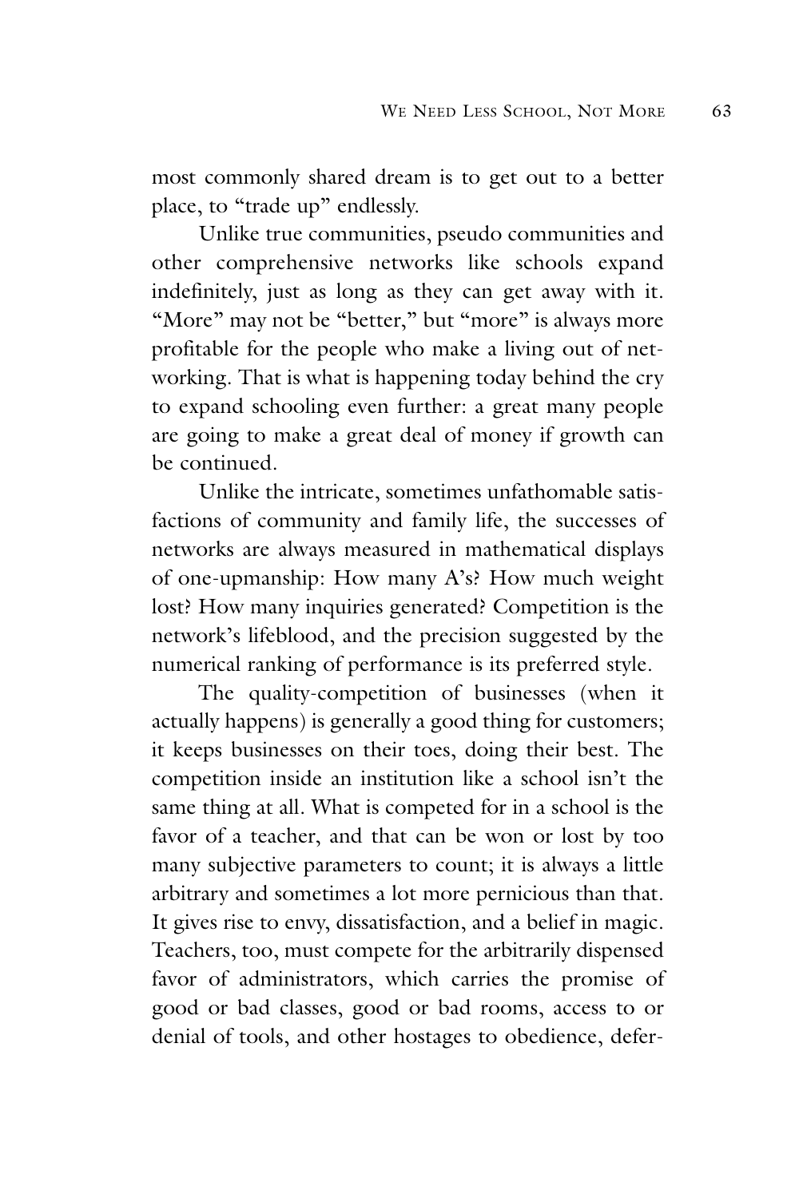most commonly shared dream is to get out to a better place, to "trade up" endlessly.

Unlike true communities, pseudo communities and other comprehensive networks like schools expand indefinitely, just as long as they can get away with it. "More" may not be "better," but "more" is always more profitable for the people who make a living out of networking. That is what is happening today behind the cry to expand schooling even further: a great many people are going to make a great deal of money if growth can be continued.

Unlike the intricate, sometimes unfathomable satisfactions of community and family life, the successes of networks are always measured in mathematical displays of one-upmanship: How many A's? How much weight lost? How many inquiries generated? Competition is the network's lifeblood, and the precision suggested by the numerical ranking of performance is its preferred style.

The quality-competition of businesses (when it actually happens) is generally a good thing for customers; it keeps businesses on their toes, doing their best. The competition inside an institution like a school isn't the same thing at all. What is competed for in a school is the favor of a teacher, and that can be won or lost by too many subjective parameters to count; it is always a little arbitrary and sometimes a lot more pernicious than that. It gives rise to envy, dissatisfaction, and a belief in magic. Teachers, too, must compete for the arbitrarily dispensed favor of administrators, which carries the promise of good or bad classes, good or bad rooms, access to or denial of tools, and other hostages to obedience, defer-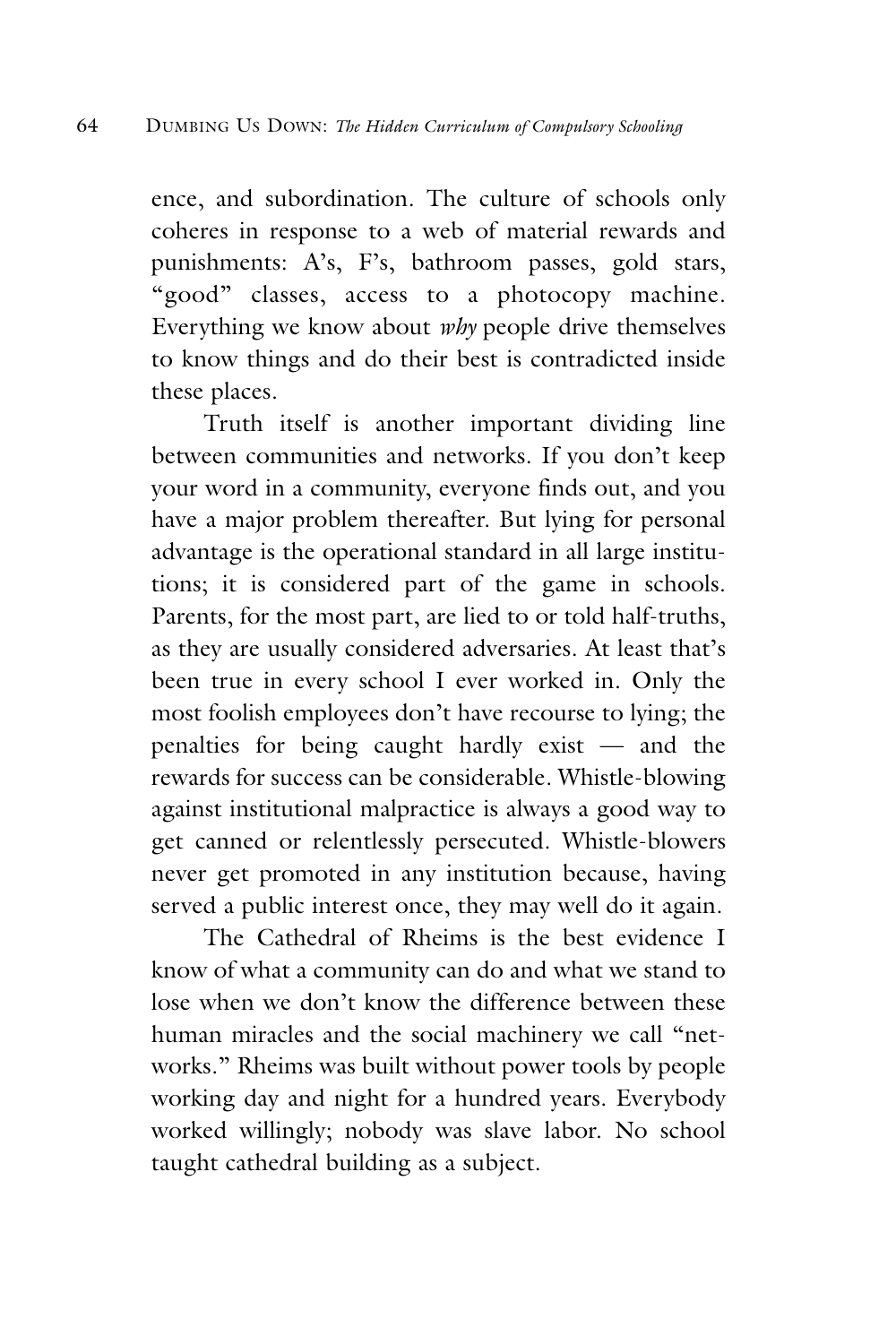ence, and subordination. The culture of schools only coheres in response to a web of material rewards and punishments: A's, F's, bathroom passes, gold stars, "good" classes, access to a photocopy machine. Everything we know about *why* people drive themselves to know things and do their best is contradicted inside these places.

Truth itself is another important dividing line between communities and networks. If you don't keep your word in a community, everyone finds out, and you have a major problem thereafter. But lying for personal advantage is the operational standard in all large institutions; it is considered part of the game in schools. Parents, for the most part, are lied to or told half-truths, as they are usually considered adversaries. At least that's been true in every school I ever worked in. Only the most foolish employees don't have recourse to lying; the penalties for being caught hardly exist — and the rewards for success can be considerable. Whistle-blowing against institutional malpractice is always a good way to get canned or relentlessly persecuted. Whistle-blowers never get promoted in any institution because, having served a public interest once, they may well do it again.

The Cathedral of Rheims is the best evidence I know of what a community can do and what we stand to lose when we don't know the difference between these human miracles and the social machinery we call "networks." Rheims was built without power tools by people working day and night for a hundred years. Everybody worked willingly; nobody was slave labor. No school taught cathedral building as a subject.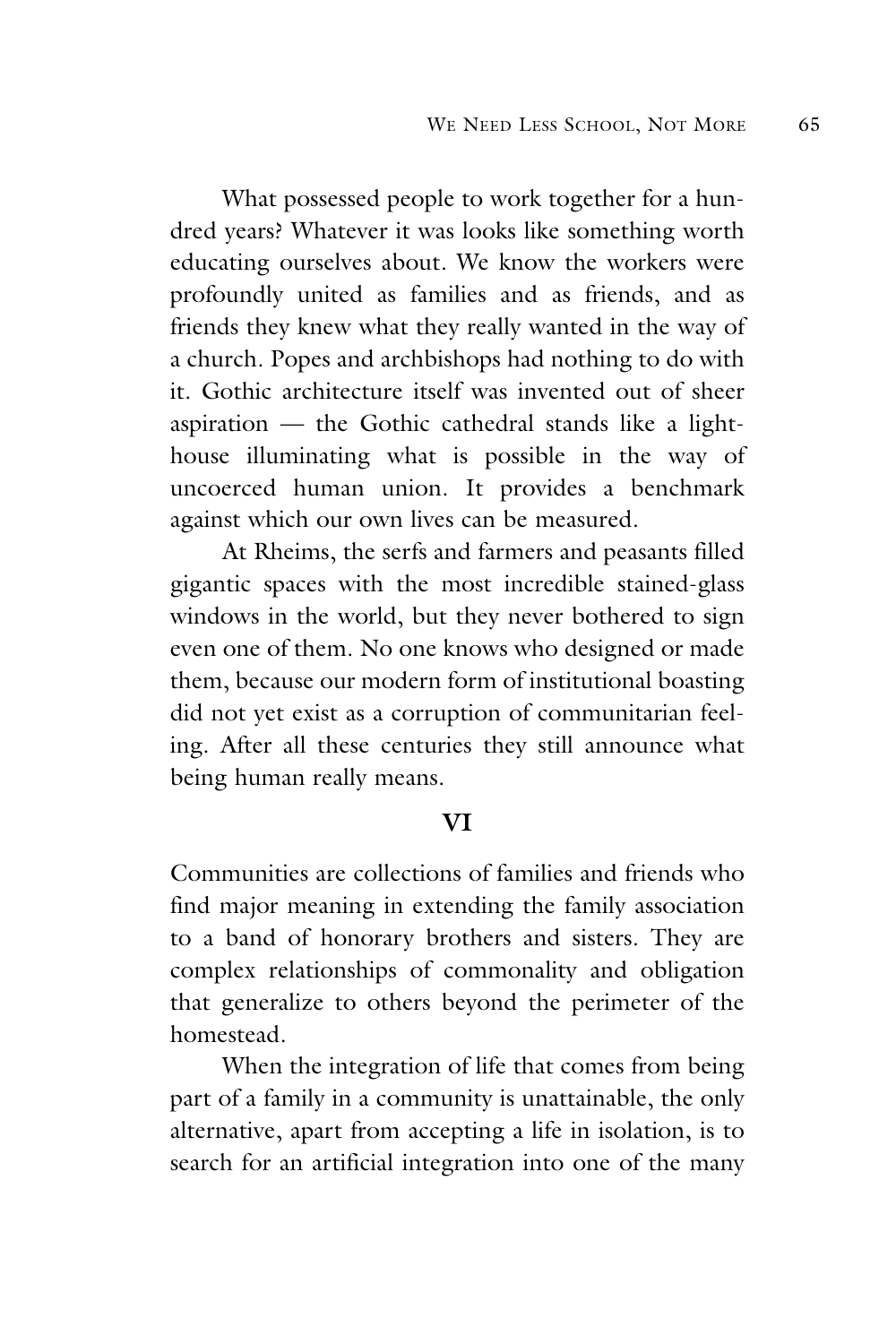What possessed people to work together for a hundred years? Whatever it was looks like something worth educating ourselves about. We know the workers were profoundly united as families and as friends, and as friends they knew what they really wanted in the way of a church. Popes and archbishops had nothing to do with it. Gothic architecture itself was invented out of sheer aspiration — the Gothic cathedral stands like a lighthouse illuminating what is possible in the way of uncoerced human union. It provides a benchmark against which our own lives can be measured.

At Rheims, the serfs and farmers and peasants filled gigantic spaces with the most incredible stained-glass windows in the world, but they never bothered to sign even one of them. No one knows who designed or made them, because our modern form of institutional boasting did not yet exist as a corruption of communitarian feeling. After all these centuries they still announce what being human really means.

## VI

Communities are collections of families and friends who find major meaning in extending the family association to a band of honorary brothers and sisters. They are complex relationships of commonality and obligation that generalize to others beyond the perimeter of the homestead.

When the integration of life that comes from being part of a family in a community is unattainable, the only alternative, apart from accepting a life in isolation, is to search for an artificial integration into one of the many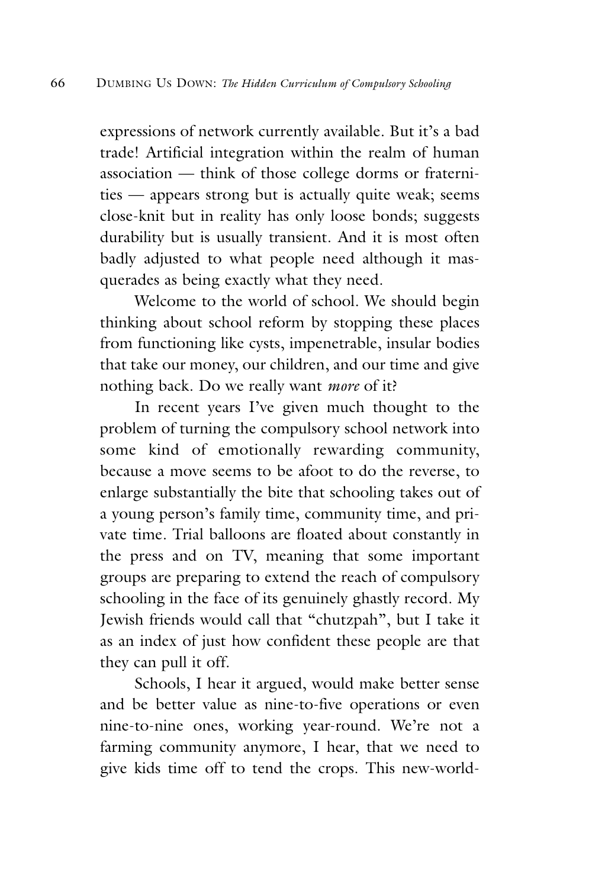expressions of network currently available. But it's a bad trade! Artificial integration within the realm of human association — think of those college dorms or fraternities — appears strong but is actually quite weak; seems close-knit but in reality has only loose bonds; suggests durability but is usually transient. And it is most often badly adjusted to what people need although it masquerades as being exactly what they need.

Welcome to the world of school. We should begin thinking about school reform by stopping these places from functioning like cysts, impenetrable, insular bodies that take our money, our children, and our time and give nothing back. Do we really want *more* of it?

In recent years I've given much thought to the problem of turning the compulsory school network into some kind of emotionally rewarding community, because a move seems to be afoot to do the reverse, to enlarge substantially the bite that schooling takes out of a young person's family time, community time, and private time. Trial balloons are floated about constantly in the press and on TV, meaning that some important groups are preparing to extend the reach of compulsory schooling in the face of its genuinely ghastly record. My Jewish friends would call that "chutzpah", but I take it as an index of just how confident these people are that they can pull it off.

Schools, I hear it argued, would make better sense and be better value as nine-to-five operations or even nine-to-nine ones, working year-round. We're not a farming community anymore, I hear, that we need to give kids time off to tend the crops. This new-world-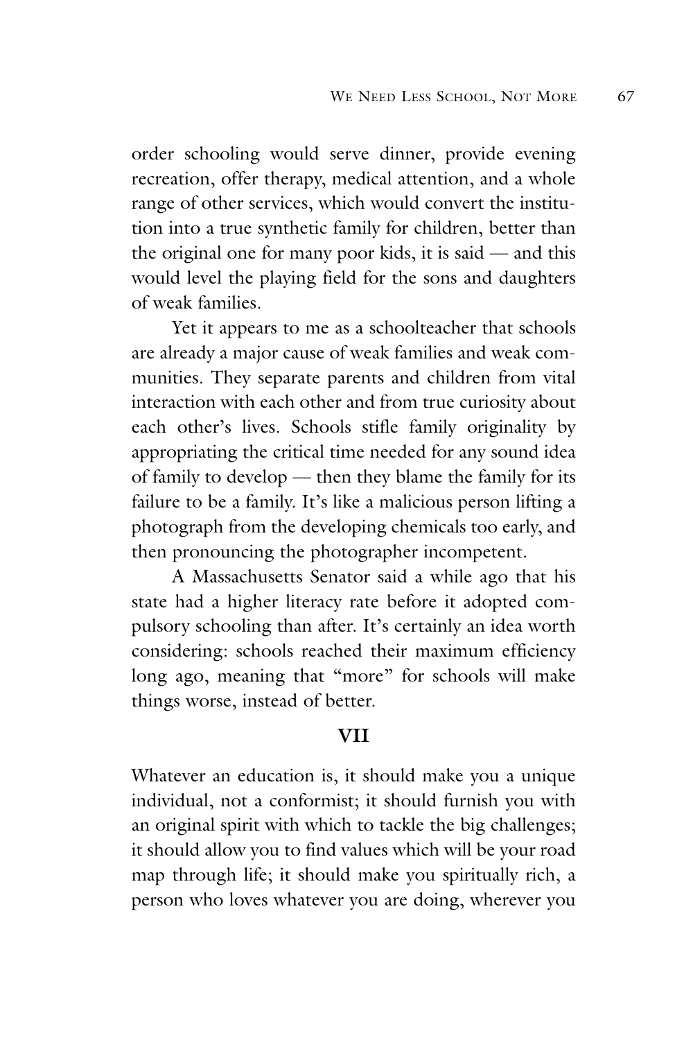order schooling would serve dinner, provide evening recreation, offer therapy, medical attention, and a whole range of other services, which would convert the institution into a true synthetic family for children, better than the original one for many poor kids, it is said — and this would level the playing field for the sons and daughters of weak families.

Yet it appears to me as a schoolteacher that schools are already a major cause of weak families and weak communities. They separate parents and children from vital interaction with each other and from true curiosity about each other's lives. Schools stifle family originality by appropriating the critical time needed for any sound idea of family to develop — then they blame the family for its failure to be a family. It's like a malicious person lifting a photograph from the developing chemicals too early, and then pronouncing the photographer incompetent.

A Massachusetts Senator said a while ago that his state had a higher literacy rate before it adopted compulsory schooling than after. It's certainly an idea worth considering: schools reached their maximum efficiency long ago, meaning that "more" for schools will make things worse, instead of better.

## VII

Whatever an education is, it should make you a unique individual, not a conformist; it should furnish you with an original spirit with which to tackle the big challenges; it should allow you to find values which will be your road map through life; it should make you spiritually rich, a person who loves whatever you are doing, wherever you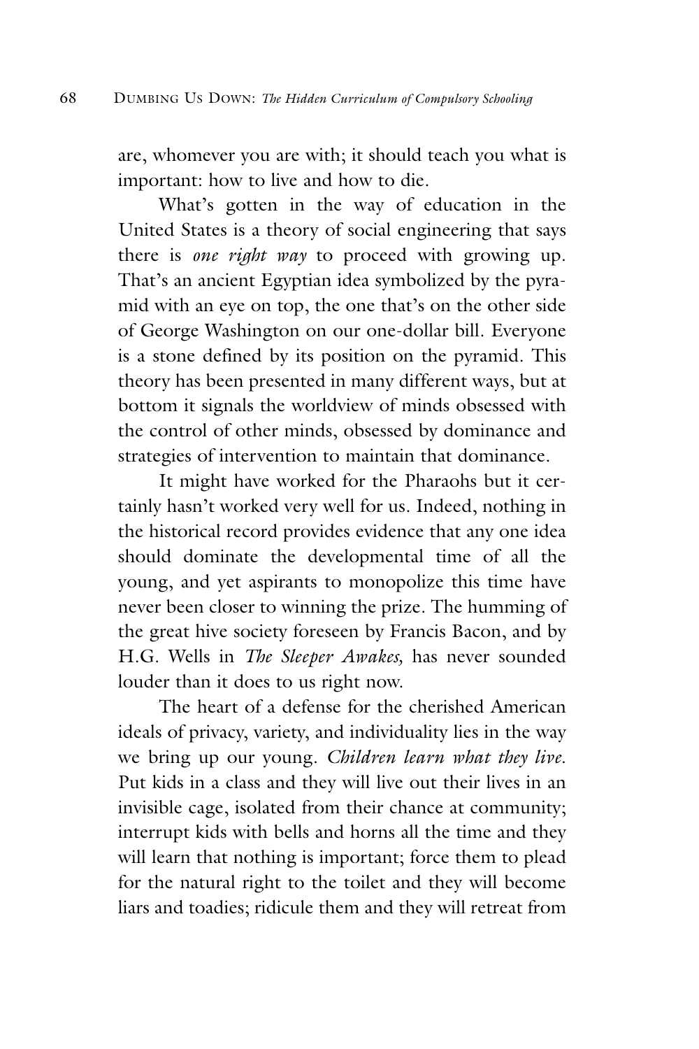are, whomever you are with; it should teach you what is important: how to live and how to die.

What's gotten in the way of education in the United States is a theory of social engineering that says there is *one right way* to proceed with growing up. That's an ancient Egyptian idea symbolized by the pyramid with an eye on top, the one that's on the other side of George Washington on our one-dollar bill. Everyone is a stone defined by its position on the pyramid. This theory has been presented in many different ways, but at bottom it signals the worldview of minds obsessed with the control of other minds, obsessed by dominance and strategies of intervention to maintain that dominance.

It might have worked for the Pharaohs but it certainly hasn't worked very well for us. Indeed, nothing in the historical record provides evidence that any one idea should dominate the developmental time of all the young, and yet aspirants to monopolize this time have never been closer to winning the prize. The humming of the great hive society foreseen by Francis Bacon, and by H.G. Wells in *The Sleeper Awakes,* has never sounded louder than it does to us right now.

The heart of a defense for the cherished American ideals of privacy, variety, and individuality lies in the way we bring up our young. *Children learn what they live.* Put kids in a class and they will live out their lives in an invisible cage, isolated from their chance at community; interrupt kids with bells and horns all the time and they will learn that nothing is important; force them to plead for the natural right to the toilet and they will become liars and toadies; ridicule them and they will retreat from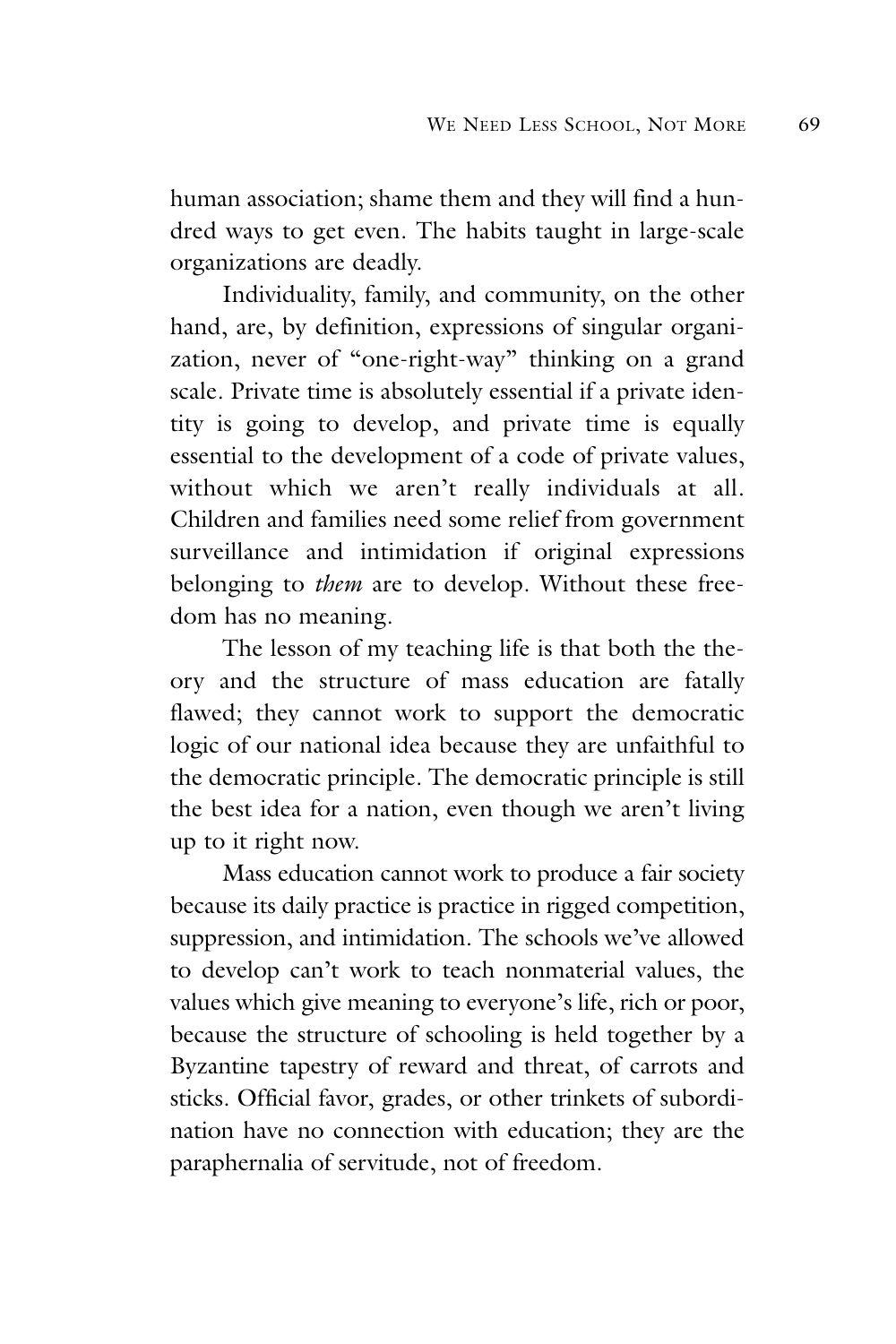human association; shame them and they will find a hundred ways to get even. The habits taught in large-scale organizations are deadly.

Individuality, family, and community, on the other hand, are, by definition, expressions of singular organization, never of "one-right-way" thinking on a grand scale. Private time is absolutely essential if a private identity is going to develop, and private time is equally essential to the development of a code of private values, without which we aren't really individuals at all. Children and families need some relief from government surveillance and intimidation if original expressions belonging to *them* are to develop. Without these freedom has no meaning.

The lesson of my teaching life is that both the theory and the structure of mass education are fatally flawed; they cannot work to support the democratic logic of our national idea because they are unfaithful to the democratic principle. The democratic principle is still the best idea for a nation, even though we aren't living up to it right now.

Mass education cannot work to produce a fair society because its daily practice is practice in rigged competition, suppression, and intimidation. The schools we've allowed to develop can't work to teach nonmaterial values, the values which give meaning to everyone's life, rich or poor, because the structure of schooling is held together by a Byzantine tapestry of reward and threat, of carrots and sticks. Official favor, grades, or other trinkets of subordination have no connection with education; they are the paraphernalia of servitude, not of freedom.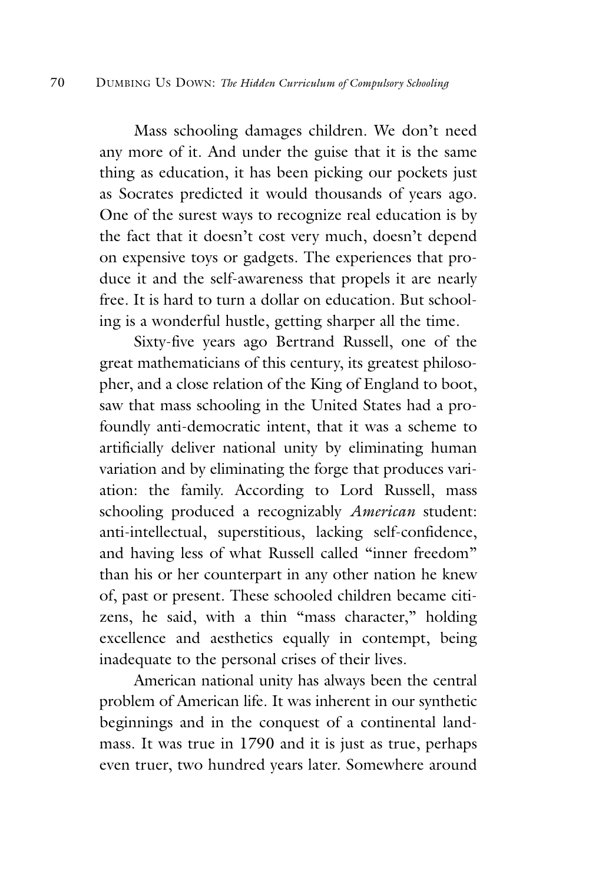Mass schooling damages children. We don't need any more of it. And under the guise that it is the same thing as education, it has been picking our pockets just as Socrates predicted it would thousands of years ago. One of the surest ways to recognize real education is by the fact that it doesn't cost very much, doesn't depend on expensive toys or gadgets. The experiences that produce it and the self-awareness that propels it are nearly free. It is hard to turn a dollar on education. But schooling is a wonderful hustle, getting sharper all the time.

Sixty-five years ago Bertrand Russell, one of the great mathematicians of this century, its greatest philosopher, and a close relation of the King of England to boot, saw that mass schooling in the United States had a profoundly anti-democratic intent, that it was a scheme to artificially deliver national unity by eliminating human variation and by eliminating the forge that produces variation: the family. According to Lord Russell, mass schooling produced a recognizably *American* student: anti-intellectual, superstitious, lacking self-confidence, and having less of what Russell called "inner freedom" than his or her counterpart in any other nation he knew of, past or present. These schooled children became citizens, he said, with a thin "mass character," holding excellence and aesthetics equally in contempt, being inadequate to the personal crises of their lives.

American national unity has always been the central problem of American life. It was inherent in our synthetic beginnings and in the conquest of a continental landmass. It was true in 1790 and it is just as true, perhaps even truer, two hundred years later. Somewhere around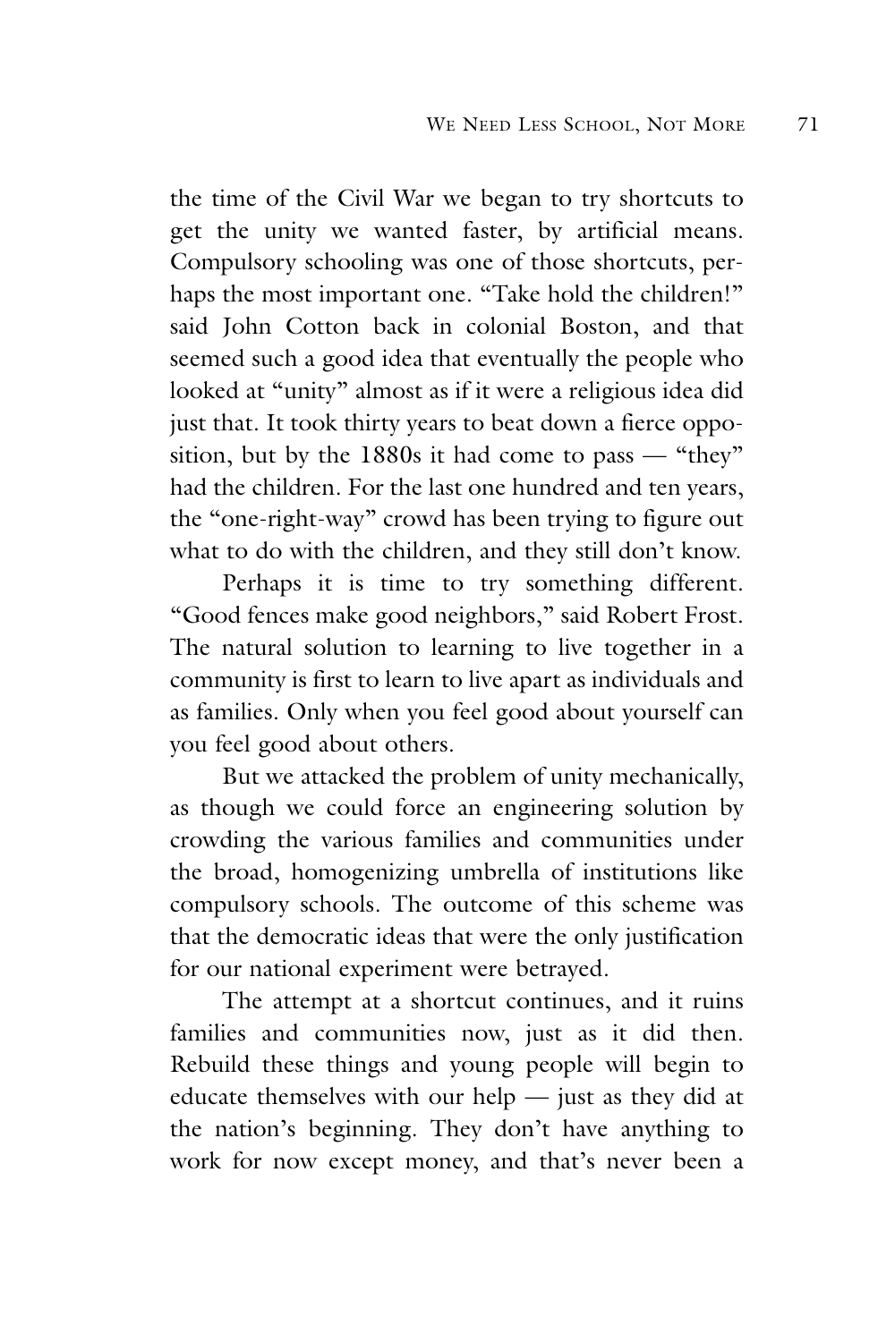the time of the Civil War we began to try shortcuts to get the unity we wanted faster, by artificial means. Compulsory schooling was one of those shortcuts, perhaps the most important one. "Take hold the children!" said John Cotton back in colonial Boston, and that seemed such a good idea that eventually the people who looked at "unity" almost as if it were a religious idea did just that. It took thirty years to beat down a fierce opposition, but by the 1880s it had come to pass — "they" had the children. For the last one hundred and ten years, the "one-right-way" crowd has been trying to figure out what to do with the children, and they still don't know.

Perhaps it is time to try something different. "Good fences make good neighbors," said Robert Frost. The natural solution to learning to live together in a community is first to learn to live apart as individuals and as families. Only when you feel good about yourself can you feel good about others.

But we attacked the problem of unity mechanically, as though we could force an engineering solution by crowding the various families and communities under the broad, homogenizing umbrella of institutions like compulsory schools. The outcome of this scheme was that the democratic ideas that were the only justification for our national experiment were betrayed.

The attempt at a shortcut continues, and it ruins families and communities now, just as it did then. Rebuild these things and young people will begin to educate themselves with our help — just as they did at the nation's beginning. They don't have anything to work for now except money, and that's never been a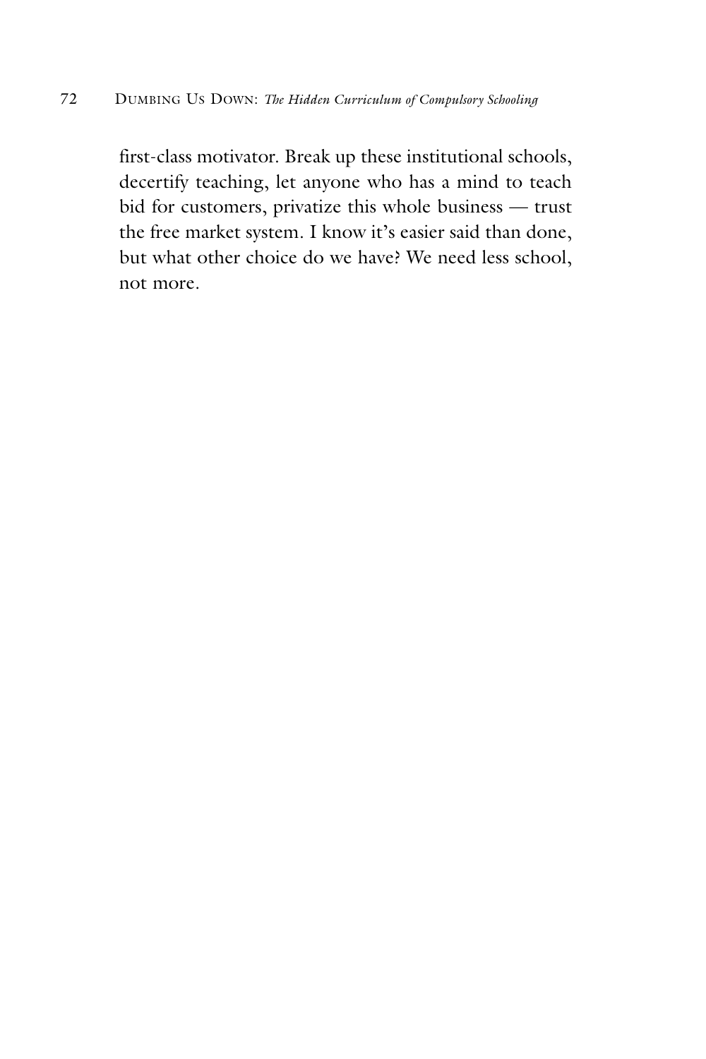first-class motivator. Break up these institutional schools, decertify teaching, let anyone who has a mind to teach bid for customers, privatize this whole business — trust the free market system. I know it's easier said than done, but what other choice do we have? We need less school, not more.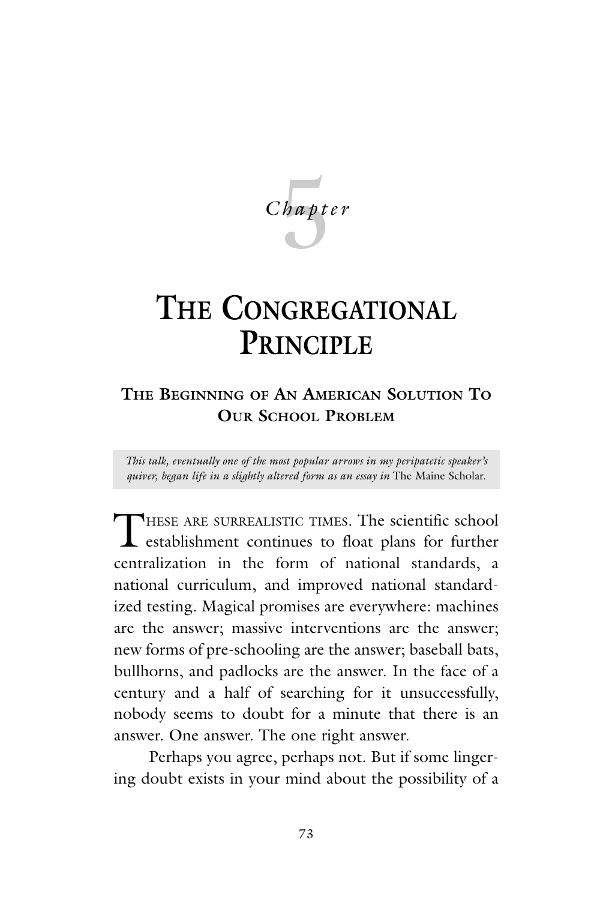*Chapter* 5

# The Congregational Principle

## The Beginning of An American Solution To Our School Problem

*This talk, eventually one of the most popular arrows in my peripatetic speaker's quiver, began life in a slightly altered form as an essay in* The Maine Scholar.

THESE ARE SURREALISTIC TIMES. The scientific school establishment continues to float plans for further centralization in the form of national standards, a national curriculum, and improved national standardized testing. Magical promises are everywhere: machines are the answer; massive interventions are the answer; new forms of pre-schooling are the answer; baseball bats, bullhorns, and padlocks are the answer. In the face of a century and a half of searching for it unsuccessfully, nobody seems to doubt for a minute that there is an answer. One answer. The one right answer.

Perhaps you agree, perhaps not. But if some lingering doubt exists in your mind about the possibility of a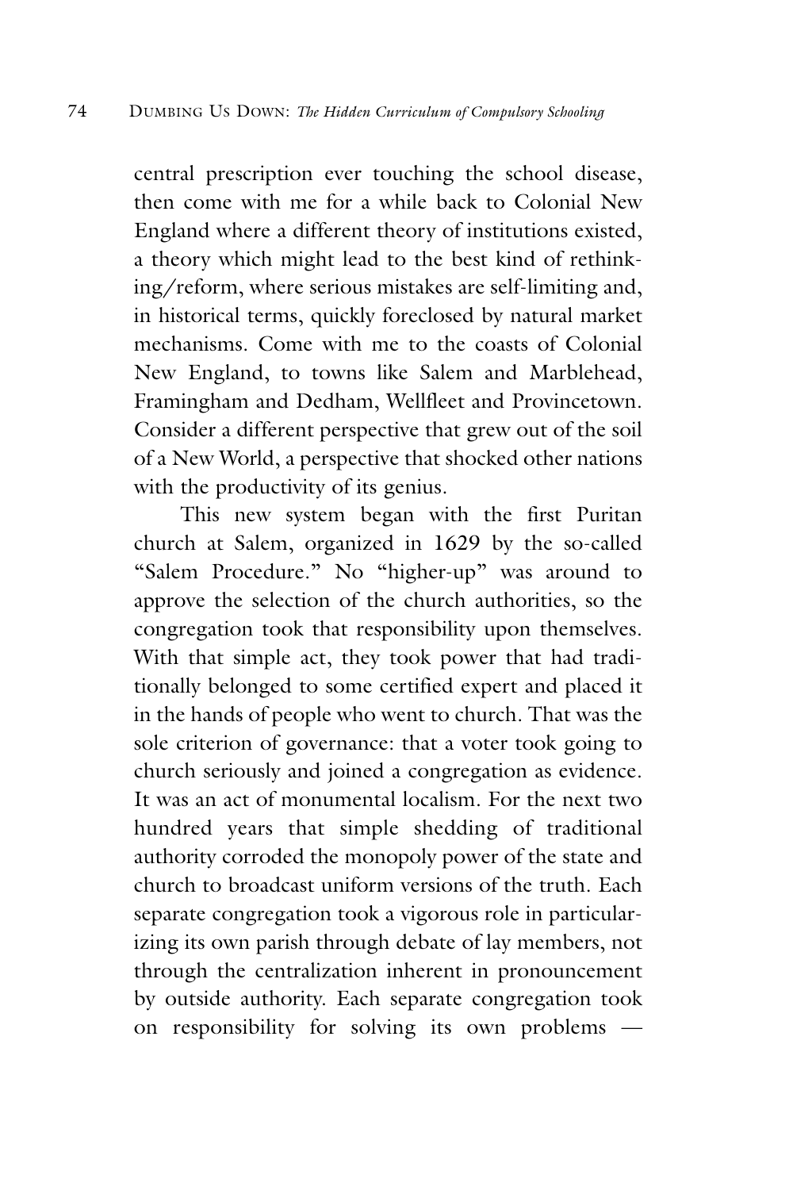central prescription ever touching the school disease, then come with me for a while back to Colonial New England where a different theory of institutions existed, a theory which might lead to the best kind of rethinking/reform, where serious mistakes are self-limiting and, in historical terms, quickly foreclosed by natural market mechanisms. Come with me to the coasts of Colonial New England, to towns like Salem and Marblehead, Framingham and Dedham, Wellfleet and Provincetown. Consider a different perspective that grew out of the soil of a New World, a perspective that shocked other nations with the productivity of its genius.

This new system began with the first Puritan church at Salem, organized in 1629 by the so-called "Salem Procedure." No "higher-up" was around to approve the selection of the church authorities, so the congregation took that responsibility upon themselves. With that simple act, they took power that had traditionally belonged to some certified expert and placed it in the hands of people who went to church. That was the sole criterion of governance: that a voter took going to church seriously and joined a congregation as evidence. It was an act of monumental localism. For the next two hundred years that simple shedding of traditional authority corroded the monopoly power of the state and church to broadcast uniform versions of the truth. Each separate congregation took a vigorous role in particularizing its own parish through debate of lay members, not through the centralization inherent in pronouncement by outside authority. Each separate congregation took on responsibility for solving its own problems —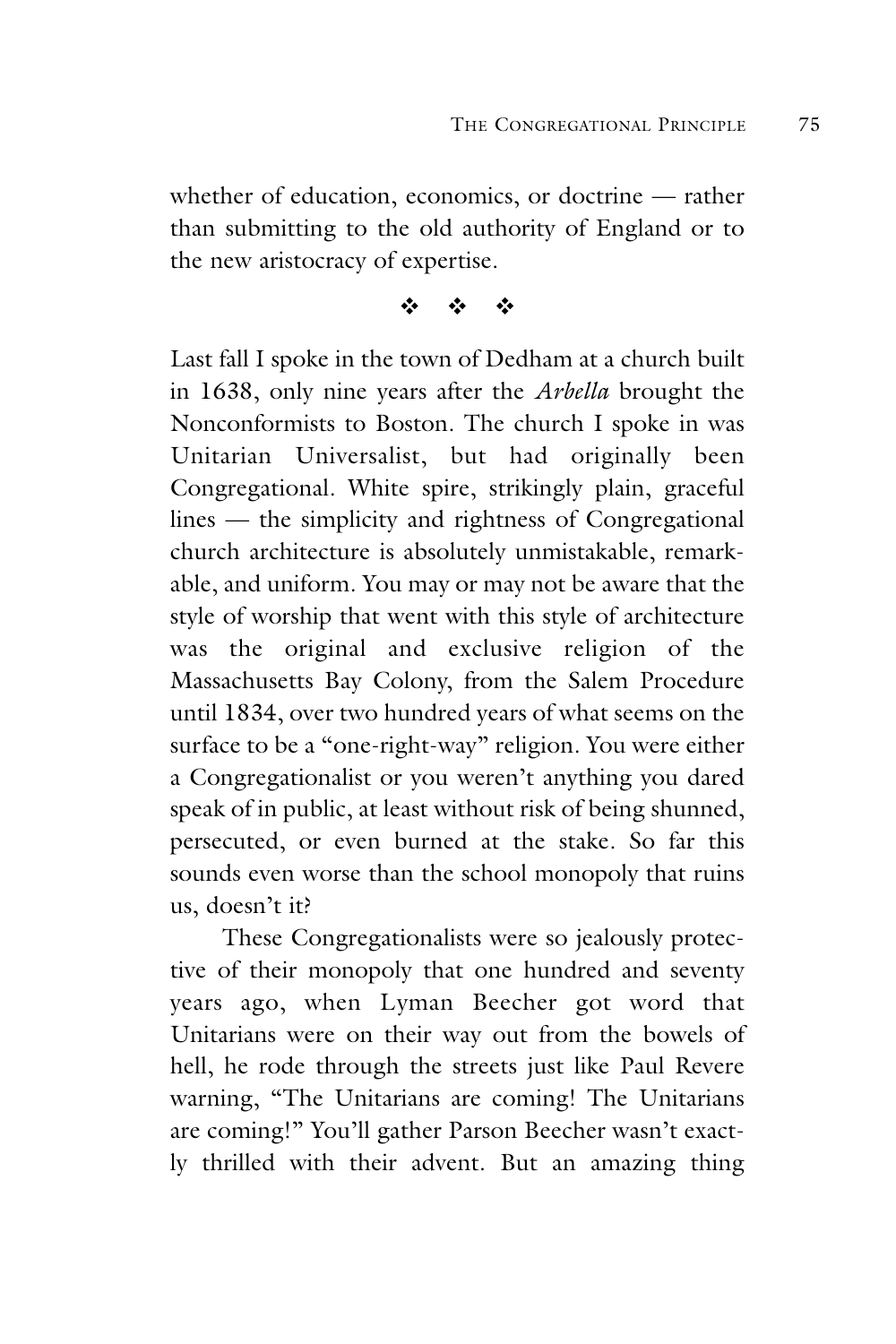whether of education, economics, or doctrine — rather than submitting to the old authority of England or to the new aristocracy of expertise.

❖ ❖ ❖

Last fall I spoke in the town of Dedham at a church built in 1638, only nine years after the *Arbella* brought the Nonconformists to Boston. The church I spoke in was Unitarian Universalist, but had originally been Congregational. White spire, strikingly plain, graceful lines — the simplicity and rightness of Congregational church architecture is absolutely unmistakable, remarkable, and uniform. You may or may not be aware that the style of worship that went with this style of architecture was the original and exclusive religion of the Massachusetts Bay Colony, from the Salem Procedure until 1834, over two hundred years of what seems on the surface to be a "one-right-way" religion. You were either a Congregationalist or you weren't anything you dared speak of in public, at least without risk of being shunned, persecuted, or even burned at the stake. So far this sounds even worse than the school monopoly that ruins us, doesn't it?

These Congregationalists were so jealously protective of their monopoly that one hundred and seventy years ago, when Lyman Beecher got word that Unitarians were on their way out from the bowels of hell, he rode through the streets just like Paul Revere warning, "The Unitarians are coming! The Unitarians are coming!" You'll gather Parson Beecher wasn't exactly thrilled with their advent. But an amazing thing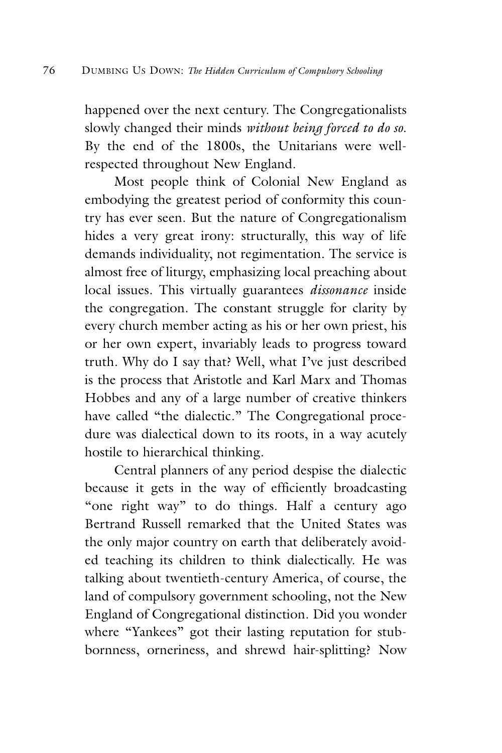happened over the next century. The Congregationalists slowly changed their minds *without being forced to do so.* By the end of the 1800s, the Unitarians were well-respected throughout New England.

Most people think of Colonial New England as embodying the greatest period of conformity this country has ever seen. But the nature of Congregationalism hides a very great irony: structurally, this way of life demands individuality, not regimentation. The service is almost free of liturgy, emphasizing local preaching about local issues. This virtually guarantees *dissonance* inside the congregation. The constant struggle for clarity by every church member acting as his or her own priest, his or her own expert, invariably leads to progress toward truth. Why do I say that? Well, what I've just described is the process that Aristotle and Karl Marx and Thomas Hobbes and any of a large number of creative thinkers have called "the dialectic." The Congregational procedure was dialectical down to its roots, in a way acutely hostile to hierarchical thinking.

Central planners of any period despise the dialectic because it gets in the way of efficiently broadcasting "one right way" to do things. Half a century ago Bertrand Russell remarked that the United States was the only major country on earth that deliberately avoided teaching its children to think dialectically. He was talking about twentieth-century America, of course, the land of compulsory government schooling, not the New England of Congregational distinction. Did you wonder where "Yankees" got their lasting reputation for stubbornness, orneriness, and shrewd hair-splitting? Now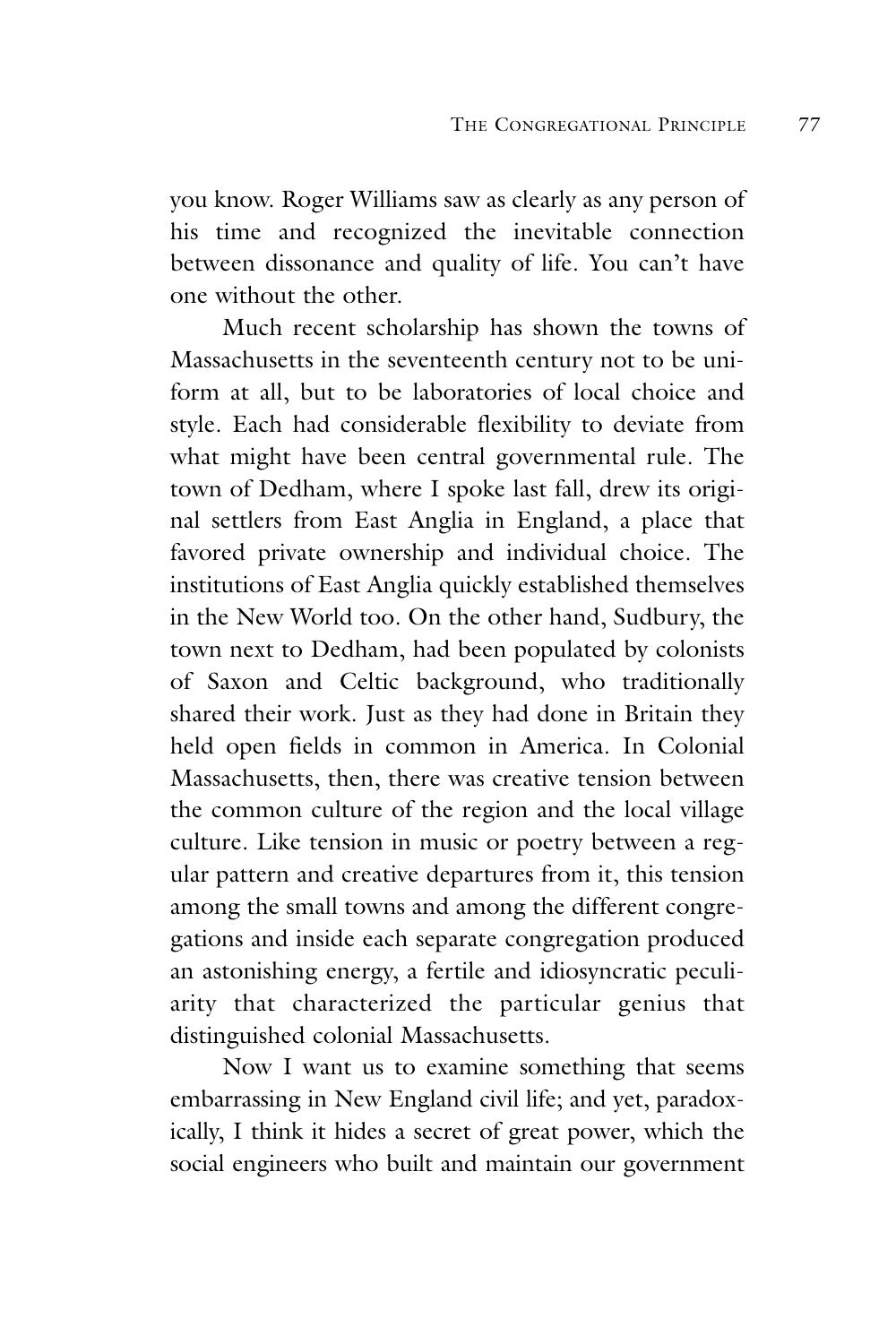you know. Roger Williams saw as clearly as any person of his time and recognized the inevitable connection between dissonance and quality of life. You can't have one without the other.

Much recent scholarship has shown the towns of Massachusetts in the seventeenth century not to be uniform at all, but to be laboratories of local choice and style. Each had considerable flexibility to deviate from what might have been central governmental rule. The town of Dedham, where I spoke last fall, drew its original settlers from East Anglia in England, a place that favored private ownership and individual choice. The institutions of East Anglia quickly established themselves in the New World too. On the other hand, Sudbury, the town next to Dedham, had been populated by colonists of Saxon and Celtic background, who traditionally shared their work. Just as they had done in Britain they held open fields in common in America. In Colonial Massachusetts, then, there was creative tension between the common culture of the region and the local village culture. Like tension in music or poetry between a regular pattern and creative departures from it, this tension among the small towns and among the different congregations and inside each separate congregation produced an astonishing energy, a fertile and idiosyncratic peculiarity that characterized the particular genius that distinguished colonial Massachusetts.

Now I want us to examine something that seems embarrassing in New England civil life; and yet, paradoxically, I think it hides a secret of great power, which the social engineers who built and maintain our government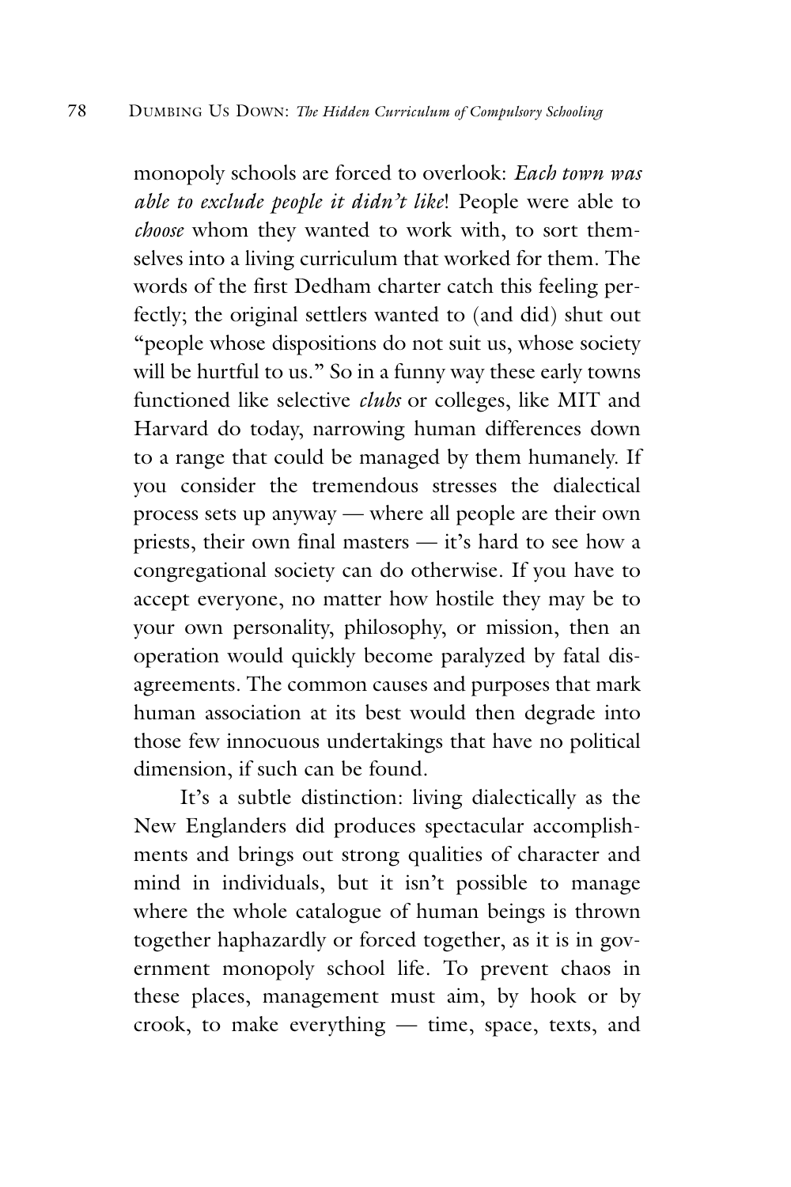monopoly schools are forced to overlook: *Each town was able to exclude people it didn't like*! People were able to *choose* whom they wanted to work with, to sort themselves into a living curriculum that worked for them. The words of the first Dedham charter catch this feeling perfectly; the original settlers wanted to (and did) shut out "people whose dispositions do not suit us, whose society will be hurtful to us." So in a funny way these early towns functioned like selective *clubs* or colleges, like MIT and Harvard do today, narrowing human differences down to a range that could be managed by them humanely. If you consider the tremendous stresses the dialectical process sets up anyway — where all people are their own priests, their own final masters — it's hard to see how a congregational society can do otherwise. If you have to accept everyone, no matter how hostile they may be to your own personality, philosophy, or mission, then an operation would quickly become paralyzed by fatal disagreements. The common causes and purposes that mark human association at its best would then degrade into those few innocuous undertakings that have no political dimension, if such can be found.

It's a subtle distinction: living dialectically as the New Englanders did produces spectacular accomplishments and brings out strong qualities of character and mind in individuals, but it isn't possible to manage where the whole catalogue of human beings is thrown together haphazardly or forced together, as it is in government monopoly school life. To prevent chaos in these places, management must aim, by hook or by crook, to make everything — time, space, texts, and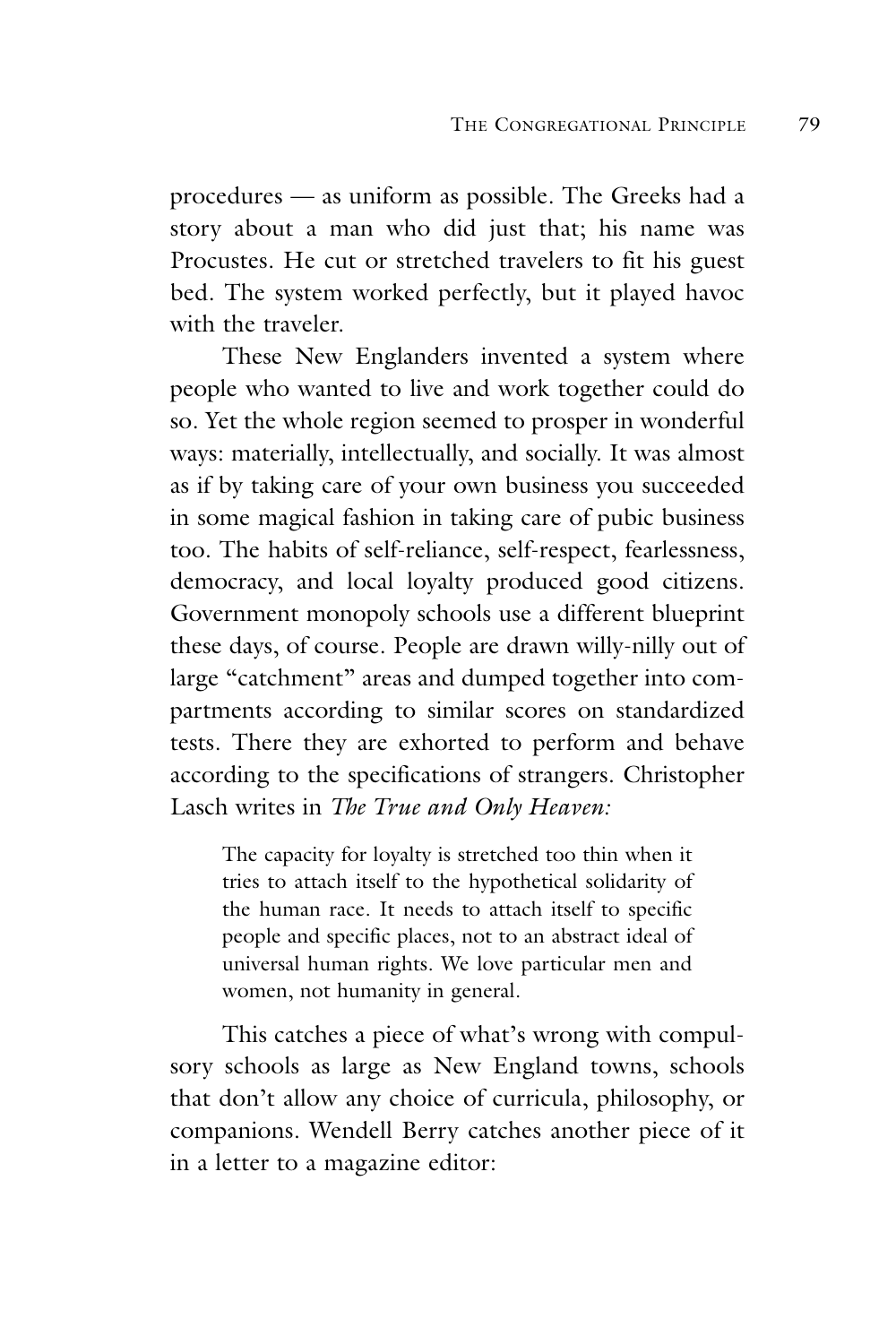procedures — as uniform as possible. The Greeks had a story about a man who did just that; his name was Procustes. He cut or stretched travelers to fit his guest bed. The system worked perfectly, but it played havoc with the traveler.

These New Englanders invented a system where people who wanted to live and work together could do so. Yet the whole region seemed to prosper in wonderful ways: materially, intellectually, and socially. It was almost as if by taking care of your own business you succeeded in some magical fashion in taking care of pubic business too. The habits of self-reliance, self-respect, fearlessness, democracy, and local loyalty produced good citizens. Government monopoly schools use a different blueprint these days, of course. People are drawn willy-nilly out of large "catchment" areas and dumped together into compartments according to similar scores on standardized tests. There they are exhorted to perform and behave according to the specifications of strangers. Christopher Lasch writes in *The True and Only Heaven:*

> The capacity for loyalty is stretched too thin when it tries to attach itself to the hypothetical solidarity of the human race. It needs to attach itself to specific people and specific places, not to an abstract ideal of universal human rights. We love particular men and women, not humanity in general.

This catches a piece of what's wrong with compulsory schools as large as New England towns, schools that don't allow any choice of curricula, philosophy, or companions. Wendell Berry catches another piece of it in a letter to a magazine editor: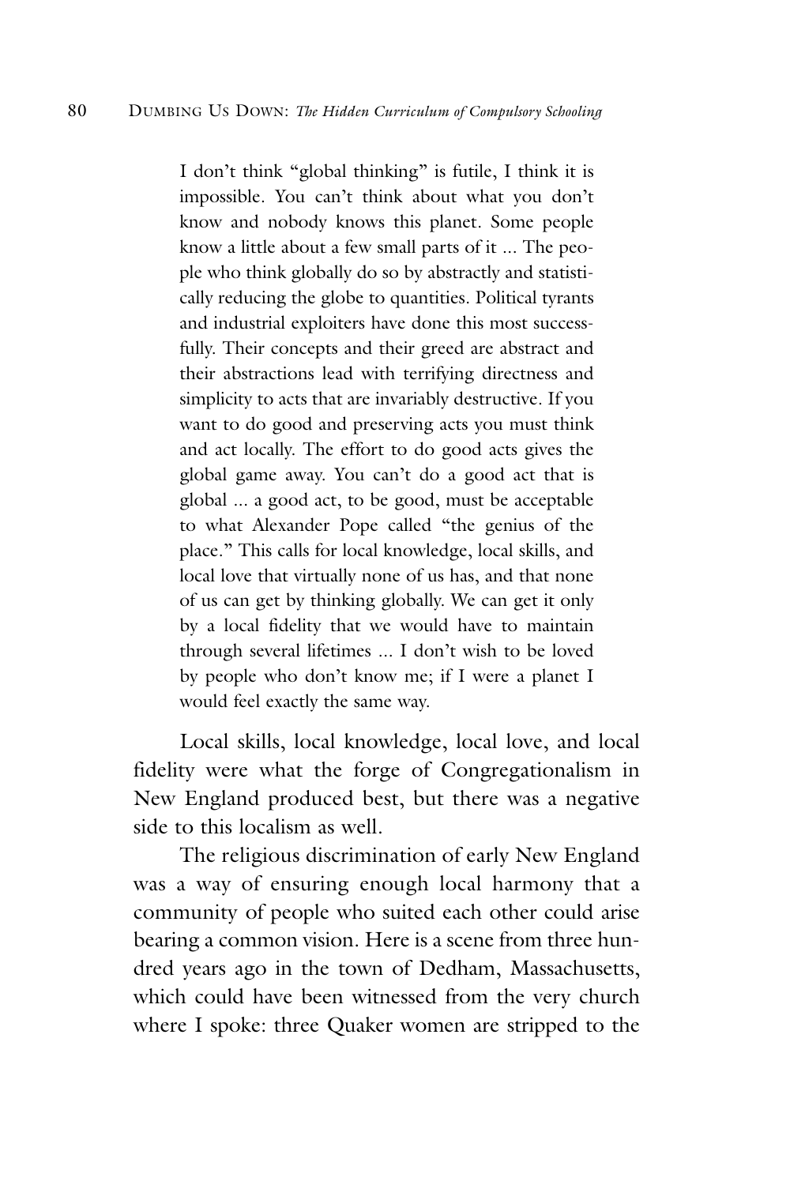> I don't think "global thinking" is futile, I think it is impossible. You can't think about what you don't know and nobody knows this planet. Some people know a little about a few small parts of it ... The people who think globally do so by abstractly and statistically reducing the globe to quantities. Political tyrants and industrial exploiters have done this most successfully. Their concepts and their greed are abstract and their abstractions lead with terrifying directness and simplicity to acts that are invariably destructive. If you want to do good and preserving acts you must think and act locally. The effort to do good acts gives the global game away. You can't do a good act that is global ... a good act, to be good, must be acceptable to what Alexander Pope called "the genius of the place." This calls for local knowledge, local skills, and local love that virtually none of us has, and that none of us can get by thinking globally. We can get it only by a local fidelity that we would have to maintain through several lifetimes ... I don't wish to be loved by people who don't know me; if I were a planet I would feel exactly the same way.

Local skills, local knowledge, local love, and local fidelity were what the forge of Congregationalism in New England produced best, but there was a negative side to this localism as well.

The religious discrimination of early New England was a way of ensuring enough local harmony that a community of people who suited each other could arise bearing a common vision. Here is a scene from three hundred years ago in the town of Dedham, Massachusetts, which could have been witnessed from the very church where I spoke: three Quaker women are stripped to the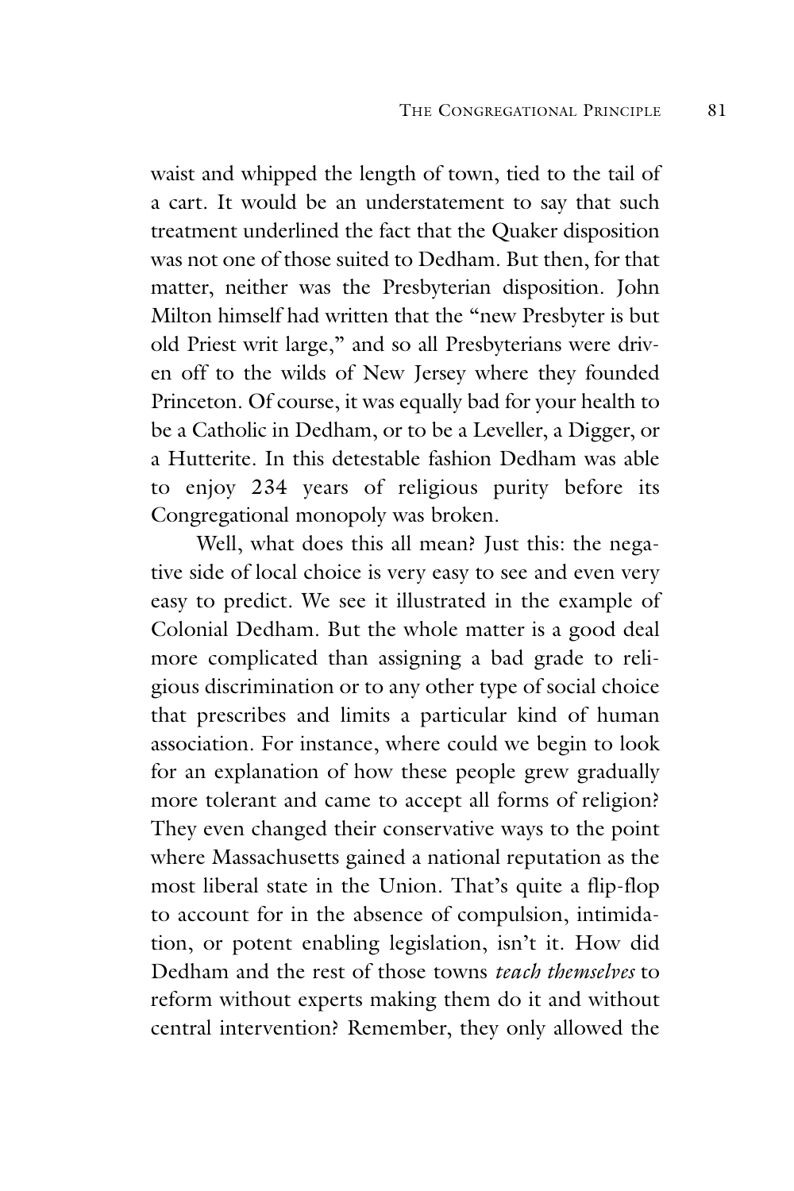waist and whipped the length of town, tied to the tail of a cart. It would be an understatement to say that such treatment underlined the fact that the Quaker disposition was not one of those suited to Dedham. But then, for that matter, neither was the Presbyterian disposition. John Milton himself had written that the "new Presbyter is but old Priest writ large," and so all Presbyterians were driven off to the wilds of New Jersey where they founded Princeton. Of course, it was equally bad for your health to be a Catholic in Dedham, or to be a Leveller, a Digger, or a Hutterite. In this detestable fashion Dedham was able to enjoy 234 years of religious purity before its Congregational monopoly was broken.

Well, what does this all mean? Just this: the negative side of local choice is very easy to see and even very easy to predict. We see it illustrated in the example of Colonial Dedham. But the whole matter is a good deal more complicated than assigning a bad grade to religious discrimination or to any other type of social choice that prescribes and limits a particular kind of human association. For instance, where could we begin to look for an explanation of how these people grew gradually more tolerant and came to accept all forms of religion? They even changed their conservative ways to the point where Massachusetts gained a national reputation as the most liberal state in the Union. That's quite a flip-flop to account for in the absence of compulsion, intimidation, or potent enabling legislation, isn't it. How did Dedham and the rest of those towns *teach themselves* to reform without experts making them do it and without central intervention? Remember, they only allowed the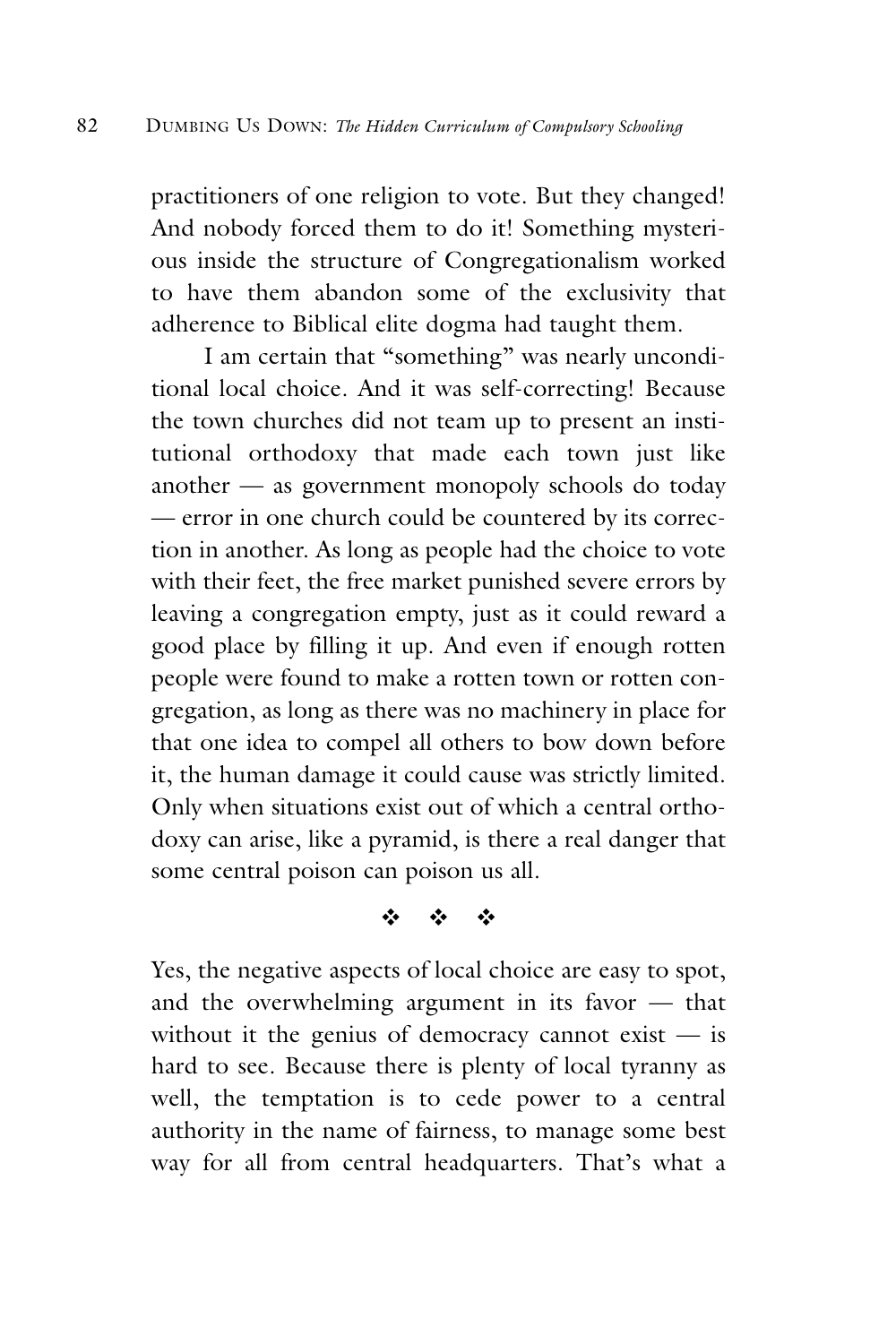practitioners of one religion to vote. But they changed! And nobody forced them to do it! Something mysterious inside the structure of Congregationalism worked to have them abandon some of the exclusivity that adherence to Biblical elite dogma had taught them.

I am certain that "something" was nearly unconditional local choice. And it was self-correcting! Because the town churches did not team up to present an institutional orthodoxy that made each town just like another — as government monopoly schools do today — error in one church could be countered by its correction in another. As long as people had the choice to vote with their feet, the free market punished severe errors by leaving a congregation empty, just as it could reward a good place by filling it up. And even if enough rotten people were found to make a rotten town or rotten congregation, as long as there was no machinery in place for that one idea to compel all others to bow down before it, the human damage it could cause was strictly limited. Only when situations exist out of which a central orthodoxy can arise, like a pyramid, is there a real danger that some central poison can poison us all.

❖ ❖ ❖

Yes, the negative aspects of local choice are easy to spot, and the overwhelming argument in its favor — that without it the genius of democracy cannot exist — is hard to see. Because there is plenty of local tyranny as well, the temptation is to cede power to a central authority in the name of fairness, to manage some best way for all from central headquarters. That's what a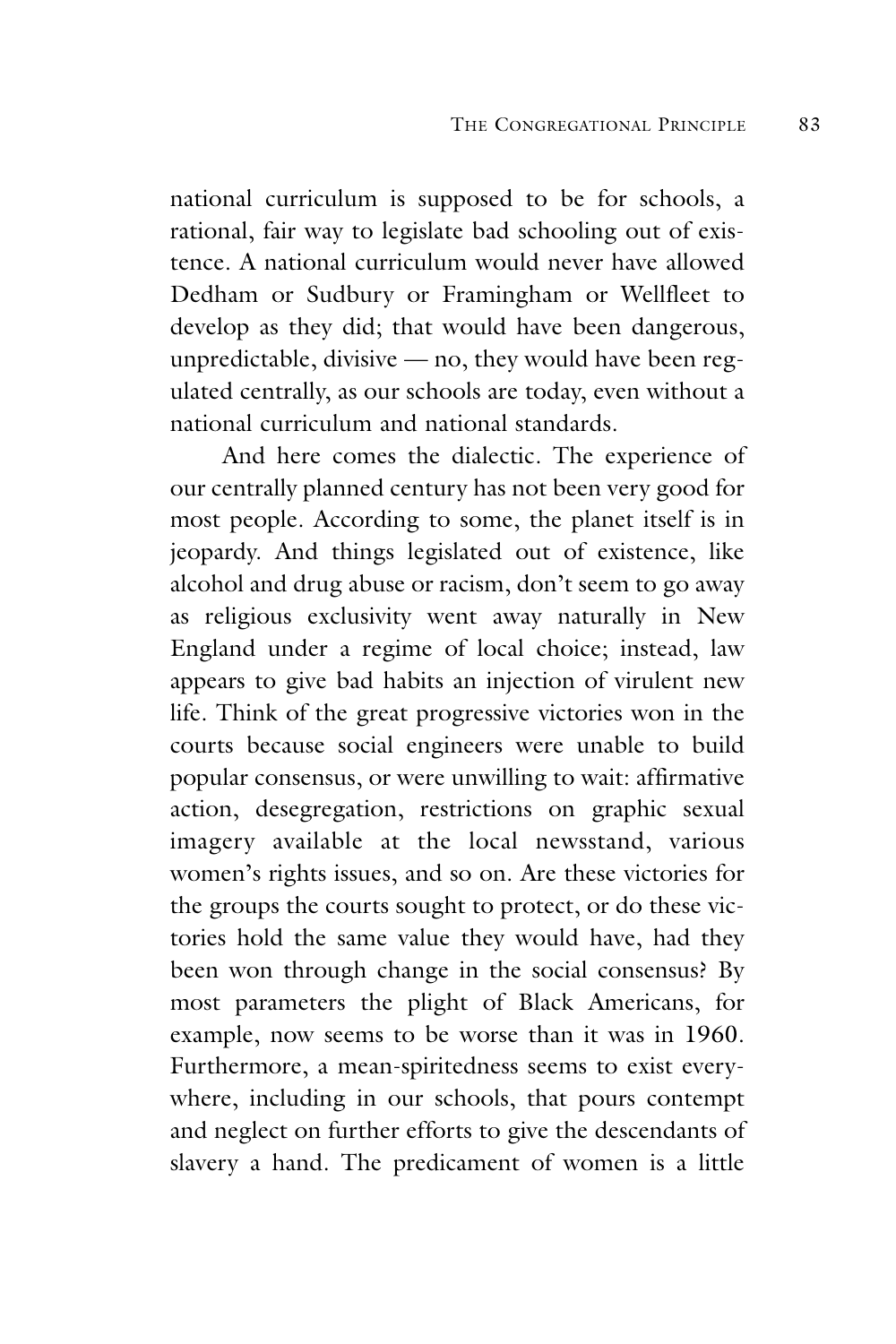national curriculum is supposed to be for schools, a rational, fair way to legislate bad schooling out of existence. A national curriculum would never have allowed Dedham or Sudbury or Framingham or Wellfleet to develop as they did; that would have been dangerous, unpredictable, divisive — no, they would have been regulated centrally, as our schools are today, even without a national curriculum and national standards.

And here comes the dialectic. The experience of our centrally planned century has not been very good for most people. According to some, the planet itself is in jeopardy. And things legislated out of existence, like alcohol and drug abuse or racism, don't seem to go away as religious exclusivity went away naturally in New England under a regime of local choice; instead, law appears to give bad habits an injection of virulent new life. Think of the great progressive victories won in the courts because social engineers were unable to build popular consensus, or were unwilling to wait: affirmative action, desegregation, restrictions on graphic sexual imagery available at the local newsstand, various women's rights issues, and so on. Are these victories for the groups the courts sought to protect, or do these victories hold the same value they would have, had they been won through change in the social consensus? By most parameters the plight of Black Americans, for example, now seems to be worse than it was in 1960. Furthermore, a mean-spiritedness seems to exist everywhere, including in our schools, that pours contempt and neglect on further efforts to give the descendants of slavery a hand. The predicament of women is a little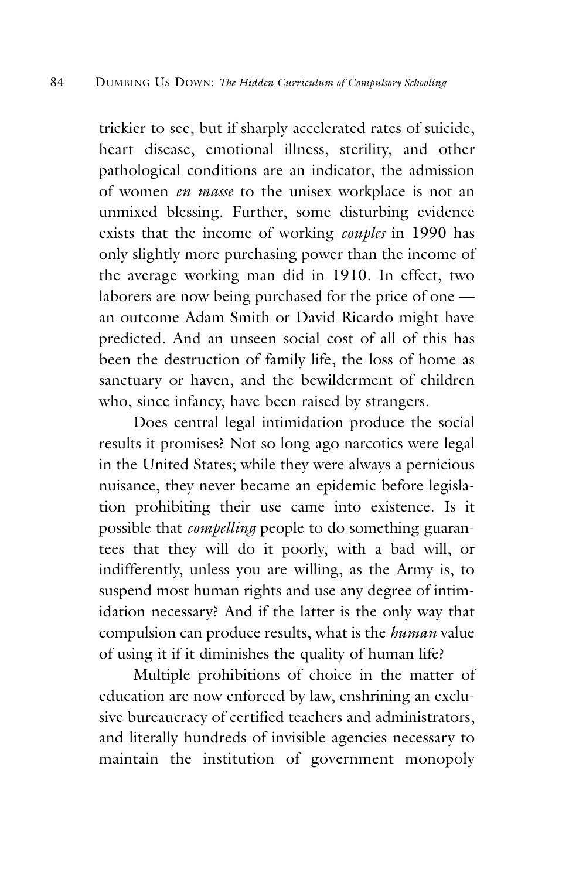trickier to see, but if sharply accelerated rates of suicide, heart disease, emotional illness, sterility, and other pathological conditions are an indicator, the admission of women *en masse* to the unisex workplace is not an unmixed blessing. Further, some disturbing evidence exists that the income of working *couples* in 1990 has only slightly more purchasing power than the income of the average working man did in 1910. In effect, two laborers are now being purchased for the price of one — an outcome Adam Smith or David Ricardo might have predicted. And an unseen social cost of all of this has been the destruction of family life, the loss of home as sanctuary or haven, and the bewilderment of children who, since infancy, have been raised by strangers.

Does central legal intimidation produce the social results it promises? Not so long ago narcotics were legal in the United States; while they were always a pernicious nuisance, they never became an epidemic before legislation prohibiting their use came into existence. Is it possible that *compelling* people to do something guarantees that they will do it poorly, with a bad will, or indifferently, unless you are willing, as the Army is, to suspend most human rights and use any degree of intimidation necessary? And if the latter is the only way that compulsion can produce results, what is the *human* value of using it if it diminishes the quality of human life?

Multiple prohibitions of choice in the matter of education are now enforced by law, enshrining an exclusive bureaucracy of certified teachers and administrators, and literally hundreds of invisible agencies necessary to maintain the institution of government monopoly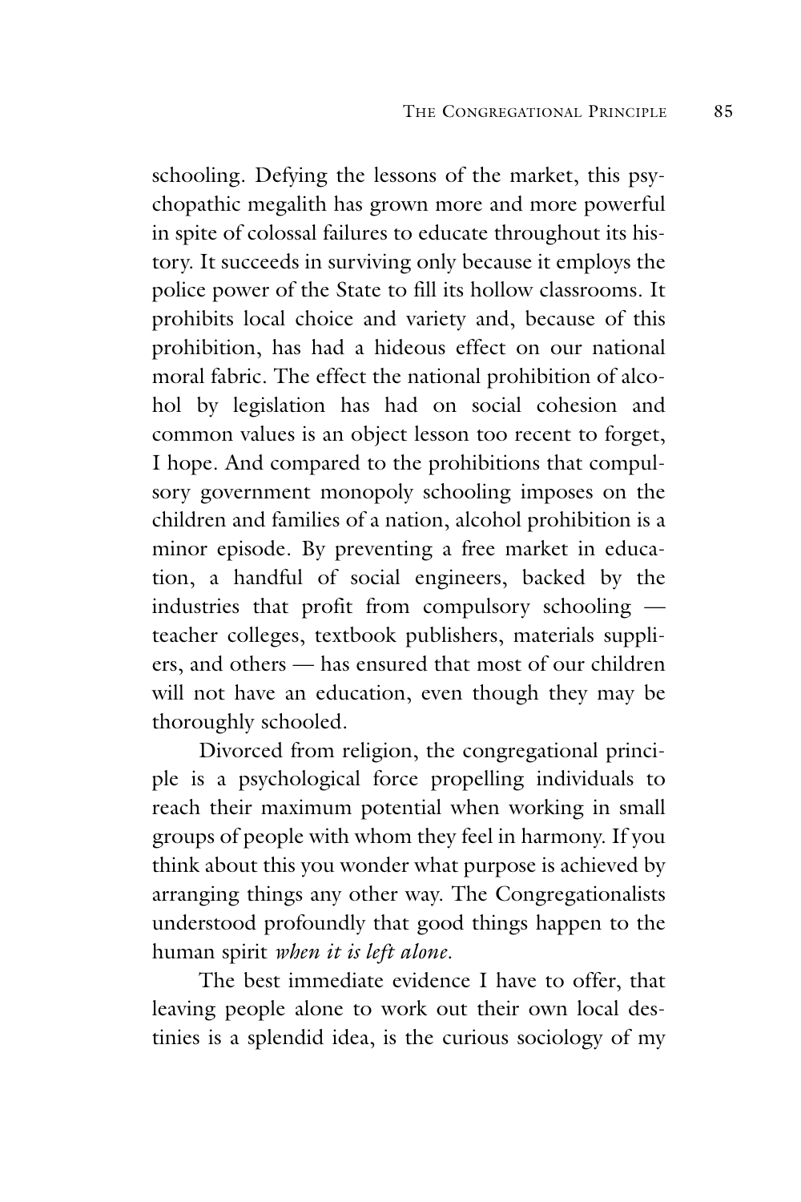schooling. Defying the lessons of the market, this psychopathic megalith has grown more and more powerful in spite of colossal failures to educate throughout its history. It succeeds in surviving only because it employs the police power of the State to fill its hollow classrooms. It prohibits local choice and variety and, because of this prohibition, has had a hideous effect on our national moral fabric. The effect the national prohibition of alcohol by legislation has had on social cohesion and common values is an object lesson too recent to forget, I hope. And compared to the prohibitions that compulsory government monopoly schooling imposes on the children and families of a nation, alcohol prohibition is a minor episode. By preventing a free market in education, a handful of social engineers, backed by the industries that profit from compulsory schooling — teacher colleges, textbook publishers, materials suppliers, and others — has ensured that most of our children will not have an education, even though they may be thoroughly schooled.

Divorced from religion, the congregational principle is a psychological force propelling individuals to reach their maximum potential when working in small groups of people with whom they feel in harmony. If you think about this you wonder what purpose is achieved by arranging things any other way. The Congregationalists understood profoundly that good things happen to the human spirit *when it is left alone*.

The best immediate evidence I have to offer, that leaving people alone to work out their own local destinies is a splendid idea, is the curious sociology of my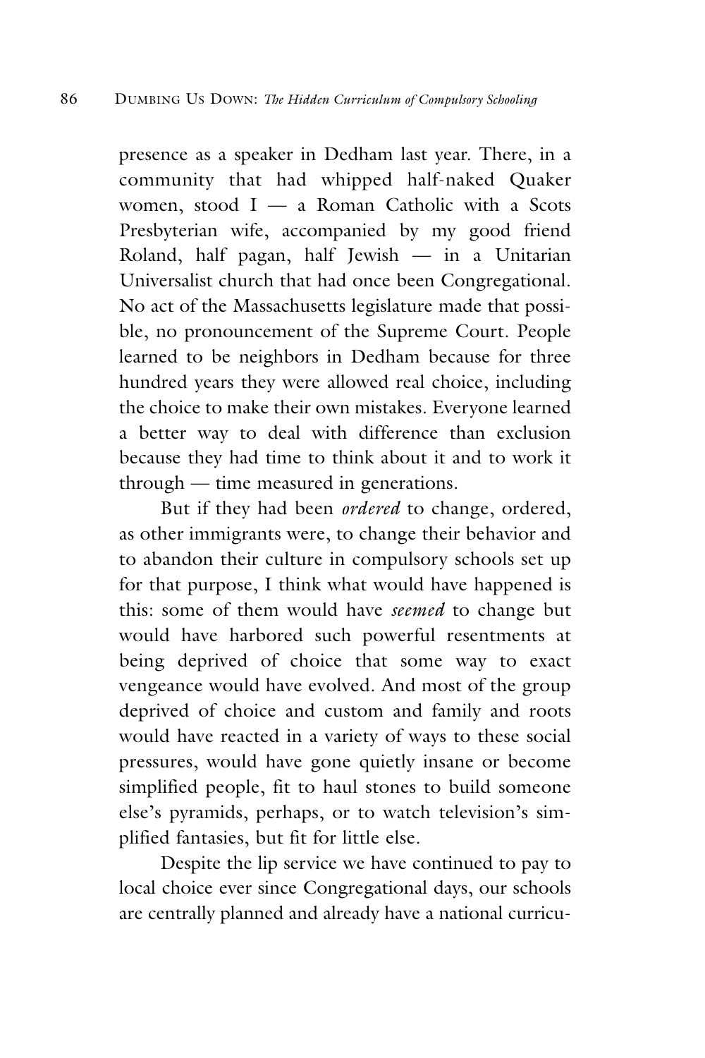presence as a speaker in Dedham last year. There, in a community that had whipped half-naked Quaker women, stood I — a Roman Catholic with a Scots Presbyterian wife, accompanied by my good friend Roland, half pagan, half Jewish — in a Unitarian Universalist church that had once been Congregational. No act of the Massachusetts legislature made that possible, no pronouncement of the Supreme Court. People learned to be neighbors in Dedham because for three hundred years they were allowed real choice, including the choice to make their own mistakes. Everyone learned a better way to deal with difference than exclusion because they had time to think about it and to work it through — time measured in generations.

But if they had been *ordered* to change, ordered, as other immigrants were, to change their behavior and to abandon their culture in compulsory schools set up for that purpose, I think what would have happened is this: some of them would have *seemed* to change but would have harbored such powerful resentments at being deprived of choice that some way to exact vengeance would have evolved. And most of the group deprived of choice and custom and family and roots would have reacted in a variety of ways to these social pressures, would have gone quietly insane or become simplified people, fit to haul stones to build someone else's pyramids, perhaps, or to watch television's simplified fantasies, but fit for little else.

Despite the lip service we have continued to pay to local choice ever since Congregational days, our schools are centrally planned and already have a national curricu-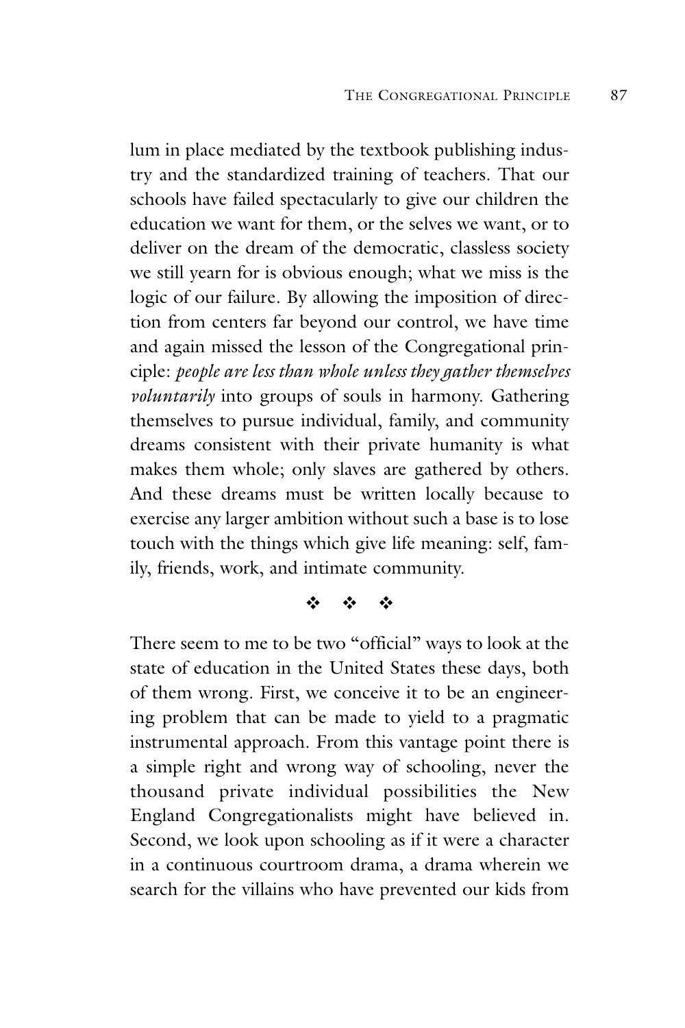lum in place mediated by the textbook publishing industry and the standardized training of teachers. That our schools have failed spectacularly to give our children the education we want for them, or the selves we want, or to deliver on the dream of the democratic, classless society we still yearn for is obvious enough; what we miss is the logic of our failure. By allowing the imposition of direction from centers far beyond our control, we have time and again missed the lesson of the Congregational principle: *people are less than whole unless they gather themselves voluntarily* into groups of souls in harmony. Gathering themselves to pursue individual, family, and community dreams consistent with their private humanity is what makes them whole; only slaves are gathered by others. And these dreams must be written locally because to exercise any larger ambition without such a base is to lose touch with the things which give life meaning: self, family, friends, work, and intimate community.

❖ ❖ ❖

There seem to me to be two "official" ways to look at the state of education in the United States these days, both of them wrong. First, we conceive it to be an engineering problem that can be made to yield to a pragmatic instrumental approach. From this vantage point there is a simple right and wrong way of schooling, never the thousand private individual possibilities the New England Congregationalists might have believed in. Second, we look upon schooling as if it were a character in a continuous courtroom drama, a drama wherein we search for the villains who have prevented our kids from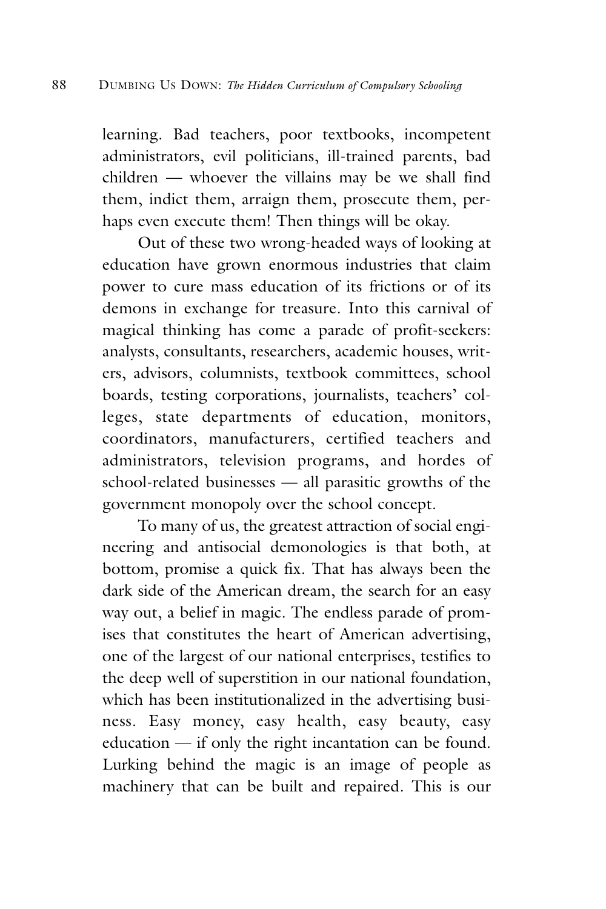learning. Bad teachers, poor textbooks, incompetent administrators, evil politicians, ill-trained parents, bad children — whoever the villains may be we shall find them, indict them, arraign them, prosecute them, perhaps even execute them! Then things will be okay.

Out of these two wrong-headed ways of looking at education have grown enormous industries that claim power to cure mass education of its frictions or of its demons in exchange for treasure. Into this carnival of magical thinking has come a parade of profit-seekers: analysts, consultants, researchers, academic houses, writers, advisors, columnists, textbook committees, school boards, testing corporations, journalists, teachers' colleges, state departments of education, monitors, coordinators, manufacturers, certified teachers and administrators, television programs, and hordes of school-related businesses — all parasitic growths of the government monopoly over the school concept.

To many of us, the greatest attraction of social engineering and antisocial demonologies is that both, at bottom, promise a quick fix. That has always been the dark side of the American dream, the search for an easy way out, a belief in magic. The endless parade of promises that constitutes the heart of American advertising, one of the largest of our national enterprises, testifies to the deep well of superstition in our national foundation, which has been institutionalized in the advertising business. Easy money, easy health, easy beauty, easy education — if only the right incantation can be found. Lurking behind the magic is an image of people as machinery that can be built and repaired. This is our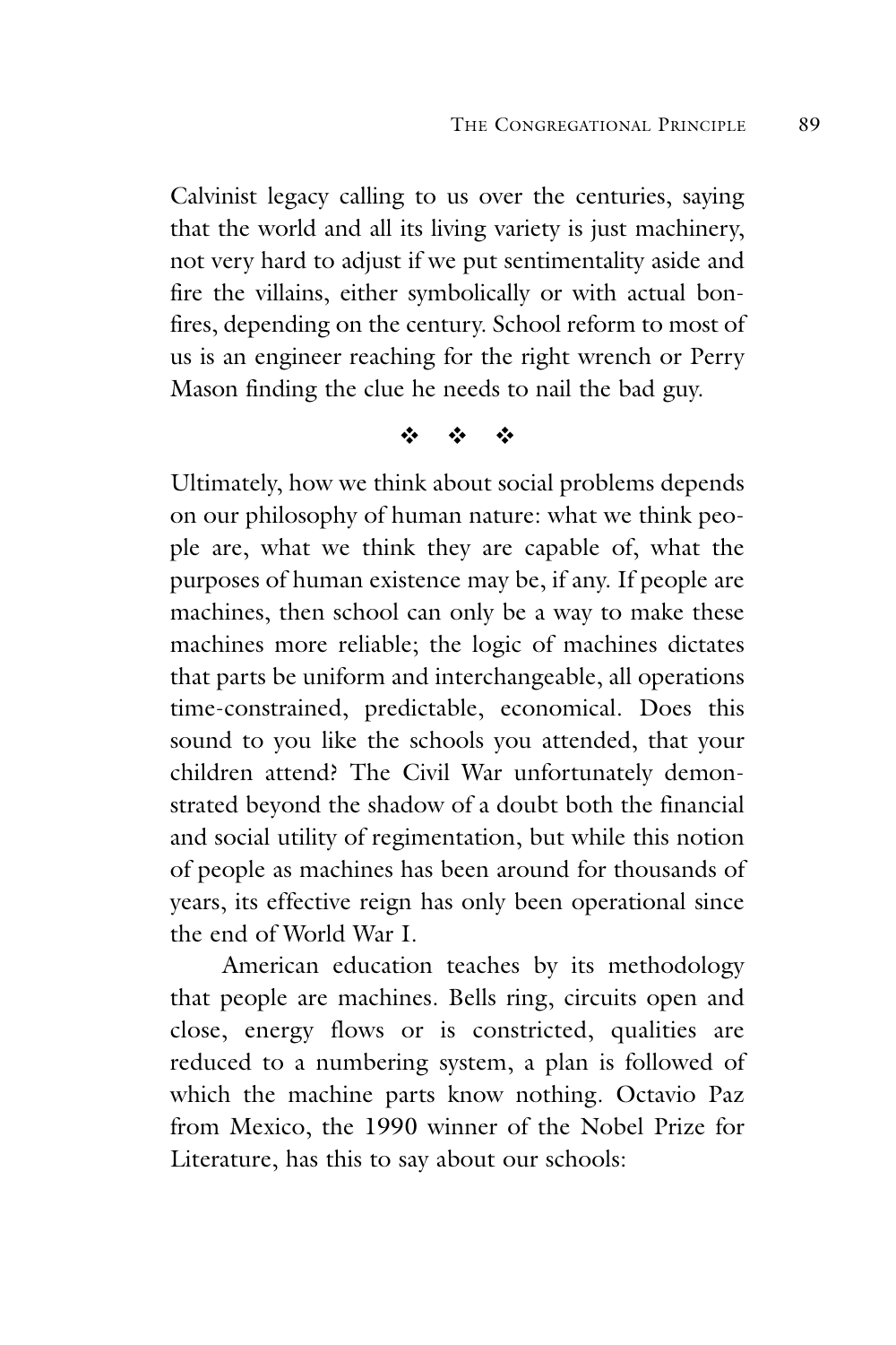Calvinist legacy calling to us over the centuries, saying that the world and all its living variety is just machinery, not very hard to adjust if we put sentimentality aside and fire the villains, either symbolically or with actual bonfires, depending on the century. School reform to most of us is an engineer reaching for the right wrench or Perry Mason finding the clue he needs to nail the bad guy.

❖ ❖ ❖

Ultimately, how we think about social problems depends on our philosophy of human nature: what we think people are, what we think they are capable of, what the purposes of human existence may be, if any. If people are machines, then school can only be a way to make these machines more reliable; the logic of machines dictates that parts be uniform and interchangeable, all operations time-constrained, predictable, economical. Does this sound to you like the schools you attended, that your children attend? The Civil War unfortunately demonstrated beyond the shadow of a doubt both the financial and social utility of regimentation, but while this notion of people as machines has been around for thousands of years, its effective reign has only been operational since the end of World War I.

American education teaches by its methodology that people are machines. Bells ring, circuits open and close, energy flows or is constricted, qualities are reduced to a numbering system, a plan is followed of which the machine parts know nothing. Octavio Paz from Mexico, the 1990 winner of the Nobel Prize for Literature, has this to say about our schools: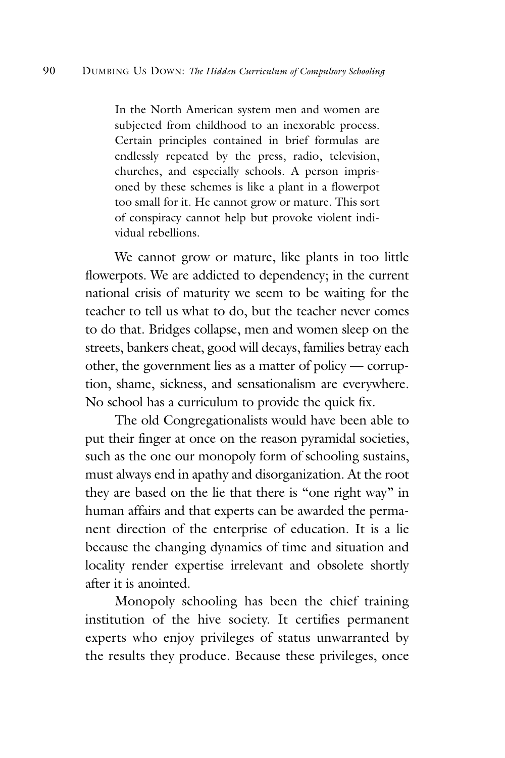> In the North American system men and women are subjected from childhood to an inexorable process. Certain principles contained in brief formulas are endlessly repeated by the press, radio, television, churches, and especially schools. A person imprisoned by these schemes is like a plant in a flowerpot too small for it. He cannot grow or mature. This sort of conspiracy cannot help but provoke violent individual rebellions.

We cannot grow or mature, like plants in too little flowerpots. We are addicted to dependency; in the current national crisis of maturity we seem to be waiting for the teacher to tell us what to do, but the teacher never comes to do that. Bridges collapse, men and women sleep on the streets, bankers cheat, good will decays, families betray each other, the government lies as a matter of policy — corruption, shame, sickness, and sensationalism are everywhere. No school has a curriculum to provide the quick fix.

The old Congregationalists would have been able to put their finger at once on the reason pyramidal societies, such as the one our monopoly form of schooling sustains, must always end in apathy and disorganization. At the root they are based on the lie that there is "one right way" in human affairs and that experts can be awarded the permanent direction of the enterprise of education. It is a lie because the changing dynamics of time and situation and locality render expertise irrelevant and obsolete shortly after it is anointed.

Monopoly schooling has been the chief training institution of the hive society. It certifies permanent experts who enjoy privileges of status unwarranted by the results they produce. Because these privileges, once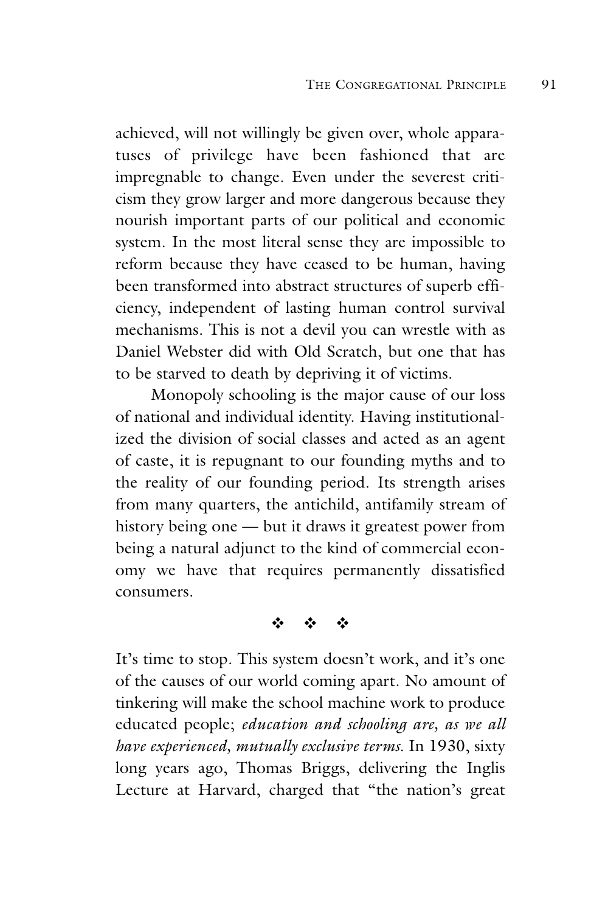achieved, will not willingly be given over, whole apparatuses of privilege have been fashioned that are impregnable to change. Even under the severest criticism they grow larger and more dangerous because they nourish important parts of our political and economic system. In the most literal sense they are impossible to reform because they have ceased to be human, having been transformed into abstract structures of superb efficiency, independent of lasting human control survival mechanisms. This is not a devil you can wrestle with as Daniel Webster did with Old Scratch, but one that has to be starved to death by depriving it of victims.

Monopoly schooling is the major cause of our loss of national and individual identity. Having institutionalized the division of social classes and acted as an agent of caste, it is repugnant to our founding myths and to the reality of our founding period. Its strength arises from many quarters, the antichild, antifamily stream of history being one — but it draws it greatest power from being a natural adjunct to the kind of commercial economy we have that requires permanently dissatisfied consumers.

❖ ❖ ❖

It's time to stop. This system doesn't work, and it's one of the causes of our world coming apart. No amount of tinkering will make the school machine work to produce educated people; *education and schooling are, as we all have experienced, mutually exclusive terms.* In 1930, sixty long years ago, Thomas Briggs, delivering the Inglis Lecture at Harvard, charged that "the nation's great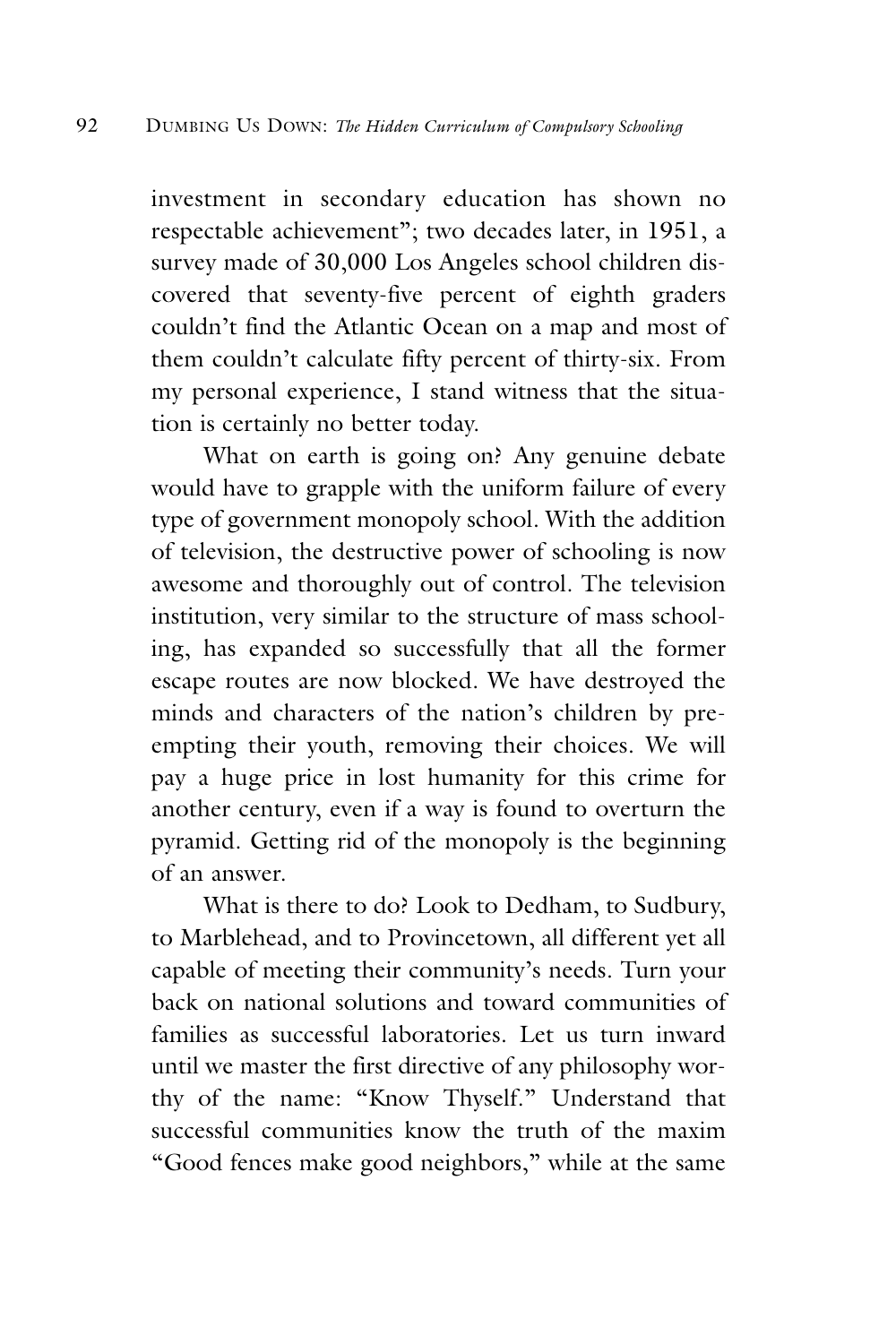investment in secondary education has shown no respectable achievement"; two decades later, in 1951, a survey made of 30,000 Los Angeles school children discovered that seventy-five percent of eighth graders couldn't find the Atlantic Ocean on a map and most of them couldn't calculate fifty percent of thirty-six. From my personal experience, I stand witness that the situation is certainly no better today.

What on earth is going on? Any genuine debate would have to grapple with the uniform failure of every type of government monopoly school. With the addition of television, the destructive power of schooling is now awesome and thoroughly out of control. The television institution, very similar to the structure of mass schooling, has expanded so successfully that all the former escape routes are now blocked. We have destroyed the minds and characters of the nation's children by preempting their youth, removing their choices. We will pay a huge price in lost humanity for this crime for another century, even if a way is found to overturn the pyramid. Getting rid of the monopoly is the beginning of an answer.

What is there to do? Look to Dedham, to Sudbury, to Marblehead, and to Provincetown, all different yet all capable of meeting their community's needs. Turn your back on national solutions and toward communities of families as successful laboratories. Let us turn inward until we master the first directive of any philosophy worthy of the name: "Know Thyself." Understand that successful communities know the truth of the maxim "Good fences make good neighbors," while at the same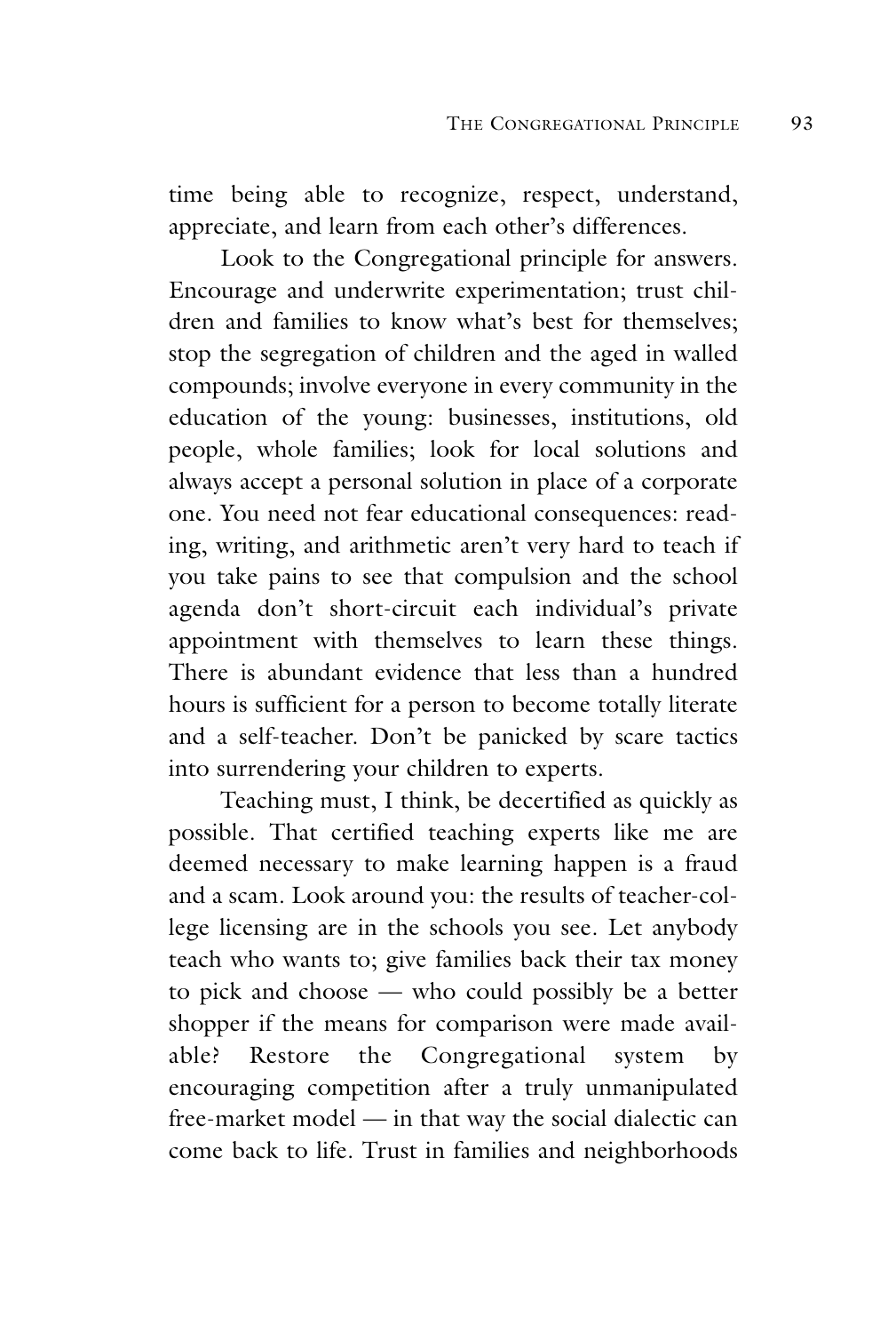time being able to recognize, respect, understand, appreciate, and learn from each other's differences.

Look to the Congregational principle for answers. Encourage and underwrite experimentation; trust children and families to know what's best for themselves; stop the segregation of children and the aged in walled compounds; involve everyone in every community in the education of the young: businesses, institutions, old people, whole families; look for local solutions and always accept a personal solution in place of a corporate one. You need not fear educational consequences: reading, writing, and arithmetic aren't very hard to teach if you take pains to see that compulsion and the school agenda don't short-circuit each individual's private appointment with themselves to learn these things. There is abundant evidence that less than a hundred hours is sufficient for a person to become totally literate and a self-teacher. Don't be panicked by scare tactics into surrendering your children to experts.

Teaching must, I think, be decertified as quickly as possible. That certified teaching experts like me are deemed necessary to make learning happen is a fraud and a scam. Look around you: the results of teacher-college licensing are in the schools you see. Let anybody teach who wants to; give families back their tax money to pick and choose — who could possibly be a better shopper if the means for comparison were made available? Restore the Congregational system by encouraging competition after a truly unmanipulated free-market model — in that way the social dialectic can come back to life. Trust in families and neighborhoods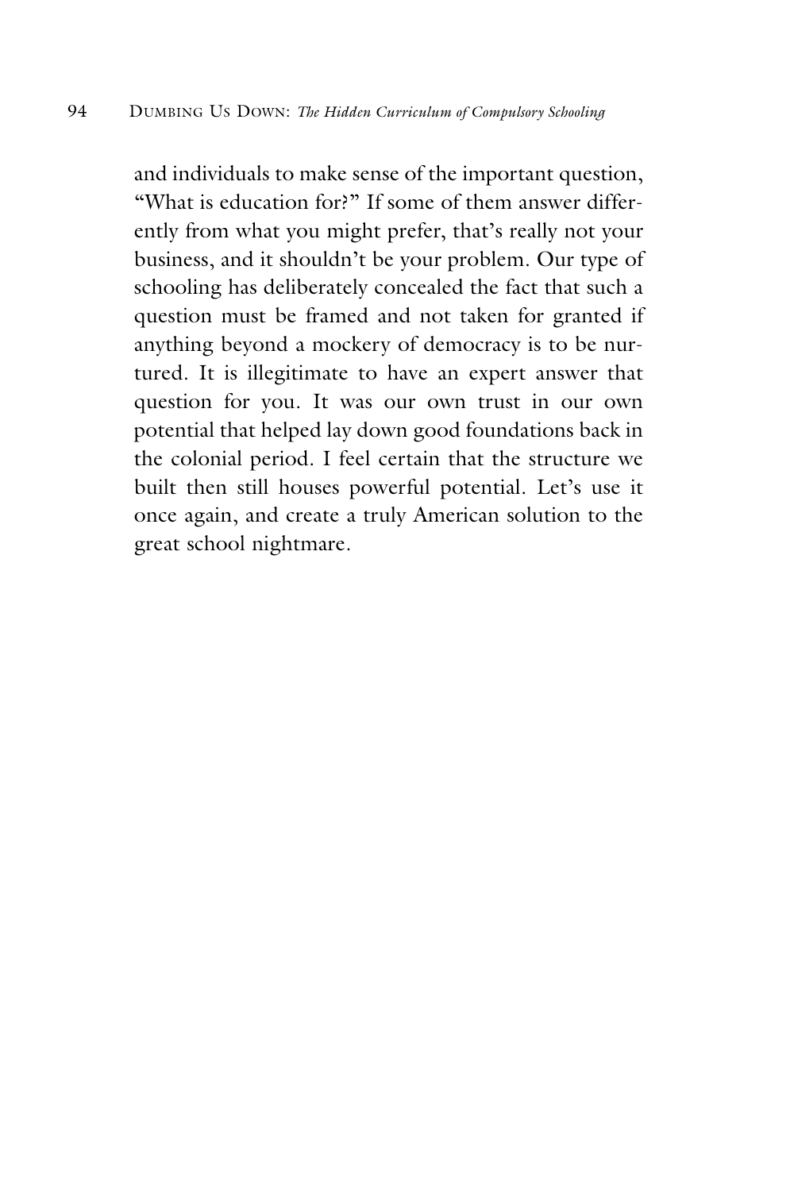and individuals to make sense of the important question, "What is education for?" If some of them answer differently from what you might prefer, that's really not your business, and it shouldn't be your problem. Our type of schooling has deliberately concealed the fact that such a question must be framed and not taken for granted if anything beyond a mockery of democracy is to be nurtured. It is illegitimate to have an expert answer that question for you. It was our own trust in our own potential that helped lay down good foundations back in the colonial period. I feel certain that the structure we built then still houses powerful potential. Let's use it once again, and create a truly American solution to the great school nightmare.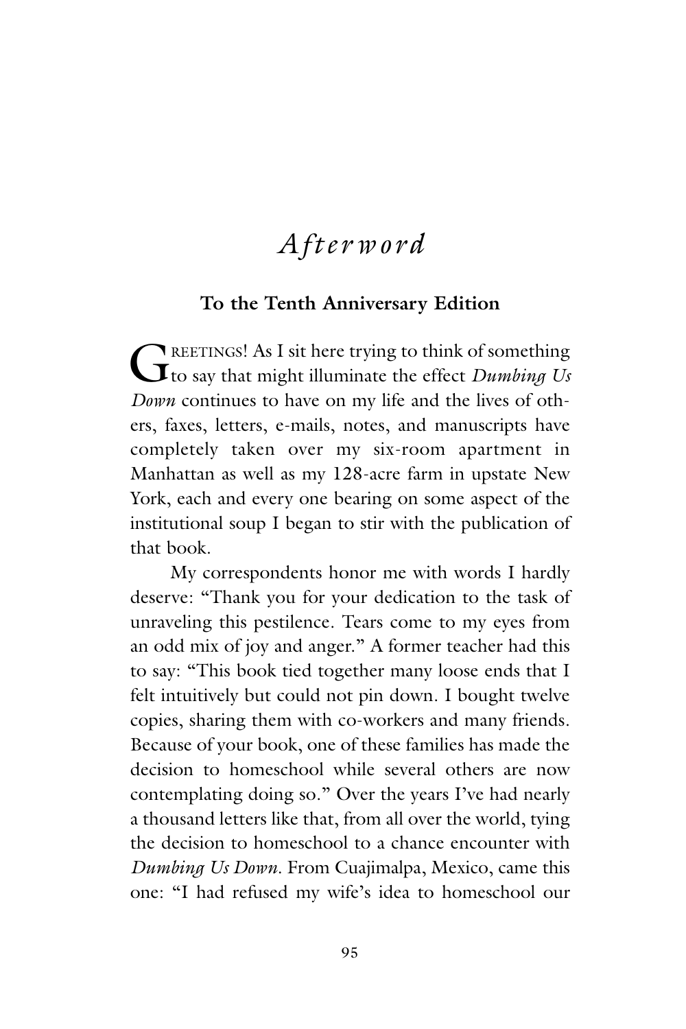# *Afterword*

## To the Tenth Anniversary Edition

GREETINGS! As I sit here trying to think of something to say that might illuminate the effect *Dumbing Us Down* continues to have on my life and the lives of others, faxes, letters, e-mails, notes, and manuscripts have completely taken over my six-room apartment in Manhattan as well as my 128-acre farm in upstate New York, each and every one bearing on some aspect of the institutional soup I began to stir with the publication of that book.

My correspondents honor me with words I hardly deserve: "Thank you for your dedication to the task of unraveling this pestilence. Tears come to my eyes from an odd mix of joy and anger." A former teacher had this to say: "This book tied together many loose ends that I felt intuitively but could not pin down. I bought twelve copies, sharing them with co-workers and many friends. Because of your book, one of these families has made the decision to homeschool while several others are now contemplating doing so." Over the years I've had nearly a thousand letters like that, from all over the world, tying the decision to homeschool to a chance encounter with *Dumbing Us Down*. From Cuajimalpa, Mexico, came this one: "I had refused my wife's idea to homeschool our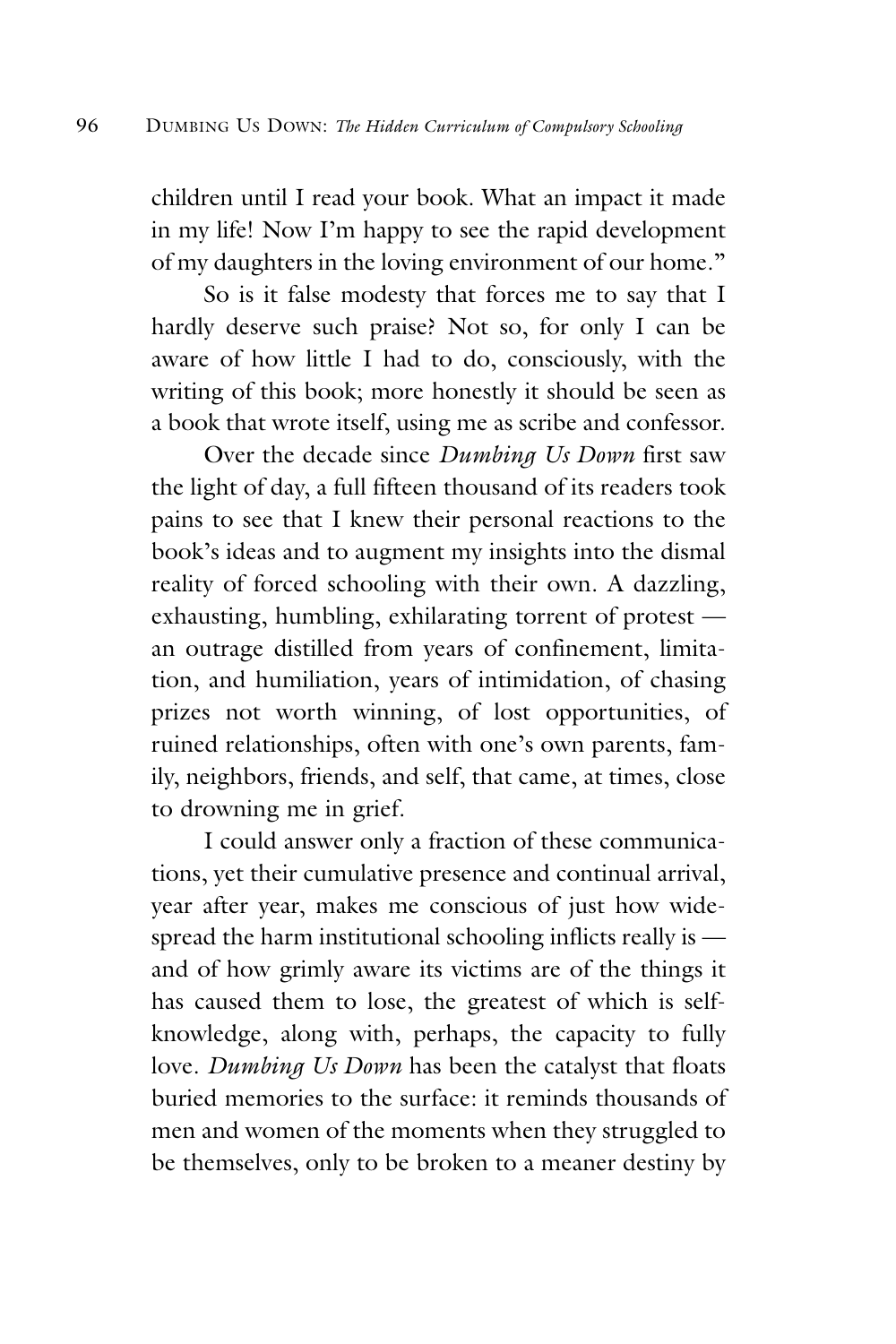children until I read your book. What an impact it made in my life! Now I'm happy to see the rapid development of my daughters in the loving environment of our home."

So is it false modesty that forces me to say that I hardly deserve such praise? Not so, for only I can be aware of how little I had to do, consciously, with the writing of this book; more honestly it should be seen as a book that wrote itself, using me as scribe and confessor.

Over the decade since *Dumbing Us Down* first saw the light of day, a full fifteen thousand of its readers took pains to see that I knew their personal reactions to the book's ideas and to augment my insights into the dismal reality of forced schooling with their own. A dazzling, exhausting, humbling, exhilarating torrent of protest — an outrage distilled from years of confinement, limitation, and humiliation, years of intimidation, of chasing prizes not worth winning, of lost opportunities, of ruined relationships, often with one's own parents, family, neighbors, friends, and self, that came, at times, close to drowning me in grief.

I could answer only a fraction of these communications, yet their cumulative presence and continual arrival, year after year, makes me conscious of just how widespread the harm institutional schooling inflicts really is — and of how grimly aware its victims are of the things it has caused them to lose, the greatest of which is self-knowledge, along with, perhaps, the capacity to fully love. *Dumbing Us Down* has been the catalyst that floats buried memories to the surface: it reminds thousands of men and women of the moments when they struggled to be themselves, only to be broken to a meaner destiny by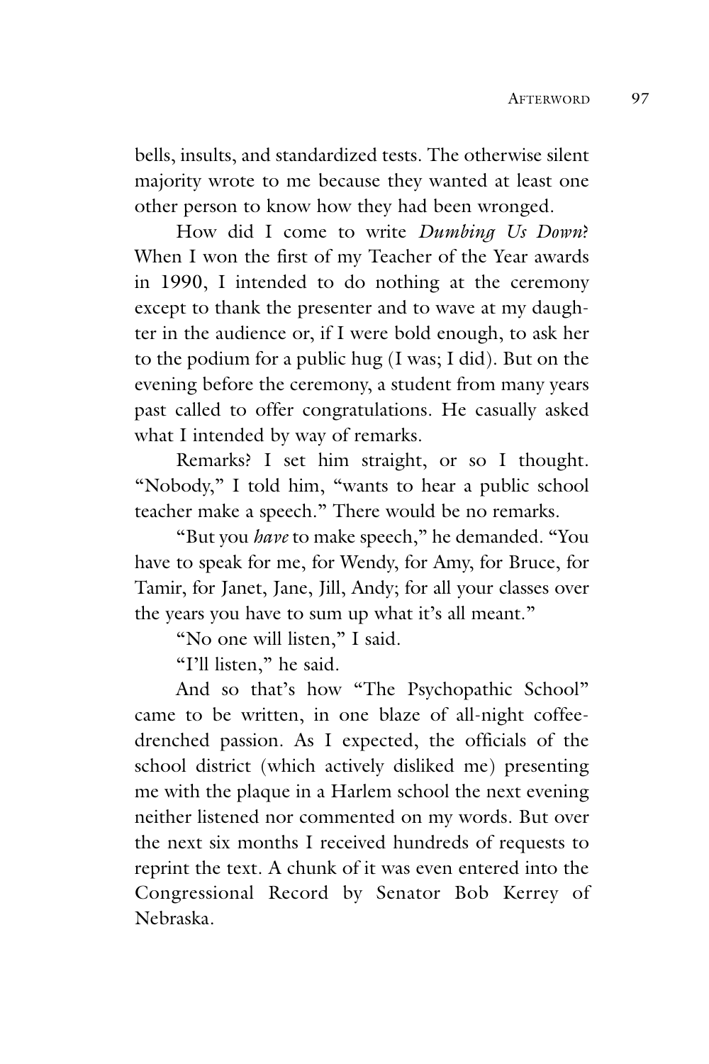bells, insults, and standardized tests. The otherwise silent majority wrote to me because they wanted at least one other person to know how they had been wronged.

How did I come to write *Dumbing Us Down*? When I won the first of my Teacher of the Year awards in 1990, I intended to do nothing at the ceremony except to thank the presenter and to wave at my daughter in the audience or, if I were bold enough, to ask her to the podium for a public hug (I was; I did). But on the evening before the ceremony, a student from many years past called to offer congratulations. He casually asked what I intended by way of remarks.

Remarks? I set him straight, or so I thought. "Nobody," I told him, "wants to hear a public school teacher make a speech." There would be no remarks.

"But you *have* to make speech," he demanded. "You have to speak for me, for Wendy, for Amy, for Bruce, for Tamir, for Janet, Jane, Jill, Andy; for all your classes over the years you have to sum up what it's all meant."

"No one will listen," I said.

"I'll listen," he said.

And so that's how "The Psychopathic School" came to be written, in one blaze of all-night coffee-drenched passion. As I expected, the officials of the school district (which actively disliked me) presenting me with the plaque in a Harlem school the next evening neither listened nor commented on my words. But over the next six months I received hundreds of requests to reprint the text. A chunk of it was even entered into the Congressional Record by Senator Bob Kerrey of Nebraska.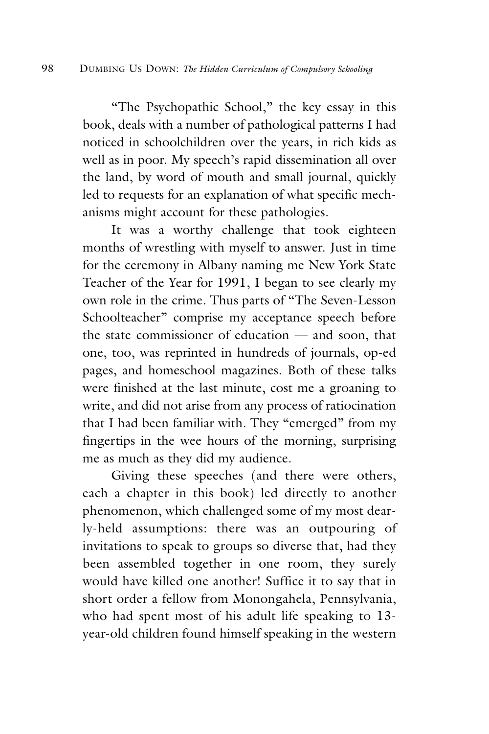"The Psychopathic School," the key essay in this book, deals with a number of pathological patterns I had noticed in schoolchildren over the years, in rich kids as well as in poor. My speech's rapid dissemination all over the land, by word of mouth and small journal, quickly led to requests for an explanation of what specific mechanisms might account for these pathologies.

It was a worthy challenge that took eighteen months of wrestling with myself to answer. Just in time for the ceremony in Albany naming me New York State Teacher of the Year for 1991, I began to see clearly my own role in the crime. Thus parts of "The Seven-Lesson Schoolteacher" comprise my acceptance speech before the state commissioner of education — and soon, that one, too, was reprinted in hundreds of journals, op-ed pages, and homeschool magazines. Both of these talks were finished at the last minute, cost me a groaning to write, and did not arise from any process of ratiocination that I had been familiar with. They "emerged" from my fingertips in the wee hours of the morning, surprising me as much as they did my audience.

Giving these speeches (and there were others, each a chapter in this book) led directly to another phenomenon, which challenged some of my most dearly-held assumptions: there was an outpouring of invitations to speak to groups so diverse that, had they been assembled together in one room, they surely would have killed one another! Suffice it to say that in short order a fellow from Monongahela, Pennsylvania, who had spent most of his adult life speaking to 13-year-old children found himself speaking in the western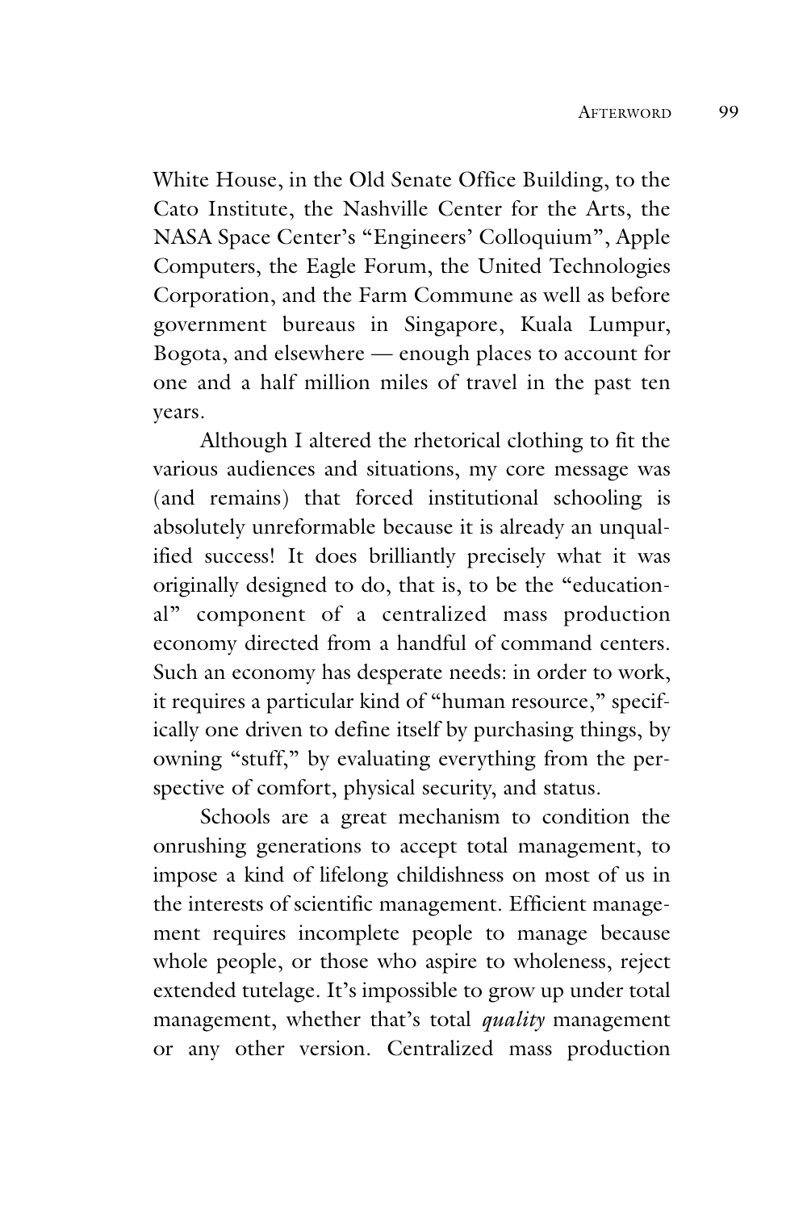White House, in the Old Senate Office Building, to the Cato Institute, the Nashville Center for the Arts, the NASA Space Center's "Engineers' Colloquium", Apple Computers, the Eagle Forum, the United Technologies Corporation, and the Farm Commune as well as before government bureaus in Singapore, Kuala Lumpur, Bogota, and elsewhere — enough places to account for one and a half million miles of travel in the past ten years.

Although I altered the rhetorical clothing to fit the various audiences and situations, my core message was (and remains) that forced institutional schooling is absolutely unreformable because it is already an unqualified success! It does brilliantly precisely what it was originally designed to do, that is, to be the "educational" component of a centralized mass production economy directed from a handful of command centers. Such an economy has desperate needs: in order to work, it requires a particular kind of "human resource," specifically one driven to define itself by purchasing things, by owning "stuff," by evaluating everything from the perspective of comfort, physical security, and status.

Schools are a great mechanism to condition the onrushing generations to accept total management, to impose a kind of lifelong childishness on most of us in the interests of scientific management. Efficient management requires incomplete people to manage because whole people, or those who aspire to wholeness, reject extended tutelage. It's impossible to grow up under total management, whether that's total *quality* management or any other version. Centralized mass production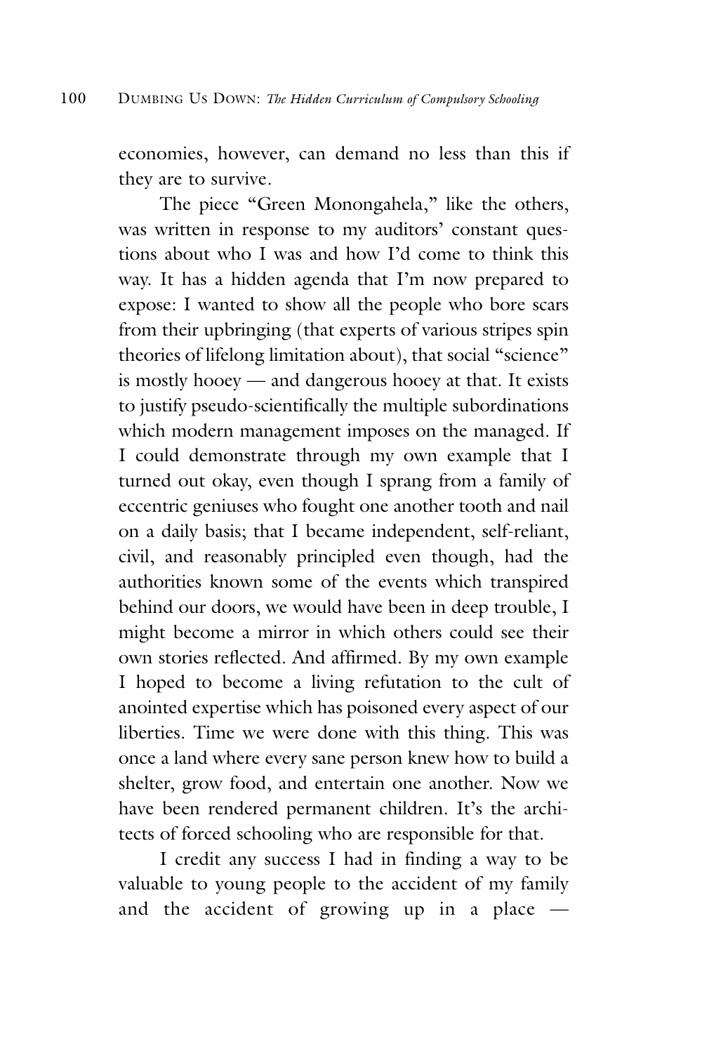economies, however, can demand no less than this if they are to survive.

The piece "Green Monongahela," like the others, was written in response to my auditors' constant questions about who I was and how I'd come to think this way. It has a hidden agenda that I'm now prepared to expose: I wanted to show all the people who bore scars from their upbringing (that experts of various stripes spin theories of lifelong limitation about), that social "science" is mostly hooey — and dangerous hooey at that. It exists to justify pseudo-scientifically the multiple subordinations which modern management imposes on the managed. If I could demonstrate through my own example that I turned out okay, even though I sprang from a family of eccentric geniuses who fought one another tooth and nail on a daily basis; that I became independent, self-reliant, civil, and reasonably principled even though, had the authorities known some of the events which transpired behind our doors, we would have been in deep trouble, I might become a mirror in which others could see their own stories reflected. And affirmed. By my own example I hoped to become a living refutation to the cult of anointed expertise which has poisoned every aspect of our liberties. Time we were done with this thing. This was once a land where every sane person knew how to build a shelter, grow food, and entertain one another. Now we have been rendered permanent children. It's the architects of forced schooling who are responsible for that.

I credit any success I had in finding a way to be valuable to young people to the accident of my family and the accident of growing up in a place —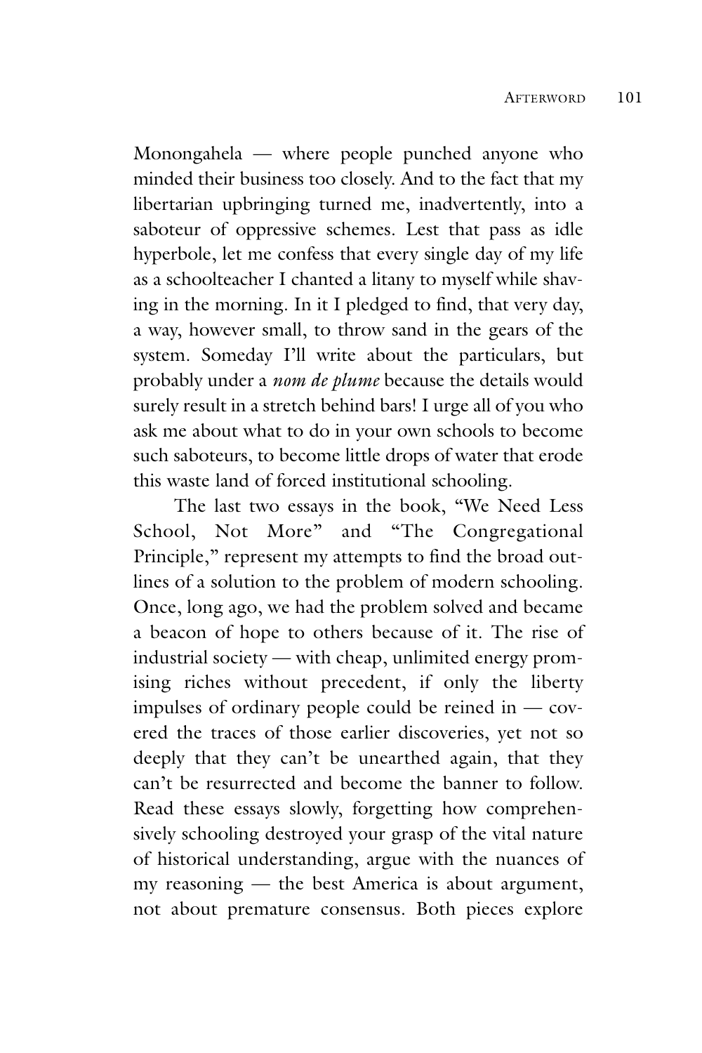Monongahela — where people punched anyone who minded their business too closely. And to the fact that my libertarian upbringing turned me, inadvertently, into a saboteur of oppressive schemes. Lest that pass as idle hyperbole, let me confess that every single day of my life as a schoolteacher I chanted a litany to myself while shaving in the morning. In it I pledged to find, that very day, a way, however small, to throw sand in the gears of the system. Someday I'll write about the particulars, but probably under a *nom de plume* because the details would surely result in a stretch behind bars! I urge all of you who ask me about what to do in your own schools to become such saboteurs, to become little drops of water that erode this waste land of forced institutional schooling.

The last two essays in the book, "We Need Less School, Not More" and "The Congregational Principle," represent my attempts to find the broad outlines of a solution to the problem of modern schooling. Once, long ago, we had the problem solved and became a beacon of hope to others because of it. The rise of industrial society — with cheap, unlimited energy promising riches without precedent, if only the liberty impulses of ordinary people could be reined in — covered the traces of those earlier discoveries, yet not so deeply that they can't be unearthed again, that they can't be resurrected and become the banner to follow. Read these essays slowly, forgetting how comprehensively schooling destroyed your grasp of the vital nature of historical understanding, argue with the nuances of my reasoning — the best America is about argument, not about premature consensus. Both pieces explore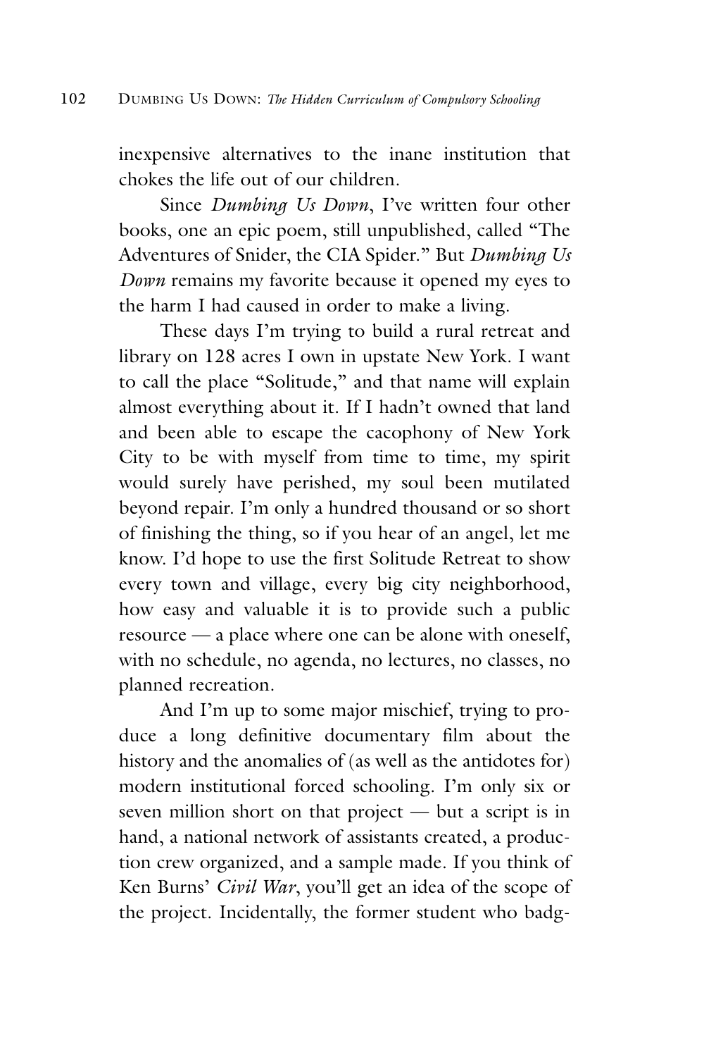inexpensive alternatives to the inane institution that chokes the life out of our children.

Since *Dumbing Us Down*, I've written four other books, one an epic poem, still unpublished, called "The Adventures of Snider, the CIA Spider." But *Dumbing Us Down* remains my favorite because it opened my eyes to the harm I had caused in order to make a living.

These days I'm trying to build a rural retreat and library on 128 acres I own in upstate New York. I want to call the place "Solitude," and that name will explain almost everything about it. If I hadn't owned that land and been able to escape the cacophony of New York City to be with myself from time to time, my spirit would surely have perished, my soul been mutilated beyond repair. I'm only a hundred thousand or so short of finishing the thing, so if you hear of an angel, let me know. I'd hope to use the first Solitude Retreat to show every town and village, every big city neighborhood, how easy and valuable it is to provide such a public resource — a place where one can be alone with oneself, with no schedule, no agenda, no lectures, no classes, no planned recreation.

And I'm up to some major mischief, trying to produce a long definitive documentary film about the history and the anomalies of (as well as the antidotes for) modern institutional forced schooling. I'm only six or seven million short on that project — but a script is in hand, a national network of assistants created, a production crew organized, and a sample made. If you think of Ken Burns' *Civil War*, you'll get an idea of the scope of the project. Incidentally, the former student who badg-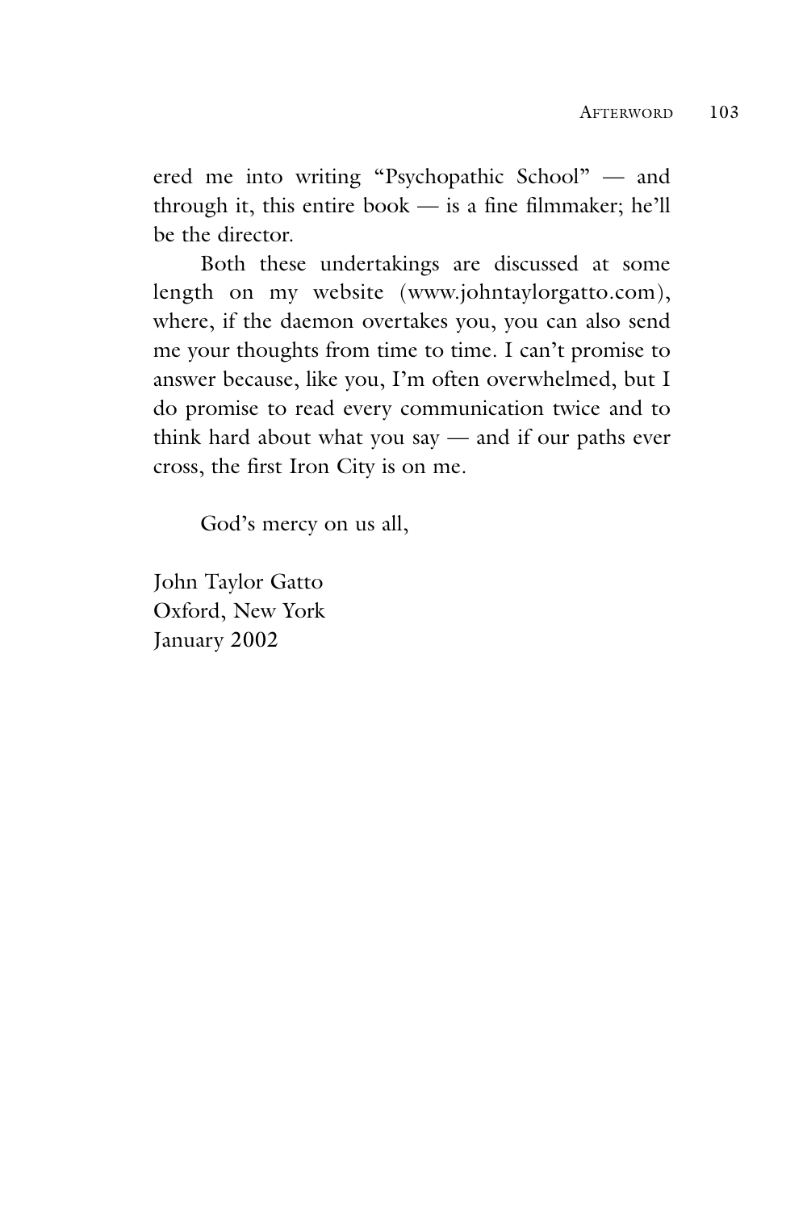ered me into writing "Psychopathic School" — and through it, this entire book — is a fine filmmaker; he'll be the director.

Both these undertakings are discussed at some length on my website (www.johntaylorgatto.com), where, if the daemon overtakes you, you can also send me your thoughts from time to time. I can't promise to answer because, like you, I'm often overwhelmed, but I do promise to read every communication twice and to think hard about what you say — and if our paths ever cross, the first Iron City is on me.

God's mercy on us all,

John Taylor Gatto  
Oxford, New York  
January 2002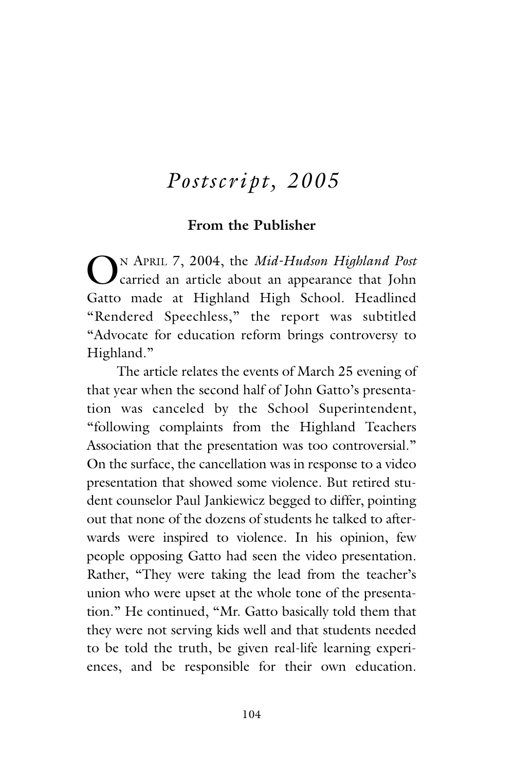# *Postscript, 2005*

## From the Publisher

On April 7, 2004, the *Mid-Hudson Highland Post* carried an article about an appearance that John Gatto made at Highland High School. Headlined "Rendered Speechless," the report was subtitled "Advocate for education reform brings controversy to Highland."

The article relates the events of March 25 evening of that year when the second half of John Gatto's presentation was canceled by the School Superintendent, "following complaints from the Highland Teachers Association that the presentation was too controversial." On the surface, the cancellation was in response to a video presentation that showed some violence. But retired student counselor Paul Jankiewicz begged to differ, pointing out that none of the dozens of students he talked to afterwards were inspired to violence. In his opinion, few people opposing Gatto had seen the video presentation. Rather, "They were taking the lead from the teacher's union who were upset at the whole tone of the presentation." He continued, "Mr. Gatto basically told them that they were not serving kids well and that students needed to be told the truth, be given real-life learning experiences, and be responsible for their own education.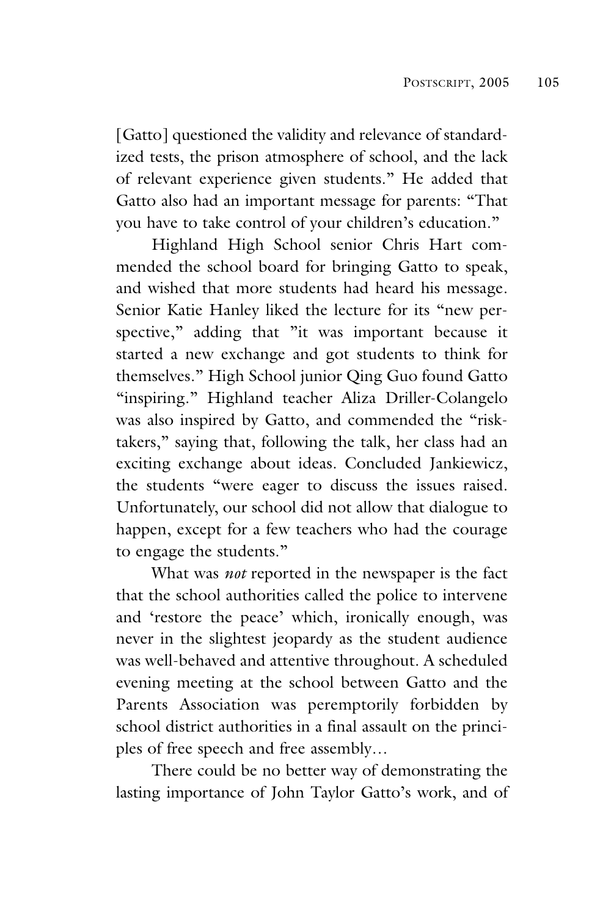[Gatto] questioned the validity and relevance of standardized tests, the prison atmosphere of school, and the lack of relevant experience given students." He added that Gatto also had an important message for parents: "That you have to take control of your children's education."

Highland High School senior Chris Hart commended the school board for bringing Gatto to speak, and wished that more students had heard his message. Senior Katie Hanley liked the lecture for its "new perspective," adding that "it was important because it started a new exchange and got students to think for themselves." High School junior Qing Guo found Gatto "inspiring." Highland teacher Aliza Driller-Colangelo was also inspired by Gatto, and commended the "risk-takers," saying that, following the talk, her class had an exciting exchange about ideas. Concluded Jankiewicz, the students "were eager to discuss the issues raised. Unfortunately, our school did not allow that dialogue to happen, except for a few teachers who had the courage to engage the students."

What was *not* reported in the newspaper is the fact that the school authorities called the police to intervene and 'restore the peace' which, ironically enough, was never in the slightest jeopardy as the student audience was well-behaved and attentive throughout. A scheduled evening meeting at the school between Gatto and the Parents Association was peremptorily forbidden by school district authorities in a final assault on the principles of free speech and free assembly…

There could be no better way of demonstrating the lasting importance of John Taylor Gatto's work, and of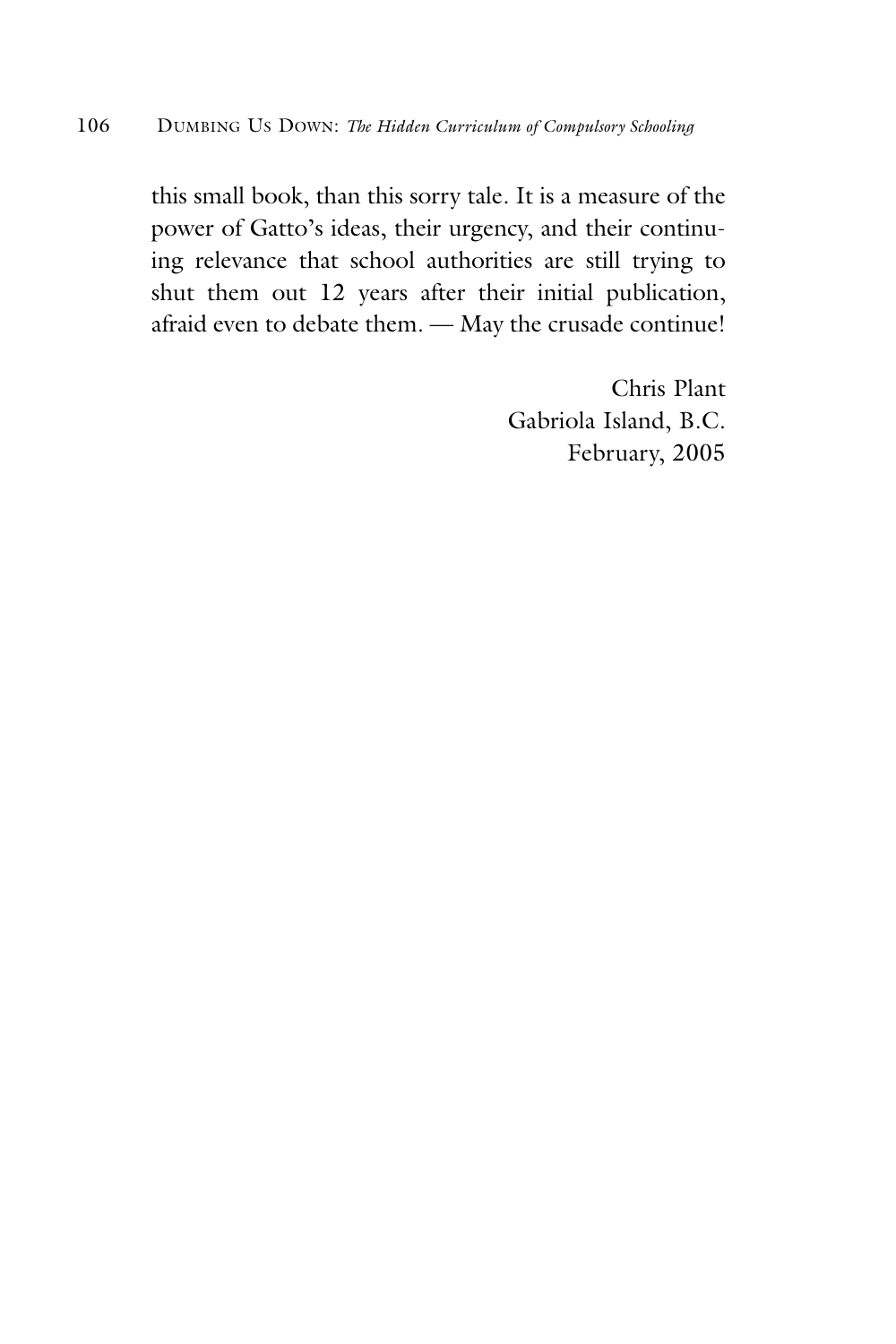this small book, than this sorry tale. It is a measure of the power of Gatto's ideas, their urgency, and their continuing relevance that school authorities are still trying to shut them out 12 years after their initial publication, afraid even to debate them. — May the crusade continue!

Chris Plant
Gabriola Island, B.C.
February, 2005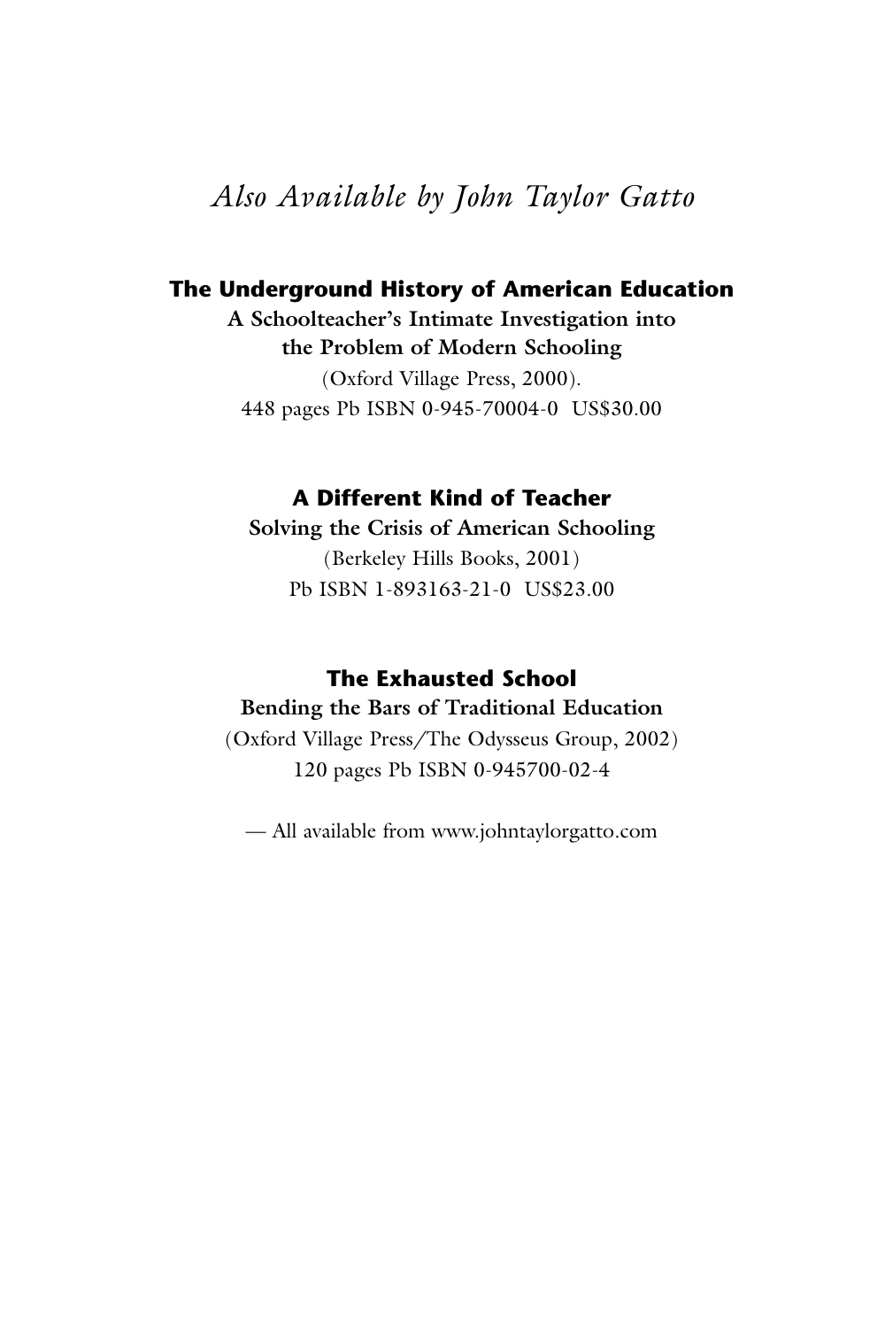# *Also Available by John Taylor Gatto*

**The Underground History of American Education**

**A Schoolteacher's Intimate Investigation into the Problem of Modern Schooling**

(Oxford Village Press, 2000).

448 pages Pb ISBN 0-945-70004-0 US$30.00

**A Different Kind of Teacher**

**Solving the Crisis of American Schooling**

(Berkeley Hills Books, 2001)

Pb ISBN 1-893163-21-0 US$23.00

**The Exhausted School**

**Bending the Bars of Traditional Education**

(Oxford Village Press/The Odysseus Group, 2002)

120 pages Pb ISBN 0-945700-02-4

— All available from www.johntaylorgatto.com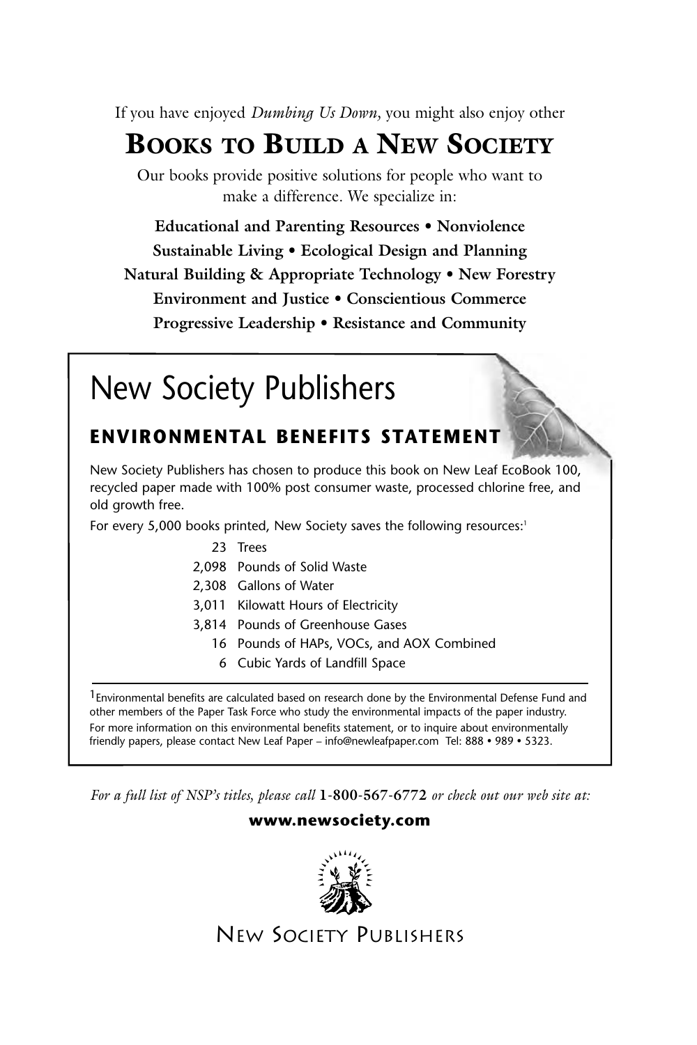If you have enjoyed *Dumbing Us Down,* you might also enjoy other

# BOOKS TO BUILD A NEW SOCIETY

Our books provide positive solutions for people who want to make a difference. We specialize in:

**Educational and Parenting Resources • Nonviolence**
**Sustainable Living • Ecological Design and Planning**
**Natural Building & Appropriate Technology • New Forestry**
**Environment and Justice • Conscientious Commerce**
**Progressive Leadership • Resistance and Community**

## New Society Publishers

### ENVIRONMENTAL BENEFITS STATEMENT

New Society Publishers has chosen to produce this book on New Leaf EcoBook 100, recycled paper made with 100% post consumer waste, processed chlorine free, and old growth free.

For every 5,000 books printed, New Society saves the following resources:[1]

| | |
|---|---|
| 23 | Trees |
| 2,098 | Pounds of Solid Waste |
| 2,308 | Gallons of Water |
| 3,011 | Kilowatt Hours of Electricity |
| 3,814 | Pounds of Greenhouse Gases |
| 16 | Pounds of HAPs, VOCs, and AOX Combined |
| 6 | Cubic Yards of Landfill Space |

[1]Environmental benefits are calculated based on research done by the Environmental Defense Fund and other members of the Paper Task Force who study the environmental impacts of the paper industry. For more information on this environmental benefits statement, or to inquire about environmentally friendly papers, please contact New Leaf Paper – info@newleafpaper.com Tel: 888 • 989 • 5323.

*For a full list of NSP's titles, please call* **1-800-567-6772** *or check out our web site at:*

**www.newsociety.com**

NEW SOCIETY PUBLISHERS